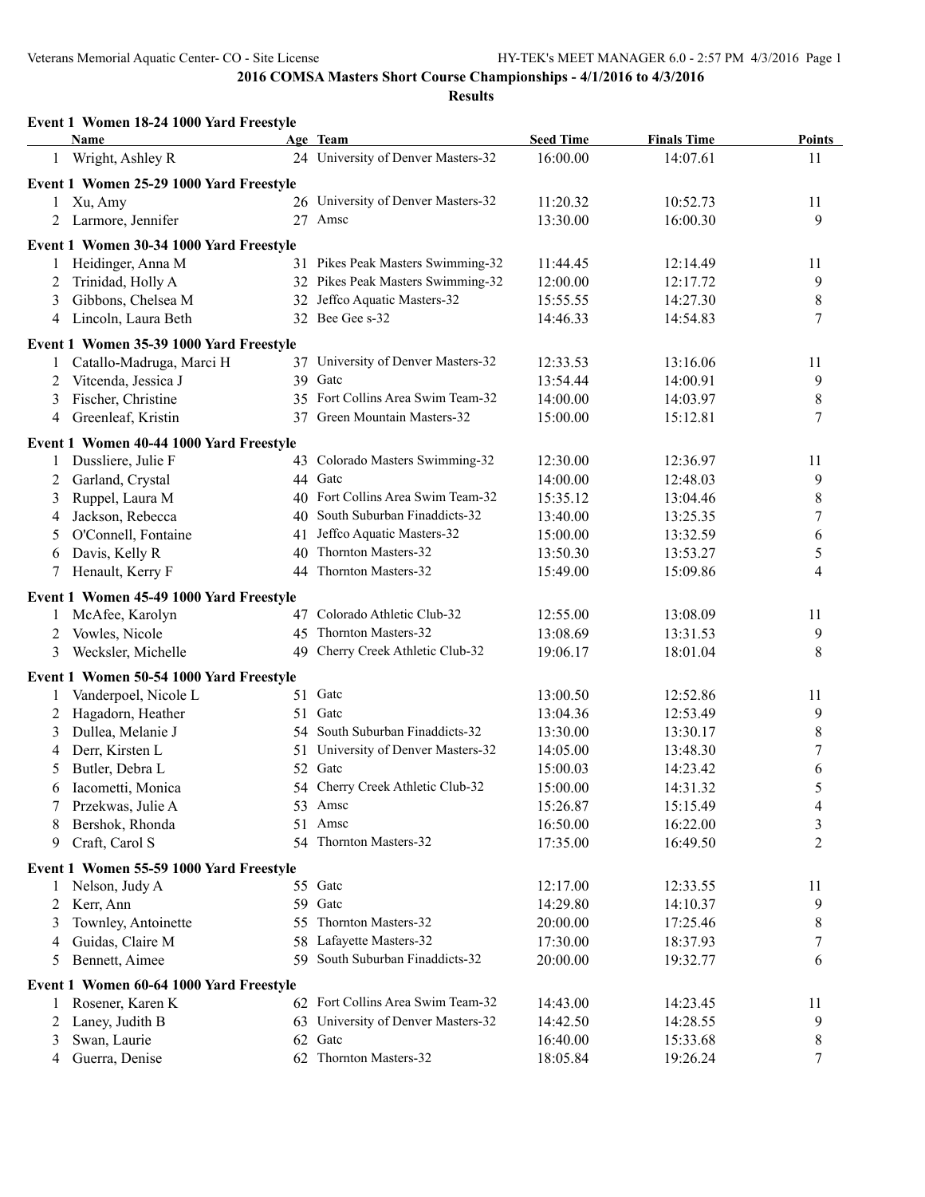# 2016 COMSA Masters Short Course Championships - 4/1/2016 to 4/3/2016

## Results

### Event 1 Women 18-24 1000 Yard Freestyle

| | Name | Age | Team | Seed Time | Finals Time | Points |
|---|---|---|---|---|---|---|
| 1 | Wright, Ashley R | 24 | University of Denver Masters-32 | 16:00.00 | 14:07.61 | 11 |

### Event 1 Women 25-29 1000 Yard Freestyle

| | Name | Age | Team | Seed Time | Finals Time | Points |
|---|---|---|---|---|---|---|
| 1 | Xu, Amy | 26 | University of Denver Masters-32 | 11:20.32 | 10:52.73 | 11 |
| 2 | Larmore, Jennifer | 27 | Amsc | 13:30.00 | 16:00.30 | 9 |

### Event 1 Women 30-34 1000 Yard Freestyle

| | Name | Age | Team | Seed Time | Finals Time | Points |
|---|---|---|---|---|---|---|
| 1 | Heidinger, Anna M | 31 | Pikes Peak Masters Swimming-32 | 11:44.45 | 12:14.49 | 11 |
| 2 | Trinidad, Holly A | 32 | Pikes Peak Masters Swimming-32 | 12:00.00 | 12:17.72 | 9 |
| 3 | Gibbons, Chelsea M | 32 | Jeffco Aquatic Masters-32 | 15:55.55 | 14:27.30 | 8 |
| 4 | Lincoln, Laura Beth | 32 | Bee Gee s-32 | 14:46.33 | 14:54.83 | 7 |

### Event 1 Women 35-39 1000 Yard Freestyle

| | Name | Age | Team | Seed Time | Finals Time | Points |
|---|---|---|---|---|---|---|
| 1 | Catallo-Madruga, Marci H | 37 | University of Denver Masters-32 | 12:33.53 | 13:16.06 | 11 |
| 2 | Vitcenda, Jessica J | 39 | Gatc | 13:54.44 | 14:00.91 | 9 |
| 3 | Fischer, Christine | 35 | Fort Collins Area Swim Team-32 | 14:00.00 | 14:03.97 | 8 |
| 4 | Greenleaf, Kristin | 37 | Green Mountain Masters-32 | 15:00.00 | 15:12.81 | 7 |

### Event 1 Women 40-44 1000 Yard Freestyle

| | Name | Age | Team | Seed Time | Finals Time | Points |
|---|---|---|---|---|---|---|
| 1 | Dussliere, Julie F | 43 | Colorado Masters Swimming-32 | 12:30.00 | 12:36.97 | 11 |
| 2 | Garland, Crystal | 44 | Gatc | 14:00.00 | 12:48.03 | 9 |
| 3 | Ruppel, Laura M | 40 | Fort Collins Area Swim Team-32 | 15:35.12 | 13:04.46 | 8 |
| 4 | Jackson, Rebecca | 40 | South Suburban Finaddicts-32 | 13:40.00 | 13:25.35 | 7 |
| 5 | O'Connell, Fontaine | 41 | Jeffco Aquatic Masters-32 | 15:00.00 | 13:32.59 | 6 |
| 6 | Davis, Kelly R | 40 | Thornton Masters-32 | 13:50.30 | 13:53.27 | 5 |
| 7 | Henault, Kerry F | 44 | Thornton Masters-32 | 15:49.00 | 15:09.86 | 4 |

### Event 1 Women 45-49 1000 Yard Freestyle

| | Name | Age | Team | Seed Time | Finals Time | Points |
|---|---|---|---|---|---|---|
| 1 | McAfee, Karolyn | 47 | Colorado Athletic Club-32 | 12:55.00 | 13:08.09 | 11 |
| 2 | Vowles, Nicole | 45 | Thornton Masters-32 | 13:08.69 | 13:31.53 | 9 |
| 3 | Wecksler, Michelle | 49 | Cherry Creek Athletic Club-32 | 19:06.17 | 18:01.04 | 8 |

### Event 1 Women 50-54 1000 Yard Freestyle

| | Name | Age | Team | Seed Time | Finals Time | Points |
|---|---|---|---|---|---|---|
| 1 | Vanderpoel, Nicole L | 51 | Gatc | 13:00.50 | 12:52.86 | 11 |
| 2 | Hagadorn, Heather | 51 | Gatc | 13:04.36 | 12:53.49 | 9 |
| 3 | Dullea, Melanie J | 54 | South Suburban Finaddicts-32 | 13:30.00 | 13:30.17 | 8 |
| 4 | Derr, Kirsten L | 51 | University of Denver Masters-32 | 14:05.00 | 13:48.30 | 7 |
| 5 | Butler, Debra L | 52 | Gatc | 15:00.03 | 14:23.42 | 6 |
| 6 | Iacometti, Monica | 54 | Cherry Creek Athletic Club-32 | 15:00.00 | 14:31.32 | 5 |
| 7 | Przekwas, Julie A | 53 | Amsc | 15:26.87 | 15:15.49 | 4 |
| 8 | Bershok, Rhonda | 51 | Amsc | 16:50.00 | 16:22.00 | 3 |
| 9 | Craft, Carol S | 54 | Thornton Masters-32 | 17:35.00 | 16:49.50 | 2 |

### Event 1 Women 55-59 1000 Yard Freestyle

| | Name | Age | Team | Seed Time | Finals Time | Points |
|---|---|---|---|---|---|---|
| 1 | Nelson, Judy A | 55 | Gatc | 12:17.00 | 12:33.55 | 11 |
| 2 | Kerr, Ann | 59 | Gatc | 14:29.80 | 14:10.37 | 9 |
| 3 | Townley, Antoinette | 55 | Thornton Masters-32 | 20:00.00 | 17:25.46 | 8 |
| 4 | Guidas, Claire M | 58 | Lafayette Masters-32 | 17:30.00 | 18:37.93 | 7 |
| 5 | Bennett, Aimee | 59 | South Suburban Finaddicts-32 | 20:00.00 | 19:32.77 | 6 |

### Event 1 Women 60-64 1000 Yard Freestyle

| | Name | Age | Team | Seed Time | Finals Time | Points |
|---|---|---|---|---|---|---|
| 1 | Rosener, Karen K | 62 | Fort Collins Area Swim Team-32 | 14:43.00 | 14:23.45 | 11 |
| 2 | Laney, Judith B | 63 | University of Denver Masters-32 | 14:42.50 | 14:28.55 | 9 |
| 3 | Swan, Laurie | 62 | Gatc | 16:40.00 | 15:33.68 | 8 |
| 4 | Guerra, Denise | 62 | Thornton Masters-32 | 18:05.84 | 19:26.24 | 7 |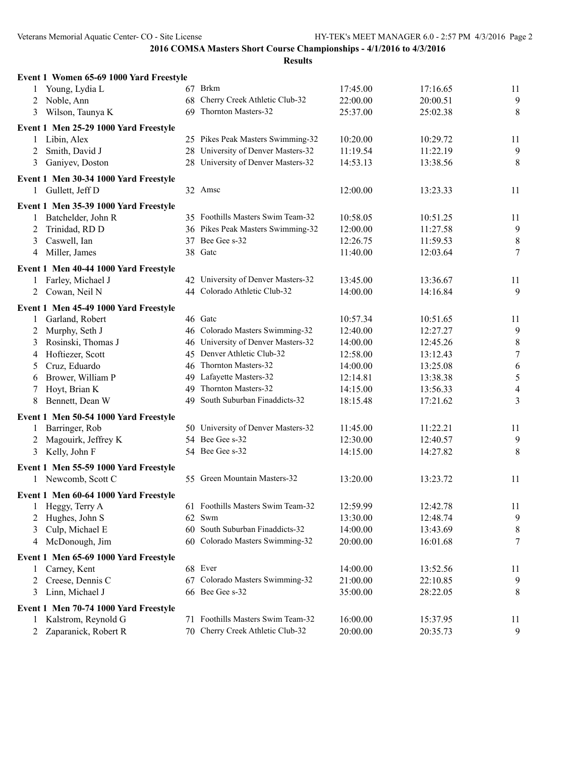**2016 COMSA Masters Short Course Championships - 4/1/2016 to 4/3/2016**

**Results**

**Event 1 Women 65-69 1000 Yard Freestyle**

| Place | Name | Age | Team | Seed Time | Finals Time | Points |
|---|---|---|---|---|---|---|
| 1 | Young, Lydia L | 67 | Brkm | 17:45.00 | 17:16.65 | 11 |
| 2 | Noble, Ann | 68 | Cherry Creek Athletic Club-32 | 22:00.00 | 20:00.51 | 9 |
| 3 | Wilson, Taunya K | 69 | Thornton Masters-32 | 25:37.00 | 25:02.38 | 8 |

**Event 1 Men 25-29 1000 Yard Freestyle**

| Place | Name | Age | Team | Seed Time | Finals Time | Points |
|---|---|---|---|---|---|---|
| 1 | Libin, Alex | 25 | Pikes Peak Masters Swimming-32 | 10:20.00 | 10:29.72 | 11 |
| 2 | Smith, David J | 28 | University of Denver Masters-32 | 11:19.54 | 11:22.19 | 9 |
| 3 | Ganiyev, Doston | 28 | University of Denver Masters-32 | 14:53.13 | 13:38.56 | 8 |

**Event 1 Men 30-34 1000 Yard Freestyle**

| Place | Name | Age | Team | Seed Time | Finals Time | Points |
|---|---|---|---|---|---|---|
| 1 | Gullett, Jeff D | 32 | Amsc | 12:00.00 | 13:23.33 | 11 |

**Event 1 Men 35-39 1000 Yard Freestyle**

| Place | Name | Age | Team | Seed Time | Finals Time | Points |
|---|---|---|---|---|---|---|
| 1 | Batchelder, John R | 35 | Foothills Masters Swim Team-32 | 10:58.05 | 10:51.25 | 11 |
| 2 | Trinidad, RD D | 36 | Pikes Peak Masters Swimming-32 | 12:00.00 | 11:27.58 | 9 |
| 3 | Caswell, Ian | 37 | Bee Gee s-32 | 12:26.75 | 11:59.53 | 8 |
| 4 | Miller, James | 38 | Gatc | 11:40.00 | 12:03.64 | 7 |

**Event 1 Men 40-44 1000 Yard Freestyle**

| Place | Name | Age | Team | Seed Time | Finals Time | Points |
|---|---|---|---|---|---|---|
| 1 | Farley, Michael J | 42 | University of Denver Masters-32 | 13:45.00 | 13:36.67 | 11 |
| 2 | Cowan, Neil N | 44 | Colorado Athletic Club-32 | 14:00.00 | 14:16.84 | 9 |

**Event 1 Men 45-49 1000 Yard Freestyle**

| Place | Name | Age | Team | Seed Time | Finals Time | Points |
|---|---|---|---|---|---|---|
| 1 | Garland, Robert | 46 | Gatc | 10:57.34 | 10:51.65 | 11 |
| 2 | Murphy, Seth J | 46 | Colorado Masters Swimming-32 | 12:40.00 | 12:27.27 | 9 |
| 3 | Rosinski, Thomas J | 46 | University of Denver Masters-32 | 14:00.00 | 12:45.26 | 8 |
| 4 | Hoftiezer, Scott | 45 | Denver Athletic Club-32 | 12:58.00 | 13:12.43 | 7 |
| 5 | Cruz, Eduardo | 46 | Thornton Masters-32 | 14:00.00 | 13:25.08 | 6 |
| 6 | Brower, William P | 49 | Lafayette Masters-32 | 12:14.81 | 13:38.38 | 5 |
| 7 | Hoyt, Brian K | 49 | Thornton Masters-32 | 14:15.00 | 13:56.33 | 4 |
| 8 | Bennett, Dean W | 49 | South Suburban Finaddicts-32 | 18:15.48 | 17:21.62 | 3 |

**Event 1 Men 50-54 1000 Yard Freestyle**

| Place | Name | Age | Team | Seed Time | Finals Time | Points |
|---|---|---|---|---|---|---|
| 1 | Barringer, Rob | 50 | University of Denver Masters-32 | 11:45.00 | 11:22.21 | 11 |
| 2 | Magouirk, Jeffrey K | 54 | Bee Gee s-32 | 12:30.00 | 12:40.57 | 9 |
| 3 | Kelly, John F | 54 | Bee Gee s-32 | 14:15.00 | 14:27.82 | 8 |

**Event 1 Men 55-59 1000 Yard Freestyle**

| Place | Name | Age | Team | Seed Time | Finals Time | Points |
|---|---|---|---|---|---|---|
| 1 | Newcomb, Scott C | 55 | Green Mountain Masters-32 | 13:20.00 | 13:23.72 | 11 |

**Event 1 Men 60-64 1000 Yard Freestyle**

| Place | Name | Age | Team | Seed Time | Finals Time | Points |
|---|---|---|---|---|---|---|
| 1 | Heggy, Terry A | 61 | Foothills Masters Swim Team-32 | 12:59.99 | 12:42.78 | 11 |
| 2 | Hughes, John S | 62 | Swm | 13:30.00 | 12:48.74 | 9 |
| 3 | Culp, Michael E | 60 | South Suburban Finaddicts-32 | 14:00.00 | 13:43.69 | 8 |
| 4 | McDonough, Jim | 60 | Colorado Masters Swimming-32 | 20:00.00 | 16:01.68 | 7 |

**Event 1 Men 65-69 1000 Yard Freestyle**

| Place | Name | Age | Team | Seed Time | Finals Time | Points |
|---|---|---|---|---|---|---|
| 1 | Carney, Kent | 68 | Ever | 14:00.00 | 13:52.56 | 11 |
| 2 | Creese, Dennis C | 67 | Colorado Masters Swimming-32 | 21:00.00 | 22:10.85 | 9 |
| 3 | Linn, Michael J | 66 | Bee Gee s-32 | 35:00.00 | 28:22.05 | 8 |

**Event 1 Men 70-74 1000 Yard Freestyle**

| Place | Name | Age | Team | Seed Time | Finals Time | Points |
|---|---|---|---|---|---|---|
| 1 | Kalstrom, Reynold G | 71 | Foothills Masters Swim Team-32 | 16:00.00 | 15:37.95 | 11 |
| 2 | Zaparanick, Robert R | 70 | Cherry Creek Athletic Club-32 | 20:00.00 | 20:35.73 | 9 |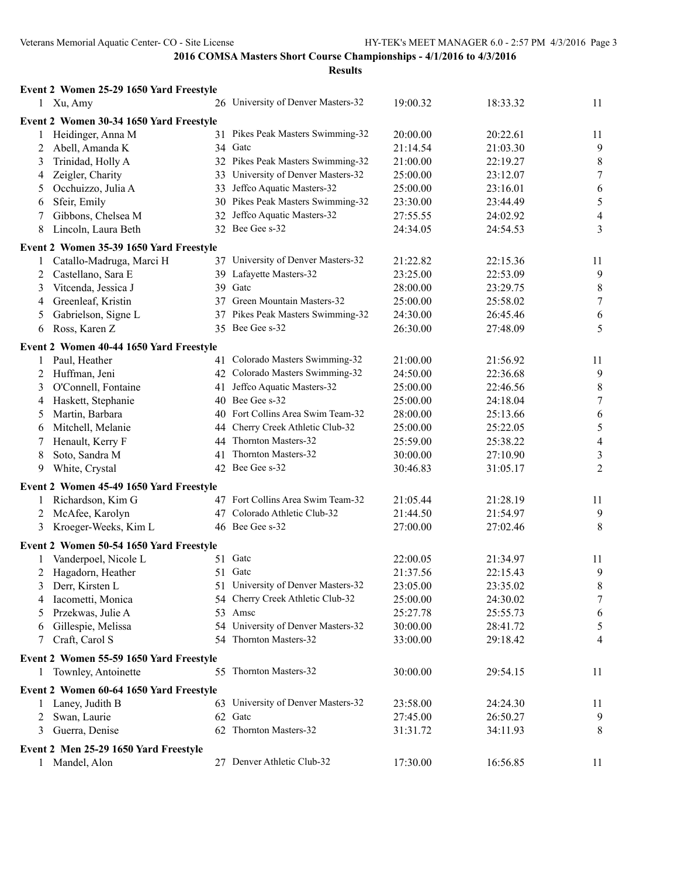## 2016 COMSA Masters Short Course Championships - 4/1/2016 to 4/3/2016

### Results

**Event 2 Women 25-29 1650 Yard Freestyle**

| | Name | Age | Team | Seed Time | Finals Time | Points |
|---|---|---|---|---|---|---|
| 1 | Xu, Amy | 26 | University of Denver Masters-32 | 19:00.32 | 18:33.32 | 11 |

**Event 2 Women 30-34 1650 Yard Freestyle**

| | Name | Age | Team | Seed Time | Finals Time | Points |
|---|---|---|---|---|---|---|
| 1 | Heidinger, Anna M | 31 | Pikes Peak Masters Swimming-32 | 20:00.00 | 20:22.61 | 11 |
| 2 | Abell, Amanda K | 34 | Gatc | 21:14.54 | 21:03.30 | 9 |
| 3 | Trinidad, Holly A | 32 | Pikes Peak Masters Swimming-32 | 21:00.00 | 22:19.27 | 8 |
| 4 | Zeigler, Charity | 33 | University of Denver Masters-32 | 25:00.00 | 23:12.07 | 7 |
| 5 | Occhuizzo, Julia A | 33 | Jeffco Aquatic Masters-32 | 25:00.00 | 23:16.01 | 6 |
| 6 | Sfeir, Emily | 30 | Pikes Peak Masters Swimming-32 | 23:30.00 | 23:44.49 | 5 |
| 7 | Gibbons, Chelsea M | 32 | Jeffco Aquatic Masters-32 | 27:55.55 | 24:02.92 | 4 |
| 8 | Lincoln, Laura Beth | 32 | Bee Gee s-32 | 24:34.05 | 24:54.53 | 3 |

**Event 2 Women 35-39 1650 Yard Freestyle**

| | Name | Age | Team | Seed Time | Finals Time | Points |
|---|---|---|---|---|---|---|
| 1 | Catallo-Madruga, Marci H | 37 | University of Denver Masters-32 | 21:22.82 | 22:15.36 | 11 |
| 2 | Castellano, Sara E | 39 | Lafayette Masters-32 | 23:25.00 | 22:53.09 | 9 |
| 3 | Vitcenda, Jessica J | 39 | Gatc | 28:00.00 | 23:29.75 | 8 |
| 4 | Greenleaf, Kristin | 37 | Green Mountain Masters-32 | 25:00.00 | 25:58.02 | 7 |
| 5 | Gabrielson, Signe L | 37 | Pikes Peak Masters Swimming-32 | 24:30.00 | 26:45.46 | 6 |
| 6 | Ross, Karen Z | 35 | Bee Gee s-32 | 26:30.00 | 27:48.09 | 5 |

**Event 2 Women 40-44 1650 Yard Freestyle**

| | Name | Age | Team | Seed Time | Finals Time | Points |
|---|---|---|---|---|---|---|
| 1 | Paul, Heather | 41 | Colorado Masters Swimming-32 | 21:00.00 | 21:56.92 | 11 |
| 2 | Huffman, Jeni | 42 | Colorado Masters Swimming-32 | 24:50.00 | 22:36.68 | 9 |
| 3 | O'Connell, Fontaine | 41 | Jeffco Aquatic Masters-32 | 25:00.00 | 22:46.56 | 8 |
| 4 | Haskett, Stephanie | 40 | Bee Gee s-32 | 25:00.00 | 24:18.04 | 7 |
| 5 | Martin, Barbara | 40 | Fort Collins Area Swim Team-32 | 28:00.00 | 25:13.66 | 6 |
| 6 | Mitchell, Melanie | 44 | Cherry Creek Athletic Club-32 | 25:00.00 | 25:22.05 | 5 |
| 7 | Henault, Kerry F | 44 | Thornton Masters-32 | 25:59.00 | 25:38.22 | 4 |
| 8 | Soto, Sandra M | 41 | Thornton Masters-32 | 30:00.00 | 27:10.90 | 3 |
| 9 | White, Crystal | 42 | Bee Gee s-32 | 30:46.83 | 31:05.17 | 2 |

**Event 2 Women 45-49 1650 Yard Freestyle**

| | Name | Age | Team | Seed Time | Finals Time | Points |
|---|---|---|---|---|---|---|
| 1 | Richardson, Kim G | 47 | Fort Collins Area Swim Team-32 | 21:05.44 | 21:28.19 | 11 |
| 2 | McAfee, Karolyn | 47 | Colorado Athletic Club-32 | 21:44.50 | 21:54.97 | 9 |
| 3 | Kroeger-Weeks, Kim L | 46 | Bee Gee s-32 | 27:00.00 | 27:02.46 | 8 |

**Event 2 Women 50-54 1650 Yard Freestyle**

| | Name | Age | Team | Seed Time | Finals Time | Points |
|---|---|---|---|---|---|---|
| 1 | Vanderpoel, Nicole L | 51 | Gatc | 22:00.05 | 21:34.97 | 11 |
| 2 | Hagadorn, Heather | 51 | Gatc | 21:37.56 | 22:15.43 | 9 |
| 3 | Derr, Kirsten L | 51 | University of Denver Masters-32 | 23:05.00 | 23:35.02 | 8 |
| 4 | Iacometti, Monica | 54 | Cherry Creek Athletic Club-32 | 25:00.00 | 24:30.02 | 7 |
| 5 | Przekwas, Julie A | 53 | Amsc | 25:27.78 | 25:55.73 | 6 |
| 6 | Gillespie, Melissa | 54 | University of Denver Masters-32 | 30:00.00 | 28:41.72 | 5 |
| 7 | Craft, Carol S | 54 | Thornton Masters-32 | 33:00.00 | 29:18.42 | 4 |

**Event 2 Women 55-59 1650 Yard Freestyle**

| | Name | Age | Team | Seed Time | Finals Time | Points |
|---|---|---|---|---|---|---|
| 1 | Townley, Antoinette | 55 | Thornton Masters-32 | 30:00.00 | 29:54.15 | 11 |

**Event 2 Women 60-64 1650 Yard Freestyle**

| | Name | Age | Team | Seed Time | Finals Time | Points |
|---|---|---|---|---|---|---|
| 1 | Laney, Judith B | 63 | University of Denver Masters-32 | 23:58.00 | 24:24.30 | 11 |
| 2 | Swan, Laurie | 62 | Gatc | 27:45.00 | 26:50.27 | 9 |
| 3 | Guerra, Denise | 62 | Thornton Masters-32 | 31:31.72 | 34:11.93 | 8 |

**Event 2 Men 25-29 1650 Yard Freestyle**

| | Name | Age | Team | Seed Time | Finals Time | Points |
|---|---|---|---|---|---|---|
| 1 | Mandel, Alon | 27 | Denver Athletic Club-32 | 17:30.00 | 16:56.85 | 11 |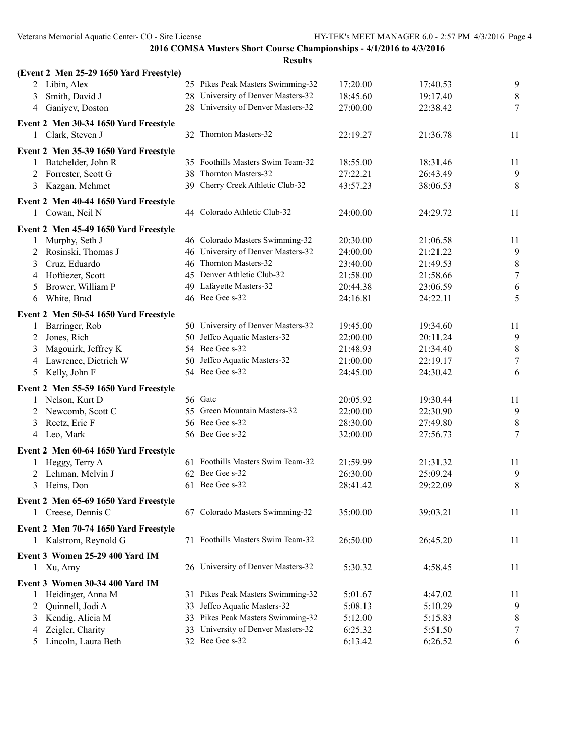## 2016 COMSA Masters Short Course Championships - 4/1/2016 to 4/3/2016

### Results

**(Event 2 Men 25-29 1650 Yard Freestyle)**

| Place | Name | Age | Team | Seed Time | Finals Time | Points |
|---|---|---|---|---|---|---|
| 2 | Libin, Alex | 25 | Pikes Peak Masters Swimming-32 | 17:20.00 | 17:40.53 | 9 |
| 3 | Smith, David J | 28 | University of Denver Masters-32 | 18:45.60 | 19:17.40 | 8 |
| 4 | Ganiyev, Doston | 28 | University of Denver Masters-32 | 27:00.00 | 22:38.42 | 7 |

**Event 2 Men 30-34 1650 Yard Freestyle**

| Place | Name | Age | Team | Seed Time | Finals Time | Points |
|---|---|---|---|---|---|---|
| 1 | Clark, Steven J | 32 | Thornton Masters-32 | 22:19.27 | 21:36.78 | 11 |

**Event 2 Men 35-39 1650 Yard Freestyle**

| Place | Name | Age | Team | Seed Time | Finals Time | Points |
|---|---|---|---|---|---|---|
| 1 | Batchelder, John R | 35 | Foothills Masters Swim Team-32 | 18:55.00 | 18:31.46 | 11 |
| 2 | Forrester, Scott G | 38 | Thornton Masters-32 | 27:22.21 | 26:43.49 | 9 |
| 3 | Kazgan, Mehmet | 39 | Cherry Creek Athletic Club-32 | 43:57.23 | 38:06.53 | 8 |

**Event 2 Men 40-44 1650 Yard Freestyle**

| Place | Name | Age | Team | Seed Time | Finals Time | Points |
|---|---|---|---|---|---|---|
| 1 | Cowan, Neil N | 44 | Colorado Athletic Club-32 | 24:00.00 | 24:29.72 | 11 |

**Event 2 Men 45-49 1650 Yard Freestyle**

| Place | Name | Age | Team | Seed Time | Finals Time | Points |
|---|---|---|---|---|---|---|
| 1 | Murphy, Seth J | 46 | Colorado Masters Swimming-32 | 20:30.00 | 21:06.58 | 11 |
| 2 | Rosinski, Thomas J | 46 | University of Denver Masters-32 | 24:00.00 | 21:21.22 | 9 |
| 3 | Cruz, Eduardo | 46 | Thornton Masters-32 | 23:40.00 | 21:49.53 | 8 |
| 4 | Hoftiezer, Scott | 45 | Denver Athletic Club-32 | 21:58.00 | 21:58.66 | 7 |
| 5 | Brower, William P | 49 | Lafayette Masters-32 | 20:44.38 | 23:06.59 | 6 |
| 6 | White, Brad | 46 | Bee Gee s-32 | 24:16.81 | 24:22.11 | 5 |

**Event 2 Men 50-54 1650 Yard Freestyle**

| Place | Name | Age | Team | Seed Time | Finals Time | Points |
|---|---|---|---|---|---|---|
| 1 | Barringer, Rob | 50 | University of Denver Masters-32 | 19:45.00 | 19:34.60 | 11 |
| 2 | Jones, Rich | 50 | Jeffco Aquatic Masters-32 | 22:00.00 | 20:11.24 | 9 |
| 3 | Magouirk, Jeffrey K | 54 | Bee Gee s-32 | 21:48.93 | 21:34.40 | 8 |
| 4 | Lawrence, Dietrich W | 50 | Jeffco Aquatic Masters-32 | 21:00.00 | 22:19.17 | 7 |
| 5 | Kelly, John F | 54 | Bee Gee s-32 | 24:45.00 | 24:30.42 | 6 |

**Event 2 Men 55-59 1650 Yard Freestyle**

| Place | Name | Age | Team | Seed Time | Finals Time | Points |
|---|---|---|---|---|---|---|
| 1 | Nelson, Kurt D | 56 | Gatc | 20:05.92 | 19:30.44 | 11 |
| 2 | Newcomb, Scott C | 55 | Green Mountain Masters-32 | 22:00.00 | 22:30.90 | 9 |
| 3 | Reetz, Eric F | 56 | Bee Gee s-32 | 28:30.00 | 27:49.80 | 8 |
| 4 | Leo, Mark | 56 | Bee Gee s-32 | 32:00.00 | 27:56.73 | 7 |

**Event 2 Men 60-64 1650 Yard Freestyle**

| Place | Name | Age | Team | Seed Time | Finals Time | Points |
|---|---|---|---|---|---|---|
| 1 | Heggy, Terry A | 61 | Foothills Masters Swim Team-32 | 21:59.99 | 21:31.32 | 11 |
| 2 | Lehman, Melvin J | 62 | Bee Gee s-32 | 26:30.00 | 25:09.24 | 9 |
| 3 | Heins, Don | 61 | Bee Gee s-32 | 28:41.42 | 29:22.09 | 8 |

**Event 2 Men 65-69 1650 Yard Freestyle**

| Place | Name | Age | Team | Seed Time | Finals Time | Points |
|---|---|---|---|---|---|---|
| 1 | Creese, Dennis C | 67 | Colorado Masters Swimming-32 | 35:00.00 | 39:03.21 | 11 |

**Event 2 Men 70-74 1650 Yard Freestyle**

| Place | Name | Age | Team | Seed Time | Finals Time | Points |
|---|---|---|---|---|---|---|
| 1 | Kalstrom, Reynold G | 71 | Foothills Masters Swim Team-32 | 26:50.00 | 26:45.20 | 11 |

**Event 3 Women 25-29 400 Yard IM**

| Place | Name | Age | Team | Seed Time | Finals Time | Points |
|---|---|---|---|---|---|---|
| 1 | Xu, Amy | 26 | University of Denver Masters-32 | 5:30.32 | 4:58.45 | 11 |

**Event 3 Women 30-34 400 Yard IM**

| Place | Name | Age | Team | Seed Time | Finals Time | Points |
|---|---|---|---|---|---|---|
| 1 | Heidinger, Anna M | 31 | Pikes Peak Masters Swimming-32 | 5:01.67 | 4:47.02 | 11 |
| 2 | Quinnell, Jodi A | 33 | Jeffco Aquatic Masters-32 | 5:08.13 | 5:10.29 | 9 |
| 3 | Kendig, Alicia M | 33 | Pikes Peak Masters Swimming-32 | 5:12.00 | 5:15.83 | 8 |
| 4 | Zeigler, Charity | 33 | University of Denver Masters-32 | 6:25.32 | 5:51.50 | 7 |
| 5 | Lincoln, Laura Beth | 32 | Bee Gee s-32 | 6:13.42 | 6:26.52 | 6 |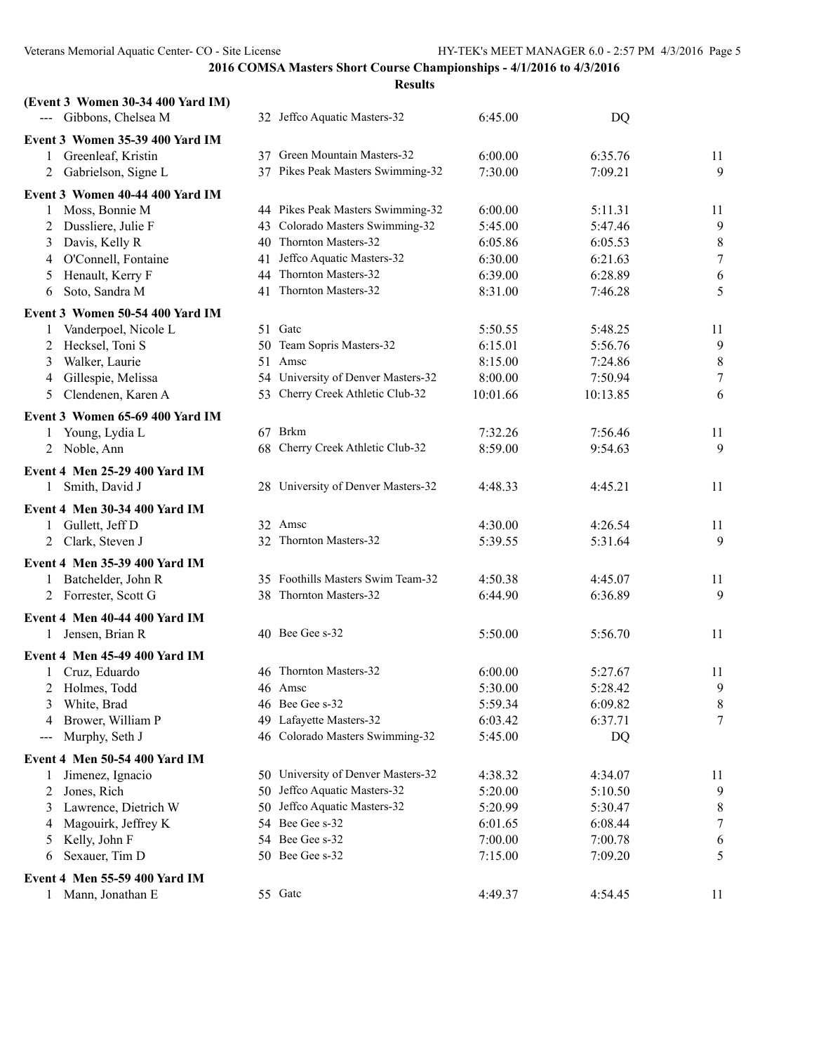**2016 COMSA Masters Short Course Championships - 4/1/2016 to 4/3/2016**

**Results**

**(Event 3 Women 30-34 400 Yard IM)**

| | Name | Age | Team | Seed Time | Finals Time | Points |
|---|---|---|---|---|---|---|
| --- | Gibbons, Chelsea M | 32 | Jeffco Aquatic Masters-32 | 6:45.00 | DQ | |

**Event 3 Women 35-39 400 Yard IM**

| | Name | Age | Team | Seed Time | Finals Time | Points |
|---|---|---|---|---|---|---|
| 1 | Greenleaf, Kristin | 37 | Green Mountain Masters-32 | 6:00.00 | 6:35.76 | 11 |
| 2 | Gabrielson, Signe L | 37 | Pikes Peak Masters Swimming-32 | 7:30.00 | 7:09.21 | 9 |

**Event 3 Women 40-44 400 Yard IM**

| | Name | Age | Team | Seed Time | Finals Time | Points |
|---|---|---|---|---|---|---|
| 1 | Moss, Bonnie M | 44 | Pikes Peak Masters Swimming-32 | 6:00.00 | 5:11.31 | 11 |
| 2 | Dussliere, Julie F | 43 | Colorado Masters Swimming-32 | 5:45.00 | 5:47.46 | 9 |
| 3 | Davis, Kelly R | 40 | Thornton Masters-32 | 6:05.86 | 6:05.53 | 8 |
| 4 | O'Connell, Fontaine | 41 | Jeffco Aquatic Masters-32 | 6:30.00 | 6:21.63 | 7 |
| 5 | Henault, Kerry F | 44 | Thornton Masters-32 | 6:39.00 | 6:28.89 | 6 |
| 6 | Soto, Sandra M | 41 | Thornton Masters-32 | 8:31.00 | 7:46.28 | 5 |

**Event 3 Women 50-54 400 Yard IM**

| | Name | Age | Team | Seed Time | Finals Time | Points |
|---|---|---|---|---|---|---|
| 1 | Vanderpoel, Nicole L | 51 | Gatc | 5:50.55 | 5:48.25 | 11 |
| 2 | Hecksel, Toni S | 50 | Team Sopris Masters-32 | 6:15.01 | 5:56.76 | 9 |
| 3 | Walker, Laurie | 51 | Amsc | 8:15.00 | 7:24.86 | 8 |
| 4 | Gillespie, Melissa | 54 | University of Denver Masters-32 | 8:00.00 | 7:50.94 | 7 |
| 5 | Clendenen, Karen A | 53 | Cherry Creek Athletic Club-32 | 10:01.66 | 10:13.85 | 6 |

**Event 3 Women 65-69 400 Yard IM**

| | Name | Age | Team | Seed Time | Finals Time | Points |
|---|---|---|---|---|---|---|
| 1 | Young, Lydia L | 67 | Brkm | 7:32.26 | 7:56.46 | 11 |
| 2 | Noble, Ann | 68 | Cherry Creek Athletic Club-32 | 8:59.00 | 9:54.63 | 9 |

**Event 4 Men 25-29 400 Yard IM**

| | Name | Age | Team | Seed Time | Finals Time | Points |
|---|---|---|---|---|---|---|
| 1 | Smith, David J | 28 | University of Denver Masters-32 | 4:48.33 | 4:45.21 | 11 |

**Event 4 Men 30-34 400 Yard IM**

| | Name | Age | Team | Seed Time | Finals Time | Points |
|---|---|---|---|---|---|---|
| 1 | Gullett, Jeff D | 32 | Amsc | 4:30.00 | 4:26.54 | 11 |
| 2 | Clark, Steven J | 32 | Thornton Masters-32 | 5:39.55 | 5:31.64 | 9 |

**Event 4 Men 35-39 400 Yard IM**

| | Name | Age | Team | Seed Time | Finals Time | Points |
|---|---|---|---|---|---|---|
| 1 | Batchelder, John R | 35 | Foothills Masters Swim Team-32 | 4:50.38 | 4:45.07 | 11 |
| 2 | Forrester, Scott G | 38 | Thornton Masters-32 | 6:44.90 | 6:36.89 | 9 |

**Event 4 Men 40-44 400 Yard IM**

| | Name | Age | Team | Seed Time | Finals Time | Points |
|---|---|---|---|---|---|---|
| 1 | Jensen, Brian R | 40 | Bee Gee s-32 | 5:50.00 | 5:56.70 | 11 |

**Event 4 Men 45-49 400 Yard IM**

| | Name | Age | Team | Seed Time | Finals Time | Points |
|---|---|---|---|---|---|---|
| 1 | Cruz, Eduardo | 46 | Thornton Masters-32 | 6:00.00 | 5:27.67 | 11 |
| 2 | Holmes, Todd | 46 | Amsc | 5:30.00 | 5:28.42 | 9 |
| 3 | White, Brad | 46 | Bee Gee s-32 | 5:59.34 | 6:09.82 | 8 |
| 4 | Brower, William P | 49 | Lafayette Masters-32 | 6:03.42 | 6:37.71 | 7 |
| --- | Murphy, Seth J | 46 | Colorado Masters Swimming-32 | 5:45.00 | DQ | |

**Event 4 Men 50-54 400 Yard IM**

| | Name | Age | Team | Seed Time | Finals Time | Points |
|---|---|---|---|---|---|---|
| 1 | Jimenez, Ignacio | 50 | University of Denver Masters-32 | 4:38.32 | 4:34.07 | 11 |
| 2 | Jones, Rich | 50 | Jeffco Aquatic Masters-32 | 5:20.00 | 5:10.50 | 9 |
| 3 | Lawrence, Dietrich W | 50 | Jeffco Aquatic Masters-32 | 5:20.99 | 5:30.47 | 8 |
| 4 | Magouirk, Jeffrey K | 54 | Bee Gee s-32 | 6:01.65 | 6:08.44 | 7 |
| 5 | Kelly, John F | 54 | Bee Gee s-32 | 7:00.00 | 7:00.78 | 6 |
| 6 | Sexauer, Tim D | 50 | Bee Gee s-32 | 7:15.00 | 7:09.20 | 5 |

**Event 4 Men 55-59 400 Yard IM**

| | Name | Age | Team | Seed Time | Finals Time | Points |
|---|---|---|---|---|---|---|
| 1 | Mann, Jonathan E | 55 | Gatc | 4:49.37 | 4:54.45 | 11 |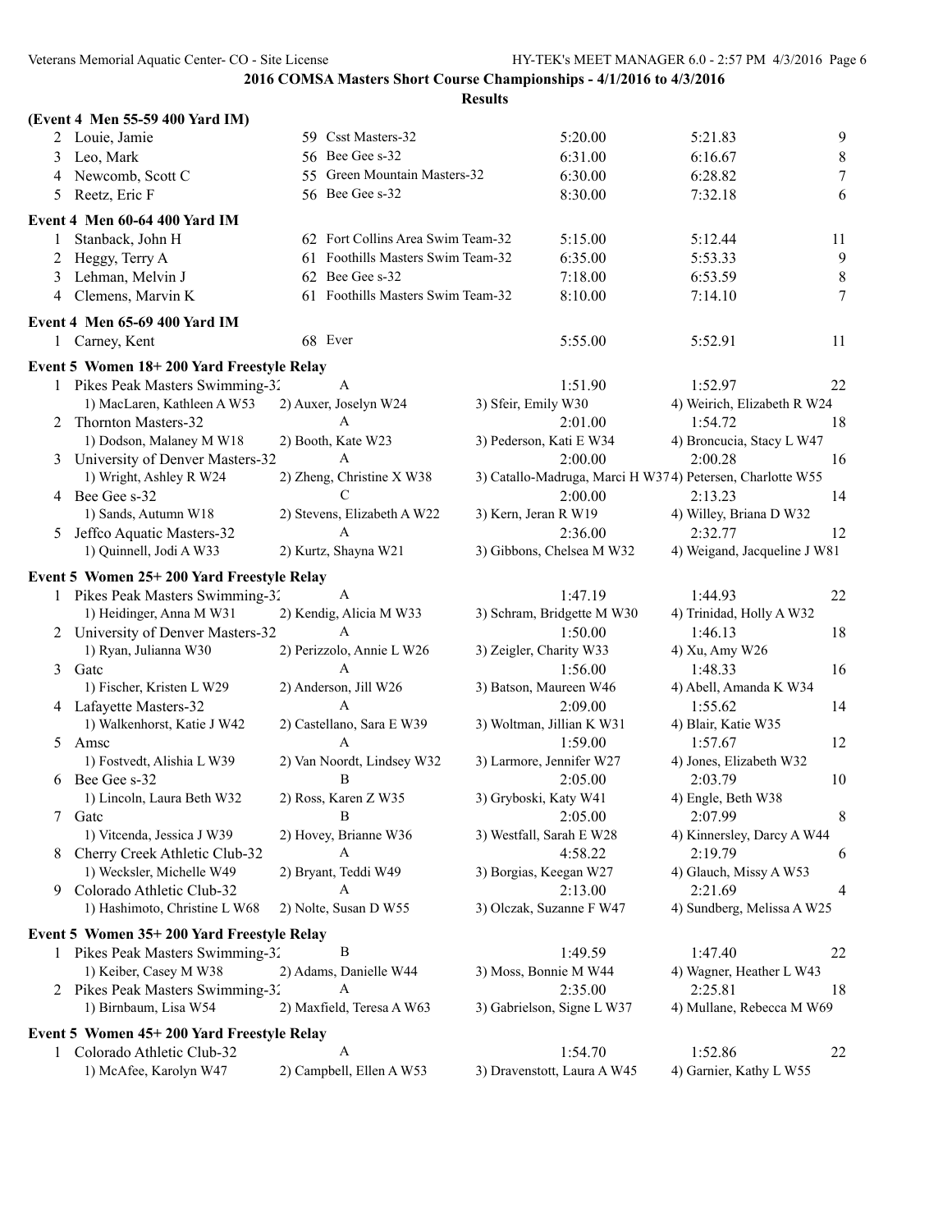## 2016 COMSA Masters Short Course Championships - 4/1/2016 to 4/3/2016

**Results**

### (Event 4 Men 55-59 400 Yard IM)

| | Name | Age | Team | Seed Time | Finals Time | Points |
|---|---|---|---|---|---|---|
| 2 | Louie, Jamie | 59 | Csst Masters-32 | 5:20.00 | 5:21.83 | 9 |
| 3 | Leo, Mark | 56 | Bee Gee s-32 | 6:31.00 | 6:16.67 | 8 |
| 4 | Newcomb, Scott C | 55 | Green Mountain Masters-32 | 6:30.00 | 6:28.82 | 7 |
| 5 | Reetz, Eric F | 56 | Bee Gee s-32 | 8:30.00 | 7:32.18 | 6 |

### Event 4 Men 60-64 400 Yard IM

| | Name | Age | Team | Seed Time | Finals Time | Points |
|---|---|---|---|---|---|---|
| 1 | Stanback, John H | 62 | Fort Collins Area Swim Team-32 | 5:15.00 | 5:12.44 | 11 |
| 2 | Heggy, Terry A | 61 | Foothills Masters Swim Team-32 | 6:35.00 | 5:53.33 | 9 |
| 3 | Lehman, Melvin J | 62 | Bee Gee s-32 | 7:18.00 | 6:53.59 | 8 |
| 4 | Clemens, Marvin K | 61 | Foothills Masters Swim Team-32 | 8:10.00 | 7:14.10 | 7 |

### Event 4 Men 65-69 400 Yard IM

| | Name | Age | Team | Seed Time | Finals Time | Points |
|---|---|---|---|---|---|---|
| 1 | Carney, Kent | 68 | Ever | 5:55.00 | 5:52.91 | 11 |

### Event 5 Women 18+ 200 Yard Freestyle Relay

| | Team | Relay | Seed Time | Finals Time | Points |
|---|---|---|---|---|---|
| 1 | Pikes Peak Masters Swimming-32 | A | 1:51.90 | 1:52.97 | 22 |
| | 1) MacLaren, Kathleen A W53 | 2) Auxer, Joselyn W24 | 3) Sfeir, Emily W30 | 4) Weirich, Elizabeth R W24 | |
| 2 | Thornton Masters-32 | A | 2:01.00 | 1:54.72 | 18 |
| | 1) Dodson, Malaney M W18 | 2) Booth, Kate W23 | 3) Pederson, Kati E W34 | 4) Broncucia, Stacy L W47 | |
| 3 | University of Denver Masters-32 | A | 2:00.00 | 2:00.28 | 16 |
| | 1) Wright, Ashley R W24 | 2) Zheng, Christine X W38 | 3) Catallo-Madruga, Marci H W37 | 4) Petersen, Charlotte W55 | |
| 4 | Bee Gee s-32 | C | 2:00.00 | 2:13.23 | 14 |
| | 1) Sands, Autumn W18 | 2) Stevens, Elizabeth A W22 | 3) Kern, Jeran R W19 | 4) Willey, Briana D W32 | |
| 5 | Jeffco Aquatic Masters-32 | A | 2:36.00 | 2:32.77 | 12 |
| | 1) Quinnell, Jodi A W33 | 2) Kurtz, Shayna W21 | 3) Gibbons, Chelsea M W32 | 4) Weigand, Jacqueline J W81 | |

### Event 5 Women 25+ 200 Yard Freestyle Relay

| | Team | Relay | Seed Time | Finals Time | Points |
|---|---|---|---|---|---|
| 1 | Pikes Peak Masters Swimming-32 | A | 1:47.19 | 1:44.93 | 22 |
| | 1) Heidinger, Anna M W31 | 2) Kendig, Alicia M W33 | 3) Schram, Bridgette M W30 | 4) Trinidad, Holly A W32 | |
| 2 | University of Denver Masters-32 | A | 1:50.00 | 1:46.13 | 18 |
| | 1) Ryan, Julianna W30 | 2) Perizzolo, Annie L W26 | 3) Zeigler, Charity W33 | 4) Xu, Amy W26 | |
| 3 | Gatc | A | 1:56.00 | 1:48.33 | 16 |
| | 1) Fischer, Kristen L W29 | 2) Anderson, Jill W26 | 3) Batson, Maureen W46 | 4) Abell, Amanda K W34 | |
| 4 | Lafayette Masters-32 | A | 2:09.00 | 1:55.62 | 14 |
| | 1) Walkenhorst, Katie J W42 | 2) Castellano, Sara E W39 | 3) Woltman, Jillian K W31 | 4) Blair, Katie W35 | |
| 5 | Amsc | A | 1:59.00 | 1:57.67 | 12 |
| | 1) Fostvedt, Alishia L W39 | 2) Van Noordt, Lindsey W32 | 3) Larmore, Jennifer W27 | 4) Jones, Elizabeth W32 | |
| 6 | Bee Gee s-32 | B | 2:05.00 | 2:03.79 | 10 |
| | 1) Lincoln, Laura Beth W32 | 2) Ross, Karen Z W35 | 3) Gryboski, Katy W41 | 4) Engle, Beth W38 | |
| 7 | Gatc | B | 2:05.00 | 2:07.99 | 8 |
| | 1) Vitcenda, Jessica J W39 | 2) Hovey, Brianne W36 | 3) Westfall, Sarah E W28 | 4) Kinnersley, Darcy A W44 | |
| 8 | Cherry Creek Athletic Club-32 | A | 4:58.22 | 2:19.79 | 6 |
| | 1) Wecksler, Michelle W49 | 2) Bryant, Teddi W49 | 3) Borgias, Keegan W27 | 4) Glauch, Missy A W53 | |
| 9 | Colorado Athletic Club-32 | A | 2:13.00 | 2:21.69 | 4 |
| | 1) Hashimoto, Christine L W68 | 2) Nolte, Susan D W55 | 3) Olczak, Suzanne F W47 | 4) Sundberg, Melissa A W25 | |

### Event 5 Women 35+ 200 Yard Freestyle Relay

| | Team | Relay | Seed Time | Finals Time | Points |
|---|---|---|---|---|---|
| 1 | Pikes Peak Masters Swimming-32 | B | 1:49.59 | 1:47.40 | 22 |
| | 1) Keiber, Casey M W38 | 2) Adams, Danielle W44 | 3) Moss, Bonnie M W44 | 4) Wagner, Heather L W43 | |
| 2 | Pikes Peak Masters Swimming-32 | A | 2:35.00 | 2:25.81 | 18 |
| | 1) Birnbaum, Lisa W54 | 2) Maxfield, Teresa A W63 | 3) Gabrielson, Signe L W37 | 4) Mullane, Rebecca M W69 | |

### Event 5 Women 45+ 200 Yard Freestyle Relay

| | Team | Relay | Seed Time | Finals Time | Points |
|---|---|---|---|---|---|
| 1 | Colorado Athletic Club-32 | A | 1:54.70 | 1:52.86 | 22 |
| | 1) McAfee, Karolyn W47 | 2) Campbell, Ellen A W53 | 3) Dravenstott, Laura A W45 | 4) Garnier, Kathy L W55 | |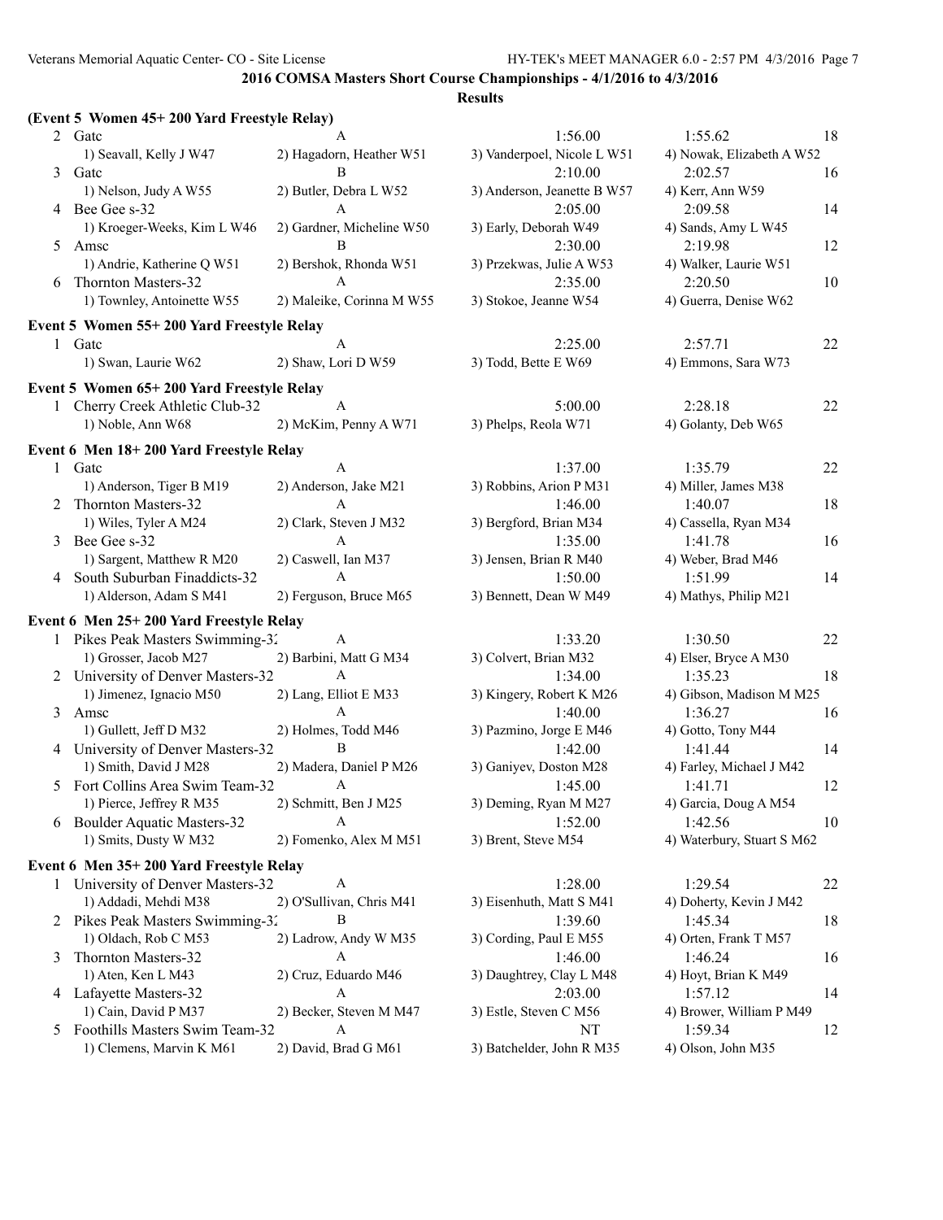## 2016 COMSA Masters Short Course Championships - 4/1/2016 to 4/3/2016

### Results

**(Event 5 Women 45+ 200 Yard Freestyle Relay)**

| Place | Team | Relay | Seed Time | Finals Time | Points |
|---|---|---|---|---|---|
| 2 | Gatc | A | 1:56.00 | 1:55.62 | 18 |
| | 1) Seavall, Kelly J W47 | 2) Hagadorn, Heather W51 | 3) Vanderpoel, Nicole L W51 | 4) Nowak, Elizabeth A W52 | |
| 3 | Gatc | B | 2:10.00 | 2:02.57 | 16 |
| | 1) Nelson, Judy A W55 | 2) Butler, Debra L W52 | 3) Anderson, Jeanette B W57 | 4) Kerr, Ann W59 | |
| 4 | Bee Gee s-32 | A | 2:05.00 | 2:09.58 | 14 |
| | 1) Kroeger-Weeks, Kim L W46 | 2) Gardner, Micheline W50 | 3) Early, Deborah W49 | 4) Sands, Amy L W45 | |
| 5 | Amsc | B | 2:30.00 | 2:19.98 | 12 |
| | 1) Andrie, Katherine Q W51 | 2) Bershok, Rhonda W51 | 3) Przekwas, Julie A W53 | 4) Walker, Laurie W51 | |
| 6 | Thornton Masters-32 | A | 2:35.00 | 2:20.50 | 10 |
| | 1) Townley, Antoinette W55 | 2) Maleike, Corinna M W55 | 3) Stokoe, Jeanne W54 | 4) Guerra, Denise W62 | |

**Event 5 Women 55+ 200 Yard Freestyle Relay**

| Place | Team | Relay | Seed Time | Finals Time | Points |
|---|---|---|---|---|---|
| 1 | Gatc | A | 2:25.00 | 2:57.71 | 22 |
| | 1) Swan, Laurie W62 | 2) Shaw, Lori D W59 | 3) Todd, Bette E W69 | 4) Emmons, Sara W73 | |

**Event 5 Women 65+ 200 Yard Freestyle Relay**

| Place | Team | Relay | Seed Time | Finals Time | Points |
|---|---|---|---|---|---|
| 1 | Cherry Creek Athletic Club-32 | A | 5:00.00 | 2:28.18 | 22 |
| | 1) Noble, Ann W68 | 2) McKim, Penny A W71 | 3) Phelps, Reola W71 | 4) Golanty, Deb W65 | |

**Event 6 Men 18+ 200 Yard Freestyle Relay**

| Place | Team | Relay | Seed Time | Finals Time | Points |
|---|---|---|---|---|---|
| 1 | Gatc | A | 1:37.00 | 1:35.79 | 22 |
| | 1) Anderson, Tiger B M19 | 2) Anderson, Jake M21 | 3) Robbins, Arion P M31 | 4) Miller, James M38 | |
| 2 | Thornton Masters-32 | A | 1:46.00 | 1:40.07 | 18 |
| | 1) Wiles, Tyler A M24 | 2) Clark, Steven J M32 | 3) Bergford, Brian M34 | 4) Cassella, Ryan M34 | |
| 3 | Bee Gee s-32 | A | 1:35.00 | 1:41.78 | 16 |
| | 1) Sargent, Matthew R M20 | 2) Caswell, Ian M37 | 3) Jensen, Brian R M40 | 4) Weber, Brad M46 | |
| 4 | South Suburban Finaddicts-32 | A | 1:50.00 | 1:51.99 | 14 |
| | 1) Alderson, Adam S M41 | 2) Ferguson, Bruce M65 | 3) Bennett, Dean W M49 | 4) Mathys, Philip M21 | |

**Event 6 Men 25+ 200 Yard Freestyle Relay**

| Place | Team | Relay | Seed Time | Finals Time | Points |
|---|---|---|---|---|---|
| 1 | Pikes Peak Masters Swimming-32 | A | 1:33.20 | 1:30.50 | 22 |
| | 1) Grosser, Jacob M27 | 2) Barbini, Matt G M34 | 3) Colvert, Brian M32 | 4) Elser, Bryce A M30 | |
| 2 | University of Denver Masters-32 | A | 1:34.00 | 1:35.23 | 18 |
| | 1) Jimenez, Ignacio M50 | 2) Lang, Elliot E M33 | 3) Kingery, Robert K M26 | 4) Gibson, Madison M M25 | |
| 3 | Amsc | A | 1:40.00 | 1:36.27 | 16 |
| | 1) Gullett, Jeff D M32 | 2) Holmes, Todd M46 | 3) Pazmino, Jorge E M46 | 4) Gotto, Tony M44 | |
| 4 | University of Denver Masters-32 | B | 1:42.00 | 1:41.44 | 14 |
| | 1) Smith, David J M28 | 2) Madera, Daniel P M26 | 3) Ganiyev, Doston M28 | 4) Farley, Michael J M42 | |
| 5 | Fort Collins Area Swim Team-32 | A | 1:45.00 | 1:41.71 | 12 |
| | 1) Pierce, Jeffrey R M35 | 2) Schmitt, Ben J M25 | 3) Deming, Ryan M M27 | 4) Garcia, Doug A M54 | |
| 6 | Boulder Aquatic Masters-32 | A | 1:52.00 | 1:42.56 | 10 |
| | 1) Smits, Dusty W M32 | 2) Fomenko, Alex M M51 | 3) Brent, Steve M54 | 4) Waterbury, Stuart S M62 | |

**Event 6 Men 35+ 200 Yard Freestyle Relay**

| Place | Team | Relay | Seed Time | Finals Time | Points |
|---|---|---|---|---|---|
| 1 | University of Denver Masters-32 | A | 1:28.00 | 1:29.54 | 22 |
| | 1) Addadi, Mehdi M38 | 2) O'Sullivan, Chris M41 | 3) Eisenhuth, Matt S M41 | 4) Doherty, Kevin J M42 | |
| 2 | Pikes Peak Masters Swimming-32 | B | 1:39.60 | 1:45.34 | 18 |
| | 1) Oldach, Rob C M53 | 2) Ladrow, Andy W M35 | 3) Cording, Paul E M55 | 4) Orten, Frank T M57 | |
| 3 | Thornton Masters-32 | A | 1:46.00 | 1:46.24 | 16 |
| | 1) Aten, Ken L M43 | 2) Cruz, Eduardo M46 | 3) Daughtrey, Clay L M48 | 4) Hoyt, Brian K M49 | |
| 4 | Lafayette Masters-32 | A | 2:03.00 | 1:57.12 | 14 |
| | 1) Cain, David P M37 | 2) Becker, Steven M M47 | 3) Estle, Steven C M56 | 4) Brower, William P M49 | |
| 5 | Foothills Masters Swim Team-32 | A | NT | 1:59.34 | 12 |
| | 1) Clemens, Marvin K M61 | 2) David, Brad G M61 | 3) Batchelder, John R M35 | 4) Olson, John M35 | |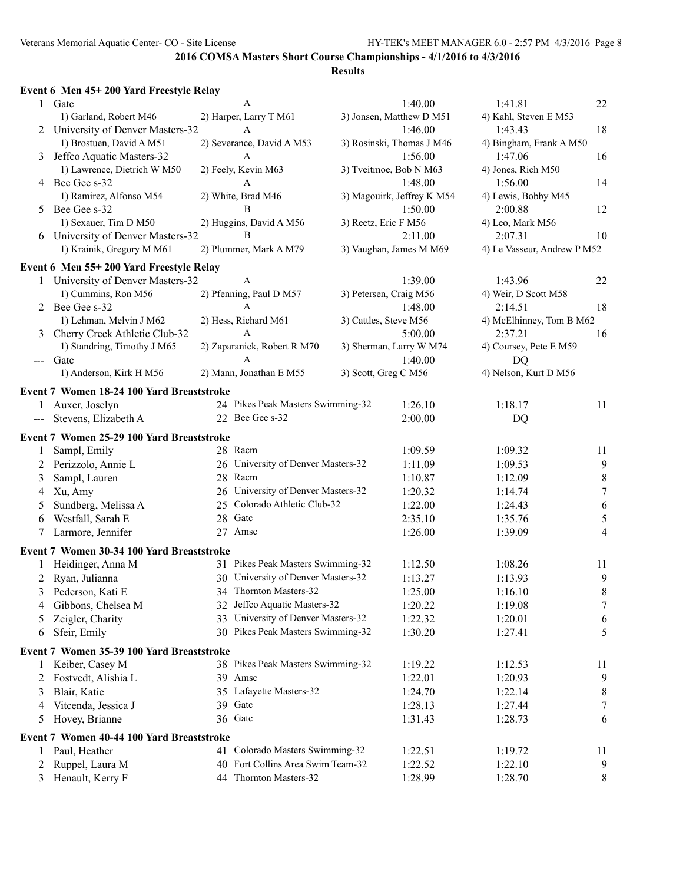## 2016 COMSA Masters Short Course Championships - 4/1/2016 to 4/3/2016

**Results**

### Event 6 Men 45+ 200 Yard Freestyle Relay

| | Team | Relay | Seed Time | Finals Time | Points |
|---|---|---|---|---|---|
| 1 | Gatc | A | 1:40.00 | 1:41.81 | 22 |
| | 1) Garland, Robert M46 | 2) Harper, Larry T M61 | 3) Jonsen, Matthew D M51 | 4) Kahl, Steven E M53 | |
| 2 | University of Denver Masters-32 | A | 1:46.00 | 1:43.43 | 18 |
| | 1) Brostuen, David A M51 | 2) Severance, David A M53 | 3) Rosinski, Thomas J M46 | 4) Bingham, Frank A M50 | |
| 3 | Jeffco Aquatic Masters-32 | A | 1:56.00 | 1:47.06 | 16 |
| | 1) Lawrence, Dietrich W M50 | 2) Feely, Kevin M63 | 3) Tveitmoe, Bob N M63 | 4) Jones, Rich M50 | |
| 4 | Bee Gee s-32 | A | 1:48.00 | 1:56.00 | 14 |
| | 1) Ramirez, Alfonso M54 | 2) White, Brad M46 | 3) Magouirk, Jeffrey K M54 | 4) Lewis, Bobby M45 | |
| 5 | Bee Gee s-32 | B | 1:50.00 | 2:00.88 | 12 |
| | 1) Sexauer, Tim D M50 | 2) Huggins, David A M56 | 3) Reetz, Eric F M56 | 4) Leo, Mark M56 | |
| 6 | University of Denver Masters-32 | B | 2:11.00 | 2:07.31 | 10 |
| | 1) Krainik, Gregory M M61 | 2) Plummer, Mark A M79 | 3) Vaughan, James M M69 | 4) Le Vasseur, Andrew P M52 | |

### Event 6 Men 55+ 200 Yard Freestyle Relay

| | Team | Relay | Seed Time | Finals Time | Points |
|---|---|---|---|---|---|
| 1 | University of Denver Masters-32 | A | 1:39.00 | 1:43.96 | 22 |
| | 1) Cummins, Ron M56 | 2) Pfenning, Paul D M57 | 3) Petersen, Craig M56 | 4) Weir, D Scott M58 | |
| 2 | Bee Gee s-32 | A | 1:48.00 | 2:14.51 | 18 |
| | 1) Lehman, Melvin J M62 | 2) Hess, Richard M61 | 3) Cattles, Steve M56 | 4) McElhinney, Tom B M62 | |
| 3 | Cherry Creek Athletic Club-32 | A | 5:00.00 | 2:37.21 | 16 |
| | 1) Standring, Timothy J M65 | 2) Zaparanick, Robert R M70 | 3) Sherman, Larry W M74 | 4) Coursey, Pete E M59 | |
| --- | Gatc | A | 1:40.00 | DQ | |
| | 1) Anderson, Kirk H M56 | 2) Mann, Jonathan E M55 | 3) Scott, Greg C M56 | 4) Nelson, Kurt D M56 | |

### Event 7 Women 18-24 100 Yard Breaststroke

| | Name | Age | Team | Seed Time | Finals Time | Points |
|---|---|---|---|---|---|---|
| 1 | Auxer, Joselyn | 24 | Pikes Peak Masters Swimming-32 | 1:26.10 | 1:18.17 | 11 |
| --- | Stevens, Elizabeth A | 22 | Bee Gee s-32 | 2:00.00 | DQ | |

### Event 7 Women 25-29 100 Yard Breaststroke

| | Name | Age | Team | Seed Time | Finals Time | Points |
|---|---|---|---|---|---|---|
| 1 | Sampl, Emily | 28 | Racm | 1:09.59 | 1:09.32 | 11 |
| 2 | Perizzolo, Annie L | 26 | University of Denver Masters-32 | 1:11.09 | 1:09.53 | 9 |
| 3 | Sampl, Lauren | 28 | Racm | 1:10.87 | 1:12.09 | 8 |
| 4 | Xu, Amy | 26 | University of Denver Masters-32 | 1:20.32 | 1:14.74 | 7 |
| 5 | Sundberg, Melissa A | 25 | Colorado Athletic Club-32 | 1:22.00 | 1:24.43 | 6 |
| 6 | Westfall, Sarah E | 28 | Gatc | 2:35.10 | 1:35.76 | 5 |
| 7 | Larmore, Jennifer | 27 | Amsc | 1:26.00 | 1:39.09 | 4 |

### Event 7 Women 30-34 100 Yard Breaststroke

| | Name | Age | Team | Seed Time | Finals Time | Points |
|---|---|---|---|---|---|---|
| 1 | Heidinger, Anna M | 31 | Pikes Peak Masters Swimming-32 | 1:12.50 | 1:08.26 | 11 |
| 2 | Ryan, Julianna | 30 | University of Denver Masters-32 | 1:13.27 | 1:13.93 | 9 |
| 3 | Pederson, Kati E | 34 | Thornton Masters-32 | 1:25.00 | 1:16.10 | 8 |
| 4 | Gibbons, Chelsea M | 32 | Jeffco Aquatic Masters-32 | 1:20.22 | 1:19.08 | 7 |
| 5 | Zeigler, Charity | 33 | University of Denver Masters-32 | 1:22.32 | 1:20.01 | 6 |
| 6 | Sfeir, Emily | 30 | Pikes Peak Masters Swimming-32 | 1:30.20 | 1:27.41 | 5 |

### Event 7 Women 35-39 100 Yard Breaststroke

| | Name | Age | Team | Seed Time | Finals Time | Points |
|---|---|---|---|---|---|---|
| 1 | Keiber, Casey M | 38 | Pikes Peak Masters Swimming-32 | 1:19.22 | 1:12.53 | 11 |
| 2 | Fostvedt, Alishia L | 39 | Amsc | 1:22.01 | 1:20.93 | 9 |
| 3 | Blair, Katie | 35 | Lafayette Masters-32 | 1:24.70 | 1:22.14 | 8 |
| 4 | Vitcenda, Jessica J | 39 | Gatc | 1:28.13 | 1:27.44 | 7 |
| 5 | Hovey, Brianne | 36 | Gatc | 1:31.43 | 1:28.73 | 6 |

### Event 7 Women 40-44 100 Yard Breaststroke

| | Name | Age | Team | Seed Time | Finals Time | Points |
|---|---|---|---|---|---|---|
| 1 | Paul, Heather | 41 | Colorado Masters Swimming-32 | 1:22.51 | 1:19.72 | 11 |
| 2 | Ruppel, Laura M | 40 | Fort Collins Area Swim Team-32 | 1:22.52 | 1:22.10 | 9 |
| 3 | Henault, Kerry F | 44 | Thornton Masters-32 | 1:28.99 | 1:28.70 | 8 |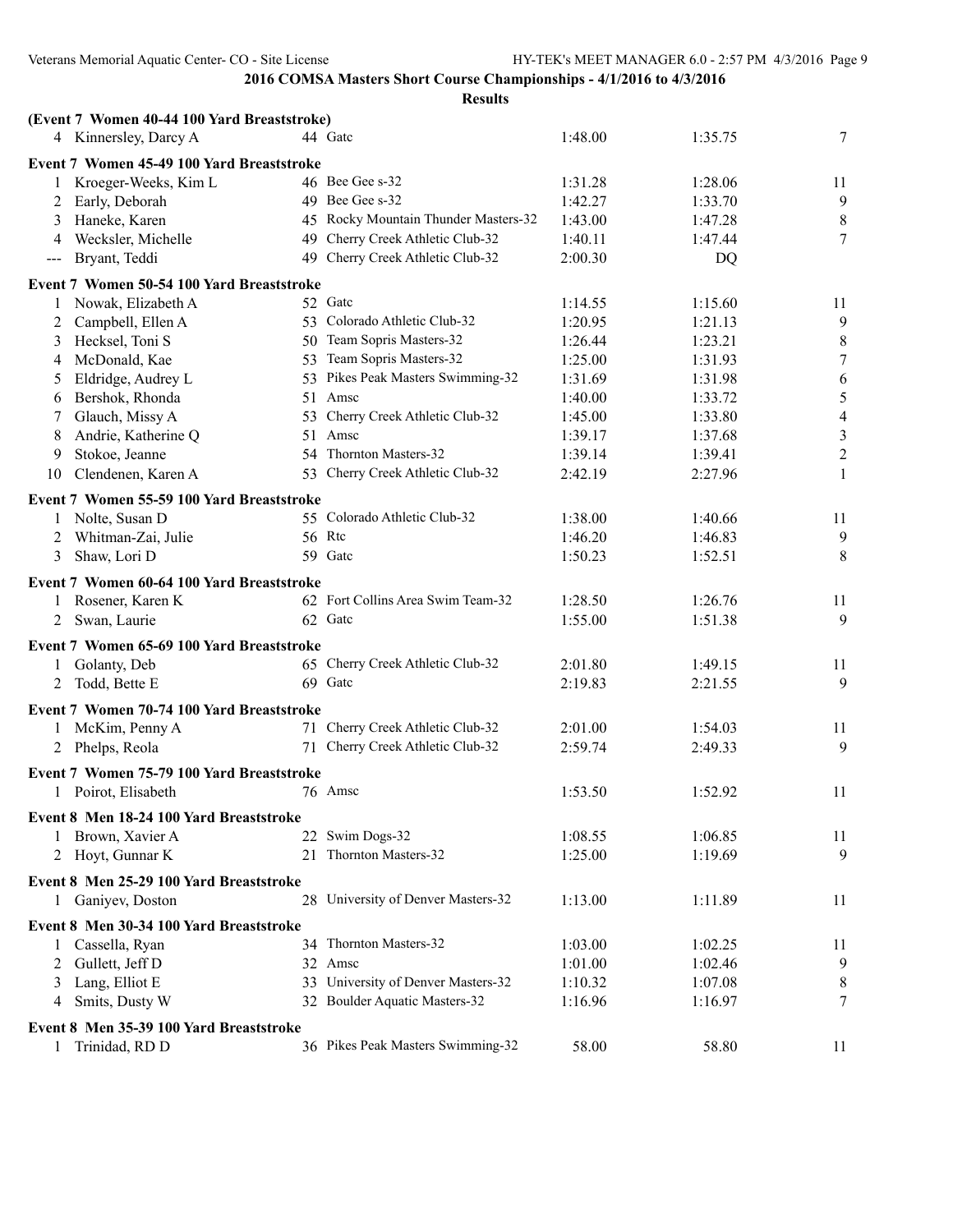## 2016 COMSA Masters Short Course Championships - 4/1/2016 to 4/3/2016

### Results

**(Event 7 Women 40-44 100 Yard Breaststroke)**

| | Name | Age | Team | Seed Time | Finals Time | Points |
|---|---|---|---|---|---|---|
| 4 | Kinnersley, Darcy A | 44 | Gatc | 1:48.00 | 1:35.75 | 7 |

**Event 7 Women 45-49 100 Yard Breaststroke**

| | Name | Age | Team | Seed Time | Finals Time | Points |
|---|---|---|---|---|---|---|
| 1 | Kroeger-Weeks, Kim L | 46 | Bee Gee s-32 | 1:31.28 | 1:28.06 | 11 |
| 2 | Early, Deborah | 49 | Bee Gee s-32 | 1:42.27 | 1:33.70 | 9 |
| 3 | Haneke, Karen | 45 | Rocky Mountain Thunder Masters-32 | 1:43.00 | 1:47.28 | 8 |
| 4 | Wecksler, Michelle | 49 | Cherry Creek Athletic Club-32 | 1:40.11 | 1:47.44 | 7 |
| --- | Bryant, Teddi | 49 | Cherry Creek Athletic Club-32 | 2:00.30 | DQ | |

**Event 7 Women 50-54 100 Yard Breaststroke**

| | Name | Age | Team | Seed Time | Finals Time | Points |
|---|---|---|---|---|---|---|
| 1 | Nowak, Elizabeth A | 52 | Gatc | 1:14.55 | 1:15.60 | 11 |
| 2 | Campbell, Ellen A | 53 | Colorado Athletic Club-32 | 1:20.95 | 1:21.13 | 9 |
| 3 | Hecksel, Toni S | 50 | Team Sopris Masters-32 | 1:26.44 | 1:23.21 | 8 |
| 4 | McDonald, Kae | 53 | Team Sopris Masters-32 | 1:25.00 | 1:31.93 | 7 |
| 5 | Eldridge, Audrey L | 53 | Pikes Peak Masters Swimming-32 | 1:31.69 | 1:31.98 | 6 |
| 6 | Bershok, Rhonda | 51 | Amsc | 1:40.00 | 1:33.72 | 5 |
| 7 | Glauch, Missy A | 53 | Cherry Creek Athletic Club-32 | 1:45.00 | 1:33.80 | 4 |
| 8 | Andrie, Katherine Q | 51 | Amsc | 1:39.17 | 1:37.68 | 3 |
| 9 | Stokoe, Jeanne | 54 | Thornton Masters-32 | 1:39.14 | 1:39.41 | 2 |
| 10 | Clendenen, Karen A | 53 | Cherry Creek Athletic Club-32 | 2:42.19 | 2:27.96 | 1 |

**Event 7 Women 55-59 100 Yard Breaststroke**

| | Name | Age | Team | Seed Time | Finals Time | Points |
|---|---|---|---|---|---|---|
| 1 | Nolte, Susan D | 55 | Colorado Athletic Club-32 | 1:38.00 | 1:40.66 | 11 |
| 2 | Whitman-Zai, Julie | 56 | Rtc | 1:46.20 | 1:46.83 | 9 |
| 3 | Shaw, Lori D | 59 | Gatc | 1:50.23 | 1:52.51 | 8 |

**Event 7 Women 60-64 100 Yard Breaststroke**

| | Name | Age | Team | Seed Time | Finals Time | Points |
|---|---|---|---|---|---|---|
| 1 | Rosener, Karen K | 62 | Fort Collins Area Swim Team-32 | 1:28.50 | 1:26.76 | 11 |
| 2 | Swan, Laurie | 62 | Gatc | 1:55.00 | 1:51.38 | 9 |

**Event 7 Women 65-69 100 Yard Breaststroke**

| | Name | Age | Team | Seed Time | Finals Time | Points |
|---|---|---|---|---|---|---|
| 1 | Golanty, Deb | 65 | Cherry Creek Athletic Club-32 | 2:01.80 | 1:49.15 | 11 |
| 2 | Todd, Bette E | 69 | Gatc | 2:19.83 | 2:21.55 | 9 |

**Event 7 Women 70-74 100 Yard Breaststroke**

| | Name | Age | Team | Seed Time | Finals Time | Points |
|---|---|---|---|---|---|---|
| 1 | McKim, Penny A | 71 | Cherry Creek Athletic Club-32 | 2:01.00 | 1:54.03 | 11 |
| 2 | Phelps, Reola | 71 | Cherry Creek Athletic Club-32 | 2:59.74 | 2:49.33 | 9 |

**Event 7 Women 75-79 100 Yard Breaststroke**

| | Name | Age | Team | Seed Time | Finals Time | Points |
|---|---|---|---|---|---|---|
| 1 | Poirot, Elisabeth | 76 | Amsc | 1:53.50 | 1:52.92 | 11 |

**Event 8 Men 18-24 100 Yard Breaststroke**

| | Name | Age | Team | Seed Time | Finals Time | Points |
|---|---|---|---|---|---|---|
| 1 | Brown, Xavier A | 22 | Swim Dogs-32 | 1:08.55 | 1:06.85 | 11 |
| 2 | Hoyt, Gunnar K | 21 | Thornton Masters-32 | 1:25.00 | 1:19.69 | 9 |

**Event 8 Men 25-29 100 Yard Breaststroke**

| | Name | Age | Team | Seed Time | Finals Time | Points |
|---|---|---|---|---|---|---|
| 1 | Ganiyev, Doston | 28 | University of Denver Masters-32 | 1:13.00 | 1:11.89 | 11 |

**Event 8 Men 30-34 100 Yard Breaststroke**

| | Name | Age | Team | Seed Time | Finals Time | Points |
|---|---|---|---|---|---|---|
| 1 | Cassella, Ryan | 34 | Thornton Masters-32 | 1:03.00 | 1:02.25 | 11 |
| 2 | Gullett, Jeff D | 32 | Amsc | 1:01.00 | 1:02.46 | 9 |
| 3 | Lang, Elliot E | 33 | University of Denver Masters-32 | 1:10.32 | 1:07.08 | 8 |
| 4 | Smits, Dusty W | 32 | Boulder Aquatic Masters-32 | 1:16.96 | 1:16.97 | 7 |

**Event 8 Men 35-39 100 Yard Breaststroke**

| | Name | Age | Team | Seed Time | Finals Time | Points |
|---|---|---|---|---|---|---|
| 1 | Trinidad, RD D | 36 | Pikes Peak Masters Swimming-32 | 58.00 | 58.80 | 11 |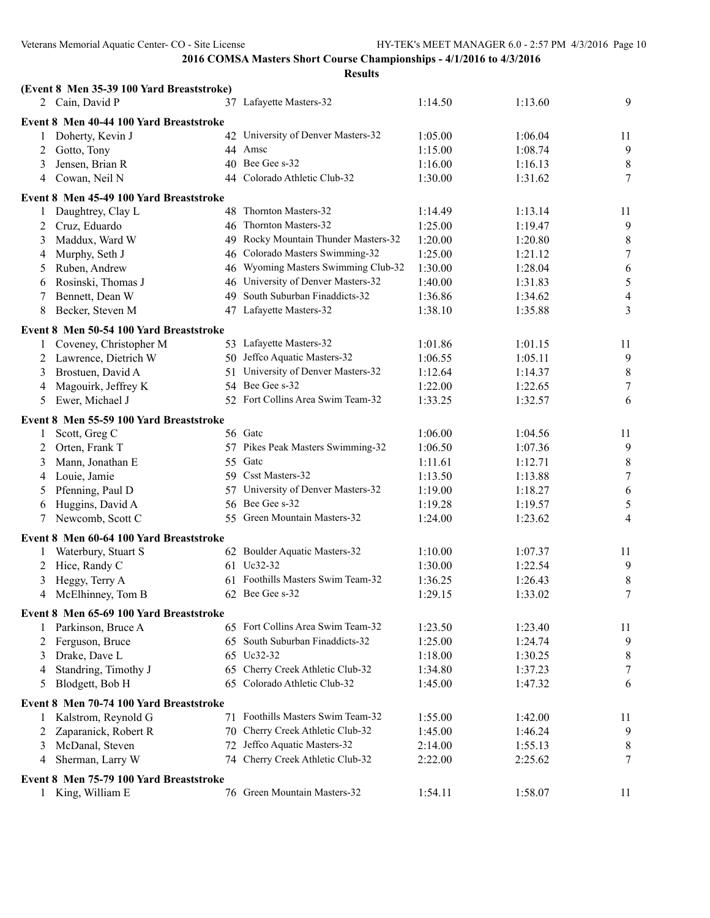**2016 COMSA Masters Short Course Championships - 4/1/2016 to 4/3/2016**

**Results**

**(Event 8 Men 35-39 100 Yard Breaststroke)**

| | Name | Age | Team | Seed Time | Finals Time | Points |
|---|---|---|---|---|---|---|
| 2 | Cain, David P | 37 | Lafayette Masters-32 | 1:14.50 | 1:13.60 | 9 |

**Event 8 Men 40-44 100 Yard Breaststroke**

| | Name | Age | Team | Seed Time | Finals Time | Points |
|---|---|---|---|---|---|---|
| 1 | Doherty, Kevin J | 42 | University of Denver Masters-32 | 1:05.00 | 1:06.04 | 11 |
| 2 | Gotto, Tony | 44 | Amsc | 1:15.00 | 1:08.74 | 9 |
| 3 | Jensen, Brian R | 40 | Bee Gee s-32 | 1:16.00 | 1:16.13 | 8 |
| 4 | Cowan, Neil N | 44 | Colorado Athletic Club-32 | 1:30.00 | 1:31.62 | 7 |

**Event 8 Men 45-49 100 Yard Breaststroke**

| | Name | Age | Team | Seed Time | Finals Time | Points |
|---|---|---|---|---|---|---|
| 1 | Daughtrey, Clay L | 48 | Thornton Masters-32 | 1:14.49 | 1:13.14 | 11 |
| 2 | Cruz, Eduardo | 46 | Thornton Masters-32 | 1:25.00 | 1:19.47 | 9 |
| 3 | Maddux, Ward W | 49 | Rocky Mountain Thunder Masters-32 | 1:20.00 | 1:20.80 | 8 |
| 4 | Murphy, Seth J | 46 | Colorado Masters Swimming-32 | 1:25.00 | 1:21.12 | 7 |
| 5 | Ruben, Andrew | 46 | Wyoming Masters Swimming Club-32 | 1:30.00 | 1:28.04 | 6 |
| 6 | Rosinski, Thomas J | 46 | University of Denver Masters-32 | 1:40.00 | 1:31.83 | 5 |
| 7 | Bennett, Dean W | 49 | South Suburban Finaddicts-32 | 1:36.86 | 1:34.62 | 4 |
| 8 | Becker, Steven M | 47 | Lafayette Masters-32 | 1:38.10 | 1:35.88 | 3 |

**Event 8 Men 50-54 100 Yard Breaststroke**

| | Name | Age | Team | Seed Time | Finals Time | Points |
|---|---|---|---|---|---|---|
| 1 | Coveney, Christopher M | 53 | Lafayette Masters-32 | 1:01.86 | 1:01.15 | 11 |
| 2 | Lawrence, Dietrich W | 50 | Jeffco Aquatic Masters-32 | 1:06.55 | 1:05.11 | 9 |
| 3 | Brostuen, David A | 51 | University of Denver Masters-32 | 1:12.64 | 1:14.37 | 8 |
| 4 | Magouirk, Jeffrey K | 54 | Bee Gee s-32 | 1:22.00 | 1:22.65 | 7 |
| 5 | Ewer, Michael J | 52 | Fort Collins Area Swim Team-32 | 1:33.25 | 1:32.57 | 6 |

**Event 8 Men 55-59 100 Yard Breaststroke**

| | Name | Age | Team | Seed Time | Finals Time | Points |
|---|---|---|---|---|---|---|
| 1 | Scott, Greg C | 56 | Gatc | 1:06.00 | 1:04.56 | 11 |
| 2 | Orten, Frank T | 57 | Pikes Peak Masters Swimming-32 | 1:06.50 | 1:07.36 | 9 |
| 3 | Mann, Jonathan E | 55 | Gatc | 1:11.61 | 1:12.71 | 8 |
| 4 | Louie, Jamie | 59 | Csst Masters-32 | 1:13.50 | 1:13.88 | 7 |
| 5 | Pfenning, Paul D | 57 | University of Denver Masters-32 | 1:19.00 | 1:18.27 | 6 |
| 6 | Huggins, David A | 56 | Bee Gee s-32 | 1:19.28 | 1:19.57 | 5 |
| 7 | Newcomb, Scott C | 55 | Green Mountain Masters-32 | 1:24.00 | 1:23.62 | 4 |

**Event 8 Men 60-64 100 Yard Breaststroke**

| | Name | Age | Team | Seed Time | Finals Time | Points |
|---|---|---|---|---|---|---|
| 1 | Waterbury, Stuart S | 62 | Boulder Aquatic Masters-32 | 1:10.00 | 1:07.37 | 11 |
| 2 | Hice, Randy C | 61 | Uc32-32 | 1:30.00 | 1:22.54 | 9 |
| 3 | Heggy, Terry A | 61 | Foothills Masters Swim Team-32 | 1:36.25 | 1:26.43 | 8 |
| 4 | McElhinney, Tom B | 62 | Bee Gee s-32 | 1:29.15 | 1:33.02 | 7 |

**Event 8 Men 65-69 100 Yard Breaststroke**

| | Name | Age | Team | Seed Time | Finals Time | Points |
|---|---|---|---|---|---|---|
| 1 | Parkinson, Bruce A | 65 | Fort Collins Area Swim Team-32 | 1:23.50 | 1:23.40 | 11 |
| 2 | Ferguson, Bruce | 65 | South Suburban Finaddicts-32 | 1:25.00 | 1:24.74 | 9 |
| 3 | Drake, Dave L | 65 | Uc32-32 | 1:18.00 | 1:30.25 | 8 |
| 4 | Standring, Timothy J | 65 | Cherry Creek Athletic Club-32 | 1:34.80 | 1:37.23 | 7 |
| 5 | Blodgett, Bob H | 65 | Colorado Athletic Club-32 | 1:45.00 | 1:47.32 | 6 |

**Event 8 Men 70-74 100 Yard Breaststroke**

| | Name | Age | Team | Seed Time | Finals Time | Points |
|---|---|---|---|---|---|---|
| 1 | Kalstrom, Reynold G | 71 | Foothills Masters Swim Team-32 | 1:55.00 | 1:42.00 | 11 |
| 2 | Zaparanick, Robert R | 70 | Cherry Creek Athletic Club-32 | 1:45.00 | 1:46.24 | 9 |
| 3 | McDanal, Steven | 72 | Jeffco Aquatic Masters-32 | 2:14.00 | 1:55.13 | 8 |
| 4 | Sherman, Larry W | 74 | Cherry Creek Athletic Club-32 | 2:22.00 | 2:25.62 | 7 |

**Event 8 Men 75-79 100 Yard Breaststroke**

| | Name | Age | Team | Seed Time | Finals Time | Points |
|---|---|---|---|---|---|---|
| 1 | King, William E | 76 | Green Mountain Masters-32 | 1:54.11 | 1:58.07 | 11 |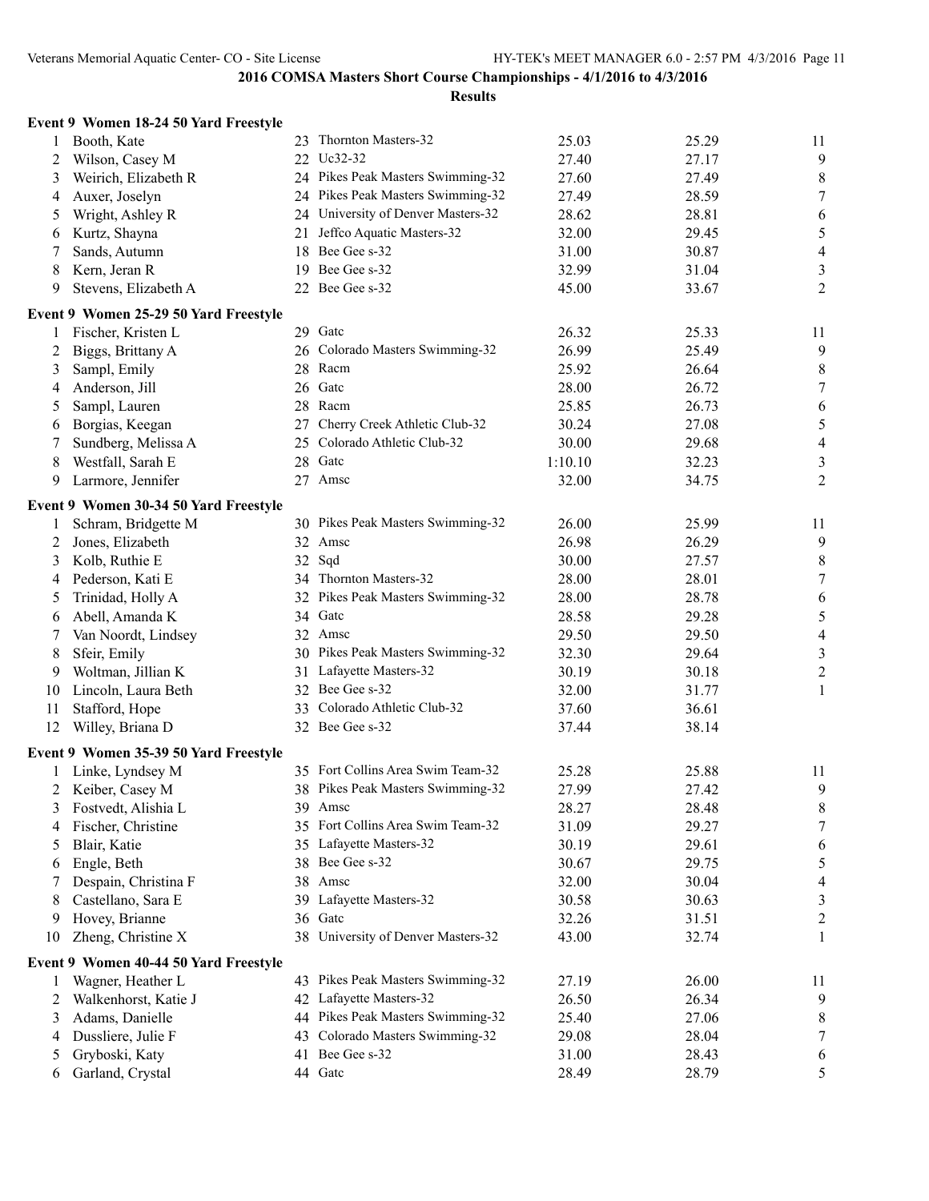## 2016 COMSA Masters Short Course Championships - 4/1/2016 to 4/3/2016

### Results

**Event 9 Women 18-24 50 Yard Freestyle**

| | Name | Age | Team | Seed Time | Finals Time | Points |
|---|---|---|---|---|---|---|
| 1 | Booth, Kate | 23 | Thornton Masters-32 | 25.03 | 25.29 | 11 |
| 2 | Wilson, Casey M | 22 | Uc32-32 | 27.40 | 27.17 | 9 |
| 3 | Weirich, Elizabeth R | 24 | Pikes Peak Masters Swimming-32 | 27.60 | 27.49 | 8 |
| 4 | Auxer, Joselyn | 24 | Pikes Peak Masters Swimming-32 | 27.49 | 28.59 | 7 |
| 5 | Wright, Ashley R | 24 | University of Denver Masters-32 | 28.62 | 28.81 | 6 |
| 6 | Kurtz, Shayna | 21 | Jeffco Aquatic Masters-32 | 32.00 | 29.45 | 5 |
| 7 | Sands, Autumn | 18 | Bee Gee s-32 | 31.00 | 30.87 | 4 |
| 8 | Kern, Jeran R | 19 | Bee Gee s-32 | 32.99 | 31.04 | 3 |
| 9 | Stevens, Elizabeth A | 22 | Bee Gee s-32 | 45.00 | 33.67 | 2 |

**Event 9 Women 25-29 50 Yard Freestyle**

| | Name | Age | Team | Seed Time | Finals Time | Points |
|---|---|---|---|---|---|---|
| 1 | Fischer, Kristen L | 29 | Gatc | 26.32 | 25.33 | 11 |
| 2 | Biggs, Brittany A | 26 | Colorado Masters Swimming-32 | 26.99 | 25.49 | 9 |
| 3 | Sampl, Emily | 28 | Racm | 25.92 | 26.64 | 8 |
| 4 | Anderson, Jill | 26 | Gatc | 28.00 | 26.72 | 7 |
| 5 | Sampl, Lauren | 28 | Racm | 25.85 | 26.73 | 6 |
| 6 | Borgias, Keegan | 27 | Cherry Creek Athletic Club-32 | 30.24 | 27.08 | 5 |
| 7 | Sundberg, Melissa A | 25 | Colorado Athletic Club-32 | 30.00 | 29.68 | 4 |
| 8 | Westfall, Sarah E | 28 | Gatc | 1:10.10 | 32.23 | 3 |
| 9 | Larmore, Jennifer | 27 | Amsc | 32.00 | 34.75 | 2 |

**Event 9 Women 30-34 50 Yard Freestyle**

| | Name | Age | Team | Seed Time | Finals Time | Points |
|---|---|---|---|---|---|---|
| 1 | Schram, Bridgette M | 30 | Pikes Peak Masters Swimming-32 | 26.00 | 25.99 | 11 |
| 2 | Jones, Elizabeth | 32 | Amsc | 26.98 | 26.29 | 9 |
| 3 | Kolb, Ruthie E | 32 | Sqd | 30.00 | 27.57 | 8 |
| 4 | Pederson, Kati E | 34 | Thornton Masters-32 | 28.00 | 28.01 | 7 |
| 5 | Trinidad, Holly A | 32 | Pikes Peak Masters Swimming-32 | 28.00 | 28.78 | 6 |
| 6 | Abell, Amanda K | 34 | Gatc | 28.58 | 29.28 | 5 |
| 7 | Van Noordt, Lindsey | 32 | Amsc | 29.50 | 29.50 | 4 |
| 8 | Sfeir, Emily | 30 | Pikes Peak Masters Swimming-32 | 32.30 | 29.64 | 3 |
| 9 | Woltman, Jillian K | 31 | Lafayette Masters-32 | 30.19 | 30.18 | 2 |
| 10 | Lincoln, Laura Beth | 32 | Bee Gee s-32 | 32.00 | 31.77 | 1 |
| 11 | Stafford, Hope | 33 | Colorado Athletic Club-32 | 37.60 | 36.61 | |
| 12 | Willey, Briana D | 32 | Bee Gee s-32 | 37.44 | 38.14 | |

**Event 9 Women 35-39 50 Yard Freestyle**

| | Name | Age | Team | Seed Time | Finals Time | Points |
|---|---|---|---|---|---|---|
| 1 | Linke, Lyndsey M | 35 | Fort Collins Area Swim Team-32 | 25.28 | 25.88 | 11 |
| 2 | Keiber, Casey M | 38 | Pikes Peak Masters Swimming-32 | 27.99 | 27.42 | 9 |
| 3 | Fostvedt, Alishia L | 39 | Amsc | 28.27 | 28.48 | 8 |
| 4 | Fischer, Christine | 35 | Fort Collins Area Swim Team-32 | 31.09 | 29.27 | 7 |
| 5 | Blair, Katie | 35 | Lafayette Masters-32 | 30.19 | 29.61 | 6 |
| 6 | Engle, Beth | 38 | Bee Gee s-32 | 30.67 | 29.75 | 5 |
| 7 | Despain, Christina F | 38 | Amsc | 32.00 | 30.04 | 4 |
| 8 | Castellano, Sara E | 39 | Lafayette Masters-32 | 30.58 | 30.63 | 3 |
| 9 | Hovey, Brianne | 36 | Gatc | 32.26 | 31.51 | 2 |
| 10 | Zheng, Christine X | 38 | University of Denver Masters-32 | 43.00 | 32.74 | 1 |

**Event 9 Women 40-44 50 Yard Freestyle**

| | Name | Age | Team | Seed Time | Finals Time | Points |
|---|---|---|---|---|---|---|
| 1 | Wagner, Heather L | 43 | Pikes Peak Masters Swimming-32 | 27.19 | 26.00 | 11 |
| 2 | Walkenhorst, Katie J | 42 | Lafayette Masters-32 | 26.50 | 26.34 | 9 |
| 3 | Adams, Danielle | 44 | Pikes Peak Masters Swimming-32 | 25.40 | 27.06 | 8 |
| 4 | Dussliere, Julie F | 43 | Colorado Masters Swimming-32 | 29.08 | 28.04 | 7 |
| 5 | Gryboski, Katy | 41 | Bee Gee s-32 | 31.00 | 28.43 | 6 |
| 6 | Garland, Crystal | 44 | Gatc | 28.49 | 28.79 | 5 |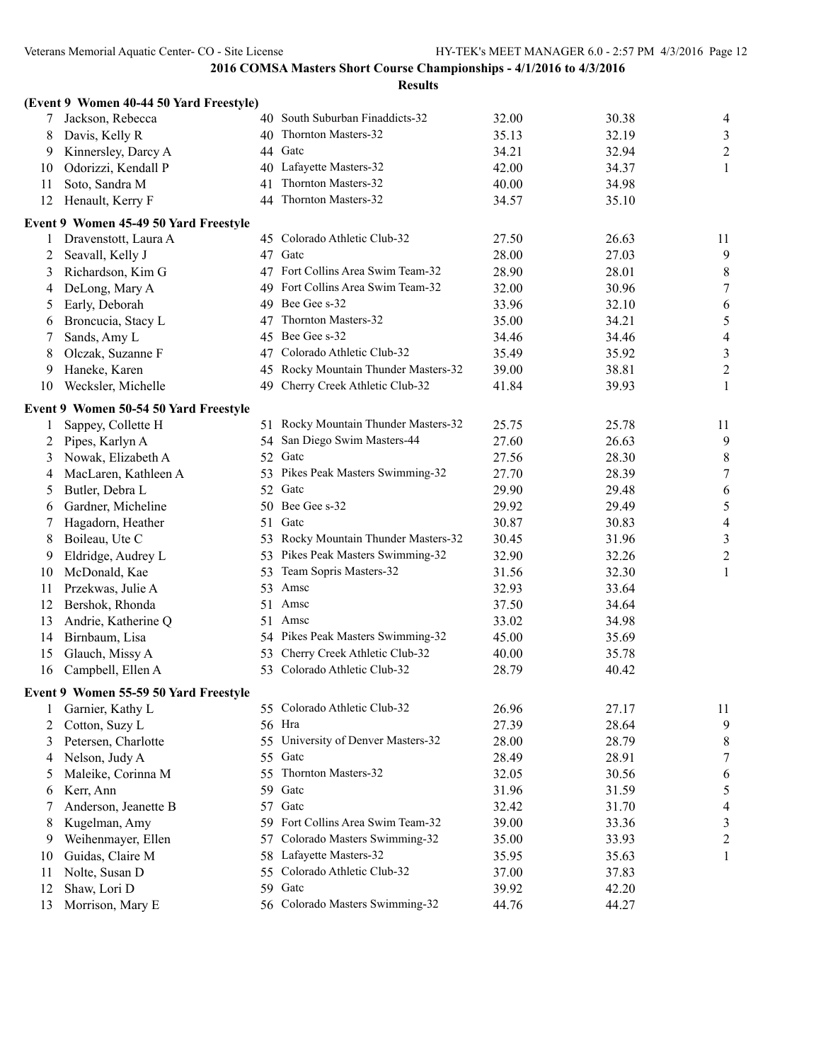**2016 COMSA Masters Short Course Championships - 4/1/2016 to 4/3/2016**

**Results**

**(Event 9 Women 40-44 50 Yard Freestyle)**

| | Name | Age | Team | Seed Time | Finals Time | Points |
|---|---|---|---|---|---|---|
| 7 | Jackson, Rebecca | 40 | South Suburban Finaddicts-32 | 32.00 | 30.38 | 4 |
| 8 | Davis, Kelly R | 40 | Thornton Masters-32 | 35.13 | 32.19 | 3 |
| 9 | Kinnersley, Darcy A | 44 | Gatc | 34.21 | 32.94 | 2 |
| 10 | Odorizzi, Kendall P | 40 | Lafayette Masters-32 | 42.00 | 34.37 | 1 |
| 11 | Soto, Sandra M | 41 | Thornton Masters-32 | 40.00 | 34.98 | |
| 12 | Henault, Kerry F | 44 | Thornton Masters-32 | 34.57 | 35.10 | |

**Event 9 Women 45-49 50 Yard Freestyle**

| | Name | Age | Team | Seed Time | Finals Time | Points |
|---|---|---|---|---|---|---|
| 1 | Dravenstott, Laura A | 45 | Colorado Athletic Club-32 | 27.50 | 26.63 | 11 |
| 2 | Seavall, Kelly J | 47 | Gatc | 28.00 | 27.03 | 9 |
| 3 | Richardson, Kim G | 47 | Fort Collins Area Swim Team-32 | 28.90 | 28.01 | 8 |
| 4 | DeLong, Mary A | 49 | Fort Collins Area Swim Team-32 | 32.00 | 30.96 | 7 |
| 5 | Early, Deborah | 49 | Bee Gee s-32 | 33.96 | 32.10 | 6 |
| 6 | Broncucia, Stacy L | 47 | Thornton Masters-32 | 35.00 | 34.21 | 5 |
| 7 | Sands, Amy L | 45 | Bee Gee s-32 | 34.46 | 34.46 | 4 |
| 8 | Olczak, Suzanne F | 47 | Colorado Athletic Club-32 | 35.49 | 35.92 | 3 |
| 9 | Haneke, Karen | 45 | Rocky Mountain Thunder Masters-32 | 39.00 | 38.81 | 2 |
| 10 | Wecksler, Michelle | 49 | Cherry Creek Athletic Club-32 | 41.84 | 39.93 | 1 |

**Event 9 Women 50-54 50 Yard Freestyle**

| | Name | Age | Team | Seed Time | Finals Time | Points |
|---|---|---|---|---|---|---|
| 1 | Sappey, Collette H | 51 | Rocky Mountain Thunder Masters-32 | 25.75 | 25.78 | 11 |
| 2 | Pipes, Karlyn A | 54 | San Diego Swim Masters-44 | 27.60 | 26.63 | 9 |
| 3 | Nowak, Elizabeth A | 52 | Gatc | 27.56 | 28.30 | 8 |
| 4 | MacLaren, Kathleen A | 53 | Pikes Peak Masters Swimming-32 | 27.70 | 28.39 | 7 |
| 5 | Butler, Debra L | 52 | Gatc | 29.90 | 29.48 | 6 |
| 6 | Gardner, Micheline | 50 | Bee Gee s-32 | 29.92 | 29.49 | 5 |
| 7 | Hagadorn, Heather | 51 | Gatc | 30.87 | 30.83 | 4 |
| 8 | Boileau, Ute C | 53 | Rocky Mountain Thunder Masters-32 | 30.45 | 31.96 | 3 |
| 9 | Eldridge, Audrey L | 53 | Pikes Peak Masters Swimming-32 | 32.90 | 32.26 | 2 |
| 10 | McDonald, Kae | 53 | Team Sopris Masters-32 | 31.56 | 32.30 | 1 |
| 11 | Przekwas, Julie A | 53 | Amsc | 32.93 | 33.64 | |
| 12 | Bershok, Rhonda | 51 | Amsc | 37.50 | 34.64 | |
| 13 | Andrie, Katherine Q | 51 | Amsc | 33.02 | 34.98 | |
| 14 | Birnbaum, Lisa | 54 | Pikes Peak Masters Swimming-32 | 45.00 | 35.69 | |
| 15 | Glauch, Missy A | 53 | Cherry Creek Athletic Club-32 | 40.00 | 35.78 | |
| 16 | Campbell, Ellen A | 53 | Colorado Athletic Club-32 | 28.79 | 40.42 | |

**Event 9 Women 55-59 50 Yard Freestyle**

| | Name | Age | Team | Seed Time | Finals Time | Points |
|---|---|---|---|---|---|---|
| 1 | Garnier, Kathy L | 55 | Colorado Athletic Club-32 | 26.96 | 27.17 | 11 |
| 2 | Cotton, Suzy L | 56 | Hra | 27.39 | 28.64 | 9 |
| 3 | Petersen, Charlotte | 55 | University of Denver Masters-32 | 28.00 | 28.79 | 8 |
| 4 | Nelson, Judy A | 55 | Gatc | 28.49 | 28.91 | 7 |
| 5 | Maleike, Corinna M | 55 | Thornton Masters-32 | 32.05 | 30.56 | 6 |
| 6 | Kerr, Ann | 59 | Gatc | 31.96 | 31.59 | 5 |
| 7 | Anderson, Jeanette B | 57 | Gatc | 32.42 | 31.70 | 4 |
| 8 | Kugelman, Amy | 59 | Fort Collins Area Swim Team-32 | 39.00 | 33.36 | 3 |
| 9 | Weihenmayer, Ellen | 57 | Colorado Masters Swimming-32 | 35.00 | 33.93 | 2 |
| 10 | Guidas, Claire M | 58 | Lafayette Masters-32 | 35.95 | 35.63 | 1 |
| 11 | Nolte, Susan D | 55 | Colorado Athletic Club-32 | 37.00 | 37.83 | |
| 12 | Shaw, Lori D | 59 | Gatc | 39.92 | 42.20 | |
| 13 | Morrison, Mary E | 56 | Colorado Masters Swimming-32 | 44.76 | 44.27 | |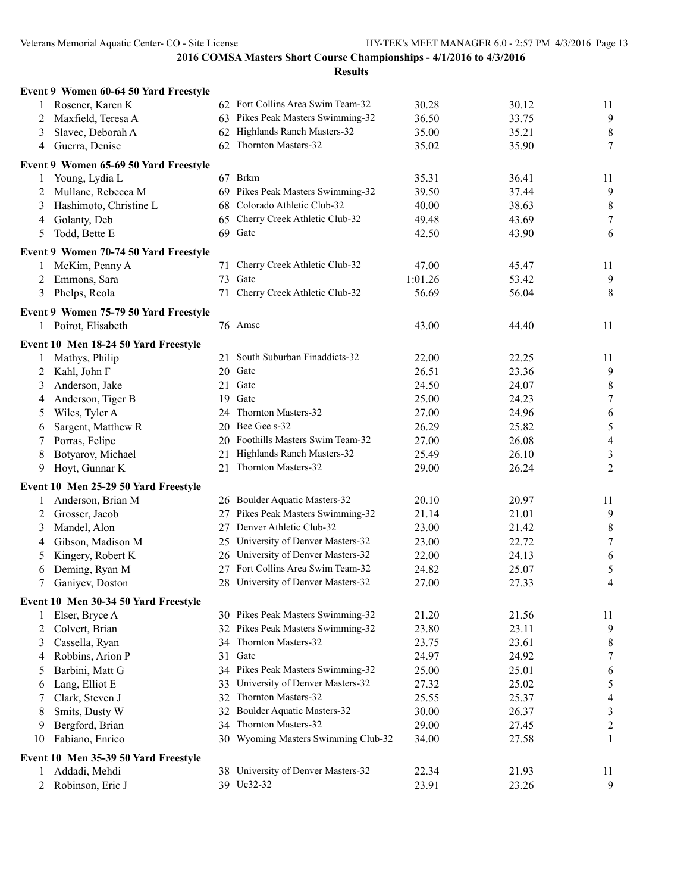## 2016 COMSA Masters Short Course Championships - 4/1/2016 to 4/3/2016

### Results

**Event 9 Women 60-64 50 Yard Freestyle**

| | Name | Age | Team | Seed Time | Finals Time | Points |
|---|---|---|---|---|---|---|
| 1 | Rosener, Karen K | 62 | Fort Collins Area Swim Team-32 | 30.28 | 30.12 | 11 |
| 2 | Maxfield, Teresa A | 63 | Pikes Peak Masters Swimming-32 | 36.50 | 33.75 | 9 |
| 3 | Slavec, Deborah A | 62 | Highlands Ranch Masters-32 | 35.00 | 35.21 | 8 |
| 4 | Guerra, Denise | 62 | Thornton Masters-32 | 35.02 | 35.90 | 7 |

**Event 9 Women 65-69 50 Yard Freestyle**

| | Name | Age | Team | Seed Time | Finals Time | Points |
|---|---|---|---|---|---|---|
| 1 | Young, Lydia L | 67 | Brkm | 35.31 | 36.41 | 11 |
| 2 | Mullane, Rebecca M | 69 | Pikes Peak Masters Swimming-32 | 39.50 | 37.44 | 9 |
| 3 | Hashimoto, Christine L | 68 | Colorado Athletic Club-32 | 40.00 | 38.63 | 8 |
| 4 | Golanty, Deb | 65 | Cherry Creek Athletic Club-32 | 49.48 | 43.69 | 7 |
| 5 | Todd, Bette E | 69 | Gatc | 42.50 | 43.90 | 6 |

**Event 9 Women 70-74 50 Yard Freestyle**

| | Name | Age | Team | Seed Time | Finals Time | Points |
|---|---|---|---|---|---|---|
| 1 | McKim, Penny A | 71 | Cherry Creek Athletic Club-32 | 47.00 | 45.47 | 11 |
| 2 | Emmons, Sara | 73 | Gatc | 1:01.26 | 53.42 | 9 |
| 3 | Phelps, Reola | 71 | Cherry Creek Athletic Club-32 | 56.69 | 56.04 | 8 |

**Event 9 Women 75-79 50 Yard Freestyle**

| | Name | Age | Team | Seed Time | Finals Time | Points |
|---|---|---|---|---|---|---|
| 1 | Poirot, Elisabeth | 76 | Amsc | 43.00 | 44.40 | 11 |

**Event 10 Men 18-24 50 Yard Freestyle**

| | Name | Age | Team | Seed Time | Finals Time | Points |
|---|---|---|---|---|---|---|
| 1 | Mathys, Philip | 21 | South Suburban Finaddicts-32 | 22.00 | 22.25 | 11 |
| 2 | Kahl, John F | 20 | Gatc | 26.51 | 23.36 | 9 |
| 3 | Anderson, Jake | 21 | Gatc | 24.50 | 24.07 | 8 |
| 4 | Anderson, Tiger B | 19 | Gatc | 25.00 | 24.23 | 7 |
| 5 | Wiles, Tyler A | 24 | Thornton Masters-32 | 27.00 | 24.96 | 6 |
| 6 | Sargent, Matthew R | 20 | Bee Gee s-32 | 26.29 | 25.82 | 5 |
| 7 | Porras, Felipe | 20 | Foothills Masters Swim Team-32 | 27.00 | 26.08 | 4 |
| 8 | Botyarov, Michael | 21 | Highlands Ranch Masters-32 | 25.49 | 26.10 | 3 |
| 9 | Hoyt, Gunnar K | 21 | Thornton Masters-32 | 29.00 | 26.24 | 2 |

**Event 10 Men 25-29 50 Yard Freestyle**

| | Name | Age | Team | Seed Time | Finals Time | Points |
|---|---|---|---|---|---|---|
| 1 | Anderson, Brian M | 26 | Boulder Aquatic Masters-32 | 20.10 | 20.97 | 11 |
| 2 | Grosser, Jacob | 27 | Pikes Peak Masters Swimming-32 | 21.14 | 21.01 | 9 |
| 3 | Mandel, Alon | 27 | Denver Athletic Club-32 | 23.00 | 21.42 | 8 |
| 4 | Gibson, Madison M | 25 | University of Denver Masters-32 | 23.00 | 22.72 | 7 |
| 5 | Kingery, Robert K | 26 | University of Denver Masters-32 | 22.00 | 24.13 | 6 |
| 6 | Deming, Ryan M | 27 | Fort Collins Area Swim Team-32 | 24.82 | 25.07 | 5 |
| 7 | Ganiyev, Doston | 28 | University of Denver Masters-32 | 27.00 | 27.33 | 4 |

**Event 10 Men 30-34 50 Yard Freestyle**

| | Name | Age | Team | Seed Time | Finals Time | Points |
|---|---|---|---|---|---|---|
| 1 | Elser, Bryce A | 30 | Pikes Peak Masters Swimming-32 | 21.20 | 21.56 | 11 |
| 2 | Colvert, Brian | 32 | Pikes Peak Masters Swimming-32 | 23.80 | 23.11 | 9 |
| 3 | Cassella, Ryan | 34 | Thornton Masters-32 | 23.75 | 23.61 | 8 |
| 4 | Robbins, Arion P | 31 | Gatc | 24.97 | 24.92 | 7 |
| 5 | Barbini, Matt G | 34 | Pikes Peak Masters Swimming-32 | 25.00 | 25.01 | 6 |
| 6 | Lang, Elliot E | 33 | University of Denver Masters-32 | 27.32 | 25.02 | 5 |
| 7 | Clark, Steven J | 32 | Thornton Masters-32 | 25.55 | 25.37 | 4 |
| 8 | Smits, Dusty W | 32 | Boulder Aquatic Masters-32 | 30.00 | 26.37 | 3 |
| 9 | Bergford, Brian | 34 | Thornton Masters-32 | 29.00 | 27.45 | 2 |
| 10 | Fabiano, Enrico | 30 | Wyoming Masters Swimming Club-32 | 34.00 | 27.58 | 1 |

**Event 10 Men 35-39 50 Yard Freestyle**

| | Name | Age | Team | Seed Time | Finals Time | Points |
|---|---|---|---|---|---|---|
| 1 | Addadi, Mehdi | 38 | University of Denver Masters-32 | 22.34 | 21.93 | 11 |
| 2 | Robinson, Eric J | 39 | Uc32-32 | 23.91 | 23.26 | 9 |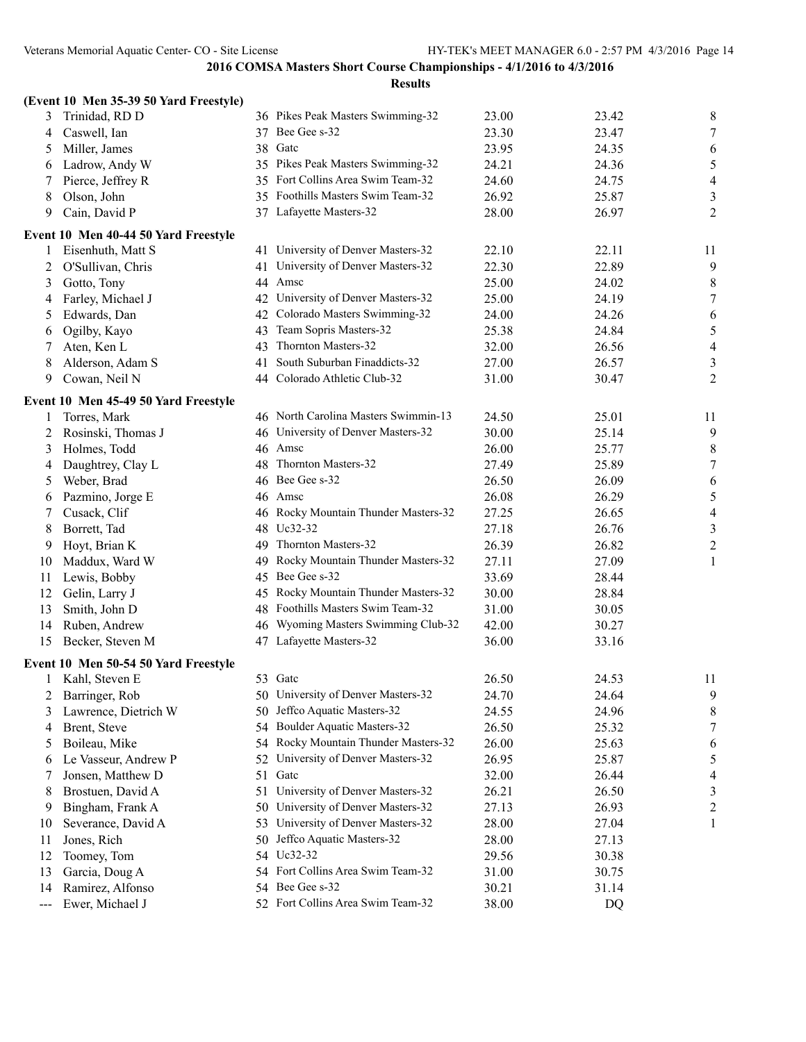## 2016 COMSA Masters Short Course Championships - 4/1/2016 to 4/3/2016

### Results

**(Event 10 Men 35-39 50 Yard Freestyle)**

| | Name | Age | Team | Seed Time | Finals Time | Points |
|---|---|---|---|---|---|---|
| 3 | Trinidad, RD D | 36 | Pikes Peak Masters Swimming-32 | 23.00 | 23.42 | 8 |
| 4 | Caswell, Ian | 37 | Bee Gee s-32 | 23.30 | 23.47 | 7 |
| 5 | Miller, James | 38 | Gatc | 23.95 | 24.35 | 6 |
| 6 | Ladrow, Andy W | 35 | Pikes Peak Masters Swimming-32 | 24.21 | 24.36 | 5 |
| 7 | Pierce, Jeffrey R | 35 | Fort Collins Area Swim Team-32 | 24.60 | 24.75 | 4 |
| 8 | Olson, John | 35 | Foothills Masters Swim Team-32 | 26.92 | 25.87 | 3 |
| 9 | Cain, David P | 37 | Lafayette Masters-32 | 28.00 | 26.97 | 2 |

**Event 10 Men 40-44 50 Yard Freestyle**

| | Name | Age | Team | Seed Time | Finals Time | Points |
|---|---|---|---|---|---|---|
| 1 | Eisenhuth, Matt S | 41 | University of Denver Masters-32 | 22.10 | 22.11 | 11 |
| 2 | O'Sullivan, Chris | 41 | University of Denver Masters-32 | 22.30 | 22.89 | 9 |
| 3 | Gotto, Tony | 44 | Amsc | 25.00 | 24.02 | 8 |
| 4 | Farley, Michael J | 42 | University of Denver Masters-32 | 25.00 | 24.19 | 7 |
| 5 | Edwards, Dan | 42 | Colorado Masters Swimming-32 | 24.00 | 24.26 | 6 |
| 6 | Ogilby, Kayo | 43 | Team Sopris Masters-32 | 25.38 | 24.84 | 5 |
| 7 | Aten, Ken L | 43 | Thornton Masters-32 | 32.00 | 26.56 | 4 |
| 8 | Alderson, Adam S | 41 | South Suburban Finaddicts-32 | 27.00 | 26.57 | 3 |
| 9 | Cowan, Neil N | 44 | Colorado Athletic Club-32 | 31.00 | 30.47 | 2 |

**Event 10 Men 45-49 50 Yard Freestyle**

| | Name | Age | Team | Seed Time | Finals Time | Points |
|---|---|---|---|---|---|---|
| 1 | Torres, Mark | 46 | North Carolina Masters Swimmin-13 | 24.50 | 25.01 | 11 |
| 2 | Rosinski, Thomas J | 46 | University of Denver Masters-32 | 30.00 | 25.14 | 9 |
| 3 | Holmes, Todd | 46 | Amsc | 26.00 | 25.77 | 8 |
| 4 | Daughtrey, Clay L | 48 | Thornton Masters-32 | 27.49 | 25.89 | 7 |
| 5 | Weber, Brad | 46 | Bee Gee s-32 | 26.50 | 26.09 | 6 |
| 6 | Pazmino, Jorge E | 46 | Amsc | 26.08 | 26.29 | 5 |
| 7 | Cusack, Clif | 46 | Rocky Mountain Thunder Masters-32 | 27.25 | 26.65 | 4 |
| 8 | Borrett, Tad | 48 | Uc32-32 | 27.18 | 26.76 | 3 |
| 9 | Hoyt, Brian K | 49 | Thornton Masters-32 | 26.39 | 26.82 | 2 |
| 10 | Maddux, Ward W | 49 | Rocky Mountain Thunder Masters-32 | 27.11 | 27.09 | 1 |
| 11 | Lewis, Bobby | 45 | Bee Gee s-32 | 33.69 | 28.44 | |
| 12 | Gelin, Larry J | 45 | Rocky Mountain Thunder Masters-32 | 30.00 | 28.84 | |
| 13 | Smith, John D | 48 | Foothills Masters Swim Team-32 | 31.00 | 30.05 | |
| 14 | Ruben, Andrew | 46 | Wyoming Masters Swimming Club-32 | 42.00 | 30.27 | |
| 15 | Becker, Steven M | 47 | Lafayette Masters-32 | 36.00 | 33.16 | |

**Event 10 Men 50-54 50 Yard Freestyle**

| | Name | Age | Team | Seed Time | Finals Time | Points |
|---|---|---|---|---|---|---|
| 1 | Kahl, Steven E | 53 | Gatc | 26.50 | 24.53 | 11 |
| 2 | Barringer, Rob | 50 | University of Denver Masters-32 | 24.70 | 24.64 | 9 |
| 3 | Lawrence, Dietrich W | 50 | Jeffco Aquatic Masters-32 | 24.55 | 24.96 | 8 |
| 4 | Brent, Steve | 54 | Boulder Aquatic Masters-32 | 26.50 | 25.32 | 7 |
| 5 | Boileau, Mike | 54 | Rocky Mountain Thunder Masters-32 | 26.00 | 25.63 | 6 |
| 6 | Le Vasseur, Andrew P | 52 | University of Denver Masters-32 | 26.95 | 25.87 | 5 |
| 7 | Jonsen, Matthew D | 51 | Gatc | 32.00 | 26.44 | 4 |
| 8 | Brostuen, David A | 51 | University of Denver Masters-32 | 26.21 | 26.50 | 3 |
| 9 | Bingham, Frank A | 50 | University of Denver Masters-32 | 27.13 | 26.93 | 2 |
| 10 | Severance, David A | 53 | University of Denver Masters-32 | 28.00 | 27.04 | 1 |
| 11 | Jones, Rich | 50 | Jeffco Aquatic Masters-32 | 28.00 | 27.13 | |
| 12 | Toomey, Tom | 54 | Uc32-32 | 29.56 | 30.38 | |
| 13 | Garcia, Doug A | 54 | Fort Collins Area Swim Team-32 | 31.00 | 30.75 | |
| 14 | Ramirez, Alfonso | 54 | Bee Gee s-32 | 30.21 | 31.14 | |
| --- | Ewer, Michael J | 52 | Fort Collins Area Swim Team-32 | 38.00 | DQ | |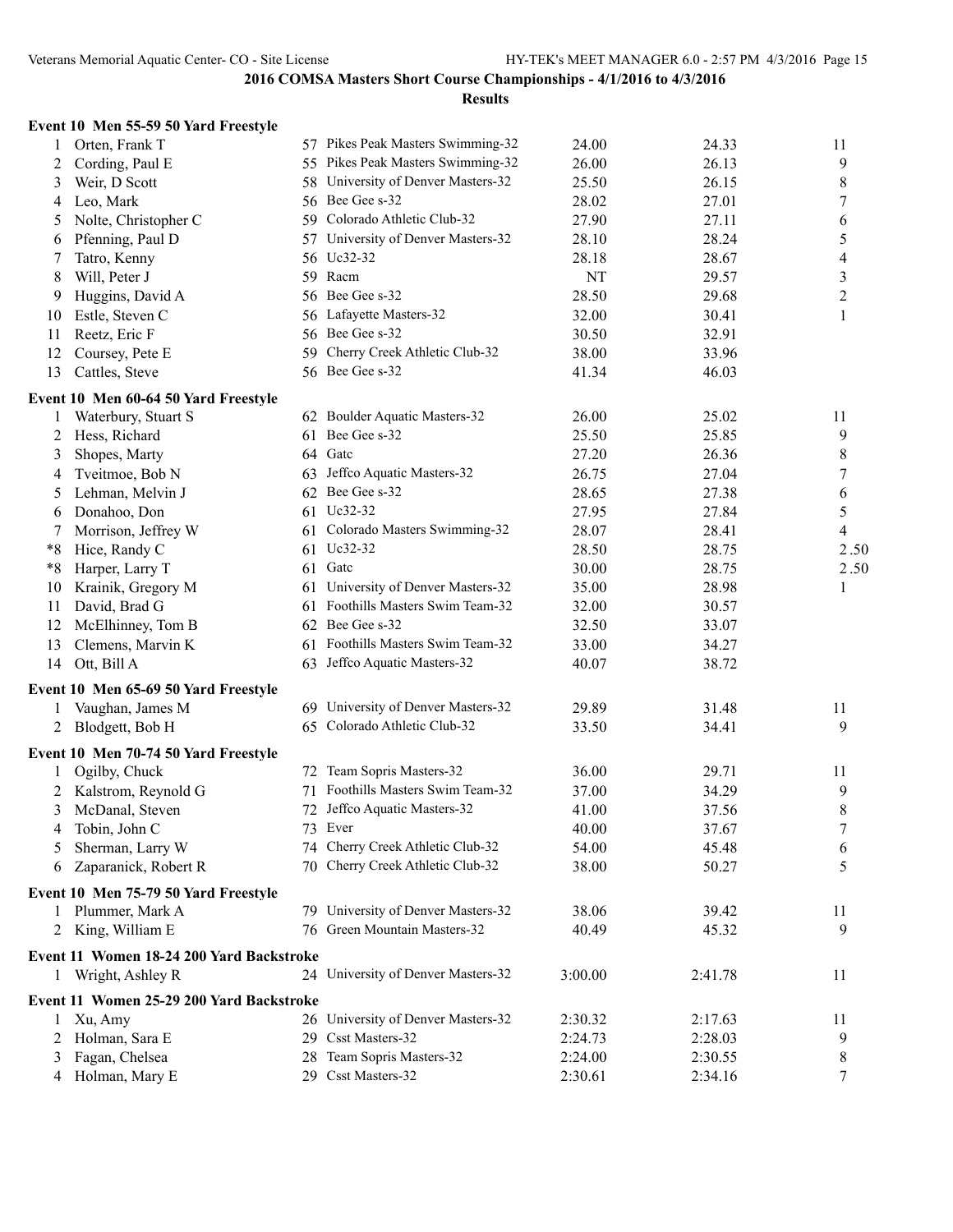**2016 COMSA Masters Short Course Championships - 4/1/2016 to 4/3/2016**

**Results**

### Event 10 Men 55-59 50 Yard Freestyle

| | Name | Age | Team | Seed | Finals | Points |
|---|---|---|---|---|---|---|
| 1 | Orten, Frank T | 57 | Pikes Peak Masters Swimming-32 | 24.00 | 24.33 | 11 |
| 2 | Cording, Paul E | 55 | Pikes Peak Masters Swimming-32 | 26.00 | 26.13 | 9 |
| 3 | Weir, D Scott | 58 | University of Denver Masters-32 | 25.50 | 26.15 | 8 |
| 4 | Leo, Mark | 56 | Bee Gee s-32 | 28.02 | 27.01 | 7 |
| 5 | Nolte, Christopher C | 59 | Colorado Athletic Club-32 | 27.90 | 27.11 | 6 |
| 6 | Pfenning, Paul D | 57 | University of Denver Masters-32 | 28.10 | 28.24 | 5 |
| 7 | Tatro, Kenny | 56 | Uc32-32 | 28.18 | 28.67 | 4 |
| 8 | Will, Peter J | 59 | Racm | NT | 29.57 | 3 |
| 9 | Huggins, David A | 56 | Bee Gee s-32 | 28.50 | 29.68 | 2 |
| 10 | Estle, Steven C | 56 | Lafayette Masters-32 | 32.00 | 30.41 | 1 |
| 11 | Reetz, Eric F | 56 | Bee Gee s-32 | 30.50 | 32.91 | |
| 12 | Coursey, Pete E | 59 | Cherry Creek Athletic Club-32 | 38.00 | 33.96 | |
| 13 | Cattles, Steve | 56 | Bee Gee s-32 | 41.34 | 46.03 | |

### Event 10 Men 60-64 50 Yard Freestyle

| | Name | Age | Team | Seed | Finals | Points |
|---|---|---|---|---|---|---|
| 1 | Waterbury, Stuart S | 62 | Boulder Aquatic Masters-32 | 26.00 | 25.02 | 11 |
| 2 | Hess, Richard | 61 | Bee Gee s-32 | 25.50 | 25.85 | 9 |
| 3 | Shopes, Marty | 64 | Gatc | 27.20 | 26.36 | 8 |
| 4 | Tveitmoe, Bob N | 63 | Jeffco Aquatic Masters-32 | 26.75 | 27.04 | 7 |
| 5 | Lehman, Melvin J | 62 | Bee Gee s-32 | 28.65 | 27.38 | 6 |
| 6 | Donahoo, Don | 61 | Uc32-32 | 27.95 | 27.84 | 5 |
| 7 | Morrison, Jeffrey W | 61 | Colorado Masters Swimming-32 | 28.07 | 28.41 | 4 |
| *8 | Hice, Randy C | 61 | Uc32-32 | 28.50 | 28.75 | 2.50 |
| *8 | Harper, Larry T | 61 | Gatc | 30.00 | 28.75 | 2.50 |
| 10 | Krainik, Gregory M | 61 | University of Denver Masters-32 | 35.00 | 28.98 | 1 |
| 11 | David, Brad G | 61 | Foothills Masters Swim Team-32 | 32.00 | 30.57 | |
| 12 | McElhinney, Tom B | 62 | Bee Gee s-32 | 32.50 | 33.07 | |
| 13 | Clemens, Marvin K | 61 | Foothills Masters Swim Team-32 | 33.00 | 34.27 | |
| 14 | Ott, Bill A | 63 | Jeffco Aquatic Masters-32 | 40.07 | 38.72 | |

### Event 10 Men 65-69 50 Yard Freestyle

| | Name | Age | Team | Seed | Finals | Points |
|---|---|---|---|---|---|---|
| 1 | Vaughan, James M | 69 | University of Denver Masters-32 | 29.89 | 31.48 | 11 |
| 2 | Blodgett, Bob H | 65 | Colorado Athletic Club-32 | 33.50 | 34.41 | 9 |

### Event 10 Men 70-74 50 Yard Freestyle

| | Name | Age | Team | Seed | Finals | Points |
|---|---|---|---|---|---|---|
| 1 | Ogilby, Chuck | 72 | Team Sopris Masters-32 | 36.00 | 29.71 | 11 |
| 2 | Kalstrom, Reynold G | 71 | Foothills Masters Swim Team-32 | 37.00 | 34.29 | 9 |
| 3 | McDanal, Steven | 72 | Jeffco Aquatic Masters-32 | 41.00 | 37.56 | 8 |
| 4 | Tobin, John C | 73 | Ever | 40.00 | 37.67 | 7 |
| 5 | Sherman, Larry W | 74 | Cherry Creek Athletic Club-32 | 54.00 | 45.48 | 6 |
| 6 | Zaparanick, Robert R | 70 | Cherry Creek Athletic Club-32 | 38.00 | 50.27 | 5 |

### Event 10 Men 75-79 50 Yard Freestyle

| | Name | Age | Team | Seed | Finals | Points |
|---|---|---|---|---|---|---|
| 1 | Plummer, Mark A | 79 | University of Denver Masters-32 | 38.06 | 39.42 | 11 |
| 2 | King, William E | 76 | Green Mountain Masters-32 | 40.49 | 45.32 | 9 |

### Event 11 Women 18-24 200 Yard Backstroke

| | Name | Age | Team | Seed | Finals | Points |
|---|---|---|---|---|---|---|
| 1 | Wright, Ashley R | 24 | University of Denver Masters-32 | 3:00.00 | 2:41.78 | 11 |

### Event 11 Women 25-29 200 Yard Backstroke

| | Name | Age | Team | Seed | Finals | Points |
|---|---|---|---|---|---|---|
| 1 | Xu, Amy | 26 | University of Denver Masters-32 | 2:30.32 | 2:17.63 | 11 |
| 2 | Holman, Sara E | 29 | Csst Masters-32 | 2:24.73 | 2:28.03 | 9 |
| 3 | Fagan, Chelsea | 28 | Team Sopris Masters-32 | 2:24.00 | 2:30.55 | 8 |
| 4 | Holman, Mary E | 29 | Csst Masters-32 | 2:30.61 | 2:34.16 | 7 |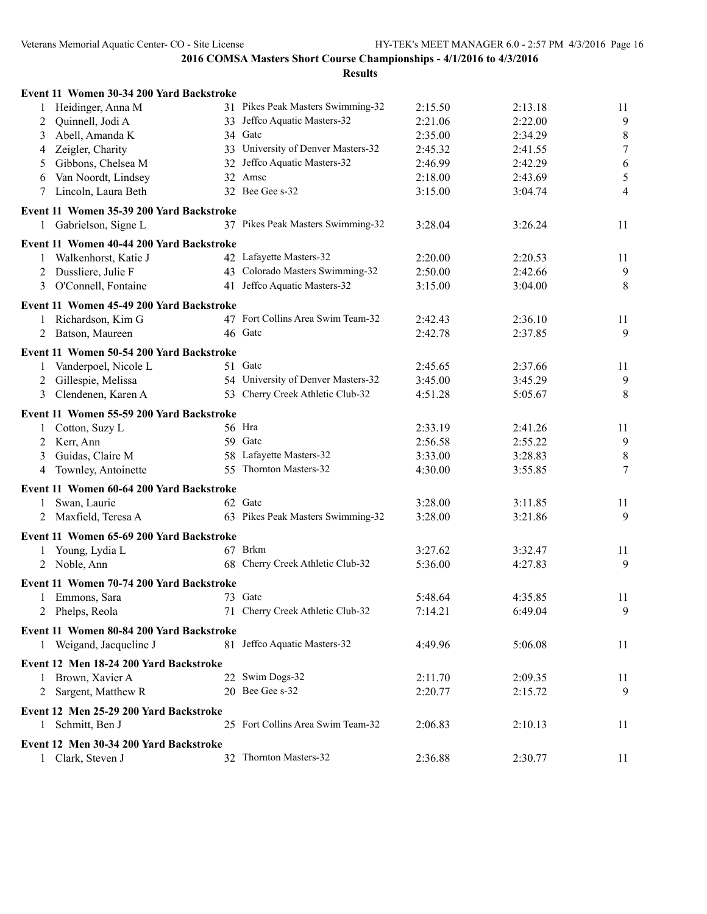## 2016 COMSA Masters Short Course Championships - 4/1/2016 to 4/3/2016

### Results

**Event 11 Women 30-34 200 Yard Backstroke**

| | Name | Age | Team | Seed Time | Finals Time | Points |
|---|---|---|---|---|---|---|
| 1 | Heidinger, Anna M | 31 | Pikes Peak Masters Swimming-32 | 2:15.50 | 2:13.18 | 11 |
| 2 | Quinnell, Jodi A | 33 | Jeffco Aquatic Masters-32 | 2:21.06 | 2:22.00 | 9 |
| 3 | Abell, Amanda K | 34 | Gatc | 2:35.00 | 2:34.29 | 8 |
| 4 | Zeigler, Charity | 33 | University of Denver Masters-32 | 2:45.32 | 2:41.55 | 7 |
| 5 | Gibbons, Chelsea M | 32 | Jeffco Aquatic Masters-32 | 2:46.99 | 2:42.29 | 6 |
| 6 | Van Noordt, Lindsey | 32 | Amsc | 2:18.00 | 2:43.69 | 5 |
| 7 | Lincoln, Laura Beth | 32 | Bee Gee s-32 | 3:15.00 | 3:04.74 | 4 |

**Event 11 Women 35-39 200 Yard Backstroke**

| | Name | Age | Team | Seed Time | Finals Time | Points |
|---|---|---|---|---|---|---|
| 1 | Gabrielson, Signe L | 37 | Pikes Peak Masters Swimming-32 | 3:28.04 | 3:26.24 | 11 |

**Event 11 Women 40-44 200 Yard Backstroke**

| | Name | Age | Team | Seed Time | Finals Time | Points |
|---|---|---|---|---|---|---|
| 1 | Walkenhorst, Katie J | 42 | Lafayette Masters-32 | 2:20.00 | 2:20.53 | 11 |
| 2 | Dussliere, Julie F | 43 | Colorado Masters Swimming-32 | 2:50.00 | 2:42.66 | 9 |
| 3 | O'Connell, Fontaine | 41 | Jeffco Aquatic Masters-32 | 3:15.00 | 3:04.00 | 8 |

**Event 11 Women 45-49 200 Yard Backstroke**

| | Name | Age | Team | Seed Time | Finals Time | Points |
|---|---|---|---|---|---|---|
| 1 | Richardson, Kim G | 47 | Fort Collins Area Swim Team-32 | 2:42.43 | 2:36.10 | 11 |
| 2 | Batson, Maureen | 46 | Gatc | 2:42.78 | 2:37.85 | 9 |

**Event 11 Women 50-54 200 Yard Backstroke**

| | Name | Age | Team | Seed Time | Finals Time | Points |
|---|---|---|---|---|---|---|
| 1 | Vanderpoel, Nicole L | 51 | Gatc | 2:45.65 | 2:37.66 | 11 |
| 2 | Gillespie, Melissa | 54 | University of Denver Masters-32 | 3:45.00 | 3:45.29 | 9 |
| 3 | Clendenen, Karen A | 53 | Cherry Creek Athletic Club-32 | 4:51.28 | 5:05.67 | 8 |

**Event 11 Women 55-59 200 Yard Backstroke**

| | Name | Age | Team | Seed Time | Finals Time | Points |
|---|---|---|---|---|---|---|
| 1 | Cotton, Suzy L | 56 | Hra | 2:33.19 | 2:41.26 | 11 |
| 2 | Kerr, Ann | 59 | Gatc | 2:56.58 | 2:55.22 | 9 |
| 3 | Guidas, Claire M | 58 | Lafayette Masters-32 | 3:33.00 | 3:28.83 | 8 |
| 4 | Townley, Antoinette | 55 | Thornton Masters-32 | 4:30.00 | 3:55.85 | 7 |

**Event 11 Women 60-64 200 Yard Backstroke**

| | Name | Age | Team | Seed Time | Finals Time | Points |
|---|---|---|---|---|---|---|
| 1 | Swan, Laurie | 62 | Gatc | 3:28.00 | 3:11.85 | 11 |
| 2 | Maxfield, Teresa A | 63 | Pikes Peak Masters Swimming-32 | 3:28.00 | 3:21.86 | 9 |

**Event 11 Women 65-69 200 Yard Backstroke**

| | Name | Age | Team | Seed Time | Finals Time | Points |
|---|---|---|---|---|---|---|
| 1 | Young, Lydia L | 67 | Brkm | 3:27.62 | 3:32.47 | 11 |
| 2 | Noble, Ann | 68 | Cherry Creek Athletic Club-32 | 5:36.00 | 4:27.83 | 9 |

**Event 11 Women 70-74 200 Yard Backstroke**

| | Name | Age | Team | Seed Time | Finals Time | Points |
|---|---|---|---|---|---|---|
| 1 | Emmons, Sara | 73 | Gatc | 5:48.64 | 4:35.85 | 11 |
| 2 | Phelps, Reola | 71 | Cherry Creek Athletic Club-32 | 7:14.21 | 6:49.04 | 9 |

**Event 11 Women 80-84 200 Yard Backstroke**

| | Name | Age | Team | Seed Time | Finals Time | Points |
|---|---|---|---|---|---|---|
| 1 | Weigand, Jacqueline J | 81 | Jeffco Aquatic Masters-32 | 4:49.96 | 5:06.08 | 11 |

**Event 12 Men 18-24 200 Yard Backstroke**

| | Name | Age | Team | Seed Time | Finals Time | Points |
|---|---|---|---|---|---|---|
| 1 | Brown, Xavier A | 22 | Swim Dogs-32 | 2:11.70 | 2:09.35 | 11 |
| 2 | Sargent, Matthew R | 20 | Bee Gee s-32 | 2:20.77 | 2:15.72 | 9 |

**Event 12 Men 25-29 200 Yard Backstroke**

| | Name | Age | Team | Seed Time | Finals Time | Points |
|---|---|---|---|---|---|---|
| 1 | Schmitt, Ben J | 25 | Fort Collins Area Swim Team-32 | 2:06.83 | 2:10.13 | 11 |

**Event 12 Men 30-34 200 Yard Backstroke**

| | Name | Age | Team | Seed Time | Finals Time | Points |
|---|---|---|---|---|---|---|
| 1 | Clark, Steven J | 32 | Thornton Masters-32 | 2:36.88 | 2:30.77 | 11 |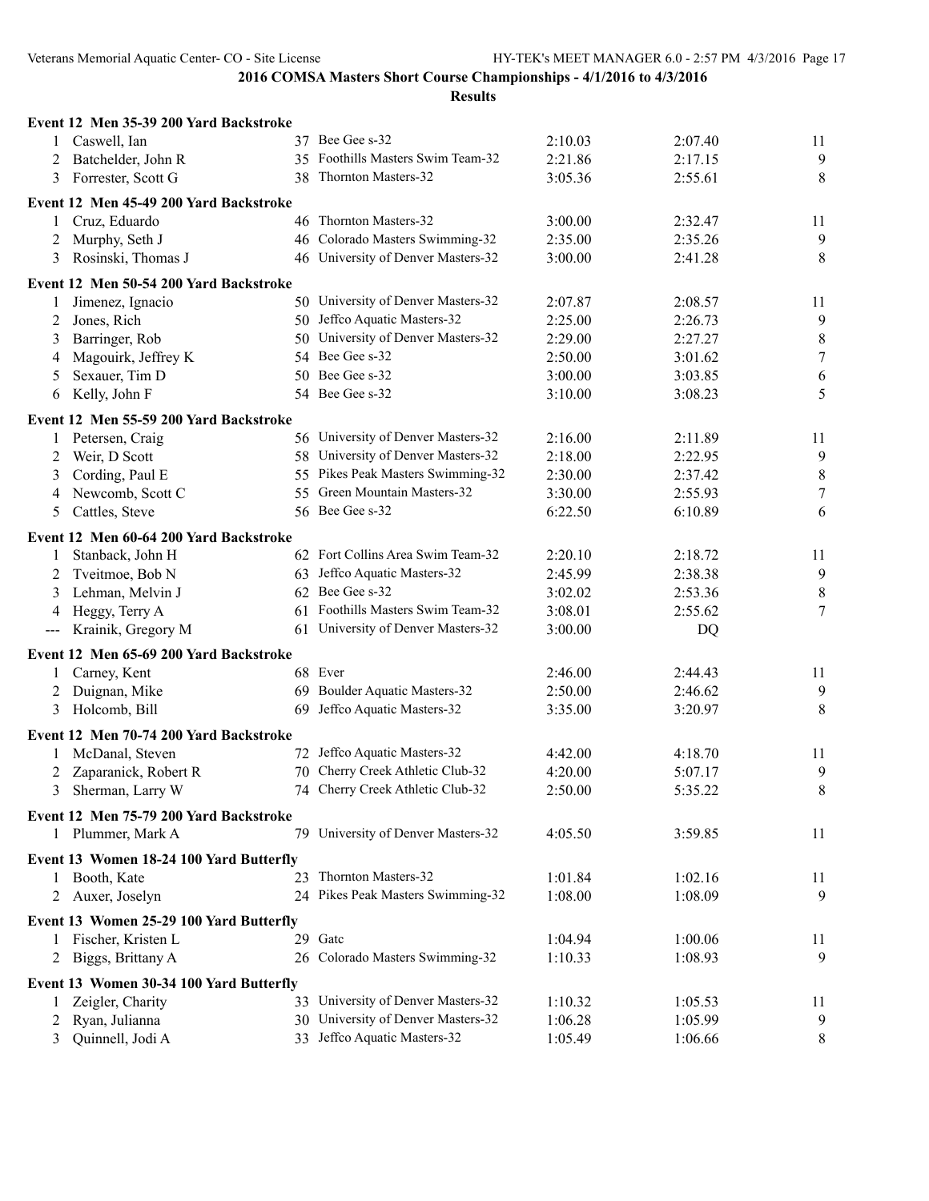# 2016 COMSA Masters Short Course Championships - 4/1/2016 to 4/3/2016

## Results

### Event 12 Men 35-39 200 Yard Backstroke

| | Name | Age | Team | Seed | Finals | Points |
|---|---|---|---|---|---|---|
| 1 | Caswell, Ian | 37 | Bee Gee s-32 | 2:10.03 | 2:07.40 | 11 |
| 2 | Batchelder, John R | 35 | Foothills Masters Swim Team-32 | 2:21.86 | 2:17.15 | 9 |
| 3 | Forrester, Scott G | 38 | Thornton Masters-32 | 3:05.36 | 2:55.61 | 8 |

### Event 12 Men 45-49 200 Yard Backstroke

| | Name | Age | Team | Seed | Finals | Points |
|---|---|---|---|---|---|---|
| 1 | Cruz, Eduardo | 46 | Thornton Masters-32 | 3:00.00 | 2:32.47 | 11 |
| 2 | Murphy, Seth J | 46 | Colorado Masters Swimming-32 | 2:35.00 | 2:35.26 | 9 |
| 3 | Rosinski, Thomas J | 46 | University of Denver Masters-32 | 3:00.00 | 2:41.28 | 8 |

### Event 12 Men 50-54 200 Yard Backstroke

| | Name | Age | Team | Seed | Finals | Points |
|---|---|---|---|---|---|---|
| 1 | Jimenez, Ignacio | 50 | University of Denver Masters-32 | 2:07.87 | 2:08.57 | 11 |
| 2 | Jones, Rich | 50 | Jeffco Aquatic Masters-32 | 2:25.00 | 2:26.73 | 9 |
| 3 | Barringer, Rob | 50 | University of Denver Masters-32 | 2:29.00 | 2:27.27 | 8 |
| 4 | Magouirk, Jeffrey K | 54 | Bee Gee s-32 | 2:50.00 | 3:01.62 | 7 |
| 5 | Sexauer, Tim D | 50 | Bee Gee s-32 | 3:00.00 | 3:03.85 | 6 |
| 6 | Kelly, John F | 54 | Bee Gee s-32 | 3:10.00 | 3:08.23 | 5 |

### Event 12 Men 55-59 200 Yard Backstroke

| | Name | Age | Team | Seed | Finals | Points |
|---|---|---|---|---|---|---|
| 1 | Petersen, Craig | 56 | University of Denver Masters-32 | 2:16.00 | 2:11.89 | 11 |
| 2 | Weir, D Scott | 58 | University of Denver Masters-32 | 2:18.00 | 2:22.95 | 9 |
| 3 | Cording, Paul E | 55 | Pikes Peak Masters Swimming-32 | 2:30.00 | 2:37.42 | 8 |
| 4 | Newcomb, Scott C | 55 | Green Mountain Masters-32 | 3:30.00 | 2:55.93 | 7 |
| 5 | Cattles, Steve | 56 | Bee Gee s-32 | 6:22.50 | 6:10.89 | 6 |

### Event 12 Men 60-64 200 Yard Backstroke

| | Name | Age | Team | Seed | Finals | Points |
|---|---|---|---|---|---|---|
| 1 | Stanback, John H | 62 | Fort Collins Area Swim Team-32 | 2:20.10 | 2:18.72 | 11 |
| 2 | Tveitmoe, Bob N | 63 | Jeffco Aquatic Masters-32 | 2:45.99 | 2:38.38 | 9 |
| 3 | Lehman, Melvin J | 62 | Bee Gee s-32 | 3:02.02 | 2:53.36 | 8 |
| 4 | Heggy, Terry A | 61 | Foothills Masters Swim Team-32 | 3:08.01 | 2:55.62 | 7 |
| --- | Krainik, Gregory M | 61 | University of Denver Masters-32 | 3:00.00 | DQ | |

### Event 12 Men 65-69 200 Yard Backstroke

| | Name | Age | Team | Seed | Finals | Points |
|---|---|---|---|---|---|---|
| 1 | Carney, Kent | 68 | Ever | 2:46.00 | 2:44.43 | 11 |
| 2 | Duignan, Mike | 69 | Boulder Aquatic Masters-32 | 2:50.00 | 2:46.62 | 9 |
| 3 | Holcomb, Bill | 69 | Jeffco Aquatic Masters-32 | 3:35.00 | 3:20.97 | 8 |

### Event 12 Men 70-74 200 Yard Backstroke

| | Name | Age | Team | Seed | Finals | Points |
|---|---|---|---|---|---|---|
| 1 | McDanal, Steven | 72 | Jeffco Aquatic Masters-32 | 4:42.00 | 4:18.70 | 11 |
| 2 | Zaparanick, Robert R | 70 | Cherry Creek Athletic Club-32 | 4:20.00 | 5:07.17 | 9 |
| 3 | Sherman, Larry W | 74 | Cherry Creek Athletic Club-32 | 2:50.00 | 5:35.22 | 8 |

### Event 12 Men 75-79 200 Yard Backstroke

| | Name | Age | Team | Seed | Finals | Points |
|---|---|---|---|---|---|---|
| 1 | Plummer, Mark A | 79 | University of Denver Masters-32 | 4:05.50 | 3:59.85 | 11 |

### Event 13 Women 18-24 100 Yard Butterfly

| | Name | Age | Team | Seed | Finals | Points |
|---|---|---|---|---|---|---|
| 1 | Booth, Kate | 23 | Thornton Masters-32 | 1:01.84 | 1:02.16 | 11 |
| 2 | Auxer, Joselyn | 24 | Pikes Peak Masters Swimming-32 | 1:08.00 | 1:08.09 | 9 |

### Event 13 Women 25-29 100 Yard Butterfly

| | Name | Age | Team | Seed | Finals | Points |
|---|---|---|---|---|---|---|
| 1 | Fischer, Kristen L | 29 | Gatc | 1:04.94 | 1:00.06 | 11 |
| 2 | Biggs, Brittany A | 26 | Colorado Masters Swimming-32 | 1:10.33 | 1:08.93 | 9 |

### Event 13 Women 30-34 100 Yard Butterfly

| | Name | Age | Team | Seed | Finals | Points |
|---|---|---|---|---|---|---|
| 1 | Zeigler, Charity | 33 | University of Denver Masters-32 | 1:10.32 | 1:05.53 | 11 |
| 2 | Ryan, Julianna | 30 | University of Denver Masters-32 | 1:06.28 | 1:05.99 | 9 |
| 3 | Quinnell, Jodi A | 33 | Jeffco Aquatic Masters-32 | 1:05.49 | 1:06.66 | 8 |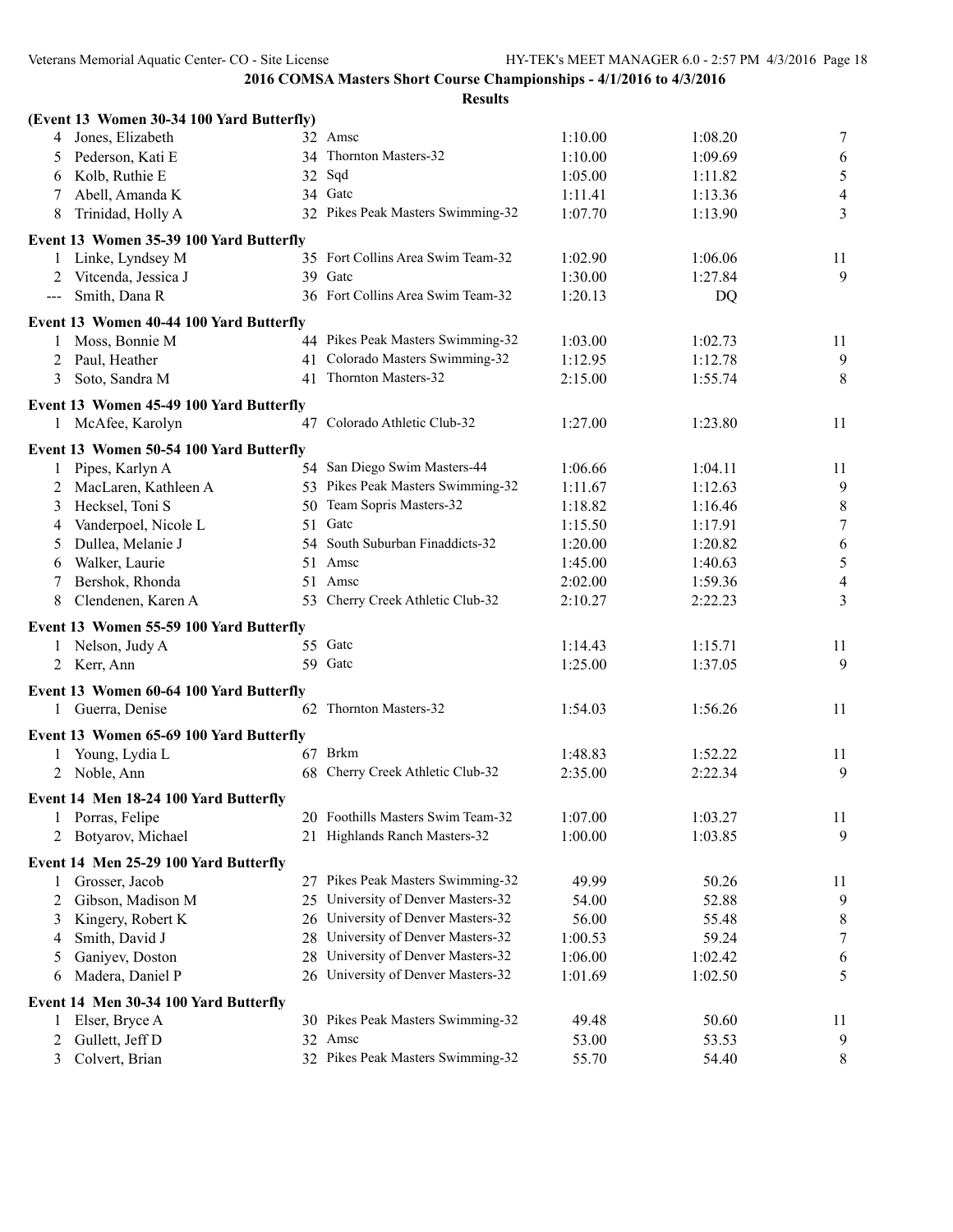## 2016 COMSA Masters Short Course Championships - 4/1/2016 to 4/3/2016

### Results

**(Event 13 Women 30-34 100 Yard Butterfly)**

| Place | Name | Age | Team | Seed Time | Finals Time | Points |
|---|---|---|---|---|---|---|
| 4 | Jones, Elizabeth | 32 | Amsc | 1:10.00 | 1:08.20 | 7 |
| 5 | Pederson, Kati E | 34 | Thornton Masters-32 | 1:10.00 | 1:09.69 | 6 |
| 6 | Kolb, Ruthie E | 32 | Sqd | 1:05.00 | 1:11.82 | 5 |
| 7 | Abell, Amanda K | 34 | Gatc | 1:11.41 | 1:13.36 | 4 |
| 8 | Trinidad, Holly A | 32 | Pikes Peak Masters Swimming-32 | 1:07.70 | 1:13.90 | 3 |

**Event 13 Women 35-39 100 Yard Butterfly**

| Place | Name | Age | Team | Seed Time | Finals Time | Points |
|---|---|---|---|---|---|---|
| 1 | Linke, Lyndsey M | 35 | Fort Collins Area Swim Team-32 | 1:02.90 | 1:06.06 | 11 |
| 2 | Vitcenda, Jessica J | 39 | Gatc | 1:30.00 | 1:27.84 | 9 |
| --- | Smith, Dana R | 36 | Fort Collins Area Swim Team-32 | 1:20.13 | DQ | |

**Event 13 Women 40-44 100 Yard Butterfly**

| Place | Name | Age | Team | Seed Time | Finals Time | Points |
|---|---|---|---|---|---|---|
| 1 | Moss, Bonnie M | 44 | Pikes Peak Masters Swimming-32 | 1:03.00 | 1:02.73 | 11 |
| 2 | Paul, Heather | 41 | Colorado Masters Swimming-32 | 1:12.95 | 1:12.78 | 9 |
| 3 | Soto, Sandra M | 41 | Thornton Masters-32 | 2:15.00 | 1:55.74 | 8 |

**Event 13 Women 45-49 100 Yard Butterfly**

| Place | Name | Age | Team | Seed Time | Finals Time | Points |
|---|---|---|---|---|---|---|
| 1 | McAfee, Karolyn | 47 | Colorado Athletic Club-32 | 1:27.00 | 1:23.80 | 11 |

**Event 13 Women 50-54 100 Yard Butterfly**

| Place | Name | Age | Team | Seed Time | Finals Time | Points |
|---|---|---|---|---|---|---|
| 1 | Pipes, Karlyn A | 54 | San Diego Swim Masters-44 | 1:06.66 | 1:04.11 | 11 |
| 2 | MacLaren, Kathleen A | 53 | Pikes Peak Masters Swimming-32 | 1:11.67 | 1:12.63 | 9 |
| 3 | Hecksel, Toni S | 50 | Team Sopris Masters-32 | 1:18.82 | 1:16.46 | 8 |
| 4 | Vanderpoel, Nicole L | 51 | Gatc | 1:15.50 | 1:17.91 | 7 |
| 5 | Dullea, Melanie J | 54 | South Suburban Finaddicts-32 | 1:20.00 | 1:20.82 | 6 |
| 6 | Walker, Laurie | 51 | Amsc | 1:45.00 | 1:40.63 | 5 |
| 7 | Bershok, Rhonda | 51 | Amsc | 2:02.00 | 1:59.36 | 4 |
| 8 | Clendenen, Karen A | 53 | Cherry Creek Athletic Club-32 | 2:10.27 | 2:22.23 | 3 |

**Event 13 Women 55-59 100 Yard Butterfly**

| Place | Name | Age | Team | Seed Time | Finals Time | Points |
|---|---|---|---|---|---|---|
| 1 | Nelson, Judy A | 55 | Gatc | 1:14.43 | 1:15.71 | 11 |
| 2 | Kerr, Ann | 59 | Gatc | 1:25.00 | 1:37.05 | 9 |

**Event 13 Women 60-64 100 Yard Butterfly**

| Place | Name | Age | Team | Seed Time | Finals Time | Points |
|---|---|---|---|---|---|---|
| 1 | Guerra, Denise | 62 | Thornton Masters-32 | 1:54.03 | 1:56.26 | 11 |

**Event 13 Women 65-69 100 Yard Butterfly**

| Place | Name | Age | Team | Seed Time | Finals Time | Points |
|---|---|---|---|---|---|---|
| 1 | Young, Lydia L | 67 | Brkm | 1:48.83 | 1:52.22 | 11 |
| 2 | Noble, Ann | 68 | Cherry Creek Athletic Club-32 | 2:35.00 | 2:22.34 | 9 |

**Event 14 Men 18-24 100 Yard Butterfly**

| Place | Name | Age | Team | Seed Time | Finals Time | Points |
|---|---|---|---|---|---|---|
| 1 | Porras, Felipe | 20 | Foothills Masters Swim Team-32 | 1:07.00 | 1:03.27 | 11 |
| 2 | Botyarov, Michael | 21 | Highlands Ranch Masters-32 | 1:00.00 | 1:03.85 | 9 |

**Event 14 Men 25-29 100 Yard Butterfly**

| Place | Name | Age | Team | Seed Time | Finals Time | Points |
|---|---|---|---|---|---|---|
| 1 | Grosser, Jacob | 27 | Pikes Peak Masters Swimming-32 | 49.99 | 50.26 | 11 |
| 2 | Gibson, Madison M | 25 | University of Denver Masters-32 | 54.00 | 52.88 | 9 |
| 3 | Kingery, Robert K | 26 | University of Denver Masters-32 | 56.00 | 55.48 | 8 |
| 4 | Smith, David J | 28 | University of Denver Masters-32 | 1:00.53 | 59.24 | 7 |
| 5 | Ganiyev, Doston | 28 | University of Denver Masters-32 | 1:06.00 | 1:02.42 | 6 |
| 6 | Madera, Daniel P | 26 | University of Denver Masters-32 | 1:01.69 | 1:02.50 | 5 |

**Event 14 Men 30-34 100 Yard Butterfly**

| Place | Name | Age | Team | Seed Time | Finals Time | Points |
|---|---|---|---|---|---|---|
| 1 | Elser, Bryce A | 30 | Pikes Peak Masters Swimming-32 | 49.48 | 50.60 | 11 |
| 2 | Gullett, Jeff D | 32 | Amsc | 53.00 | 53.53 | 9 |
| 3 | Colvert, Brian | 32 | Pikes Peak Masters Swimming-32 | 55.70 | 54.40 | 8 |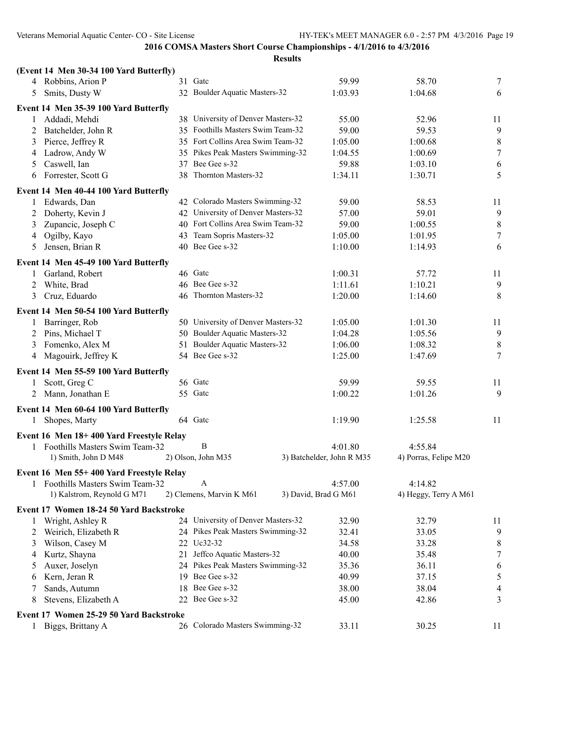**2016 COMSA Masters Short Course Championships - 4/1/2016 to 4/3/2016**

**Results**

**(Event 14 Men 30-34 100 Yard Butterfly)**

| | Name | Age | Team | Seed Time | Finals Time | Points |
|---|---|---|---|---|---|---|
| 4 | Robbins, Arion P | 31 | Gatc | 59.99 | 58.70 | 7 |
| 5 | Smits, Dusty W | 32 | Boulder Aquatic Masters-32 | 1:03.93 | 1:04.68 | 6 |

**Event 14 Men 35-39 100 Yard Butterfly**

| | Name | Age | Team | Seed Time | Finals Time | Points |
|---|---|---|---|---|---|---|
| 1 | Addadi, Mehdi | 38 | University of Denver Masters-32 | 55.00 | 52.96 | 11 |
| 2 | Batchelder, John R | 35 | Foothills Masters Swim Team-32 | 59.00 | 59.53 | 9 |
| 3 | Pierce, Jeffrey R | 35 | Fort Collins Area Swim Team-32 | 1:05.00 | 1:00.68 | 8 |
| 4 | Ladrow, Andy W | 35 | Pikes Peak Masters Swimming-32 | 1:04.55 | 1:00.69 | 7 |
| 5 | Caswell, Ian | 37 | Bee Gee s-32 | 59.88 | 1:03.10 | 6 |
| 6 | Forrester, Scott G | 38 | Thornton Masters-32 | 1:34.11 | 1:30.71 | 5 |

**Event 14 Men 40-44 100 Yard Butterfly**

| | Name | Age | Team | Seed Time | Finals Time | Points |
|---|---|---|---|---|---|---|
| 1 | Edwards, Dan | 42 | Colorado Masters Swimming-32 | 59.00 | 58.53 | 11 |
| 2 | Doherty, Kevin J | 42 | University of Denver Masters-32 | 57.00 | 59.01 | 9 |
| 3 | Zupancic, Joseph C | 40 | Fort Collins Area Swim Team-32 | 59.00 | 1:00.55 | 8 |
| 4 | Ogilby, Kayo | 43 | Team Sopris Masters-32 | 1:05.00 | 1:01.95 | 7 |
| 5 | Jensen, Brian R | 40 | Bee Gee s-32 | 1:10.00 | 1:14.93 | 6 |

**Event 14 Men 45-49 100 Yard Butterfly**

| | Name | Age | Team | Seed Time | Finals Time | Points |
|---|---|---|---|---|---|---|
| 1 | Garland, Robert | 46 | Gatc | 1:00.31 | 57.72 | 11 |
| 2 | White, Brad | 46 | Bee Gee s-32 | 1:11.61 | 1:10.21 | 9 |
| 3 | Cruz, Eduardo | 46 | Thornton Masters-32 | 1:20.00 | 1:14.60 | 8 |

**Event 14 Men 50-54 100 Yard Butterfly**

| | Name | Age | Team | Seed Time | Finals Time | Points |
|---|---|---|---|---|---|---|
| 1 | Barringer, Rob | 50 | University of Denver Masters-32 | 1:05.00 | 1:01.30 | 11 |
| 2 | Pins, Michael T | 50 | Boulder Aquatic Masters-32 | 1:04.28 | 1:05.56 | 9 |
| 3 | Fomenko, Alex M | 51 | Boulder Aquatic Masters-32 | 1:06.00 | 1:08.32 | 8 |
| 4 | Magouirk, Jeffrey K | 54 | Bee Gee s-32 | 1:25.00 | 1:47.69 | 7 |

**Event 14 Men 55-59 100 Yard Butterfly**

| | Name | Age | Team | Seed Time | Finals Time | Points |
|---|---|---|---|---|---|---|
| 1 | Scott, Greg C | 56 | Gatc | 59.99 | 59.55 | 11 |
| 2 | Mann, Jonathan E | 55 | Gatc | 1:00.22 | 1:01.26 | 9 |

**Event 14 Men 60-64 100 Yard Butterfly**

| | Name | Age | Team | Seed Time | Finals Time | Points |
|---|---|---|---|---|---|---|
| 1 | Shopes, Marty | 64 | Gatc | 1:19.90 | 1:25.58 | 11 |

**Event 16 Men 18+ 400 Yard Freestyle Relay**

| | Team | Relay | Seed Time | Finals Time |
|---|---|---|---|---|
| 1 | Foothills Masters Swim Team-32 | B | 4:01.80 | 4:55.84 |

1) Smith, John D M48 | 2) Olson, John M35 | 3) Batchelder, John R M35 | 4) Porras, Felipe M20

**Event 16 Men 55+ 400 Yard Freestyle Relay**

| | Team | Relay | Seed Time | Finals Time |
|---|---|---|---|---|
| 1 | Foothills Masters Swim Team-32 | A | 4:57.00 | 4:14.82 |

1) Kalstrom, Reynold G M71 | 2) Clemens, Marvin K M61 | 3) David, Brad G M61 | 4) Heggy, Terry A M61

**Event 17 Women 18-24 50 Yard Backstroke**

| | Name | Age | Team | Seed Time | Finals Time | Points |
|---|---|---|---|---|---|---|
| 1 | Wright, Ashley R | 24 | University of Denver Masters-32 | 32.90 | 32.79 | 11 |
| 2 | Weirich, Elizabeth R | 24 | Pikes Peak Masters Swimming-32 | 32.41 | 33.05 | 9 |
| 3 | Wilson, Casey M | 22 | Uc32-32 | 34.58 | 33.28 | 8 |
| 4 | Kurtz, Shayna | 21 | Jeffco Aquatic Masters-32 | 40.00 | 35.48 | 7 |
| 5 | Auxer, Joselyn | 24 | Pikes Peak Masters Swimming-32 | 35.36 | 36.11 | 6 |
| 6 | Kern, Jeran R | 19 | Bee Gee s-32 | 40.99 | 37.15 | 5 |
| 7 | Sands, Autumn | 18 | Bee Gee s-32 | 38.00 | 38.04 | 4 |
| 8 | Stevens, Elizabeth A | 22 | Bee Gee s-32 | 45.00 | 42.86 | 3 |

**Event 17 Women 25-29 50 Yard Backstroke**

| | Name | Age | Team | Seed Time | Finals Time | Points |
|---|---|---|---|---|---|---|
| 1 | Biggs, Brittany A | 26 | Colorado Masters Swimming-32 | 33.11 | 30.25 | 11 |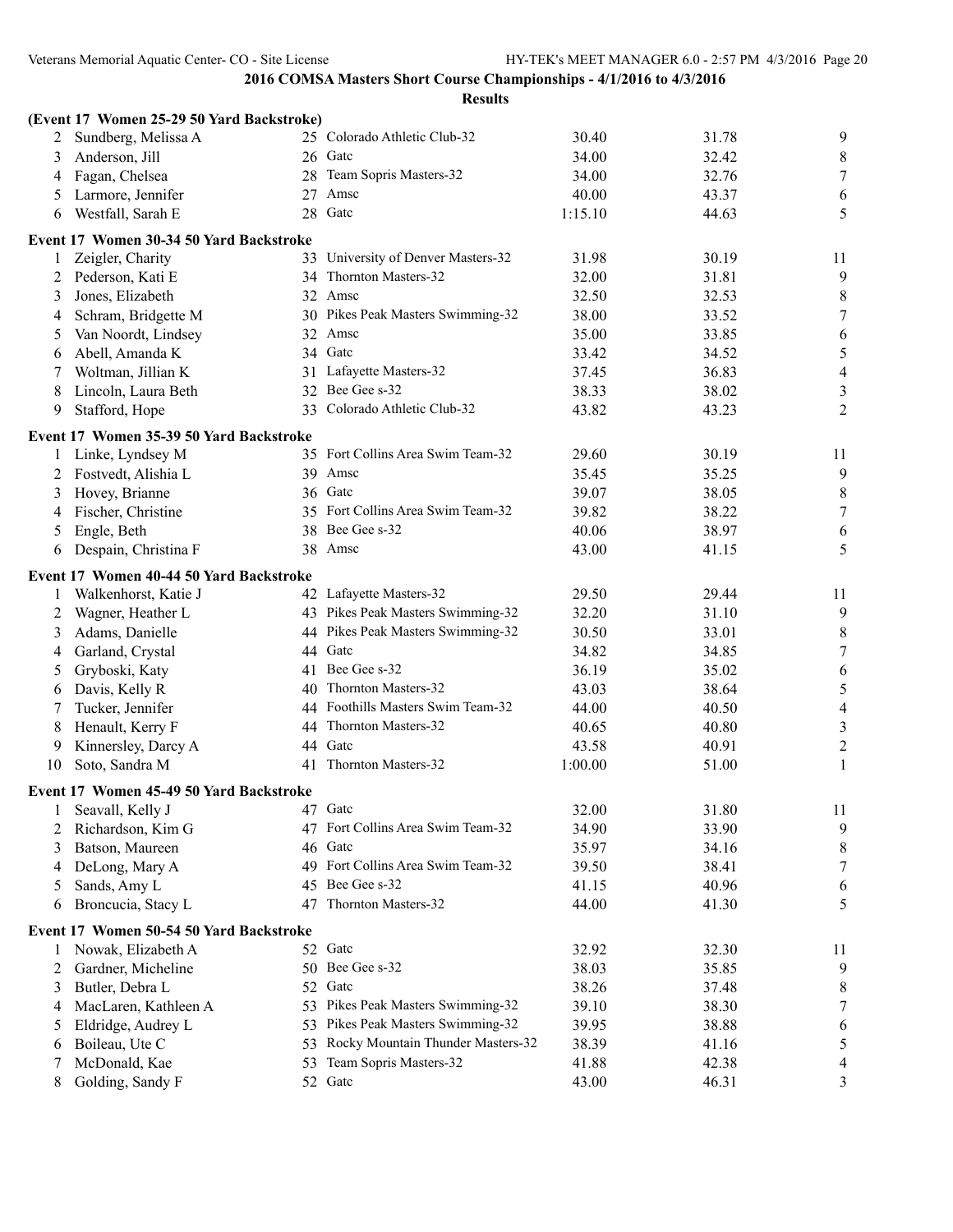## 2016 COMSA Masters Short Course Championships - 4/1/2016 to 4/3/2016

### Results

**(Event 17 Women 25-29 50 Yard Backstroke)**

| | Name | Age | Team | Seed Time | Finals Time | Points |
|---|---|---|---|---|---|---|
| 2 | Sundberg, Melissa A | 25 | Colorado Athletic Club-32 | 30.40 | 31.78 | 9 |
| 3 | Anderson, Jill | 26 | Gatc | 34.00 | 32.42 | 8 |
| 4 | Fagan, Chelsea | 28 | Team Sopris Masters-32 | 34.00 | 32.76 | 7 |
| 5 | Larmore, Jennifer | 27 | Amsc | 40.00 | 43.37 | 6 |
| 6 | Westfall, Sarah E | 28 | Gatc | 1:15.10 | 44.63 | 5 |

**Event 17 Women 30-34 50 Yard Backstroke**

| | Name | Age | Team | Seed Time | Finals Time | Points |
|---|---|---|---|---|---|---|
| 1 | Zeigler, Charity | 33 | University of Denver Masters-32 | 31.98 | 30.19 | 11 |
| 2 | Pederson, Kati E | 34 | Thornton Masters-32 | 32.00 | 31.81 | 9 |
| 3 | Jones, Elizabeth | 32 | Amsc | 32.50 | 32.53 | 8 |
| 4 | Schram, Bridgette M | 30 | Pikes Peak Masters Swimming-32 | 38.00 | 33.52 | 7 |
| 5 | Van Noordt, Lindsey | 32 | Amsc | 35.00 | 33.85 | 6 |
| 6 | Abell, Amanda K | 34 | Gatc | 33.42 | 34.52 | 5 |
| 7 | Woltman, Jillian K | 31 | Lafayette Masters-32 | 37.45 | 36.83 | 4 |
| 8 | Lincoln, Laura Beth | 32 | Bee Gee s-32 | 38.33 | 38.02 | 3 |
| 9 | Stafford, Hope | 33 | Colorado Athletic Club-32 | 43.82 | 43.23 | 2 |

**Event 17 Women 35-39 50 Yard Backstroke**

| | Name | Age | Team | Seed Time | Finals Time | Points |
|---|---|---|---|---|---|---|
| 1 | Linke, Lyndsey M | 35 | Fort Collins Area Swim Team-32 | 29.60 | 30.19 | 11 |
| 2 | Fostvedt, Alishia L | 39 | Amsc | 35.45 | 35.25 | 9 |
| 3 | Hovey, Brianne | 36 | Gatc | 39.07 | 38.05 | 8 |
| 4 | Fischer, Christine | 35 | Fort Collins Area Swim Team-32 | 39.82 | 38.22 | 7 |
| 5 | Engle, Beth | 38 | Bee Gee s-32 | 40.06 | 38.97 | 6 |
| 6 | Despain, Christina F | 38 | Amsc | 43.00 | 41.15 | 5 |

**Event 17 Women 40-44 50 Yard Backstroke**

| | Name | Age | Team | Seed Time | Finals Time | Points |
|---|---|---|---|---|---|---|
| 1 | Walkenhorst, Katie J | 42 | Lafayette Masters-32 | 29.50 | 29.44 | 11 |
| 2 | Wagner, Heather L | 43 | Pikes Peak Masters Swimming-32 | 32.20 | 31.10 | 9 |
| 3 | Adams, Danielle | 44 | Pikes Peak Masters Swimming-32 | 30.50 | 33.01 | 8 |
| 4 | Garland, Crystal | 44 | Gatc | 34.82 | 34.85 | 7 |
| 5 | Gryboski, Katy | 41 | Bee Gee s-32 | 36.19 | 35.02 | 6 |
| 6 | Davis, Kelly R | 40 | Thornton Masters-32 | 43.03 | 38.64 | 5 |
| 7 | Tucker, Jennifer | 44 | Foothills Masters Swim Team-32 | 44.00 | 40.50 | 4 |
| 8 | Henault, Kerry F | 44 | Thornton Masters-32 | 40.65 | 40.80 | 3 |
| 9 | Kinnersley, Darcy A | 44 | Gatc | 43.58 | 40.91 | 2 |
| 10 | Soto, Sandra M | 41 | Thornton Masters-32 | 1:00.00 | 51.00 | 1 |

**Event 17 Women 45-49 50 Yard Backstroke**

| | Name | Age | Team | Seed Time | Finals Time | Points |
|---|---|---|---|---|---|---|
| 1 | Seavall, Kelly J | 47 | Gatc | 32.00 | 31.80 | 11 |
| 2 | Richardson, Kim G | 47 | Fort Collins Area Swim Team-32 | 34.90 | 33.90 | 9 |
| 3 | Batson, Maureen | 46 | Gatc | 35.97 | 34.16 | 8 |
| 4 | DeLong, Mary A | 49 | Fort Collins Area Swim Team-32 | 39.50 | 38.41 | 7 |
| 5 | Sands, Amy L | 45 | Bee Gee s-32 | 41.15 | 40.96 | 6 |
| 6 | Broncucia, Stacy L | 47 | Thornton Masters-32 | 44.00 | 41.30 | 5 |

**Event 17 Women 50-54 50 Yard Backstroke**

| | Name | Age | Team | Seed Time | Finals Time | Points |
|---|---|---|---|---|---|---|
| 1 | Nowak, Elizabeth A | 52 | Gatc | 32.92 | 32.30 | 11 |
| 2 | Gardner, Micheline | 50 | Bee Gee s-32 | 38.03 | 35.85 | 9 |
| 3 | Butler, Debra L | 52 | Gatc | 38.26 | 37.48 | 8 |
| 4 | MacLaren, Kathleen A | 53 | Pikes Peak Masters Swimming-32 | 39.10 | 38.30 | 7 |
| 5 | Eldridge, Audrey L | 53 | Pikes Peak Masters Swimming-32 | 39.95 | 38.88 | 6 |
| 6 | Boileau, Ute C | 53 | Rocky Mountain Thunder Masters-32 | 38.39 | 41.16 | 5 |
| 7 | McDonald, Kae | 53 | Team Sopris Masters-32 | 41.88 | 42.38 | 4 |
| 8 | Golding, Sandy F | 52 | Gatc | 43.00 | 46.31 | 3 |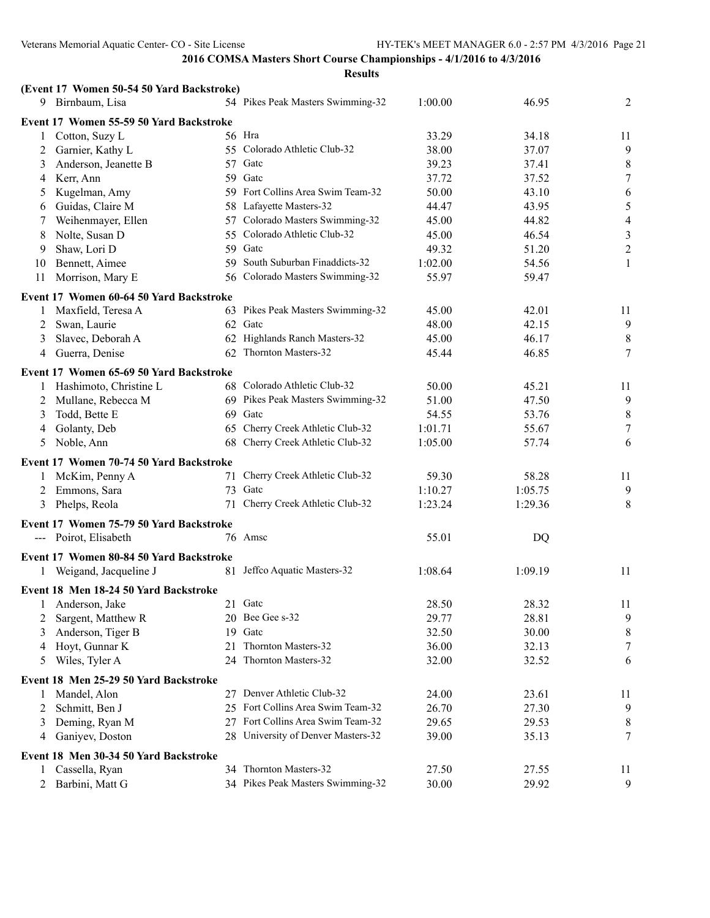## 2016 COMSA Masters Short Course Championships - 4/1/2016 to 4/3/2016

### Results

**(Event 17 Women 50-54 50 Yard Backstroke)**

| Place | Name | Age | Team | Seed Time | Finals Time | Points |
|---|---|---|---|---|---|---|
| 9 | Birnbaum, Lisa | 54 | Pikes Peak Masters Swimming-32 | 1:00.00 | 46.95 | 2 |

**Event 17 Women 55-59 50 Yard Backstroke**

| Place | Name | Age | Team | Seed Time | Finals Time | Points |
|---|---|---|---|---|---|---|
| 1 | Cotton, Suzy L | 56 | Hra | 33.29 | 34.18 | 11 |
| 2 | Garnier, Kathy L | 55 | Colorado Athletic Club-32 | 38.00 | 37.07 | 9 |
| 3 | Anderson, Jeanette B | 57 | Gatc | 39.23 | 37.41 | 8 |
| 4 | Kerr, Ann | 59 | Gatc | 37.72 | 37.52 | 7 |
| 5 | Kugelman, Amy | 59 | Fort Collins Area Swim Team-32 | 50.00 | 43.10 | 6 |
| 6 | Guidas, Claire M | 58 | Lafayette Masters-32 | 44.47 | 43.95 | 5 |
| 7 | Weihenmayer, Ellen | 57 | Colorado Masters Swimming-32 | 45.00 | 44.82 | 4 |
| 8 | Nolte, Susan D | 55 | Colorado Athletic Club-32 | 45.00 | 46.54 | 3 |
| 9 | Shaw, Lori D | 59 | Gatc | 49.32 | 51.20 | 2 |
| 10 | Bennett, Aimee | 59 | South Suburban Finaddicts-32 | 1:02.00 | 54.56 | 1 |
| 11 | Morrison, Mary E | 56 | Colorado Masters Swimming-32 | 55.97 | 59.47 | |

**Event 17 Women 60-64 50 Yard Backstroke**

| Place | Name | Age | Team | Seed Time | Finals Time | Points |
|---|---|---|---|---|---|---|
| 1 | Maxfield, Teresa A | 63 | Pikes Peak Masters Swimming-32 | 45.00 | 42.01 | 11 |
| 2 | Swan, Laurie | 62 | Gatc | 48.00 | 42.15 | 9 |
| 3 | Slavec, Deborah A | 62 | Highlands Ranch Masters-32 | 45.00 | 46.17 | 8 |
| 4 | Guerra, Denise | 62 | Thornton Masters-32 | 45.44 | 46.85 | 7 |

**Event 17 Women 65-69 50 Yard Backstroke**

| Place | Name | Age | Team | Seed Time | Finals Time | Points |
|---|---|---|---|---|---|---|
| 1 | Hashimoto, Christine L | 68 | Colorado Athletic Club-32 | 50.00 | 45.21 | 11 |
| 2 | Mullane, Rebecca M | 69 | Pikes Peak Masters Swimming-32 | 51.00 | 47.50 | 9 |
| 3 | Todd, Bette E | 69 | Gatc | 54.55 | 53.76 | 8 |
| 4 | Golanty, Deb | 65 | Cherry Creek Athletic Club-32 | 1:01.71 | 55.67 | 7 |
| 5 | Noble, Ann | 68 | Cherry Creek Athletic Club-32 | 1:05.00 | 57.74 | 6 |

**Event 17 Women 70-74 50 Yard Backstroke**

| Place | Name | Age | Team | Seed Time | Finals Time | Points |
|---|---|---|---|---|---|---|
| 1 | McKim, Penny A | 71 | Cherry Creek Athletic Club-32 | 59.30 | 58.28 | 11 |
| 2 | Emmons, Sara | 73 | Gatc | 1:10.27 | 1:05.75 | 9 |
| 3 | Phelps, Reola | 71 | Cherry Creek Athletic Club-32 | 1:23.24 | 1:29.36 | 8 |

**Event 17 Women 75-79 50 Yard Backstroke**

| Place | Name | Age | Team | Seed Time | Finals Time | Points |
|---|---|---|---|---|---|---|
| --- | Poirot, Elisabeth | 76 | Amsc | 55.01 | DQ | |

**Event 17 Women 80-84 50 Yard Backstroke**

| Place | Name | Age | Team | Seed Time | Finals Time | Points |
|---|---|---|---|---|---|---|
| 1 | Weigand, Jacqueline J | 81 | Jeffco Aquatic Masters-32 | 1:08.64 | 1:09.19 | 11 |

**Event 18 Men 18-24 50 Yard Backstroke**

| Place | Name | Age | Team | Seed Time | Finals Time | Points |
|---|---|---|---|---|---|---|
| 1 | Anderson, Jake | 21 | Gatc | 28.50 | 28.32 | 11 |
| 2 | Sargent, Matthew R | 20 | Bee Gee s-32 | 29.77 | 28.81 | 9 |
| 3 | Anderson, Tiger B | 19 | Gatc | 32.50 | 30.00 | 8 |
| 4 | Hoyt, Gunnar K | 21 | Thornton Masters-32 | 36.00 | 32.13 | 7 |
| 5 | Wiles, Tyler A | 24 | Thornton Masters-32 | 32.00 | 32.52 | 6 |

**Event 18 Men 25-29 50 Yard Backstroke**

| Place | Name | Age | Team | Seed Time | Finals Time | Points |
|---|---|---|---|---|---|---|
| 1 | Mandel, Alon | 27 | Denver Athletic Club-32 | 24.00 | 23.61 | 11 |
| 2 | Schmitt, Ben J | 25 | Fort Collins Area Swim Team-32 | 26.70 | 27.30 | 9 |
| 3 | Deming, Ryan M | 27 | Fort Collins Area Swim Team-32 | 29.65 | 29.53 | 8 |
| 4 | Ganiyev, Doston | 28 | University of Denver Masters-32 | 39.00 | 35.13 | 7 |

**Event 18 Men 30-34 50 Yard Backstroke**

| Place | Name | Age | Team | Seed Time | Finals Time | Points |
|---|---|---|---|---|---|---|
| 1 | Cassella, Ryan | 34 | Thornton Masters-32 | 27.50 | 27.55 | 11 |
| 2 | Barbini, Matt G | 34 | Pikes Peak Masters Swimming-32 | 30.00 | 29.92 | 9 |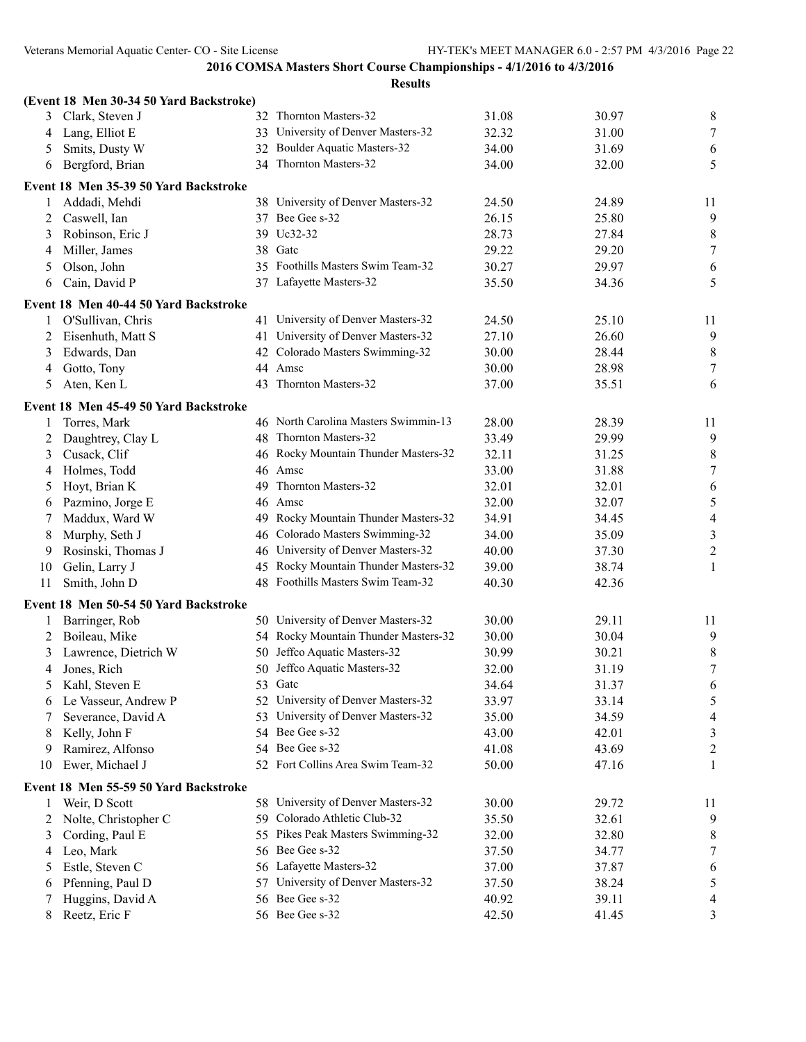## 2016 COMSA Masters Short Course Championships - 4/1/2016 to 4/3/2016

### Results

**(Event 18 Men 30-34 50 Yard Backstroke)**

| Place | Name | Age | Team | Seed Time | Finals Time | Points |
|---|---|---|---|---|---|---|
| 3 | Clark, Steven J | 32 | Thornton Masters-32 | 31.08 | 30.97 | 8 |
| 4 | Lang, Elliot E | 33 | University of Denver Masters-32 | 32.32 | 31.00 | 7 |
| 5 | Smits, Dusty W | 32 | Boulder Aquatic Masters-32 | 34.00 | 31.69 | 6 |
| 6 | Bergford, Brian | 34 | Thornton Masters-32 | 34.00 | 32.00 | 5 |

**Event 18 Men 35-39 50 Yard Backstroke**

| Place | Name | Age | Team | Seed Time | Finals Time | Points |
|---|---|---|---|---|---|---|
| 1 | Addadi, Mehdi | 38 | University of Denver Masters-32 | 24.50 | 24.89 | 11 |
| 2 | Caswell, Ian | 37 | Bee Gee s-32 | 26.15 | 25.80 | 9 |
| 3 | Robinson, Eric J | 39 | Uc32-32 | 28.73 | 27.84 | 8 |
| 4 | Miller, James | 38 | Gatc | 29.22 | 29.20 | 7 |
| 5 | Olson, John | 35 | Foothills Masters Swim Team-32 | 30.27 | 29.97 | 6 |
| 6 | Cain, David P | 37 | Lafayette Masters-32 | 35.50 | 34.36 | 5 |

**Event 18 Men 40-44 50 Yard Backstroke**

| Place | Name | Age | Team | Seed Time | Finals Time | Points |
|---|---|---|---|---|---|---|
| 1 | O'Sullivan, Chris | 41 | University of Denver Masters-32 | 24.50 | 25.10 | 11 |
| 2 | Eisenhuth, Matt S | 41 | University of Denver Masters-32 | 27.10 | 26.60 | 9 |
| 3 | Edwards, Dan | 42 | Colorado Masters Swimming-32 | 30.00 | 28.44 | 8 |
| 4 | Gotto, Tony | 44 | Amsc | 30.00 | 28.98 | 7 |
| 5 | Aten, Ken L | 43 | Thornton Masters-32 | 37.00 | 35.51 | 6 |

**Event 18 Men 45-49 50 Yard Backstroke**

| Place | Name | Age | Team | Seed Time | Finals Time | Points |
|---|---|---|---|---|---|---|
| 1 | Torres, Mark | 46 | North Carolina Masters Swimmin-13 | 28.00 | 28.39 | 11 |
| 2 | Daughtrey, Clay L | 48 | Thornton Masters-32 | 33.49 | 29.99 | 9 |
| 3 | Cusack, Clif | 46 | Rocky Mountain Thunder Masters-32 | 32.11 | 31.25 | 8 |
| 4 | Holmes, Todd | 46 | Amsc | 33.00 | 31.88 | 7 |
| 5 | Hoyt, Brian K | 49 | Thornton Masters-32 | 32.01 | 32.01 | 6 |
| 6 | Pazmino, Jorge E | 46 | Amsc | 32.00 | 32.07 | 5 |
| 7 | Maddux, Ward W | 49 | Rocky Mountain Thunder Masters-32 | 34.91 | 34.45 | 4 |
| 8 | Murphy, Seth J | 46 | Colorado Masters Swimming-32 | 34.00 | 35.09 | 3 |
| 9 | Rosinski, Thomas J | 46 | University of Denver Masters-32 | 40.00 | 37.30 | 2 |
| 10 | Gelin, Larry J | 45 | Rocky Mountain Thunder Masters-32 | 39.00 | 38.74 | 1 |
| 11 | Smith, John D | 48 | Foothills Masters Swim Team-32 | 40.30 | 42.36 | |

**Event 18 Men 50-54 50 Yard Backstroke**

| Place | Name | Age | Team | Seed Time | Finals Time | Points |
|---|---|---|---|---|---|---|
| 1 | Barringer, Rob | 50 | University of Denver Masters-32 | 30.00 | 29.11 | 11 |
| 2 | Boileau, Mike | 54 | Rocky Mountain Thunder Masters-32 | 30.00 | 30.04 | 9 |
| 3 | Lawrence, Dietrich W | 50 | Jeffco Aquatic Masters-32 | 30.99 | 30.21 | 8 |
| 4 | Jones, Rich | 50 | Jeffco Aquatic Masters-32 | 32.00 | 31.19 | 7 |
| 5 | Kahl, Steven E | 53 | Gatc | 34.64 | 31.37 | 6 |
| 6 | Le Vasseur, Andrew P | 52 | University of Denver Masters-32 | 33.97 | 33.14 | 5 |
| 7 | Severance, David A | 53 | University of Denver Masters-32 | 35.00 | 34.59 | 4 |
| 8 | Kelly, John F | 54 | Bee Gee s-32 | 43.00 | 42.01 | 3 |
| 9 | Ramirez, Alfonso | 54 | Bee Gee s-32 | 41.08 | 43.69 | 2 |
| 10 | Ewer, Michael J | 52 | Fort Collins Area Swim Team-32 | 50.00 | 47.16 | 1 |

**Event 18 Men 55-59 50 Yard Backstroke**

| Place | Name | Age | Team | Seed Time | Finals Time | Points |
|---|---|---|---|---|---|---|
| 1 | Weir, D Scott | 58 | University of Denver Masters-32 | 30.00 | 29.72 | 11 |
| 2 | Nolte, Christopher C | 59 | Colorado Athletic Club-32 | 35.50 | 32.61 | 9 |
| 3 | Cording, Paul E | 55 | Pikes Peak Masters Swimming-32 | 32.00 | 32.80 | 8 |
| 4 | Leo, Mark | 56 | Bee Gee s-32 | 37.50 | 34.77 | 7 |
| 5 | Estle, Steven C | 56 | Lafayette Masters-32 | 37.00 | 37.87 | 6 |
| 6 | Pfenning, Paul D | 57 | University of Denver Masters-32 | 37.50 | 38.24 | 5 |
| 7 | Huggins, David A | 56 | Bee Gee s-32 | 40.92 | 39.11 | 4 |
| 8 | Reetz, Eric F | 56 | Bee Gee s-32 | 42.50 | 41.45 | 3 |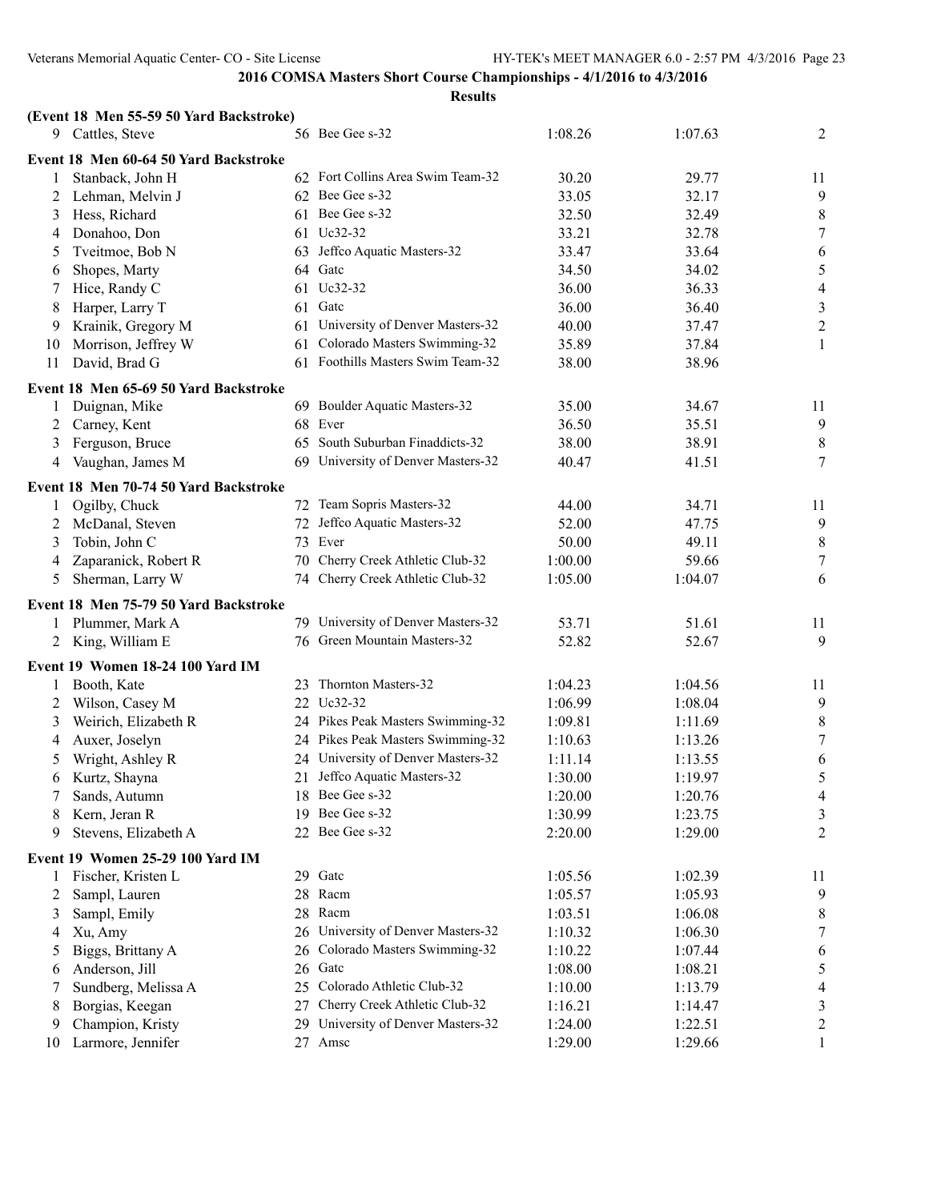## 2016 COMSA Masters Short Course Championships - 4/1/2016 to 4/3/2016

### Results

**(Event 18 Men 55-59 50 Yard Backstroke)**

| | Name | Age | Team | Seed Time | Finals Time | Points |
|---|---|---|---|---|---|---|
| 9 | Cattles, Steve | 56 | Bee Gee s-32 | 1:08.26 | 1:07.63 | 2 |

**Event 18 Men 60-64 50 Yard Backstroke**

| | Name | Age | Team | Seed Time | Finals Time | Points |
|---|---|---|---|---|---|---|
| 1 | Stanback, John H | 62 | Fort Collins Area Swim Team-32 | 30.20 | 29.77 | 11 |
| 2 | Lehman, Melvin J | 62 | Bee Gee s-32 | 33.05 | 32.17 | 9 |
| 3 | Hess, Richard | 61 | Bee Gee s-32 | 32.50 | 32.49 | 8 |
| 4 | Donahoo, Don | 61 | Uc32-32 | 33.21 | 32.78 | 7 |
| 5 | Tveitmoe, Bob N | 63 | Jeffco Aquatic Masters-32 | 33.47 | 33.64 | 6 |
| 6 | Shopes, Marty | 64 | Gatc | 34.50 | 34.02 | 5 |
| 7 | Hice, Randy C | 61 | Uc32-32 | 36.00 | 36.33 | 4 |
| 8 | Harper, Larry T | 61 | Gatc | 36.00 | 36.40 | 3 |
| 9 | Krainik, Gregory M | 61 | University of Denver Masters-32 | 40.00 | 37.47 | 2 |
| 10 | Morrison, Jeffrey W | 61 | Colorado Masters Swimming-32 | 35.89 | 37.84 | 1 |
| 11 | David, Brad G | 61 | Foothills Masters Swim Team-32 | 38.00 | 38.96 | |

**Event 18 Men 65-69 50 Yard Backstroke**

| | Name | Age | Team | Seed Time | Finals Time | Points |
|---|---|---|---|---|---|---|
| 1 | Duignan, Mike | 69 | Boulder Aquatic Masters-32 | 35.00 | 34.67 | 11 |
| 2 | Carney, Kent | 68 | Ever | 36.50 | 35.51 | 9 |
| 3 | Ferguson, Bruce | 65 | South Suburban Finaddicts-32 | 38.00 | 38.91 | 8 |
| 4 | Vaughan, James M | 69 | University of Denver Masters-32 | 40.47 | 41.51 | 7 |

**Event 18 Men 70-74 50 Yard Backstroke**

| | Name | Age | Team | Seed Time | Finals Time | Points |
|---|---|---|---|---|---|---|
| 1 | Ogilby, Chuck | 72 | Team Sopris Masters-32 | 44.00 | 34.71 | 11 |
| 2 | McDanal, Steven | 72 | Jeffco Aquatic Masters-32 | 52.00 | 47.75 | 9 |
| 3 | Tobin, John C | 73 | Ever | 50.00 | 49.11 | 8 |
| 4 | Zaparanick, Robert R | 70 | Cherry Creek Athletic Club-32 | 1:00.00 | 59.66 | 7 |
| 5 | Sherman, Larry W | 74 | Cherry Creek Athletic Club-32 | 1:05.00 | 1:04.07 | 6 |

**Event 18 Men 75-79 50 Yard Backstroke**

| | Name | Age | Team | Seed Time | Finals Time | Points |
|---|---|---|---|---|---|---|
| 1 | Plummer, Mark A | 79 | University of Denver Masters-32 | 53.71 | 51.61 | 11 |
| 2 | King, William E | 76 | Green Mountain Masters-32 | 52.82 | 52.67 | 9 |

**Event 19 Women 18-24 100 Yard IM**

| | Name | Age | Team | Seed Time | Finals Time | Points |
|---|---|---|---|---|---|---|
| 1 | Booth, Kate | 23 | Thornton Masters-32 | 1:04.23 | 1:04.56 | 11 |
| 2 | Wilson, Casey M | 22 | Uc32-32 | 1:06.99 | 1:08.04 | 9 |
| 3 | Weirich, Elizabeth R | 24 | Pikes Peak Masters Swimming-32 | 1:09.81 | 1:11.69 | 8 |
| 4 | Auxer, Joselyn | 24 | Pikes Peak Masters Swimming-32 | 1:10.63 | 1:13.26 | 7 |
| 5 | Wright, Ashley R | 24 | University of Denver Masters-32 | 1:11.14 | 1:13.55 | 6 |
| 6 | Kurtz, Shayna | 21 | Jeffco Aquatic Masters-32 | 1:30.00 | 1:19.97 | 5 |
| 7 | Sands, Autumn | 18 | Bee Gee s-32 | 1:20.00 | 1:20.76 | 4 |
| 8 | Kern, Jeran R | 19 | Bee Gee s-32 | 1:30.99 | 1:23.75 | 3 |
| 9 | Stevens, Elizabeth A | 22 | Bee Gee s-32 | 2:20.00 | 1:29.00 | 2 |

**Event 19 Women 25-29 100 Yard IM**

| | Name | Age | Team | Seed Time | Finals Time | Points |
|---|---|---|---|---|---|---|
| 1 | Fischer, Kristen L | 29 | Gatc | 1:05.56 | 1:02.39 | 11 |
| 2 | Sampl, Lauren | 28 | Racm | 1:05.57 | 1:05.93 | 9 |
| 3 | Sampl, Emily | 28 | Racm | 1:03.51 | 1:06.08 | 8 |
| 4 | Xu, Amy | 26 | University of Denver Masters-32 | 1:10.32 | 1:06.30 | 7 |
| 5 | Biggs, Brittany A | 26 | Colorado Masters Swimming-32 | 1:10.22 | 1:07.44 | 6 |
| 6 | Anderson, Jill | 26 | Gatc | 1:08.00 | 1:08.21 | 5 |
| 7 | Sundberg, Melissa A | 25 | Colorado Athletic Club-32 | 1:10.00 | 1:13.79 | 4 |
| 8 | Borgias, Keegan | 27 | Cherry Creek Athletic Club-32 | 1:16.21 | 1:14.47 | 3 |
| 9 | Champion, Kristy | 29 | University of Denver Masters-32 | 1:24.00 | 1:22.51 | 2 |
| 10 | Larmore, Jennifer | 27 | Amsc | 1:29.00 | 1:29.66 | 1 |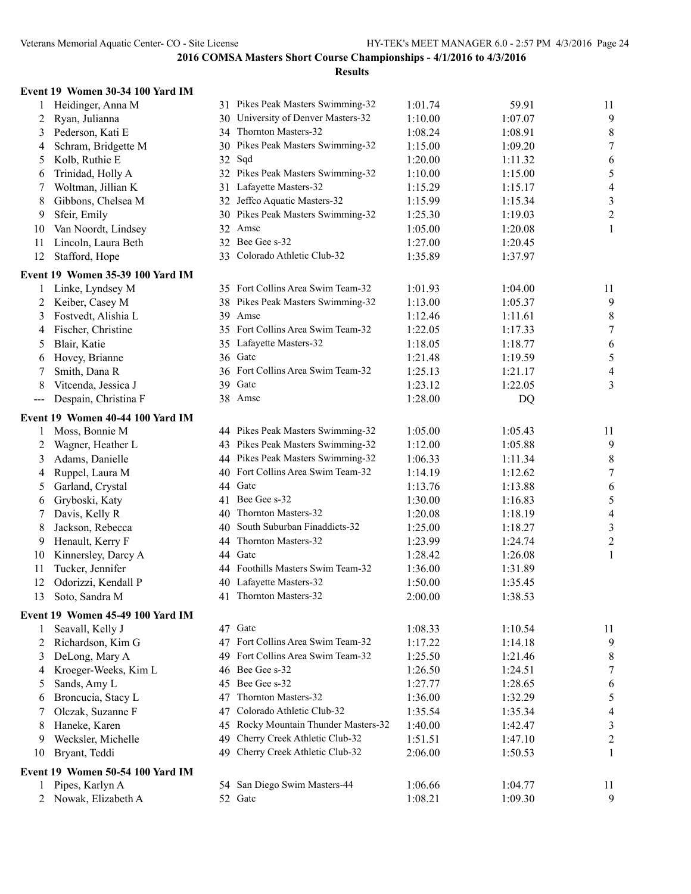## 2016 COMSA Masters Short Course Championships - 4/1/2016 to 4/3/2016

### Results

#### Event 19 Women 30-34 100 Yard IM

| Place | Name | Age | Team | Seed Time | Finals Time | Points |
|---|---|---|---|---|---|---|
| 1 | Heidinger, Anna M | 31 | Pikes Peak Masters Swimming-32 | 1:01.74 | 59.91 | 11 |
| 2 | Ryan, Julianna | 30 | University of Denver Masters-32 | 1:10.00 | 1:07.07 | 9 |
| 3 | Pederson, Kati E | 34 | Thornton Masters-32 | 1:08.24 | 1:08.91 | 8 |
| 4 | Schram, Bridgette M | 30 | Pikes Peak Masters Swimming-32 | 1:15.00 | 1:09.20 | 7 |
| 5 | Kolb, Ruthie E | 32 | Sqd | 1:20.00 | 1:11.32 | 6 |
| 6 | Trinidad, Holly A | 32 | Pikes Peak Masters Swimming-32 | 1:10.00 | 1:15.00 | 5 |
| 7 | Woltman, Jillian K | 31 | Lafayette Masters-32 | 1:15.29 | 1:15.17 | 4 |
| 8 | Gibbons, Chelsea M | 32 | Jeffco Aquatic Masters-32 | 1:15.99 | 1:15.34 | 3 |
| 9 | Sfeir, Emily | 30 | Pikes Peak Masters Swimming-32 | 1:25.30 | 1:19.03 | 2 |
| 10 | Van Noordt, Lindsey | 32 | Amsc | 1:05.00 | 1:20.08 | 1 |
| 11 | Lincoln, Laura Beth | 32 | Bee Gee s-32 | 1:27.00 | 1:20.45 | |
| 12 | Stafford, Hope | 33 | Colorado Athletic Club-32 | 1:35.89 | 1:37.97 | |

#### Event 19 Women 35-39 100 Yard IM

| Place | Name | Age | Team | Seed Time | Finals Time | Points |
|---|---|---|---|---|---|---|
| 1 | Linke, Lyndsey M | 35 | Fort Collins Area Swim Team-32 | 1:01.93 | 1:04.00 | 11 |
| 2 | Keiber, Casey M | 38 | Pikes Peak Masters Swimming-32 | 1:13.00 | 1:05.37 | 9 |
| 3 | Fostvedt, Alishia L | 39 | Amsc | 1:12.46 | 1:11.61 | 8 |
| 4 | Fischer, Christine | 35 | Fort Collins Area Swim Team-32 | 1:22.05 | 1:17.33 | 7 |
| 5 | Blair, Katie | 35 | Lafayette Masters-32 | 1:18.05 | 1:18.77 | 6 |
| 6 | Hovey, Brianne | 36 | Gatc | 1:21.48 | 1:19.59 | 5 |
| 7 | Smith, Dana R | 36 | Fort Collins Area Swim Team-32 | 1:25.13 | 1:21.17 | 4 |
| 8 | Vitcenda, Jessica J | 39 | Gatc | 1:23.12 | 1:22.05 | 3 |
| --- | Despain, Christina F | 38 | Amsc | 1:28.00 | DQ | |

#### Event 19 Women 40-44 100 Yard IM

| Place | Name | Age | Team | Seed Time | Finals Time | Points |
|---|---|---|---|---|---|---|
| 1 | Moss, Bonnie M | 44 | Pikes Peak Masters Swimming-32 | 1:05.00 | 1:05.43 | 11 |
| 2 | Wagner, Heather L | 43 | Pikes Peak Masters Swimming-32 | 1:12.00 | 1:05.88 | 9 |
| 3 | Adams, Danielle | 44 | Pikes Peak Masters Swimming-32 | 1:06.33 | 1:11.34 | 8 |
| 4 | Ruppel, Laura M | 40 | Fort Collins Area Swim Team-32 | 1:14.19 | 1:12.62 | 7 |
| 5 | Garland, Crystal | 44 | Gatc | 1:13.76 | 1:13.88 | 6 |
| 6 | Gryboski, Katy | 41 | Bee Gee s-32 | 1:30.00 | 1:16.83 | 5 |
| 7 | Davis, Kelly R | 40 | Thornton Masters-32 | 1:20.08 | 1:18.19 | 4 |
| 8 | Jackson, Rebecca | 40 | South Suburban Finaddicts-32 | 1:25.00 | 1:18.27 | 3 |
| 9 | Henault, Kerry F | 44 | Thornton Masters-32 | 1:23.99 | 1:24.74 | 2 |
| 10 | Kinnersley, Darcy A | 44 | Gatc | 1:28.42 | 1:26.08 | 1 |
| 11 | Tucker, Jennifer | 44 | Foothills Masters Swim Team-32 | 1:36.00 | 1:31.89 | |
| 12 | Odorizzi, Kendall P | 40 | Lafayette Masters-32 | 1:50.00 | 1:35.45 | |
| 13 | Soto, Sandra M | 41 | Thornton Masters-32 | 2:00.00 | 1:38.53 | |

#### Event 19 Women 45-49 100 Yard IM

| Place | Name | Age | Team | Seed Time | Finals Time | Points |
|---|---|---|---|---|---|---|
| 1 | Seavall, Kelly J | 47 | Gatc | 1:08.33 | 1:10.54 | 11 |
| 2 | Richardson, Kim G | 47 | Fort Collins Area Swim Team-32 | 1:17.22 | 1:14.18 | 9 |
| 3 | DeLong, Mary A | 49 | Fort Collins Area Swim Team-32 | 1:25.50 | 1:21.46 | 8 |
| 4 | Kroeger-Weeks, Kim L | 46 | Bee Gee s-32 | 1:26.50 | 1:24.51 | 7 |
| 5 | Sands, Amy L | 45 | Bee Gee s-32 | 1:27.77 | 1:28.65 | 6 |
| 6 | Broncucia, Stacy L | 47 | Thornton Masters-32 | 1:36.00 | 1:32.29 | 5 |
| 7 | Olczak, Suzanne F | 47 | Colorado Athletic Club-32 | 1:35.54 | 1:35.34 | 4 |
| 8 | Haneke, Karen | 45 | Rocky Mountain Thunder Masters-32 | 1:40.00 | 1:42.47 | 3 |
| 9 | Wecksler, Michelle | 49 | Cherry Creek Athletic Club-32 | 1:51.51 | 1:47.10 | 2 |
| 10 | Bryant, Teddi | 49 | Cherry Creek Athletic Club-32 | 2:06.00 | 1:50.53 | 1 |

#### Event 19 Women 50-54 100 Yard IM

| Place | Name | Age | Team | Seed Time | Finals Time | Points |
|---|---|---|---|---|---|---|
| 1 | Pipes, Karlyn A | 54 | San Diego Swim Masters-44 | 1:06.66 | 1:04.77 | 11 |
| 2 | Nowak, Elizabeth A | 52 | Gatc | 1:08.21 | 1:09.30 | 9 |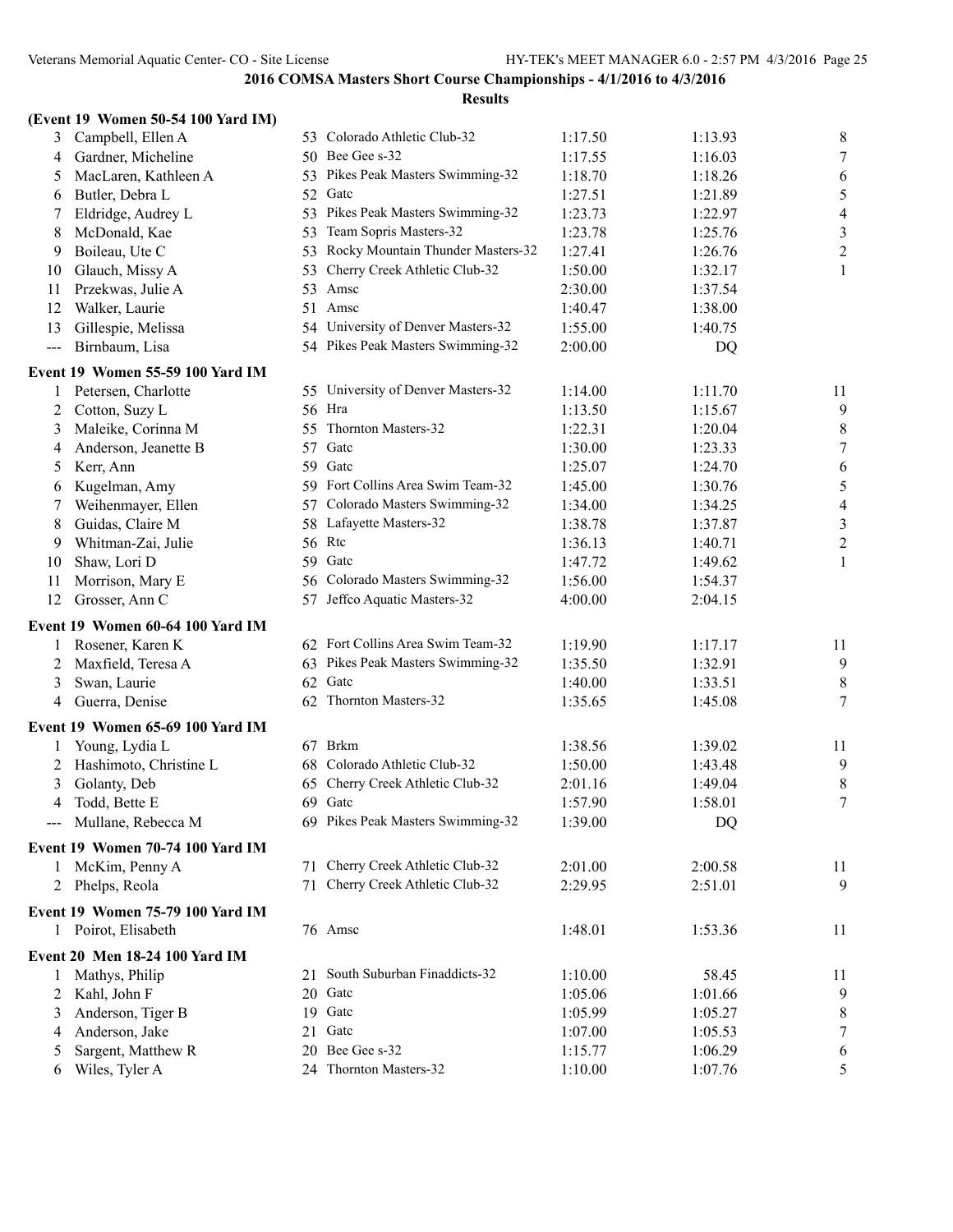**2016 COMSA Masters Short Course Championships - 4/1/2016 to 4/3/2016**

**Results**

**(Event 19 Women 50-54 100 Yard IM)**

| Place | Name | Age | Team | Seed Time | Finals Time | Points |
|---|---|---|---|---|---|---|
| 3 | Campbell, Ellen A | 53 | Colorado Athletic Club-32 | 1:17.50 | 1:13.93 | 8 |
| 4 | Gardner, Micheline | 50 | Bee Gee s-32 | 1:17.55 | 1:16.03 | 7 |
| 5 | MacLaren, Kathleen A | 53 | Pikes Peak Masters Swimming-32 | 1:18.70 | 1:18.26 | 6 |
| 6 | Butler, Debra L | 52 | Gatc | 1:27.51 | 1:21.89 | 5 |
| 7 | Eldridge, Audrey L | 53 | Pikes Peak Masters Swimming-32 | 1:23.73 | 1:22.97 | 4 |
| 8 | McDonald, Kae | 53 | Team Sopris Masters-32 | 1:23.78 | 1:25.76 | 3 |
| 9 | Boileau, Ute C | 53 | Rocky Mountain Thunder Masters-32 | 1:27.41 | 1:26.76 | 2 |
| 10 | Glauch, Missy A | 53 | Cherry Creek Athletic Club-32 | 1:50.00 | 1:32.17 | 1 |
| 11 | Przekwas, Julie A | 53 | Amsc | 2:30.00 | 1:37.54 | |
| 12 | Walker, Laurie | 51 | Amsc | 1:40.47 | 1:38.00 | |
| 13 | Gillespie, Melissa | 54 | University of Denver Masters-32 | 1:55.00 | 1:40.75 | |
| --- | Birnbaum, Lisa | 54 | Pikes Peak Masters Swimming-32 | 2:00.00 | DQ | |

**Event 19 Women 55-59 100 Yard IM**

| Place | Name | Age | Team | Seed Time | Finals Time | Points |
|---|---|---|---|---|---|---|
| 1 | Petersen, Charlotte | 55 | University of Denver Masters-32 | 1:14.00 | 1:11.70 | 11 |
| 2 | Cotton, Suzy L | 56 | Hra | 1:13.50 | 1:15.67 | 9 |
| 3 | Maleike, Corinna M | 55 | Thornton Masters-32 | 1:22.31 | 1:20.04 | 8 |
| 4 | Anderson, Jeanette B | 57 | Gatc | 1:30.00 | 1:23.33 | 7 |
| 5 | Kerr, Ann | 59 | Gatc | 1:25.07 | 1:24.70 | 6 |
| 6 | Kugelman, Amy | 59 | Fort Collins Area Swim Team-32 | 1:45.00 | 1:30.76 | 5 |
| 7 | Weihenmayer, Ellen | 57 | Colorado Masters Swimming-32 | 1:34.00 | 1:34.25 | 4 |
| 8 | Guidas, Claire M | 58 | Lafayette Masters-32 | 1:38.78 | 1:37.87 | 3 |
| 9 | Whitman-Zai, Julie | 56 | Rtc | 1:36.13 | 1:40.71 | 2 |
| 10 | Shaw, Lori D | 59 | Gatc | 1:47.72 | 1:49.62 | 1 |
| 11 | Morrison, Mary E | 56 | Colorado Masters Swimming-32 | 1:56.00 | 1:54.37 | |
| 12 | Grosser, Ann C | 57 | Jeffco Aquatic Masters-32 | 4:00.00 | 2:04.15 | |

**Event 19 Women 60-64 100 Yard IM**

| Place | Name | Age | Team | Seed Time | Finals Time | Points |
|---|---|---|---|---|---|---|
| 1 | Rosener, Karen K | 62 | Fort Collins Area Swim Team-32 | 1:19.90 | 1:17.17 | 11 |
| 2 | Maxfield, Teresa A | 63 | Pikes Peak Masters Swimming-32 | 1:35.50 | 1:32.91 | 9 |
| 3 | Swan, Laurie | 62 | Gatc | 1:40.00 | 1:33.51 | 8 |
| 4 | Guerra, Denise | 62 | Thornton Masters-32 | 1:35.65 | 1:45.08 | 7 |

**Event 19 Women 65-69 100 Yard IM**

| Place | Name | Age | Team | Seed Time | Finals Time | Points |
|---|---|---|---|---|---|---|
| 1 | Young, Lydia L | 67 | Brkm | 1:38.56 | 1:39.02 | 11 |
| 2 | Hashimoto, Christine L | 68 | Colorado Athletic Club-32 | 1:50.00 | 1:43.48 | 9 |
| 3 | Golanty, Deb | 65 | Cherry Creek Athletic Club-32 | 2:01.16 | 1:49.04 | 8 |
| 4 | Todd, Bette E | 69 | Gatc | 1:57.90 | 1:58.01 | 7 |
| --- | Mullane, Rebecca M | 69 | Pikes Peak Masters Swimming-32 | 1:39.00 | DQ | |

**Event 19 Women 70-74 100 Yard IM**

| Place | Name | Age | Team | Seed Time | Finals Time | Points |
|---|---|---|---|---|---|---|
| 1 | McKim, Penny A | 71 | Cherry Creek Athletic Club-32 | 2:01.00 | 2:00.58 | 11 |
| 2 | Phelps, Reola | 71 | Cherry Creek Athletic Club-32 | 2:29.95 | 2:51.01 | 9 |

**Event 19 Women 75-79 100 Yard IM**

| Place | Name | Age | Team | Seed Time | Finals Time | Points |
|---|---|---|---|---|---|---|
| 1 | Poirot, Elisabeth | 76 | Amsc | 1:48.01 | 1:53.36 | 11 |

**Event 20 Men 18-24 100 Yard IM**

| Place | Name | Age | Team | Seed Time | Finals Time | Points |
|---|---|---|---|---|---|---|
| 1 | Mathys, Philip | 21 | South Suburban Finaddicts-32 | 1:10.00 | 58.45 | 11 |
| 2 | Kahl, John F | 20 | Gatc | 1:05.06 | 1:01.66 | 9 |
| 3 | Anderson, Tiger B | 19 | Gatc | 1:05.99 | 1:05.27 | 8 |
| 4 | Anderson, Jake | 21 | Gatc | 1:07.00 | 1:05.53 | 7 |
| 5 | Sargent, Matthew R | 20 | Bee Gee s-32 | 1:15.77 | 1:06.29 | 6 |
| 6 | Wiles, Tyler A | 24 | Thornton Masters-32 | 1:10.00 | 1:07.76 | 5 |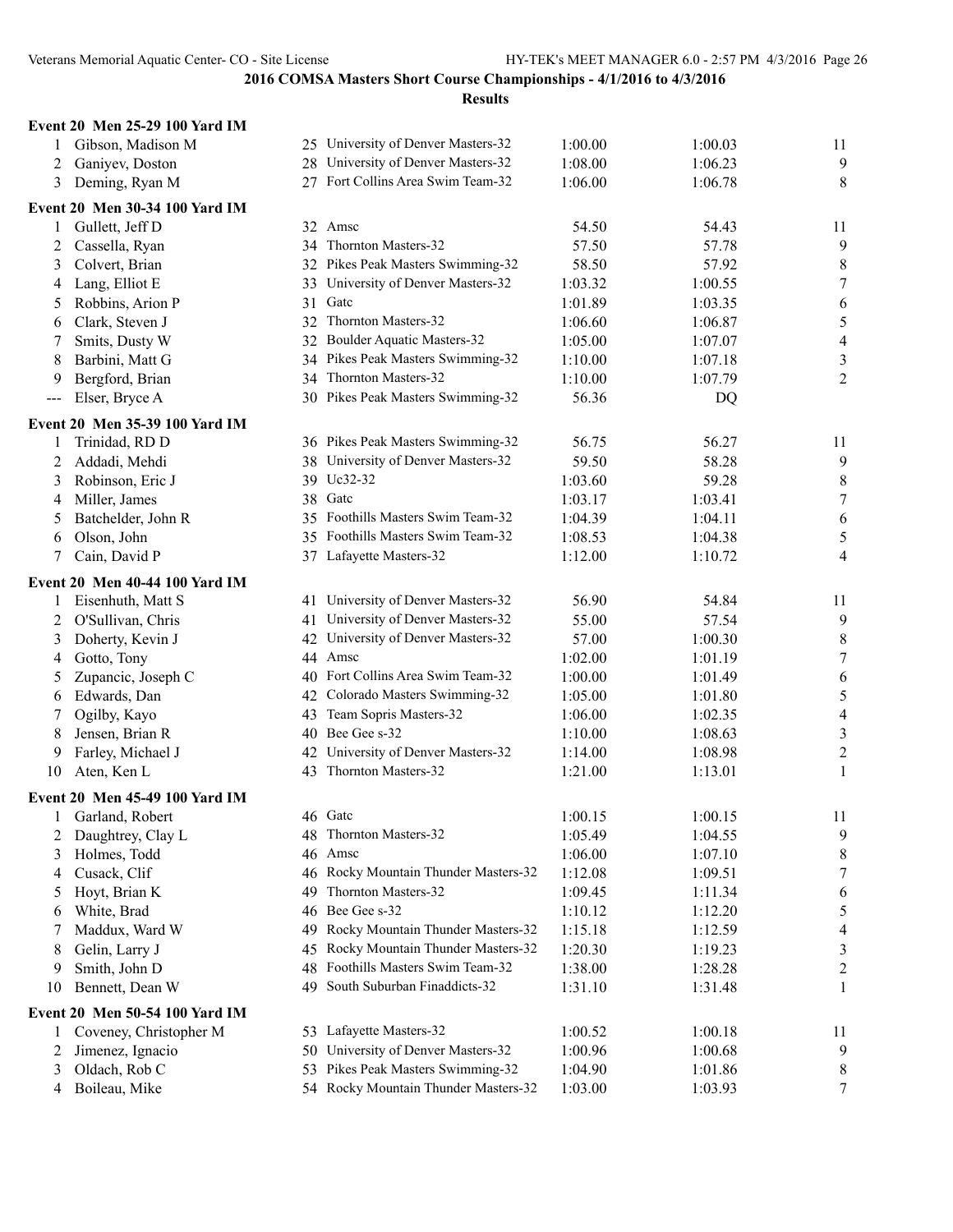## 2016 COMSA Masters Short Course Championships - 4/1/2016 to 4/3/2016

### Results

**Event 20 Men 25-29 100 Yard IM**

| Place | Name | Age | Team | Seed Time | Finals Time | Points |
|---|---|---|---|---|---|---|
| 1 | Gibson, Madison M | 25 | University of Denver Masters-32 | 1:00.00 | 1:00.03 | 11 |
| 2 | Ganiyev, Doston | 28 | University of Denver Masters-32 | 1:08.00 | 1:06.23 | 9 |
| 3 | Deming, Ryan M | 27 | Fort Collins Area Swim Team-32 | 1:06.00 | 1:06.78 | 8 |

**Event 20 Men 30-34 100 Yard IM**

| Place | Name | Age | Team | Seed Time | Finals Time | Points |
|---|---|---|---|---|---|---|
| 1 | Gullett, Jeff D | 32 | Amsc | 54.50 | 54.43 | 11 |
| 2 | Cassella, Ryan | 34 | Thornton Masters-32 | 57.50 | 57.78 | 9 |
| 3 | Colvert, Brian | 32 | Pikes Peak Masters Swimming-32 | 58.50 | 57.92 | 8 |
| 4 | Lang, Elliot E | 33 | University of Denver Masters-32 | 1:03.32 | 1:00.55 | 7 |
| 5 | Robbins, Arion P | 31 | Gatc | 1:01.89 | 1:03.35 | 6 |
| 6 | Clark, Steven J | 32 | Thornton Masters-32 | 1:06.60 | 1:06.87 | 5 |
| 7 | Smits, Dusty W | 32 | Boulder Aquatic Masters-32 | 1:05.00 | 1:07.07 | 4 |
| 8 | Barbini, Matt G | 34 | Pikes Peak Masters Swimming-32 | 1:10.00 | 1:07.18 | 3 |
| 9 | Bergford, Brian | 34 | Thornton Masters-32 | 1:10.00 | 1:07.79 | 2 |
| --- | Elser, Bryce A | 30 | Pikes Peak Masters Swimming-32 | 56.36 | DQ | |

**Event 20 Men 35-39 100 Yard IM**

| Place | Name | Age | Team | Seed Time | Finals Time | Points |
|---|---|---|---|---|---|---|
| 1 | Trinidad, RD D | 36 | Pikes Peak Masters Swimming-32 | 56.75 | 56.27 | 11 |
| 2 | Addadi, Mehdi | 38 | University of Denver Masters-32 | 59.50 | 58.28 | 9 |
| 3 | Robinson, Eric J | 39 | Uc32-32 | 1:03.60 | 59.28 | 8 |
| 4 | Miller, James | 38 | Gatc | 1:03.17 | 1:03.41 | 7 |
| 5 | Batchelder, John R | 35 | Foothills Masters Swim Team-32 | 1:04.39 | 1:04.11 | 6 |
| 6 | Olson, John | 35 | Foothills Masters Swim Team-32 | 1:08.53 | 1:04.38 | 5 |
| 7 | Cain, David P | 37 | Lafayette Masters-32 | 1:12.00 | 1:10.72 | 4 |

**Event 20 Men 40-44 100 Yard IM**

| Place | Name | Age | Team | Seed Time | Finals Time | Points |
|---|---|---|---|---|---|---|
| 1 | Eisenhuth, Matt S | 41 | University of Denver Masters-32 | 56.90 | 54.84 | 11 |
| 2 | O'Sullivan, Chris | 41 | University of Denver Masters-32 | 55.00 | 57.54 | 9 |
| 3 | Doherty, Kevin J | 42 | University of Denver Masters-32 | 57.00 | 1:00.30 | 8 |
| 4 | Gotto, Tony | 44 | Amsc | 1:02.00 | 1:01.19 | 7 |
| 5 | Zupancic, Joseph C | 40 | Fort Collins Area Swim Team-32 | 1:00.00 | 1:01.49 | 6 |
| 6 | Edwards, Dan | 42 | Colorado Masters Swimming-32 | 1:05.00 | 1:01.80 | 5 |
| 7 | Ogilby, Kayo | 43 | Team Sopris Masters-32 | 1:06.00 | 1:02.35 | 4 |
| 8 | Jensen, Brian R | 40 | Bee Gee s-32 | 1:10.00 | 1:08.63 | 3 |
| 9 | Farley, Michael J | 42 | University of Denver Masters-32 | 1:14.00 | 1:08.98 | 2 |
| 10 | Aten, Ken L | 43 | Thornton Masters-32 | 1:21.00 | 1:13.01 | 1 |

**Event 20 Men 45-49 100 Yard IM**

| Place | Name | Age | Team | Seed Time | Finals Time | Points |
|---|---|---|---|---|---|---|
| 1 | Garland, Robert | 46 | Gatc | 1:00.15 | 1:00.15 | 11 |
| 2 | Daughtrey, Clay L | 48 | Thornton Masters-32 | 1:05.49 | 1:04.55 | 9 |
| 3 | Holmes, Todd | 46 | Amsc | 1:06.00 | 1:07.10 | 8 |
| 4 | Cusack, Clif | 46 | Rocky Mountain Thunder Masters-32 | 1:12.08 | 1:09.51 | 7 |
| 5 | Hoyt, Brian K | 49 | Thornton Masters-32 | 1:09.45 | 1:11.34 | 6 |
| 6 | White, Brad | 46 | Bee Gee s-32 | 1:10.12 | 1:12.20 | 5 |
| 7 | Maddux, Ward W | 49 | Rocky Mountain Thunder Masters-32 | 1:15.18 | 1:12.59 | 4 |
| 8 | Gelin, Larry J | 45 | Rocky Mountain Thunder Masters-32 | 1:20.30 | 1:19.23 | 3 |
| 9 | Smith, John D | 48 | Foothills Masters Swim Team-32 | 1:38.00 | 1:28.28 | 2 |
| 10 | Bennett, Dean W | 49 | South Suburban Finaddicts-32 | 1:31.10 | 1:31.48 | 1 |

**Event 20 Men 50-54 100 Yard IM**

| Place | Name | Age | Team | Seed Time | Finals Time | Points |
|---|---|---|---|---|---|---|
| 1 | Coveney, Christopher M | 53 | Lafayette Masters-32 | 1:00.52 | 1:00.18 | 11 |
| 2 | Jimenez, Ignacio | 50 | University of Denver Masters-32 | 1:00.96 | 1:00.68 | 9 |
| 3 | Oldach, Rob C | 53 | Pikes Peak Masters Swimming-32 | 1:04.90 | 1:01.86 | 8 |
| 4 | Boileau, Mike | 54 | Rocky Mountain Thunder Masters-32 | 1:03.00 | 1:03.93 | 7 |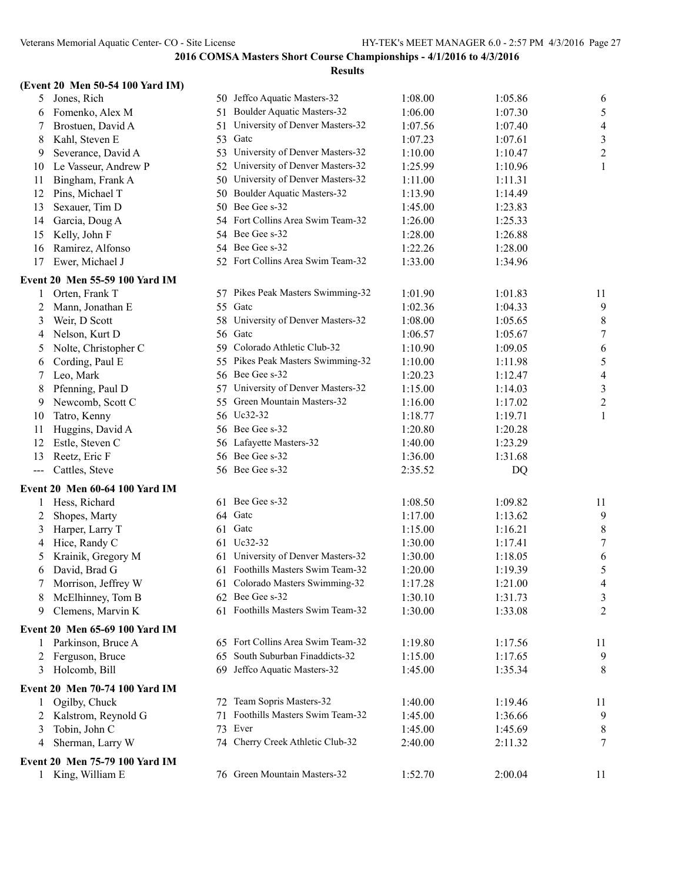## 2016 COMSA Masters Short Course Championships - 4/1/2016 to 4/3/2016

### Results

**(Event 20 Men 50-54 100 Yard IM)**

| Place | Name | Age | Team | Seed Time | Finals Time | Points |
|---|---|---|---|---|---|---|
| 5 | Jones, Rich | 50 | Jeffco Aquatic Masters-32 | 1:08.00 | 1:05.86 | 6 |
| 6 | Fomenko, Alex M | 51 | Boulder Aquatic Masters-32 | 1:06.00 | 1:07.30 | 5 |
| 7 | Brostuen, David A | 51 | University of Denver Masters-32 | 1:07.56 | 1:07.40 | 4 |
| 8 | Kahl, Steven E | 53 | Gatc | 1:07.23 | 1:07.61 | 3 |
| 9 | Severance, David A | 53 | University of Denver Masters-32 | 1:10.00 | 1:10.47 | 2 |
| 10 | Le Vasseur, Andrew P | 52 | University of Denver Masters-32 | 1:25.99 | 1:10.96 | 1 |
| 11 | Bingham, Frank A | 50 | University of Denver Masters-32 | 1:11.00 | 1:11.31 | |
| 12 | Pins, Michael T | 50 | Boulder Aquatic Masters-32 | 1:13.90 | 1:14.49 | |
| 13 | Sexauer, Tim D | 50 | Bee Gee s-32 | 1:45.00 | 1:23.83 | |
| 14 | Garcia, Doug A | 54 | Fort Collins Area Swim Team-32 | 1:26.00 | 1:25.33 | |
| 15 | Kelly, John F | 54 | Bee Gee s-32 | 1:28.00 | 1:26.88 | |
| 16 | Ramirez, Alfonso | 54 | Bee Gee s-32 | 1:22.26 | 1:28.00 | |
| 17 | Ewer, Michael J | 52 | Fort Collins Area Swim Team-32 | 1:33.00 | 1:34.96 | |

**Event 20 Men 55-59 100 Yard IM**

| Place | Name | Age | Team | Seed Time | Finals Time | Points |
|---|---|---|---|---|---|---|
| 1 | Orten, Frank T | 57 | Pikes Peak Masters Swimming-32 | 1:01.90 | 1:01.83 | 11 |
| 2 | Mann, Jonathan E | 55 | Gatc | 1:02.36 | 1:04.33 | 9 |
| 3 | Weir, D Scott | 58 | University of Denver Masters-32 | 1:08.00 | 1:05.65 | 8 |
| 4 | Nelson, Kurt D | 56 | Gatc | 1:06.57 | 1:05.67 | 7 |
| 5 | Nolte, Christopher C | 59 | Colorado Athletic Club-32 | 1:10.90 | 1:09.05 | 6 |
| 6 | Cording, Paul E | 55 | Pikes Peak Masters Swimming-32 | 1:10.00 | 1:11.98 | 5 |
| 7 | Leo, Mark | 56 | Bee Gee s-32 | 1:20.23 | 1:12.47 | 4 |
| 8 | Pfenning, Paul D | 57 | University of Denver Masters-32 | 1:15.00 | 1:14.03 | 3 |
| 9 | Newcomb, Scott C | 55 | Green Mountain Masters-32 | 1:16.00 | 1:17.02 | 2 |
| 10 | Tatro, Kenny | 56 | Uc32-32 | 1:18.77 | 1:19.71 | 1 |
| 11 | Huggins, David A | 56 | Bee Gee s-32 | 1:20.80 | 1:20.28 | |
| 12 | Estle, Steven C | 56 | Lafayette Masters-32 | 1:40.00 | 1:23.29 | |
| 13 | Reetz, Eric F | 56 | Bee Gee s-32 | 1:36.00 | 1:31.68 | |
| --- | Cattles, Steve | 56 | Bee Gee s-32 | 2:35.52 | DQ | |

**Event 20 Men 60-64 100 Yard IM**

| Place | Name | Age | Team | Seed Time | Finals Time | Points |
|---|---|---|---|---|---|---|
| 1 | Hess, Richard | 61 | Bee Gee s-32 | 1:08.50 | 1:09.82 | 11 |
| 2 | Shopes, Marty | 64 | Gatc | 1:17.00 | 1:13.62 | 9 |
| 3 | Harper, Larry T | 61 | Gatc | 1:15.00 | 1:16.21 | 8 |
| 4 | Hice, Randy C | 61 | Uc32-32 | 1:30.00 | 1:17.41 | 7 |
| 5 | Krainik, Gregory M | 61 | University of Denver Masters-32 | 1:30.00 | 1:18.05 | 6 |
| 6 | David, Brad G | 61 | Foothills Masters Swim Team-32 | 1:20.00 | 1:19.39 | 5 |
| 7 | Morrison, Jeffrey W | 61 | Colorado Masters Swimming-32 | 1:17.28 | 1:21.00 | 4 |
| 8 | McElhinney, Tom B | 62 | Bee Gee s-32 | 1:30.10 | 1:31.73 | 3 |
| 9 | Clemens, Marvin K | 61 | Foothills Masters Swim Team-32 | 1:30.00 | 1:33.08 | 2 |

**Event 20 Men 65-69 100 Yard IM**

| Place | Name | Age | Team | Seed Time | Finals Time | Points |
|---|---|---|---|---|---|---|
| 1 | Parkinson, Bruce A | 65 | Fort Collins Area Swim Team-32 | 1:19.80 | 1:17.56 | 11 |
| 2 | Ferguson, Bruce | 65 | South Suburban Finaddicts-32 | 1:15.00 | 1:17.65 | 9 |
| 3 | Holcomb, Bill | 69 | Jeffco Aquatic Masters-32 | 1:45.00 | 1:35.34 | 8 |

**Event 20 Men 70-74 100 Yard IM**

| Place | Name | Age | Team | Seed Time | Finals Time | Points |
|---|---|---|---|---|---|---|
| 1 | Ogilby, Chuck | 72 | Team Sopris Masters-32 | 1:40.00 | 1:19.46 | 11 |
| 2 | Kalstrom, Reynold G | 71 | Foothills Masters Swim Team-32 | 1:45.00 | 1:36.66 | 9 |
| 3 | Tobin, John C | 73 | Ever | 1:45.00 | 1:45.69 | 8 |
| 4 | Sherman, Larry W | 74 | Cherry Creek Athletic Club-32 | 2:40.00 | 2:11.32 | 7 |

**Event 20 Men 75-79 100 Yard IM**

| Place | Name | Age | Team | Seed Time | Finals Time | Points |
|---|---|---|---|---|---|---|
| 1 | King, William E | 76 | Green Mountain Masters-32 | 1:52.70 | 2:00.04 | 11 |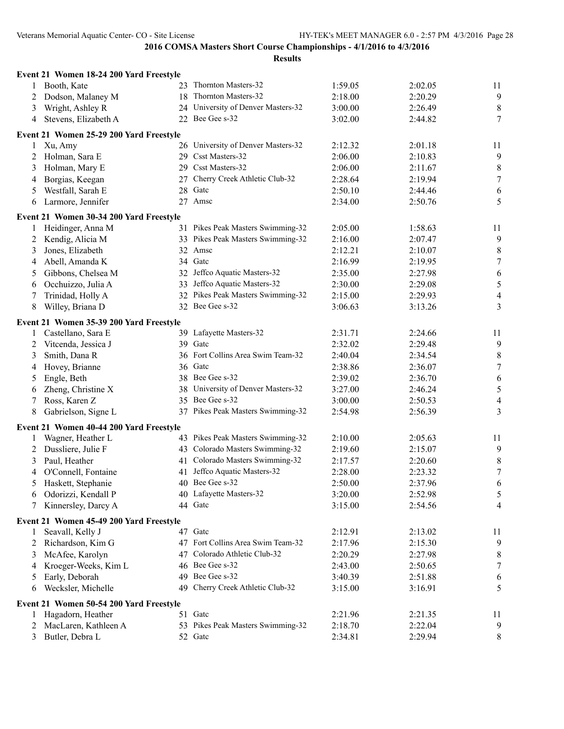## 2016 COMSA Masters Short Course Championships - 4/1/2016 to 4/3/2016

### Results

**Event 21 Women 18-24 200 Yard Freestyle**

| | Name | Age | Team | Seed Time | Finals Time | Points |
|---|---|---|---|---|---|---|
| 1 | Booth, Kate | 23 | Thornton Masters-32 | 1:59.05 | 2:02.05 | 11 |
| 2 | Dodson, Malaney M | 18 | Thornton Masters-32 | 2:18.00 | 2:20.29 | 9 |
| 3 | Wright, Ashley R | 24 | University of Denver Masters-32 | 3:00.00 | 2:26.49 | 8 |
| 4 | Stevens, Elizabeth A | 22 | Bee Gee s-32 | 3:02.00 | 2:44.82 | 7 |

**Event 21 Women 25-29 200 Yard Freestyle**

| | Name | Age | Team | Seed Time | Finals Time | Points |
|---|---|---|---|---|---|---|
| 1 | Xu, Amy | 26 | University of Denver Masters-32 | 2:12.32 | 2:01.18 | 11 |
| 2 | Holman, Sara E | 29 | Csst Masters-32 | 2:06.00 | 2:10.83 | 9 |
| 3 | Holman, Mary E | 29 | Csst Masters-32 | 2:06.00 | 2:11.67 | 8 |
| 4 | Borgias, Keegan | 27 | Cherry Creek Athletic Club-32 | 2:28.64 | 2:19.94 | 7 |
| 5 | Westfall, Sarah E | 28 | Gatc | 2:50.10 | 2:44.46 | 6 |
| 6 | Larmore, Jennifer | 27 | Amsc | 2:34.00 | 2:50.76 | 5 |

**Event 21 Women 30-34 200 Yard Freestyle**

| | Name | Age | Team | Seed Time | Finals Time | Points |
|---|---|---|---|---|---|---|
| 1 | Heidinger, Anna M | 31 | Pikes Peak Masters Swimming-32 | 2:05.00 | 1:58.63 | 11 |
| 2 | Kendig, Alicia M | 33 | Pikes Peak Masters Swimming-32 | 2:16.00 | 2:07.47 | 9 |
| 3 | Jones, Elizabeth | 32 | Amsc | 2:12.21 | 2:10.07 | 8 |
| 4 | Abell, Amanda K | 34 | Gatc | 2:16.99 | 2:19.95 | 7 |
| 5 | Gibbons, Chelsea M | 32 | Jeffco Aquatic Masters-32 | 2:35.00 | 2:27.98 | 6 |
| 6 | Occhuizzo, Julia A | 33 | Jeffco Aquatic Masters-32 | 2:30.00 | 2:29.08 | 5 |
| 7 | Trinidad, Holly A | 32 | Pikes Peak Masters Swimming-32 | 2:15.00 | 2:29.93 | 4 |
| 8 | Willey, Briana D | 32 | Bee Gee s-32 | 3:06.63 | 3:13.26 | 3 |

**Event 21 Women 35-39 200 Yard Freestyle**

| | Name | Age | Team | Seed Time | Finals Time | Points |
|---|---|---|---|---|---|---|
| 1 | Castellano, Sara E | 39 | Lafayette Masters-32 | 2:31.71 | 2:24.66 | 11 |
| 2 | Vitcenda, Jessica J | 39 | Gatc | 2:32.02 | 2:29.48 | 9 |
| 3 | Smith, Dana R | 36 | Fort Collins Area Swim Team-32 | 2:40.04 | 2:34.54 | 8 |
| 4 | Hovey, Brianne | 36 | Gatc | 2:38.86 | 2:36.07 | 7 |
| 5 | Engle, Beth | 38 | Bee Gee s-32 | 2:39.02 | 2:36.70 | 6 |
| 6 | Zheng, Christine X | 38 | University of Denver Masters-32 | 3:27.00 | 2:46.24 | 5 |
| 7 | Ross, Karen Z | 35 | Bee Gee s-32 | 3:00.00 | 2:50.53 | 4 |
| 8 | Gabrielson, Signe L | 37 | Pikes Peak Masters Swimming-32 | 2:54.98 | 2:56.39 | 3 |

**Event 21 Women 40-44 200 Yard Freestyle**

| | Name | Age | Team | Seed Time | Finals Time | Points |
|---|---|---|---|---|---|---|
| 1 | Wagner, Heather L | 43 | Pikes Peak Masters Swimming-32 | 2:10.00 | 2:05.63 | 11 |
| 2 | Dussliere, Julie F | 43 | Colorado Masters Swimming-32 | 2:19.60 | 2:15.07 | 9 |
| 3 | Paul, Heather | 41 | Colorado Masters Swimming-32 | 2:17.57 | 2:20.60 | 8 |
| 4 | O'Connell, Fontaine | 41 | Jeffco Aquatic Masters-32 | 2:28.00 | 2:23.32 | 7 |
| 5 | Haskett, Stephanie | 40 | Bee Gee s-32 | 2:50.00 | 2:37.96 | 6 |
| 6 | Odorizzi, Kendall P | 40 | Lafayette Masters-32 | 3:20.00 | 2:52.98 | 5 |
| 7 | Kinnersley, Darcy A | 44 | Gatc | 3:15.00 | 2:54.56 | 4 |

**Event 21 Women 45-49 200 Yard Freestyle**

| | Name | Age | Team | Seed Time | Finals Time | Points |
|---|---|---|---|---|---|---|
| 1 | Seavall, Kelly J | 47 | Gatc | 2:12.91 | 2:13.02 | 11 |
| 2 | Richardson, Kim G | 47 | Fort Collins Area Swim Team-32 | 2:17.96 | 2:15.30 | 9 |
| 3 | McAfee, Karolyn | 47 | Colorado Athletic Club-32 | 2:20.29 | 2:27.98 | 8 |
| 4 | Kroeger-Weeks, Kim L | 46 | Bee Gee s-32 | 2:43.00 | 2:50.65 | 7 |
| 5 | Early, Deborah | 49 | Bee Gee s-32 | 3:40.39 | 2:51.88 | 6 |
| 6 | Wecksler, Michelle | 49 | Cherry Creek Athletic Club-32 | 3:15.00 | 3:16.91 | 5 |

**Event 21 Women 50-54 200 Yard Freestyle**

| | Name | Age | Team | Seed Time | Finals Time | Points |
|---|---|---|---|---|---|---|
| 1 | Hagadorn, Heather | 51 | Gatc | 2:21.96 | 2:21.35 | 11 |
| 2 | MacLaren, Kathleen A | 53 | Pikes Peak Masters Swimming-32 | 2:18.70 | 2:22.04 | 9 |
| 3 | Butler, Debra L | 52 | Gatc | 2:34.81 | 2:29.94 | 8 |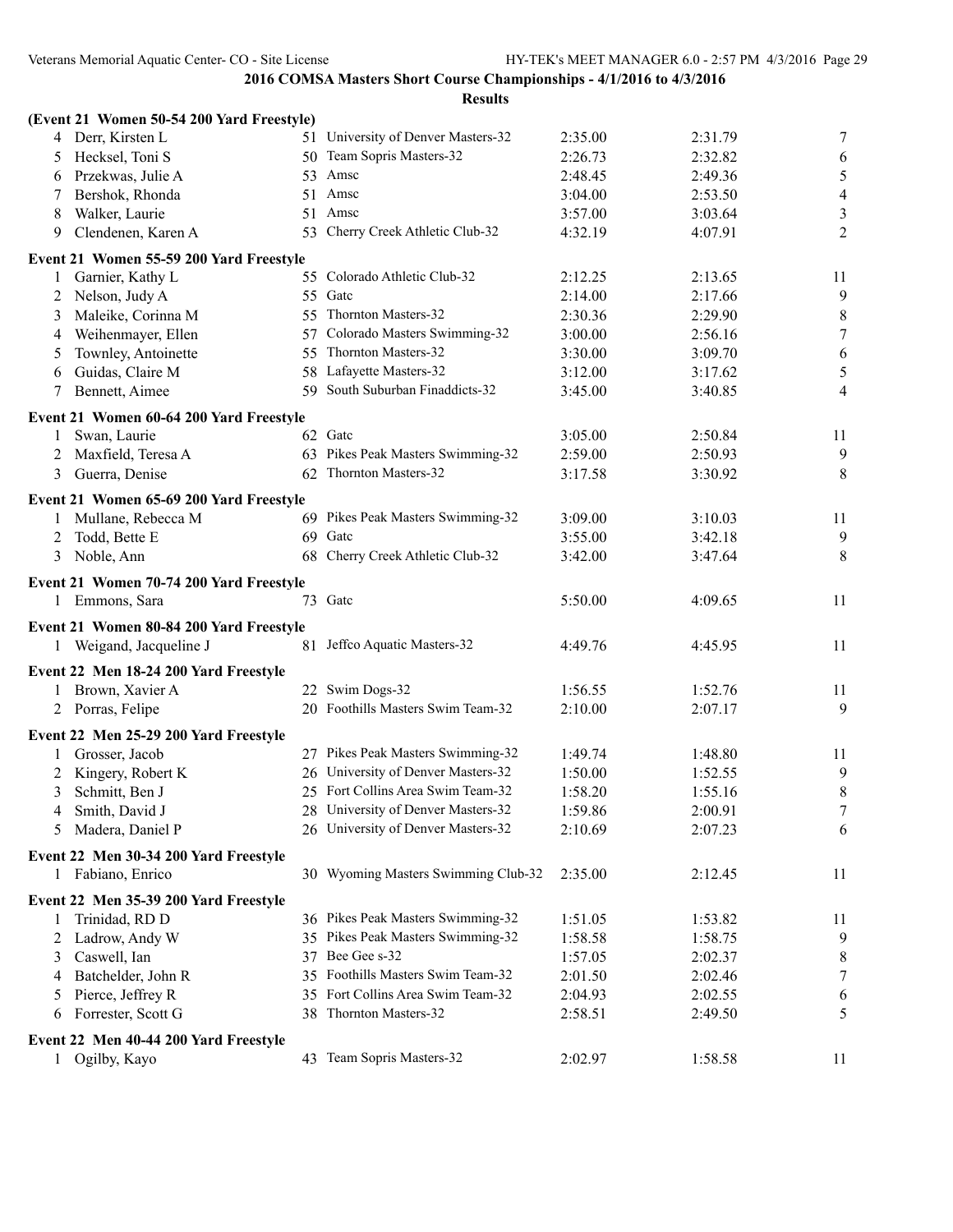## 2016 COMSA Masters Short Course Championships - 4/1/2016 to 4/3/2016

### Results

**(Event 21 Women 50-54 200 Yard Freestyle)**

| | Name | Age | Team | Seed Time | Finals Time | Points |
|---|---|---|---|---|---|---|
| 4 | Derr, Kirsten L | 51 | University of Denver Masters-32 | 2:35.00 | 2:31.79 | 7 |
| 5 | Hecksel, Toni S | 50 | Team Sopris Masters-32 | 2:26.73 | 2:32.82 | 6 |
| 6 | Przekwas, Julie A | 53 | Amsc | 2:48.45 | 2:49.36 | 5 |
| 7 | Bershok, Rhonda | 51 | Amsc | 3:04.00 | 2:53.50 | 4 |
| 8 | Walker, Laurie | 51 | Amsc | 3:57.00 | 3:03.64 | 3 |
| 9 | Clendenen, Karen A | 53 | Cherry Creek Athletic Club-32 | 4:32.19 | 4:07.91 | 2 |

**Event 21 Women 55-59 200 Yard Freestyle**

| | Name | Age | Team | Seed Time | Finals Time | Points |
|---|---|---|---|---|---|---|
| 1 | Garnier, Kathy L | 55 | Colorado Athletic Club-32 | 2:12.25 | 2:13.65 | 11 |
| 2 | Nelson, Judy A | 55 | Gatc | 2:14.00 | 2:17.66 | 9 |
| 3 | Maleike, Corinna M | 55 | Thornton Masters-32 | 2:30.36 | 2:29.90 | 8 |
| 4 | Weihenmayer, Ellen | 57 | Colorado Masters Swimming-32 | 3:00.00 | 2:56.16 | 7 |
| 5 | Townley, Antoinette | 55 | Thornton Masters-32 | 3:30.00 | 3:09.70 | 6 |
| 6 | Guidas, Claire M | 58 | Lafayette Masters-32 | 3:12.00 | 3:17.62 | 5 |
| 7 | Bennett, Aimee | 59 | South Suburban Finaddicts-32 | 3:45.00 | 3:40.85 | 4 |

**Event 21 Women 60-64 200 Yard Freestyle**

| | Name | Age | Team | Seed Time | Finals Time | Points |
|---|---|---|---|---|---|---|
| 1 | Swan, Laurie | 62 | Gatc | 3:05.00 | 2:50.84 | 11 |
| 2 | Maxfield, Teresa A | 63 | Pikes Peak Masters Swimming-32 | 2:59.00 | 2:50.93 | 9 |
| 3 | Guerra, Denise | 62 | Thornton Masters-32 | 3:17.58 | 3:30.92 | 8 |

**Event 21 Women 65-69 200 Yard Freestyle**

| | Name | Age | Team | Seed Time | Finals Time | Points |
|---|---|---|---|---|---|---|
| 1 | Mullane, Rebecca M | 69 | Pikes Peak Masters Swimming-32 | 3:09.00 | 3:10.03 | 11 |
| 2 | Todd, Bette E | 69 | Gatc | 3:55.00 | 3:42.18 | 9 |
| 3 | Noble, Ann | 68 | Cherry Creek Athletic Club-32 | 3:42.00 | 3:47.64 | 8 |

**Event 21 Women 70-74 200 Yard Freestyle**

| | Name | Age | Team | Seed Time | Finals Time | Points |
|---|---|---|---|---|---|---|
| 1 | Emmons, Sara | 73 | Gatc | 5:50.00 | 4:09.65 | 11 |

**Event 21 Women 80-84 200 Yard Freestyle**

| | Name | Age | Team | Seed Time | Finals Time | Points |
|---|---|---|---|---|---|---|
| 1 | Weigand, Jacqueline J | 81 | Jeffco Aquatic Masters-32 | 4:49.76 | 4:45.95 | 11 |

**Event 22 Men 18-24 200 Yard Freestyle**

| | Name | Age | Team | Seed Time | Finals Time | Points |
|---|---|---|---|---|---|---|
| 1 | Brown, Xavier A | 22 | Swim Dogs-32 | 1:56.55 | 1:52.76 | 11 |
| 2 | Porras, Felipe | 20 | Foothills Masters Swim Team-32 | 2:10.00 | 2:07.17 | 9 |

**Event 22 Men 25-29 200 Yard Freestyle**

| | Name | Age | Team | Seed Time | Finals Time | Points |
|---|---|---|---|---|---|---|
| 1 | Grosser, Jacob | 27 | Pikes Peak Masters Swimming-32 | 1:49.74 | 1:48.80 | 11 |
| 2 | Kingery, Robert K | 26 | University of Denver Masters-32 | 1:50.00 | 1:52.55 | 9 |
| 3 | Schmitt, Ben J | 25 | Fort Collins Area Swim Team-32 | 1:58.20 | 1:55.16 | 8 |
| 4 | Smith, David J | 28 | University of Denver Masters-32 | 1:59.86 | 2:00.91 | 7 |
| 5 | Madera, Daniel P | 26 | University of Denver Masters-32 | 2:10.69 | 2:07.23 | 6 |

**Event 22 Men 30-34 200 Yard Freestyle**

| | Name | Age | Team | Seed Time | Finals Time | Points |
|---|---|---|---|---|---|---|
| 1 | Fabiano, Enrico | 30 | Wyoming Masters Swimming Club-32 | 2:35.00 | 2:12.45 | 11 |

**Event 22 Men 35-39 200 Yard Freestyle**

| | Name | Age | Team | Seed Time | Finals Time | Points |
|---|---|---|---|---|---|---|
| 1 | Trinidad, RD D | 36 | Pikes Peak Masters Swimming-32 | 1:51.05 | 1:53.82 | 11 |
| 2 | Ladrow, Andy W | 35 | Pikes Peak Masters Swimming-32 | 1:58.58 | 1:58.75 | 9 |
| 3 | Caswell, Ian | 37 | Bee Gee s-32 | 1:57.05 | 2:02.37 | 8 |
| 4 | Batchelder, John R | 35 | Foothills Masters Swim Team-32 | 2:01.50 | 2:02.46 | 7 |
| 5 | Pierce, Jeffrey R | 35 | Fort Collins Area Swim Team-32 | 2:04.93 | 2:02.55 | 6 |
| 6 | Forrester, Scott G | 38 | Thornton Masters-32 | 2:58.51 | 2:49.50 | 5 |

**Event 22 Men 40-44 200 Yard Freestyle**

| | Name | Age | Team | Seed Time | Finals Time | Points |
|---|---|---|---|---|---|---|
| 1 | Ogilby, Kayo | 43 | Team Sopris Masters-32 | 2:02.97 | 1:58.58 | 11 |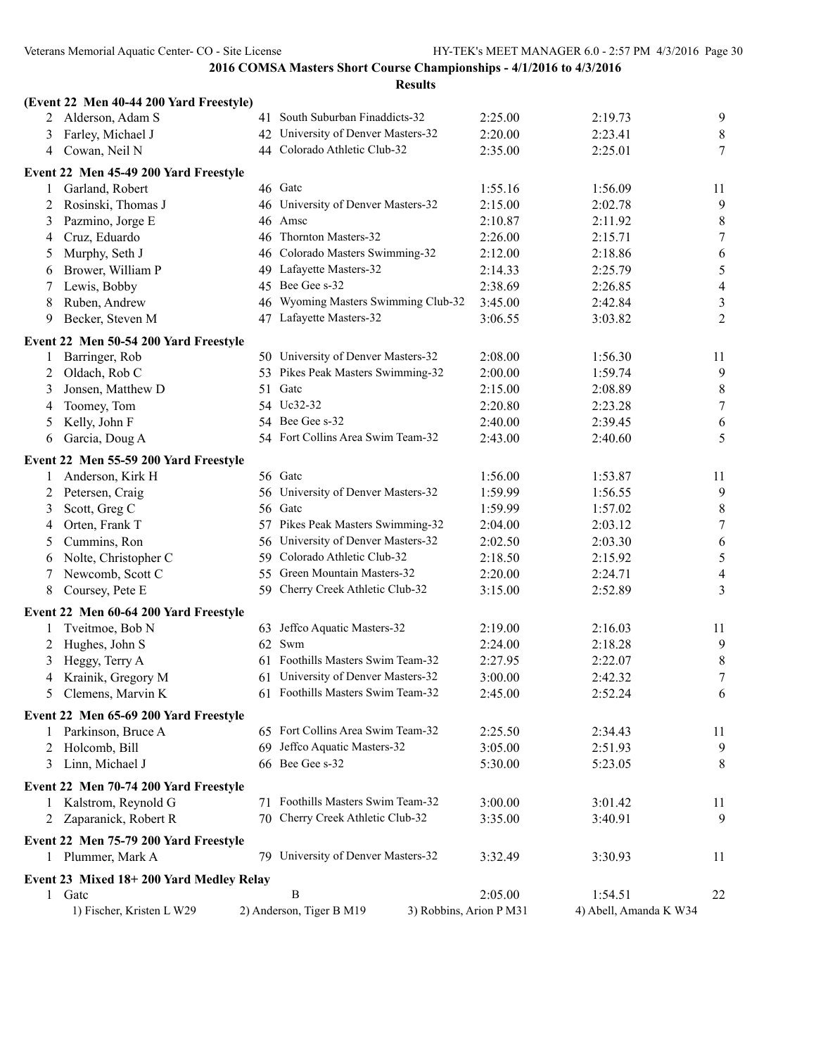**2016 COMSA Masters Short Course Championships - 4/1/2016 to 4/3/2016**

**Results**

**(Event 22 Men 40-44 200 Yard Freestyle)**

| | Name | Age | Team | Seed Time | Finals Time | Points |
|---|---|---|---|---|---|---|
| 2 | Alderson, Adam S | 41 | South Suburban Finaddicts-32 | 2:25.00 | 2:19.73 | 9 |
| 3 | Farley, Michael J | 42 | University of Denver Masters-32 | 2:20.00 | 2:23.41 | 8 |
| 4 | Cowan, Neil N | 44 | Colorado Athletic Club-32 | 2:35.00 | 2:25.01 | 7 |

**Event 22 Men 45-49 200 Yard Freestyle**

| | Name | Age | Team | Seed Time | Finals Time | Points |
|---|---|---|---|---|---|---|
| 1 | Garland, Robert | 46 | Gatc | 1:55.16 | 1:56.09 | 11 |
| 2 | Rosinski, Thomas J | 46 | University of Denver Masters-32 | 2:15.00 | 2:02.78 | 9 |
| 3 | Pazmino, Jorge E | 46 | Amsc | 2:10.87 | 2:11.92 | 8 |
| 4 | Cruz, Eduardo | 46 | Thornton Masters-32 | 2:26.00 | 2:15.71 | 7 |
| 5 | Murphy, Seth J | 46 | Colorado Masters Swimming-32 | 2:12.00 | 2:18.86 | 6 |
| 6 | Brower, William P | 49 | Lafayette Masters-32 | 2:14.33 | 2:25.79 | 5 |
| 7 | Lewis, Bobby | 45 | Bee Gee s-32 | 2:38.69 | 2:26.85 | 4 |
| 8 | Ruben, Andrew | 46 | Wyoming Masters Swimming Club-32 | 3:45.00 | 2:42.84 | 3 |
| 9 | Becker, Steven M | 47 | Lafayette Masters-32 | 3:06.55 | 3:03.82 | 2 |

**Event 22 Men 50-54 200 Yard Freestyle**

| | Name | Age | Team | Seed Time | Finals Time | Points |
|---|---|---|---|---|---|---|
| 1 | Barringer, Rob | 50 | University of Denver Masters-32 | 2:08.00 | 1:56.30 | 11 |
| 2 | Oldach, Rob C | 53 | Pikes Peak Masters Swimming-32 | 2:00.00 | 1:59.74 | 9 |
| 3 | Jonsen, Matthew D | 51 | Gatc | 2:15.00 | 2:08.89 | 8 |
| 4 | Toomey, Tom | 54 | Uc32-32 | 2:20.80 | 2:23.28 | 7 |
| 5 | Kelly, John F | 54 | Bee Gee s-32 | 2:40.00 | 2:39.45 | 6 |
| 6 | Garcia, Doug A | 54 | Fort Collins Area Swim Team-32 | 2:43.00 | 2:40.60 | 5 |

**Event 22 Men 55-59 200 Yard Freestyle**

| | Name | Age | Team | Seed Time | Finals Time | Points |
|---|---|---|---|---|---|---|
| 1 | Anderson, Kirk H | 56 | Gatc | 1:56.00 | 1:53.87 | 11 |
| 2 | Petersen, Craig | 56 | University of Denver Masters-32 | 1:59.99 | 1:56.55 | 9 |
| 3 | Scott, Greg C | 56 | Gatc | 1:59.99 | 1:57.02 | 8 |
| 4 | Orten, Frank T | 57 | Pikes Peak Masters Swimming-32 | 2:04.00 | 2:03.12 | 7 |
| 5 | Cummins, Ron | 56 | University of Denver Masters-32 | 2:02.50 | 2:03.30 | 6 |
| 6 | Nolte, Christopher C | 59 | Colorado Athletic Club-32 | 2:18.50 | 2:15.92 | 5 |
| 7 | Newcomb, Scott C | 55 | Green Mountain Masters-32 | 2:20.00 | 2:24.71 | 4 |
| 8 | Coursey, Pete E | 59 | Cherry Creek Athletic Club-32 | 3:15.00 | 2:52.89 | 3 |

**Event 22 Men 60-64 200 Yard Freestyle**

| | Name | Age | Team | Seed Time | Finals Time | Points |
|---|---|---|---|---|---|---|
| 1 | Tveitmoe, Bob N | 63 | Jeffco Aquatic Masters-32 | 2:19.00 | 2:16.03 | 11 |
| 2 | Hughes, John S | 62 | Swm | 2:24.00 | 2:18.28 | 9 |
| 3 | Heggy, Terry A | 61 | Foothills Masters Swim Team-32 | 2:27.95 | 2:22.07 | 8 |
| 4 | Krainik, Gregory M | 61 | University of Denver Masters-32 | 3:00.00 | 2:42.32 | 7 |
| 5 | Clemens, Marvin K | 61 | Foothills Masters Swim Team-32 | 2:45.00 | 2:52.24 | 6 |

**Event 22 Men 65-69 200 Yard Freestyle**

| | Name | Age | Team | Seed Time | Finals Time | Points |
|---|---|---|---|---|---|---|
| 1 | Parkinson, Bruce A | 65 | Fort Collins Area Swim Team-32 | 2:25.50 | 2:34.43 | 11 |
| 2 | Holcomb, Bill | 69 | Jeffco Aquatic Masters-32 | 3:05.00 | 2:51.93 | 9 |
| 3 | Linn, Michael J | 66 | Bee Gee s-32 | 5:30.00 | 5:23.05 | 8 |

**Event 22 Men 70-74 200 Yard Freestyle**

| | Name | Age | Team | Seed Time | Finals Time | Points |
|---|---|---|---|---|---|---|
| 1 | Kalstrom, Reynold G | 71 | Foothills Masters Swim Team-32 | 3:00.00 | 3:01.42 | 11 |
| 2 | Zaparanick, Robert R | 70 | Cherry Creek Athletic Club-32 | 3:35.00 | 3:40.91 | 9 |

**Event 22 Men 75-79 200 Yard Freestyle**

| | Name | Age | Team | Seed Time | Finals Time | Points |
|---|---|---|---|---|---|---|
| 1 | Plummer, Mark A | 79 | University of Denver Masters-32 | 3:32.49 | 3:30.93 | 11 |

**Event 23 Mixed 18+ 200 Yard Medley Relay**

| | Team | Relay | Seed Time | Finals Time | Points |
|---|---|---|---|---|---|
| 1 | Gatc | B | 2:05.00 | 1:54.51 | 22 |

1) Fischer, Kristen L W29 2) Anderson, Tiger B M19 3) Robbins, Arion P M31 4) Abell, Amanda K W34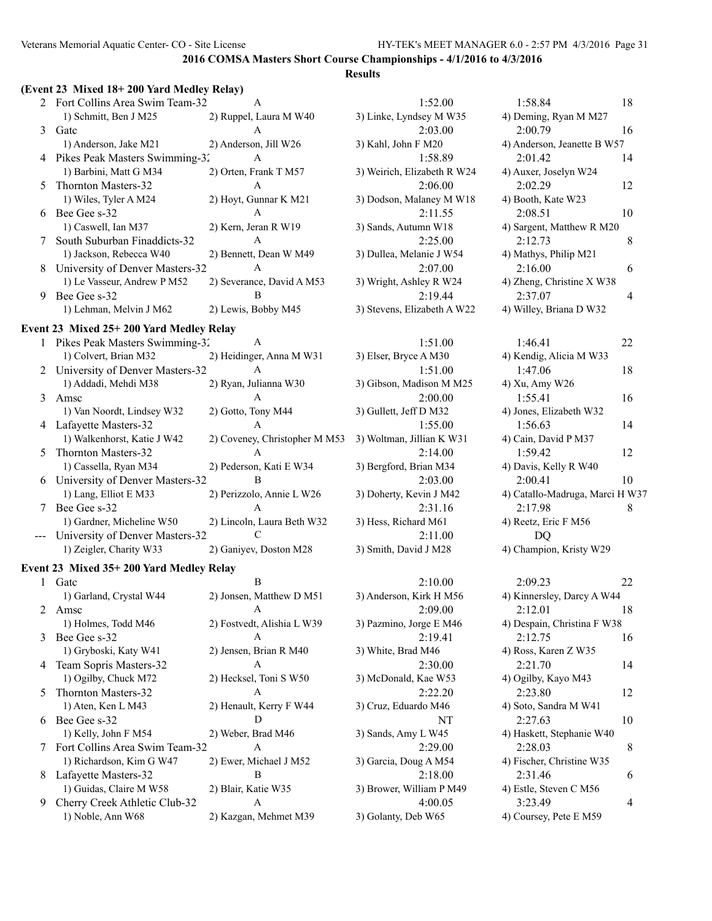## 2016 COMSA Masters Short Course Championships - 4/1/2016 to 4/3/2016

### Results

### (Event 23 Mixed 18+ 200 Yard Medley Relay)

| | Team | Relay | Seed Time | Finals Time | Points |
|---|---|---|---|---|---|
| 2 | Fort Collins Area Swim Team-32 | A | 1:52.00 | 1:58.84 | 18 |
| | 1) Schmitt, Ben J M25 | 2) Ruppel, Laura M W40 | 3) Linke, Lyndsey M W35 | 4) Deming, Ryan M M27 | |
| 3 | Gatc | A | 2:03.00 | 2:00.79 | 16 |
| | 1) Anderson, Jake M21 | 2) Anderson, Jill W26 | 3) Kahl, John F M20 | 4) Anderson, Jeanette B W57 | |
| 4 | Pikes Peak Masters Swimming-32 | A | 1:58.89 | 2:01.42 | 14 |
| | 1) Barbini, Matt G M34 | 2) Orten, Frank T M57 | 3) Weirich, Elizabeth R W24 | 4) Auxer, Joselyn W24 | |
| 5 | Thornton Masters-32 | A | 2:06.00 | 2:02.29 | 12 |
| | 1) Wiles, Tyler A M24 | 2) Hoyt, Gunnar K M21 | 3) Dodson, Malaney M W18 | 4) Booth, Kate W23 | |
| 6 | Bee Gee s-32 | A | 2:11.55 | 2:08.51 | 10 |
| | 1) Caswell, Ian M37 | 2) Kern, Jeran R W19 | 3) Sands, Autumn W18 | 4) Sargent, Matthew R M20 | |
| 7 | South Suburban Finaddicts-32 | A | 2:25.00 | 2:12.73 | 8 |
| | 1) Jackson, Rebecca W40 | 2) Bennett, Dean W M49 | 3) Dullea, Melanie J W54 | 4) Mathys, Philip M21 | |
| 8 | University of Denver Masters-32 | A | 2:07.00 | 2:16.00 | 6 |
| | 1) Le Vasseur, Andrew P M52 | 2) Severance, David A M53 | 3) Wright, Ashley R W24 | 4) Zheng, Christine X W38 | |
| 9 | Bee Gee s-32 | B | 2:19.44 | 2:37.07 | 4 |
| | 1) Lehman, Melvin J M62 | 2) Lewis, Bobby M45 | 3) Stevens, Elizabeth A W22 | 4) Willey, Briana D W32 | |

### Event 23 Mixed 25+ 200 Yard Medley Relay

| | Team | Relay | Seed Time | Finals Time | Points |
|---|---|---|---|---|---|
| 1 | Pikes Peak Masters Swimming-32 | A | 1:51.00 | 1:46.41 | 22 |
| | 1) Colvert, Brian M32 | 2) Heidinger, Anna M W31 | 3) Elser, Bryce A M30 | 4) Kendig, Alicia M W33 | |
| 2 | University of Denver Masters-32 | A | 1:51.00 | 1:47.06 | 18 |
| | 1) Addadi, Mehdi M38 | 2) Ryan, Julianna W30 | 3) Gibson, Madison M M25 | 4) Xu, Amy W26 | |
| 3 | Amsc | A | 2:00.00 | 1:55.41 | 16 |
| | 1) Van Noordt, Lindsey W32 | 2) Gotto, Tony M44 | 3) Gullett, Jeff D M32 | 4) Jones, Elizabeth W32 | |
| 4 | Lafayette Masters-32 | A | 1:55.00 | 1:56.63 | 14 |
| | 1) Walkenhorst, Katie J W42 | 2) Coveney, Christopher M M53 | 3) Woltman, Jillian K W31 | 4) Cain, David P M37 | |
| 5 | Thornton Masters-32 | A | 2:14.00 | 1:59.42 | 12 |
| | 1) Cassella, Ryan M34 | 2) Pederson, Kati E W34 | 3) Bergford, Brian M34 | 4) Davis, Kelly R W40 | |
| 6 | University of Denver Masters-32 | B | 2:03.00 | 2:00.41 | 10 |
| | 1) Lang, Elliot E M33 | 2) Perizzolo, Annie L W26 | 3) Doherty, Kevin J M42 | 4) Catallo-Madruga, Marci H W37 | |
| 7 | Bee Gee s-32 | A | 2:31.16 | 2:17.98 | 8 |
| | 1) Gardner, Micheline W50 | 2) Lincoln, Laura Beth W32 | 3) Hess, Richard M61 | 4) Reetz, Eric F M56 | |
| --- | University of Denver Masters-32 | C | 2:11.00 | DQ | |
| | 1) Zeigler, Charity W33 | 2) Ganiyev, Doston M28 | 3) Smith, David J M28 | 4) Champion, Kristy W29 | |

### Event 23 Mixed 35+ 200 Yard Medley Relay

| | Team | Relay | Seed Time | Finals Time | Points |
|---|---|---|---|---|---|
| 1 | Gatc | B | 2:10.00 | 2:09.23 | 22 |
| | 1) Garland, Crystal W44 | 2) Jonsen, Matthew D M51 | 3) Anderson, Kirk H M56 | 4) Kinnersley, Darcy A W44 | |
| 2 | Amsc | A | 2:09.00 | 2:12.01 | 18 |
| | 1) Holmes, Todd M46 | 2) Fostvedt, Alishia L W39 | 3) Pazmino, Jorge E M46 | 4) Despain, Christina F W38 | |
| 3 | Bee Gee s-32 | A | 2:19.41 | 2:12.75 | 16 |
| | 1) Gryboski, Katy W41 | 2) Jensen, Brian R M40 | 3) White, Brad M46 | 4) Ross, Karen Z W35 | |
| 4 | Team Sopris Masters-32 | A | 2:30.00 | 2:21.70 | 14 |
| | 1) Ogilby, Chuck M72 | 2) Hecksel, Toni S W50 | 3) McDonald, Kae W53 | 4) Ogilby, Kayo M43 | |
| 5 | Thornton Masters-32 | A | 2:22.20 | 2:23.80 | 12 |
| | 1) Aten, Ken L M43 | 2) Henault, Kerry F W44 | 3) Cruz, Eduardo M46 | 4) Soto, Sandra M W41 | |
| 6 | Bee Gee s-32 | D | NT | 2:27.63 | 10 |
| | 1) Kelly, John F M54 | 2) Weber, Brad M46 | 3) Sands, Amy L W45 | 4) Haskett, Stephanie W40 | |
| 7 | Fort Collins Area Swim Team-32 | A | 2:29.00 | 2:28.03 | 8 |
| | 1) Richardson, Kim G W47 | 2) Ewer, Michael J M52 | 3) Garcia, Doug A M54 | 4) Fischer, Christine W35 | |
| 8 | Lafayette Masters-32 | B | 2:18.00 | 2:31.46 | 6 |
| | 1) Guidas, Claire M W58 | 2) Blair, Katie W35 | 3) Brower, William P M49 | 4) Estle, Steven C M56 | |
| 9 | Cherry Creek Athletic Club-32 | A | 4:00.05 | 3:23.49 | 4 |
| | 1) Noble, Ann W68 | 2) Kazgan, Mehmet M39 | 3) Golanty, Deb W65 | 4) Coursey, Pete E M59 | |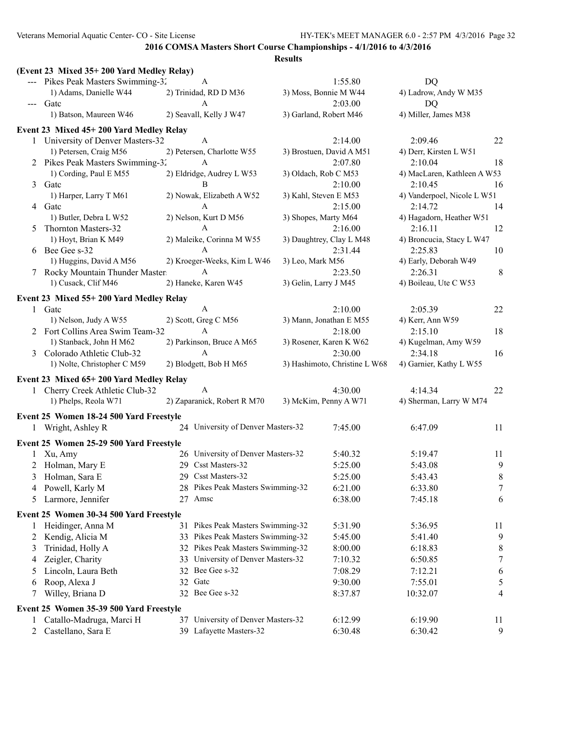**2016 COMSA Masters Short Course Championships - 4/1/2016 to 4/3/2016**

**Results**

### (Event 23 Mixed 35+ 200 Yard Medley Relay)

| Place | Team | Relay | Seed Time | Finals Time | Points |
|---|---|---|---|---|---|
| --- | Pikes Peak Masters Swimming-32 | A | 1:55.80 | DQ | |
| | 1) Adams, Danielle W44 | 2) Trinidad, RD D M36 | 3) Moss, Bonnie M W44 | 4) Ladrow, Andy W M35 | |
| --- | Gatc | A | 2:03.00 | DQ | |
| | 1) Batson, Maureen W46 | 2) Seavall, Kelly J W47 | 3) Garland, Robert M46 | 4) Miller, James M38 | |

### Event 23 Mixed 45+ 200 Yard Medley Relay

| Place | Team | Relay | Seed Time | Finals Time | Points |
|---|---|---|---|---|---|
| 1 | University of Denver Masters-32 | A | 2:14.00 | 2:09.46 | 22 |
| | 1) Petersen, Craig M56 | 2) Petersen, Charlotte W55 | 3) Brostuen, David A M51 | 4) Derr, Kirsten L W51 | |
| 2 | Pikes Peak Masters Swimming-32 | A | 2:07.80 | 2:10.04 | 18 |
| | 1) Cording, Paul E M55 | 2) Eldridge, Audrey L W53 | 3) Oldach, Rob C M53 | 4) MacLaren, Kathleen A W53 | |
| 3 | Gatc | B | 2:10.00 | 2:10.45 | 16 |
| | 1) Harper, Larry T M61 | 2) Nowak, Elizabeth A W52 | 3) Kahl, Steven E M53 | 4) Vanderpoel, Nicole L W51 | |
| 4 | Gatc | A | 2:15.00 | 2:14.72 | 14 |
| | 1) Butler, Debra L W52 | 2) Nelson, Kurt D M56 | 3) Shopes, Marty M64 | 4) Hagadorn, Heather W51 | |
| 5 | Thornton Masters-32 | A | 2:16.00 | 2:16.11 | 12 |
| | 1) Hoyt, Brian K M49 | 2) Maleike, Corinna M W55 | 3) Daughtrey, Clay L M48 | 4) Broncucia, Stacy L W47 | |
| 6 | Bee Gee s-32 | A | 2:31.44 | 2:25.83 | 10 |
| | 1) Huggins, David A M56 | 2) Kroeger-Weeks, Kim L W46 | 3) Leo, Mark M56 | 4) Early, Deborah W49 | |
| 7 | Rocky Mountain Thunder Master | A | 2:23.50 | 2:26.31 | 8 |
| | 1) Cusack, Clif M46 | 2) Haneke, Karen W45 | 3) Gelin, Larry J M45 | 4) Boileau, Ute C W53 | |

### Event 23 Mixed 55+ 200 Yard Medley Relay

| Place | Team | Relay | Seed Time | Finals Time | Points |
|---|---|---|---|---|---|
| 1 | Gatc | A | 2:10.00 | 2:05.39 | 22 |
| | 1) Nelson, Judy A W55 | 2) Scott, Greg C M56 | 3) Mann, Jonathan E M55 | 4) Kerr, Ann W59 | |
| 2 | Fort Collins Area Swim Team-32 | A | 2:18.00 | 2:15.10 | 18 |
| | 1) Stanback, John H M62 | 2) Parkinson, Bruce A M65 | 3) Rosener, Karen K W62 | 4) Kugelman, Amy W59 | |
| 3 | Colorado Athletic Club-32 | A | 2:30.00 | 2:34.18 | 16 |
| | 1) Nolte, Christopher C M59 | 2) Blodgett, Bob H M65 | 3) Hashimoto, Christine L W68 | 4) Garnier, Kathy L W55 | |

### Event 23 Mixed 65+ 200 Yard Medley Relay

| Place | Team | Relay | Seed Time | Finals Time | Points |
|---|---|---|---|---|---|
| 1 | Cherry Creek Athletic Club-32 | A | 4:30.00 | 4:14.34 | 22 |
| | 1) Phelps, Reola W71 | 2) Zaparanick, Robert R M70 | 3) McKim, Penny A W71 | 4) Sherman, Larry W M74 | |

### Event 25 Women 18-24 500 Yard Freestyle

| Place | Name | Age | Team | Seed Time | Finals Time | Points |
|---|---|---|---|---|---|---|
| 1 | Wright, Ashley R | 24 | University of Denver Masters-32 | 7:45.00 | 6:47.09 | 11 |

### Event 25 Women 25-29 500 Yard Freestyle

| Place | Name | Age | Team | Seed Time | Finals Time | Points |
|---|---|---|---|---|---|---|
| 1 | Xu, Amy | 26 | University of Denver Masters-32 | 5:40.32 | 5:19.47 | 11 |
| 2 | Holman, Mary E | 29 | Csst Masters-32 | 5:25.00 | 5:43.08 | 9 |
| 3 | Holman, Sara E | 29 | Csst Masters-32 | 5:25.00 | 5:43.43 | 8 |
| 4 | Powell, Karly M | 28 | Pikes Peak Masters Swimming-32 | 6:21.00 | 6:33.80 | 7 |
| 5 | Larmore, Jennifer | 27 | Amsc | 6:38.00 | 7:45.18 | 6 |

### Event 25 Women 30-34 500 Yard Freestyle

| Place | Name | Age | Team | Seed Time | Finals Time | Points |
|---|---|---|---|---|---|---|
| 1 | Heidinger, Anna M | 31 | Pikes Peak Masters Swimming-32 | 5:31.90 | 5:36.95 | 11 |
| 2 | Kendig, Alicia M | 33 | Pikes Peak Masters Swimming-32 | 5:45.00 | 5:41.40 | 9 |
| 3 | Trinidad, Holly A | 32 | Pikes Peak Masters Swimming-32 | 8:00.00 | 6:18.83 | 8 |
| 4 | Zeigler, Charity | 33 | University of Denver Masters-32 | 7:10.32 | 6:50.85 | 7 |
| 5 | Lincoln, Laura Beth | 32 | Bee Gee s-32 | 7:08.29 | 7:12.21 | 6 |
| 6 | Roop, Alexa J | 32 | Gatc | 9:30.00 | 7:55.01 | 5 |
| 7 | Willey, Briana D | 32 | Bee Gee s-32 | 8:37.87 | 10:32.07 | 4 |

### Event 25 Women 35-39 500 Yard Freestyle

| Place | Name | Age | Team | Seed Time | Finals Time | Points |
|---|---|---|---|---|---|---|
| 1 | Catallo-Madruga, Marci H | 37 | University of Denver Masters-32 | 6:12.99 | 6:19.90 | 11 |
| 2 | Castellano, Sara E | 39 | Lafayette Masters-32 | 6:30.48 | 6:30.42 | 9 |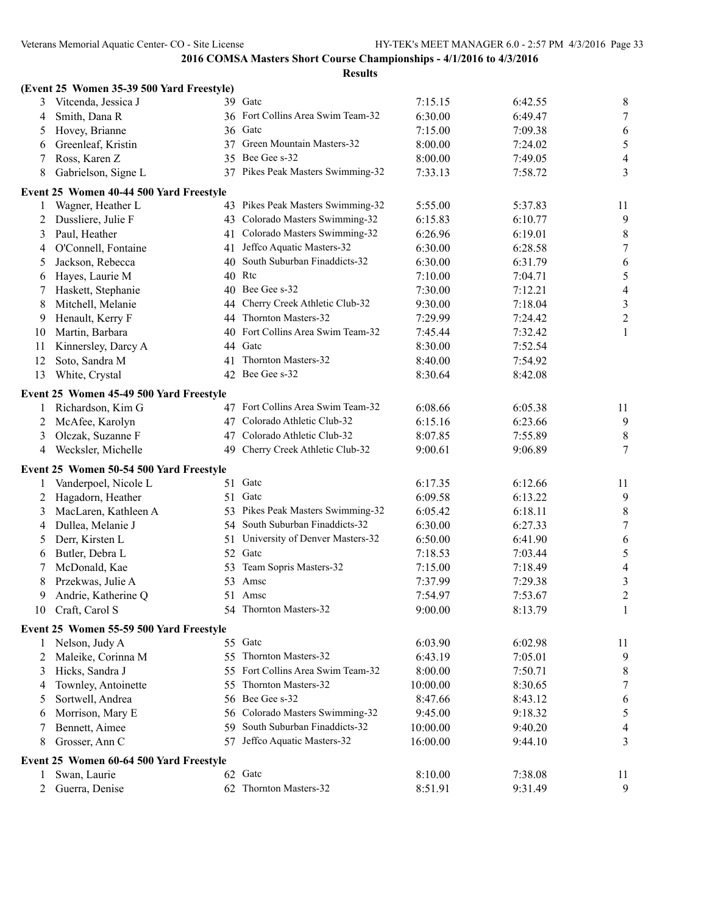## 2016 COMSA Masters Short Course Championships - 4/1/2016 to 4/3/2016

### Results

**(Event 25 Women 35-39 500 Yard Freestyle)**

| Place | Name | Age | Team | Seed Time | Finals Time | Points |
|---|---|---|---|---|---|---|
| 3 | Vitcenda, Jessica J | 39 | Gatc | 7:15.15 | 6:42.55 | 8 |
| 4 | Smith, Dana R | 36 | Fort Collins Area Swim Team-32 | 6:30.00 | 6:49.47 | 7 |
| 5 | Hovey, Brianne | 36 | Gatc | 7:15.00 | 7:09.38 | 6 |
| 6 | Greenleaf, Kristin | 37 | Green Mountain Masters-32 | 8:00.00 | 7:24.02 | 5 |
| 7 | Ross, Karen Z | 35 | Bee Gee s-32 | 8:00.00 | 7:49.05 | 4 |
| 8 | Gabrielson, Signe L | 37 | Pikes Peak Masters Swimming-32 | 7:33.13 | 7:58.72 | 3 |

**Event 25 Women 40-44 500 Yard Freestyle**

| Place | Name | Age | Team | Seed Time | Finals Time | Points |
|---|---|---|---|---|---|---|
| 1 | Wagner, Heather L | 43 | Pikes Peak Masters Swimming-32 | 5:55.00 | 5:37.83 | 11 |
| 2 | Dussliere, Julie F | 43 | Colorado Masters Swimming-32 | 6:15.83 | 6:10.77 | 9 |
| 3 | Paul, Heather | 41 | Colorado Masters Swimming-32 | 6:26.96 | 6:19.01 | 8 |
| 4 | O'Connell, Fontaine | 41 | Jeffco Aquatic Masters-32 | 6:30.00 | 6:28.58 | 7 |
| 5 | Jackson, Rebecca | 40 | South Suburban Finaddicts-32 | 6:30.00 | 6:31.79 | 6 |
| 6 | Hayes, Laurie M | 40 | Rtc | 7:10.00 | 7:04.71 | 5 |
| 7 | Haskett, Stephanie | 40 | Bee Gee s-32 | 7:30.00 | 7:12.21 | 4 |
| 8 | Mitchell, Melanie | 44 | Cherry Creek Athletic Club-32 | 9:30.00 | 7:18.04 | 3 |
| 9 | Henault, Kerry F | 44 | Thornton Masters-32 | 7:29.99 | 7:24.42 | 2 |
| 10 | Martin, Barbara | 40 | Fort Collins Area Swim Team-32 | 7:45.44 | 7:32.42 | 1 |
| 11 | Kinnersley, Darcy A | 44 | Gatc | 8:30.00 | 7:52.54 | |
| 12 | Soto, Sandra M | 41 | Thornton Masters-32 | 8:40.00 | 7:54.92 | |
| 13 | White, Crystal | 42 | Bee Gee s-32 | 8:30.64 | 8:42.08 | |

**Event 25 Women 45-49 500 Yard Freestyle**

| Place | Name | Age | Team | Seed Time | Finals Time | Points |
|---|---|---|---|---|---|---|
| 1 | Richardson, Kim G | 47 | Fort Collins Area Swim Team-32 | 6:08.66 | 6:05.38 | 11 |
| 2 | McAfee, Karolyn | 47 | Colorado Athletic Club-32 | 6:15.16 | 6:23.66 | 9 |
| 3 | Olczak, Suzanne F | 47 | Colorado Athletic Club-32 | 8:07.85 | 7:55.89 | 8 |
| 4 | Wecksler, Michelle | 49 | Cherry Creek Athletic Club-32 | 9:00.61 | 9:06.89 | 7 |

**Event 25 Women 50-54 500 Yard Freestyle**

| Place | Name | Age | Team | Seed Time | Finals Time | Points |
|---|---|---|---|---|---|---|
| 1 | Vanderpoel, Nicole L | 51 | Gatc | 6:17.35 | 6:12.66 | 11 |
| 2 | Hagadorn, Heather | 51 | Gatc | 6:09.58 | 6:13.22 | 9 |
| 3 | MacLaren, Kathleen A | 53 | Pikes Peak Masters Swimming-32 | 6:05.42 | 6:18.11 | 8 |
| 4 | Dullea, Melanie J | 54 | South Suburban Finaddicts-32 | 6:30.00 | 6:27.33 | 7 |
| 5 | Derr, Kirsten L | 51 | University of Denver Masters-32 | 6:50.00 | 6:41.90 | 6 |
| 6 | Butler, Debra L | 52 | Gatc | 7:18.53 | 7:03.44 | 5 |
| 7 | McDonald, Kae | 53 | Team Sopris Masters-32 | 7:15.00 | 7:18.49 | 4 |
| 8 | Przekwas, Julie A | 53 | Amsc | 7:37.99 | 7:29.38 | 3 |
| 9 | Andrie, Katherine Q | 51 | Amsc | 7:54.97 | 7:53.67 | 2 |
| 10 | Craft, Carol S | 54 | Thornton Masters-32 | 9:00.00 | 8:13.79 | 1 |

**Event 25 Women 55-59 500 Yard Freestyle**

| Place | Name | Age | Team | Seed Time | Finals Time | Points |
|---|---|---|---|---|---|---|
| 1 | Nelson, Judy A | 55 | Gatc | 6:03.90 | 6:02.98 | 11 |
| 2 | Maleike, Corinna M | 55 | Thornton Masters-32 | 6:43.19 | 7:05.01 | 9 |
| 3 | Hicks, Sandra J | 55 | Fort Collins Area Swim Team-32 | 8:00.00 | 7:50.71 | 8 |
| 4 | Townley, Antoinette | 55 | Thornton Masters-32 | 10:00.00 | 8:30.65 | 7 |
| 5 | Sortwell, Andrea | 56 | Bee Gee s-32 | 8:47.66 | 8:43.12 | 6 |
| 6 | Morrison, Mary E | 56 | Colorado Masters Swimming-32 | 9:45.00 | 9:18.32 | 5 |
| 7 | Bennett, Aimee | 59 | South Suburban Finaddicts-32 | 10:00.00 | 9:40.20 | 4 |
| 8 | Grosser, Ann C | 57 | Jeffco Aquatic Masters-32 | 16:00.00 | 9:44.10 | 3 |

**Event 25 Women 60-64 500 Yard Freestyle**

| Place | Name | Age | Team | Seed Time | Finals Time | Points |
|---|---|---|---|---|---|---|
| 1 | Swan, Laurie | 62 | Gatc | 8:10.00 | 7:38.08 | 11 |
| 2 | Guerra, Denise | 62 | Thornton Masters-32 | 8:51.91 | 9:31.49 | 9 |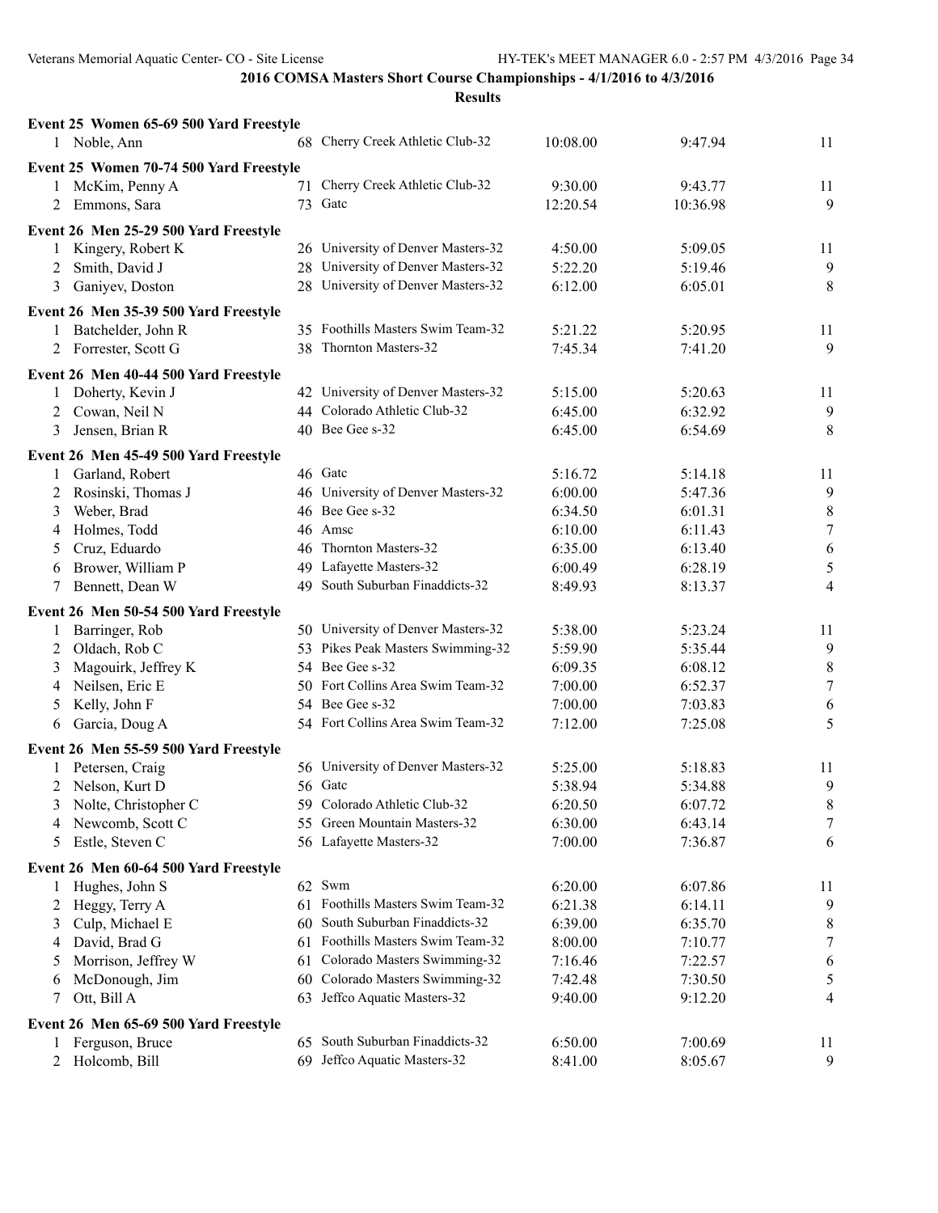# 2016 COMSA Masters Short Course Championships - 4/1/2016 to 4/3/2016

## Results

**Event 25 Women 65-69 500 Yard Freestyle**

| | Name | Age | Team | Seed Time | Finals Time | Points |
|---|---|---|---|---|---|---|
| 1 | Noble, Ann | 68 | Cherry Creek Athletic Club-32 | 10:08.00 | 9:47.94 | 11 |

**Event 25 Women 70-74 500 Yard Freestyle**

| | Name | Age | Team | Seed Time | Finals Time | Points |
|---|---|---|---|---|---|---|
| 1 | McKim, Penny A | 71 | Cherry Creek Athletic Club-32 | 9:30.00 | 9:43.77 | 11 |
| 2 | Emmons, Sara | 73 | Gatc | 12:20.54 | 10:36.98 | 9 |

**Event 26 Men 25-29 500 Yard Freestyle**

| | Name | Age | Team | Seed Time | Finals Time | Points |
|---|---|---|---|---|---|---|
| 1 | Kingery, Robert K | 26 | University of Denver Masters-32 | 4:50.00 | 5:09.05 | 11 |
| 2 | Smith, David J | 28 | University of Denver Masters-32 | 5:22.20 | 5:19.46 | 9 |
| 3 | Ganiyev, Doston | 28 | University of Denver Masters-32 | 6:12.00 | 6:05.01 | 8 |

**Event 26 Men 35-39 500 Yard Freestyle**

| | Name | Age | Team | Seed Time | Finals Time | Points |
|---|---|---|---|---|---|---|
| 1 | Batchelder, John R | 35 | Foothills Masters Swim Team-32 | 5:21.22 | 5:20.95 | 11 |
| 2 | Forrester, Scott G | 38 | Thornton Masters-32 | 7:45.34 | 7:41.20 | 9 |

**Event 26 Men 40-44 500 Yard Freestyle**

| | Name | Age | Team | Seed Time | Finals Time | Points |
|---|---|---|---|---|---|---|
| 1 | Doherty, Kevin J | 42 | University of Denver Masters-32 | 5:15.00 | 5:20.63 | 11 |
| 2 | Cowan, Neil N | 44 | Colorado Athletic Club-32 | 6:45.00 | 6:32.92 | 9 |
| 3 | Jensen, Brian R | 40 | Bee Gee s-32 | 6:45.00 | 6:54.69 | 8 |

**Event 26 Men 45-49 500 Yard Freestyle**

| | Name | Age | Team | Seed Time | Finals Time | Points |
|---|---|---|---|---|---|---|
| 1 | Garland, Robert | 46 | Gatc | 5:16.72 | 5:14.18 | 11 |
| 2 | Rosinski, Thomas J | 46 | University of Denver Masters-32 | 6:00.00 | 5:47.36 | 9 |
| 3 | Weber, Brad | 46 | Bee Gee s-32 | 6:34.50 | 6:01.31 | 8 |
| 4 | Holmes, Todd | 46 | Amsc | 6:10.00 | 6:11.43 | 7 |
| 5 | Cruz, Eduardo | 46 | Thornton Masters-32 | 6:35.00 | 6:13.40 | 6 |
| 6 | Brower, William P | 49 | Lafayette Masters-32 | 6:00.49 | 6:28.19 | 5 |
| 7 | Bennett, Dean W | 49 | South Suburban Finaddicts-32 | 8:49.93 | 8:13.37 | 4 |

**Event 26 Men 50-54 500 Yard Freestyle**

| | Name | Age | Team | Seed Time | Finals Time | Points |
|---|---|---|---|---|---|---|
| 1 | Barringer, Rob | 50 | University of Denver Masters-32 | 5:38.00 | 5:23.24 | 11 |
| 2 | Oldach, Rob C | 53 | Pikes Peak Masters Swimming-32 | 5:59.90 | 5:35.44 | 9 |
| 3 | Magouirk, Jeffrey K | 54 | Bee Gee s-32 | 6:09.35 | 6:08.12 | 8 |
| 4 | Neilsen, Eric E | 50 | Fort Collins Area Swim Team-32 | 7:00.00 | 6:52.37 | 7 |
| 5 | Kelly, John F | 54 | Bee Gee s-32 | 7:00.00 | 7:03.83 | 6 |
| 6 | Garcia, Doug A | 54 | Fort Collins Area Swim Team-32 | 7:12.00 | 7:25.08 | 5 |

**Event 26 Men 55-59 500 Yard Freestyle**

| | Name | Age | Team | Seed Time | Finals Time | Points |
|---|---|---|---|---|---|---|
| 1 | Petersen, Craig | 56 | University of Denver Masters-32 | 5:25.00 | 5:18.83 | 11 |
| 2 | Nelson, Kurt D | 56 | Gatc | 5:38.94 | 5:34.88 | 9 |
| 3 | Nolte, Christopher C | 59 | Colorado Athletic Club-32 | 6:20.50 | 6:07.72 | 8 |
| 4 | Newcomb, Scott C | 55 | Green Mountain Masters-32 | 6:30.00 | 6:43.14 | 7 |
| 5 | Estle, Steven C | 56 | Lafayette Masters-32 | 7:00.00 | 7:36.87 | 6 |

**Event 26 Men 60-64 500 Yard Freestyle**

| | Name | Age | Team | Seed Time | Finals Time | Points |
|---|---|---|---|---|---|---|
| 1 | Hughes, John S | 62 | Swm | 6:20.00 | 6:07.86 | 11 |
| 2 | Heggy, Terry A | 61 | Foothills Masters Swim Team-32 | 6:21.38 | 6:14.11 | 9 |
| 3 | Culp, Michael E | 60 | South Suburban Finaddicts-32 | 6:39.00 | 6:35.70 | 8 |
| 4 | David, Brad G | 61 | Foothills Masters Swim Team-32 | 8:00.00 | 7:10.77 | 7 |
| 5 | Morrison, Jeffrey W | 61 | Colorado Masters Swimming-32 | 7:16.46 | 7:22.57 | 6 |
| 6 | McDonough, Jim | 60 | Colorado Masters Swimming-32 | 7:42.48 | 7:30.50 | 5 |
| 7 | Ott, Bill A | 63 | Jeffco Aquatic Masters-32 | 9:40.00 | 9:12.20 | 4 |

**Event 26 Men 65-69 500 Yard Freestyle**

| | Name | Age | Team | Seed Time | Finals Time | Points |
|---|---|---|---|---|---|---|
| 1 | Ferguson, Bruce | 65 | South Suburban Finaddicts-32 | 6:50.00 | 7:00.69 | 11 |
| 2 | Holcomb, Bill | 69 | Jeffco Aquatic Masters-32 | 8:41.00 | 8:05.67 | 9 |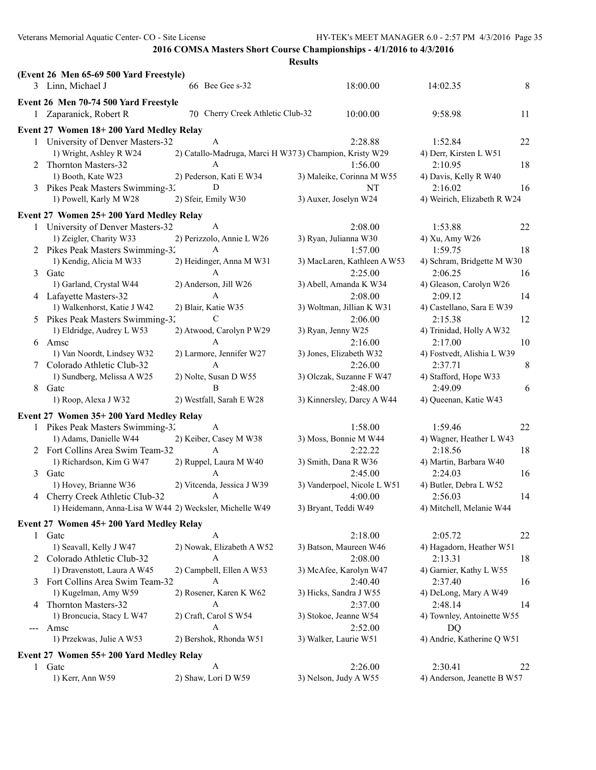**2016 COMSA Masters Short Course Championships - 4/1/2016 to 4/3/2016**

**Results**

**(Event 26 Men 65-69 500 Yard Freestyle)**

| | Name | Age | Team | Seed Time | Finals Time | Points |
|---|---|---|---|---|---|---|
| 3 | Linn, Michael J | 66 | Bee Gee s-32 | 18:00.00 | 14:02.35 | 8 |

**Event 26 Men 70-74 500 Yard Freestyle**

| | Name | Age | Team | Seed Time | Finals Time | Points |
|---|---|---|---|---|---|---|
| 1 | Zaparanick, Robert R | 70 | Cherry Creek Athletic Club-32 | 10:00.00 | 9:58.98 | 11 |

**Event 27 Women 18+ 200 Yard Medley Relay**

| | Team | Relay | Seed Time | Finals Time | Points |
|---|---|---|---|---|---|
| 1 | University of Denver Masters-32 | A | 2:28.88 | 1:52.84 | 22 |
| | 1) Wright, Ashley R W24 | 2) Catallo-Madruga, Marci H W37 | 3) Champion, Kristy W29 | 4) Derr, Kirsten L W51 | |
| 2 | Thornton Masters-32 | A | 1:56.00 | 2:10.95 | 18 |
| | 1) Booth, Kate W23 | 2) Pederson, Kati E W34 | 3) Maleike, Corinna M W55 | 4) Davis, Kelly R W40 | |
| 3 | Pikes Peak Masters Swimming-32 | D | NT | 2:16.02 | 16 |
| | 1) Powell, Karly M W28 | 2) Sfeir, Emily W30 | 3) Auxer, Joselyn W24 | 4) Weirich, Elizabeth R W24 | |

**Event 27 Women 25+ 200 Yard Medley Relay**

| | Team | Relay | Seed Time | Finals Time | Points |
|---|---|---|---|---|---|
| 1 | University of Denver Masters-32 | A | 2:08.00 | 1:53.88 | 22 |
| | 1) Zeigler, Charity W33 | 2) Perizzolo, Annie L W26 | 3) Ryan, Julianna W30 | 4) Xu, Amy W26 | |
| 2 | Pikes Peak Masters Swimming-32 | A | 1:57.00 | 1:59.75 | 18 |
| | 1) Kendig, Alicia M W33 | 2) Heidinger, Anna M W31 | 3) MacLaren, Kathleen A W53 | 4) Schram, Bridgette M W30 | |
| 3 | Gatc | A | 2:25.00 | 2:06.25 | 16 |
| | 1) Garland, Crystal W44 | 2) Anderson, Jill W26 | 3) Abell, Amanda K W34 | 4) Gleason, Carolyn W26 | |
| 4 | Lafayette Masters-32 | A | 2:08.00 | 2:09.12 | 14 |
| | 1) Walkenhorst, Katie J W42 | 2) Blair, Katie W35 | 3) Woltman, Jillian K W31 | 4) Castellano, Sara E W39 | |
| 5 | Pikes Peak Masters Swimming-32 | C | 2:06.00 | 2:15.38 | 12 |
| | 1) Eldridge, Audrey L W53 | 2) Atwood, Carolyn P W29 | 3) Ryan, Jenny W25 | 4) Trinidad, Holly A W32 | |
| 6 | Amsc | A | 2:16.00 | 2:17.00 | 10 |
| | 1) Van Noordt, Lindsey W32 | 2) Larmore, Jennifer W27 | 3) Jones, Elizabeth W32 | 4) Fostvedt, Alishia L W39 | |
| 7 | Colorado Athletic Club-32 | A | 2:26.00 | 2:37.71 | 8 |
| | 1) Sundberg, Melissa A W25 | 2) Nolte, Susan D W55 | 3) Olczak, Suzanne F W47 | 4) Stafford, Hope W33 | |
| 8 | Gatc | B | 2:48.00 | 2:49.09 | 6 |
| | 1) Roop, Alexa J W32 | 2) Westfall, Sarah E W28 | 3) Kinnersley, Darcy A W44 | 4) Queenan, Katie W43 | |

**Event 27 Women 35+ 200 Yard Medley Relay**

| | Team | Relay | Seed Time | Finals Time | Points |
|---|---|---|---|---|---|
| 1 | Pikes Peak Masters Swimming-32 | A | 1:58.00 | 1:59.46 | 22 |
| | 1) Adams, Danielle W44 | 2) Keiber, Casey M W38 | 3) Moss, Bonnie M W44 | 4) Wagner, Heather L W43 | |
| 2 | Fort Collins Area Swim Team-32 | A | 2:22.22 | 2:18.56 | 18 |
| | 1) Richardson, Kim G W47 | 2) Ruppel, Laura M W40 | 3) Smith, Dana R W36 | 4) Martin, Barbara W40 | |
| 3 | Gatc | A | 2:45.00 | 2:24.03 | 16 |
| | 1) Hovey, Brianne W36 | 2) Vitcenda, Jessica J W39 | 3) Vanderpoel, Nicole L W51 | 4) Butler, Debra L W52 | |
| 4 | Cherry Creek Athletic Club-32 | A | 4:00.00 | 2:56.03 | 14 |
| | 1) Heidemann, Anna-Lisa W W44 | 2) Wecksler, Michelle W49 | 3) Bryant, Teddi W49 | 4) Mitchell, Melanie W44 | |

**Event 27 Women 45+ 200 Yard Medley Relay**

| | Team | Relay | Seed Time | Finals Time | Points |
|---|---|---|---|---|---|
| 1 | Gatc | A | 2:18.00 | 2:05.72 | 22 |
| | 1) Seavall, Kelly J W47 | 2) Nowak, Elizabeth A W52 | 3) Batson, Maureen W46 | 4) Hagadorn, Heather W51 | |
| 2 | Colorado Athletic Club-32 | A | 2:08.00 | 2:13.31 | 18 |
| | 1) Dravenstott, Laura A W45 | 2) Campbell, Ellen A W53 | 3) McAfee, Karolyn W47 | 4) Garnier, Kathy L W55 | |
| 3 | Fort Collins Area Swim Team-32 | A | 2:40.40 | 2:37.40 | 16 |
| | 1) Kugelman, Amy W59 | 2) Rosener, Karen K W62 | 3) Hicks, Sandra J W55 | 4) DeLong, Mary A W49 | |
| 4 | Thornton Masters-32 | A | 2:37.00 | 2:48.14 | 14 |
| | 1) Broncucia, Stacy L W47 | 2) Craft, Carol S W54 | 3) Stokoe, Jeanne W54 | 4) Townley, Antoinette W55 | |
| --- | Amsc | A | 2:52.00 | DQ | |
| | 1) Przekwas, Julie A W53 | 2) Bershok, Rhonda W51 | 3) Walker, Laurie W51 | 4) Andrie, Katherine Q W51 | |

**Event 27 Women 55+ 200 Yard Medley Relay**

| | Team | Relay | Seed Time | Finals Time | Points |
|---|---|---|---|---|---|
| 1 | Gatc | A | 2:26.00 | 2:30.41 | 22 |
| | 1) Kerr, Ann W59 | 2) Shaw, Lori D W59 | 3) Nelson, Judy A W55 | 4) Anderson, Jeanette B W57 | |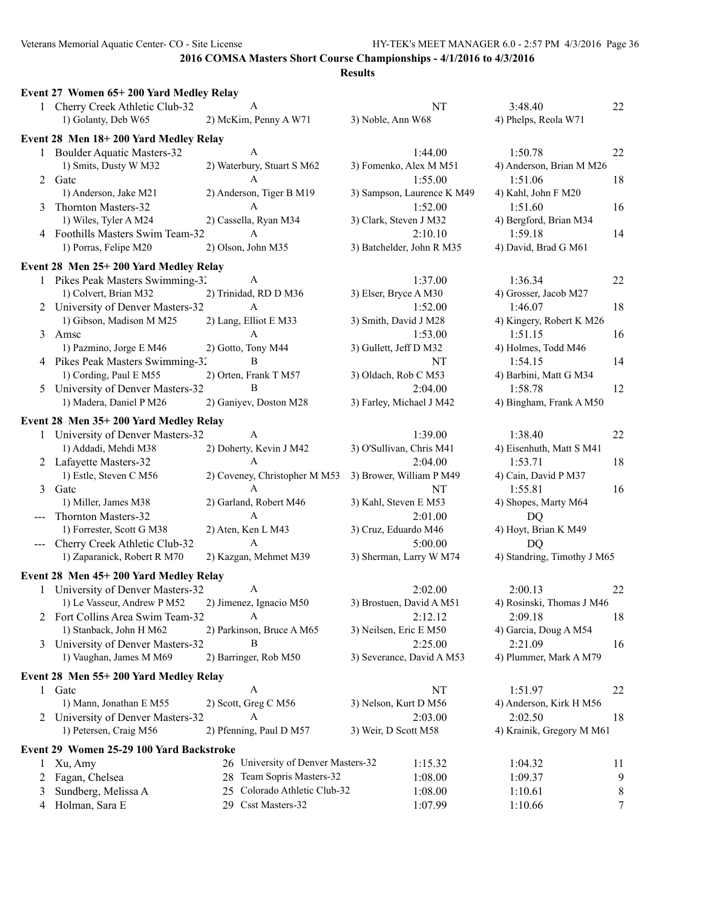## 2016 COMSA Masters Short Course Championships - 4/1/2016 to 4/3/2016

### Results

#### Event 27 Women 65+ 200 Yard Medley Relay

| | Team | Relay | Seed Time | Finals Time | Points |
|---|---|---|---|---|---|
| 1 | Cherry Creek Athletic Club-32 | A | NT | 3:48.40 | 22 |
| | 1) Golanty, Deb W65 | 2) McKim, Penny A W71 | 3) Noble, Ann W68 | 4) Phelps, Reola W71 | |

#### Event 28 Men 18+ 200 Yard Medley Relay

| | Team | Relay | Seed Time | Finals Time | Points |
|---|---|---|---|---|---|
| 1 | Boulder Aquatic Masters-32 | A | 1:44.00 | 1:50.78 | 22 |
| | 1) Smits, Dusty W M32 | 2) Waterbury, Stuart S M62 | 3) Fomenko, Alex M M51 | 4) Anderson, Brian M M26 | |
| 2 | Gatc | A | 1:55.00 | 1:51.06 | 18 |
| | 1) Anderson, Jake M21 | 2) Anderson, Tiger B M19 | 3) Sampson, Laurence K M49 | 4) Kahl, John F M20 | |
| 3 | Thornton Masters-32 | A | 1:52.00 | 1:51.60 | 16 |
| | 1) Wiles, Tyler A M24 | 2) Cassella, Ryan M34 | 3) Clark, Steven J M32 | 4) Bergford, Brian M34 | |
| 4 | Foothills Masters Swim Team-32 | A | 2:10.10 | 1:59.18 | 14 |
| | 1) Porras, Felipe M20 | 2) Olson, John M35 | 3) Batchelder, John R M35 | 4) David, Brad G M61 | |

#### Event 28 Men 25+ 200 Yard Medley Relay

| | Team | Relay | Seed Time | Finals Time | Points |
|---|---|---|---|---|---|
| 1 | Pikes Peak Masters Swimming-32 | A | 1:37.00 | 1:36.34 | 22 |
| | 1) Colvert, Brian M32 | 2) Trinidad, RD D M36 | 3) Elser, Bryce A M30 | 4) Grosser, Jacob M27 | |
| 2 | University of Denver Masters-32 | A | 1:52.00 | 1:46.07 | 18 |
| | 1) Gibson, Madison M M25 | 2) Lang, Elliot E M33 | 3) Smith, David J M28 | 4) Kingery, Robert K M26 | |
| 3 | Amsc | A | 1:53.00 | 1:51.15 | 16 |
| | 1) Pazmino, Jorge E M46 | 2) Gotto, Tony M44 | 3) Gullett, Jeff D M32 | 4) Holmes, Todd M46 | |
| 4 | Pikes Peak Masters Swimming-32 | B | NT | 1:54.15 | 14 |
| | 1) Cording, Paul E M55 | 2) Orten, Frank T M57 | 3) Oldach, Rob C M53 | 4) Barbini, Matt G M34 | |
| 5 | University of Denver Masters-32 | B | 2:04.00 | 1:58.78 | 12 |
| | 1) Madera, Daniel P M26 | 2) Ganiyev, Doston M28 | 3) Farley, Michael J M42 | 4) Bingham, Frank A M50 | |

#### Event 28 Men 35+ 200 Yard Medley Relay

| | Team | Relay | Seed Time | Finals Time | Points |
|---|---|---|---|---|---|
| 1 | University of Denver Masters-32 | A | 1:39.00 | 1:38.40 | 22 |
| | 1) Addadi, Mehdi M38 | 2) Doherty, Kevin J M42 | 3) O'Sullivan, Chris M41 | 4) Eisenhuth, Matt S M41 | |
| 2 | Lafayette Masters-32 | A | 2:04.00 | 1:53.71 | 18 |
| | 1) Estle, Steven C M56 | 2) Coveney, Christopher M M53 | 3) Brower, William P M49 | 4) Cain, David P M37 | |
| 3 | Gatc | A | NT | 1:55.81 | 16 |
| | 1) Miller, James M38 | 2) Garland, Robert M46 | 3) Kahl, Steven E M53 | 4) Shopes, Marty M64 | |
| --- | Thornton Masters-32 | A | 2:01.00 | DQ | |
| | 1) Forrester, Scott G M38 | 2) Aten, Ken L M43 | 3) Cruz, Eduardo M46 | 4) Hoyt, Brian K M49 | |
| --- | Cherry Creek Athletic Club-32 | A | 5:00.00 | DQ | |
| | 1) Zaparanick, Robert R M70 | 2) Kazgan, Mehmet M39 | 3) Sherman, Larry W M74 | 4) Standring, Timothy J M65 | |

#### Event 28 Men 45+ 200 Yard Medley Relay

| | Team | Relay | Seed Time | Finals Time | Points |
|---|---|---|---|---|---|
| 1 | University of Denver Masters-32 | A | 2:02.00 | 2:00.13 | 22 |
| | 1) Le Vasseur, Andrew P M52 | 2) Jimenez, Ignacio M50 | 3) Brostuen, David A M51 | 4) Rosinski, Thomas J M46 | |
| 2 | Fort Collins Area Swim Team-32 | A | 2:12.12 | 2:09.18 | 18 |
| | 1) Stanback, John H M62 | 2) Parkinson, Bruce A M65 | 3) Neilsen, Eric E M50 | 4) Garcia, Doug A M54 | |
| 3 | University of Denver Masters-32 | B | 2:25.00 | 2:21.09 | 16 |
| | 1) Vaughan, James M M69 | 2) Barringer, Rob M50 | 3) Severance, David A M53 | 4) Plummer, Mark A M79 | |

#### Event 28 Men 55+ 200 Yard Medley Relay

| | Team | Relay | Seed Time | Finals Time | Points |
|---|---|---|---|---|---|
| 1 | Gatc | A | NT | 1:51.97 | 22 |
| | 1) Mann, Jonathan E M55 | 2) Scott, Greg C M56 | 3) Nelson, Kurt D M56 | 4) Anderson, Kirk H M56 | |
| 2 | University of Denver Masters-32 | A | 2:03.00 | 2:02.50 | 18 |
| | 1) Petersen, Craig M56 | 2) Pfenning, Paul D M57 | 3) Weir, D Scott M58 | 4) Krainik, Gregory M M61 | |

#### Event 29 Women 25-29 100 Yard Backstroke

| | Name | Age | Team | Seed Time | Finals Time | Points |
|---|---|---|---|---|---|---|
| 1 | Xu, Amy | 26 | University of Denver Masters-32 | 1:15.32 | 1:04.32 | 11 |
| 2 | Fagan, Chelsea | 28 | Team Sopris Masters-32 | 1:08.00 | 1:09.37 | 9 |
| 3 | Sundberg, Melissa A | 25 | Colorado Athletic Club-32 | 1:08.00 | 1:10.61 | 8 |
| 4 | Holman, Sara E | 29 | Csst Masters-32 | 1:07.99 | 1:10.66 | 7 |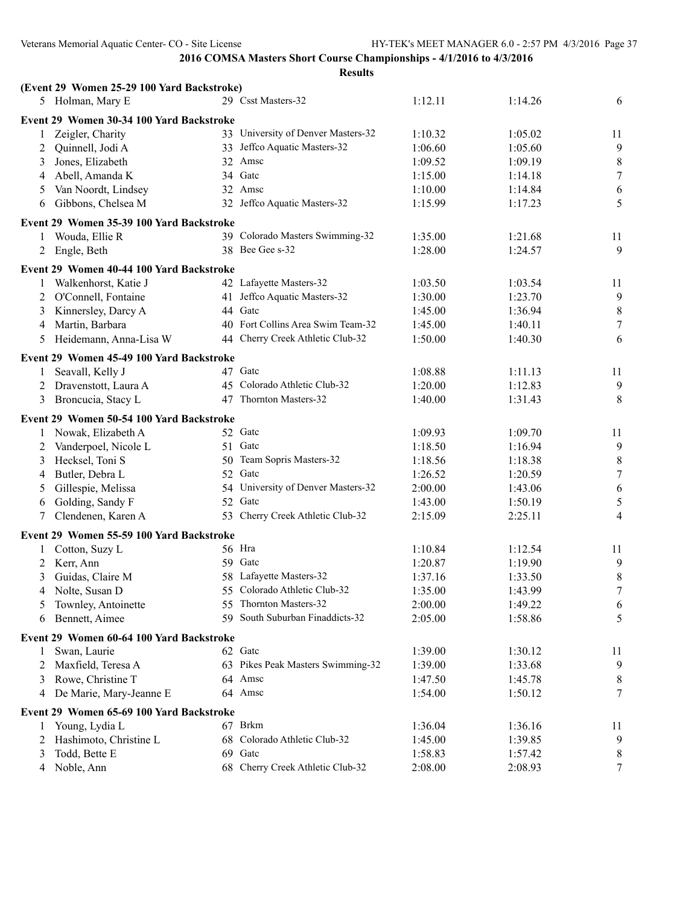## 2016 COMSA Masters Short Course Championships - 4/1/2016 to 4/3/2016

### Results

**(Event 29 Women 25-29 100 Yard Backstroke)**

| | Name | Age | Team | Seed Time | Finals Time | Points |
|---|---|---|---|---|---|---|
| 5 | Holman, Mary E | 29 | Csst Masters-32 | 1:12.11 | 1:14.26 | 6 |

**Event 29 Women 30-34 100 Yard Backstroke**

| | Name | Age | Team | Seed Time | Finals Time | Points |
|---|---|---|---|---|---|---|
| 1 | Zeigler, Charity | 33 | University of Denver Masters-32 | 1:10.32 | 1:05.02 | 11 |
| 2 | Quinnell, Jodi A | 33 | Jeffco Aquatic Masters-32 | 1:06.60 | 1:05.60 | 9 |
| 3 | Jones, Elizabeth | 32 | Amsc | 1:09.52 | 1:09.19 | 8 |
| 4 | Abell, Amanda K | 34 | Gatc | 1:15.00 | 1:14.18 | 7 |
| 5 | Van Noordt, Lindsey | 32 | Amsc | 1:10.00 | 1:14.84 | 6 |
| 6 | Gibbons, Chelsea M | 32 | Jeffco Aquatic Masters-32 | 1:15.99 | 1:17.23 | 5 |

**Event 29 Women 35-39 100 Yard Backstroke**

| | Name | Age | Team | Seed Time | Finals Time | Points |
|---|---|---|---|---|---|---|
| 1 | Wouda, Ellie R | 39 | Colorado Masters Swimming-32 | 1:35.00 | 1:21.68 | 11 |
| 2 | Engle, Beth | 38 | Bee Gee s-32 | 1:28.00 | 1:24.57 | 9 |

**Event 29 Women 40-44 100 Yard Backstroke**

| | Name | Age | Team | Seed Time | Finals Time | Points |
|---|---|---|---|---|---|---|
| 1 | Walkenhorst, Katie J | 42 | Lafayette Masters-32 | 1:03.50 | 1:03.54 | 11 |
| 2 | O'Connell, Fontaine | 41 | Jeffco Aquatic Masters-32 | 1:30.00 | 1:23.70 | 9 |
| 3 | Kinnersley, Darcy A | 44 | Gatc | 1:45.00 | 1:36.94 | 8 |
| 4 | Martin, Barbara | 40 | Fort Collins Area Swim Team-32 | 1:45.00 | 1:40.11 | 7 |
| 5 | Heidemann, Anna-Lisa W | 44 | Cherry Creek Athletic Club-32 | 1:50.00 | 1:40.30 | 6 |

**Event 29 Women 45-49 100 Yard Backstroke**

| | Name | Age | Team | Seed Time | Finals Time | Points |
|---|---|---|---|---|---|---|
| 1 | Seavall, Kelly J | 47 | Gatc | 1:08.88 | 1:11.13 | 11 |
| 2 | Dravenstott, Laura A | 45 | Colorado Athletic Club-32 | 1:20.00 | 1:12.83 | 9 |
| 3 | Broncucia, Stacy L | 47 | Thornton Masters-32 | 1:40.00 | 1:31.43 | 8 |

**Event 29 Women 50-54 100 Yard Backstroke**

| | Name | Age | Team | Seed Time | Finals Time | Points |
|---|---|---|---|---|---|---|
| 1 | Nowak, Elizabeth A | 52 | Gatc | 1:09.93 | 1:09.70 | 11 |
| 2 | Vanderpoel, Nicole L | 51 | Gatc | 1:18.50 | 1:16.94 | 9 |
| 3 | Hecksel, Toni S | 50 | Team Sopris Masters-32 | 1:18.56 | 1:18.38 | 8 |
| 4 | Butler, Debra L | 52 | Gatc | 1:26.52 | 1:20.59 | 7 |
| 5 | Gillespie, Melissa | 54 | University of Denver Masters-32 | 2:00.00 | 1:43.06 | 6 |
| 6 | Golding, Sandy F | 52 | Gatc | 1:43.00 | 1:50.19 | 5 |
| 7 | Clendenen, Karen A | 53 | Cherry Creek Athletic Club-32 | 2:15.09 | 2:25.11 | 4 |

**Event 29 Women 55-59 100 Yard Backstroke**

| | Name | Age | Team | Seed Time | Finals Time | Points |
|---|---|---|---|---|---|---|
| 1 | Cotton, Suzy L | 56 | Hra | 1:10.84 | 1:12.54 | 11 |
| 2 | Kerr, Ann | 59 | Gatc | 1:20.87 | 1:19.90 | 9 |
| 3 | Guidas, Claire M | 58 | Lafayette Masters-32 | 1:37.16 | 1:33.50 | 8 |
| 4 | Nolte, Susan D | 55 | Colorado Athletic Club-32 | 1:35.00 | 1:43.99 | 7 |
| 5 | Townley, Antoinette | 55 | Thornton Masters-32 | 2:00.00 | 1:49.22 | 6 |
| 6 | Bennett, Aimee | 59 | South Suburban Finaddicts-32 | 2:05.00 | 1:58.86 | 5 |

**Event 29 Women 60-64 100 Yard Backstroke**

| | Name | Age | Team | Seed Time | Finals Time | Points |
|---|---|---|---|---|---|---|
| 1 | Swan, Laurie | 62 | Gatc | 1:39.00 | 1:30.12 | 11 |
| 2 | Maxfield, Teresa A | 63 | Pikes Peak Masters Swimming-32 | 1:39.00 | 1:33.68 | 9 |
| 3 | Rowe, Christine T | 64 | Amsc | 1:47.50 | 1:45.78 | 8 |
| 4 | De Marie, Mary-Jeanne E | 64 | Amsc | 1:54.00 | 1:50.12 | 7 |

**Event 29 Women 65-69 100 Yard Backstroke**

| | Name | Age | Team | Seed Time | Finals Time | Points |
|---|---|---|---|---|---|---|
| 1 | Young, Lydia L | 67 | Brkm | 1:36.04 | 1:36.16 | 11 |
| 2 | Hashimoto, Christine L | 68 | Colorado Athletic Club-32 | 1:45.00 | 1:39.85 | 9 |
| 3 | Todd, Bette E | 69 | Gatc | 1:58.83 | 1:57.42 | 8 |
| 4 | Noble, Ann | 68 | Cherry Creek Athletic Club-32 | 2:08.00 | 2:08.93 | 7 |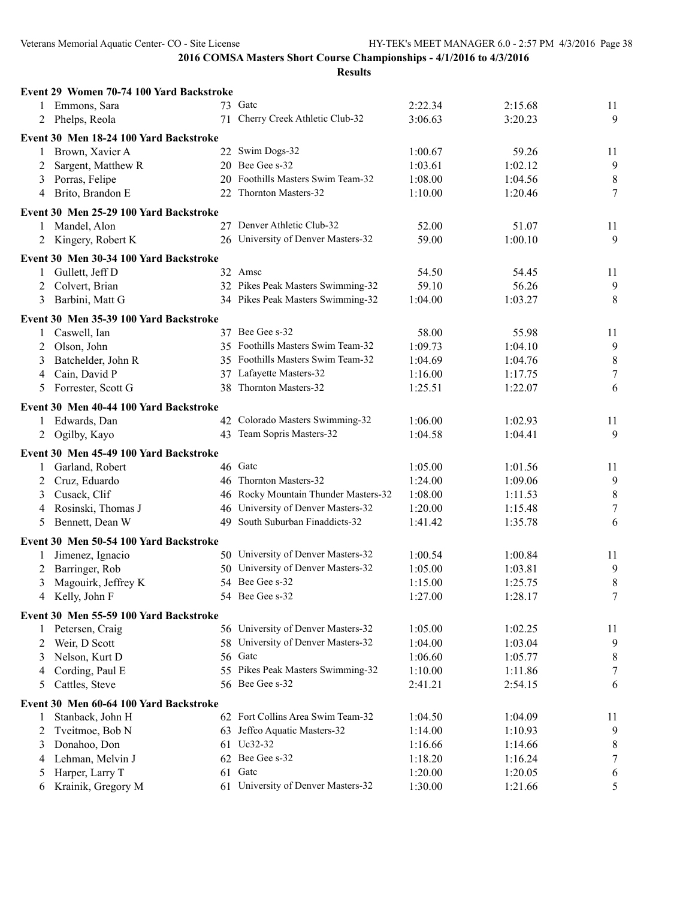**2016 COMSA Masters Short Course Championships - 4/1/2016 to 4/3/2016**

**Results**

### Event 29 Women 70-74 100 Yard Backstroke

| | Name | Age | Team | Seed Time | Finals Time | Points |
|---|---|---|---|---|---|---|
| 1 | Emmons, Sara | 73 | Gatc | 2:22.34 | 2:15.68 | 11 |
| 2 | Phelps, Reola | 71 | Cherry Creek Athletic Club-32 | 3:06.63 | 3:20.23 | 9 |

### Event 30 Men 18-24 100 Yard Backstroke

| | Name | Age | Team | Seed Time | Finals Time | Points |
|---|---|---|---|---|---|---|
| 1 | Brown, Xavier A | 22 | Swim Dogs-32 | 1:00.67 | 59.26 | 11 |
| 2 | Sargent, Matthew R | 20 | Bee Gee s-32 | 1:03.61 | 1:02.12 | 9 |
| 3 | Porras, Felipe | 20 | Foothills Masters Swim Team-32 | 1:08.00 | 1:04.56 | 8 |
| 4 | Brito, Brandon E | 22 | Thornton Masters-32 | 1:10.00 | 1:20.46 | 7 |

### Event 30 Men 25-29 100 Yard Backstroke

| | Name | Age | Team | Seed Time | Finals Time | Points |
|---|---|---|---|---|---|---|
| 1 | Mandel, Alon | 27 | Denver Athletic Club-32 | 52.00 | 51.07 | 11 |
| 2 | Kingery, Robert K | 26 | University of Denver Masters-32 | 59.00 | 1:00.10 | 9 |

### Event 30 Men 30-34 100 Yard Backstroke

| | Name | Age | Team | Seed Time | Finals Time | Points |
|---|---|---|---|---|---|---|
| 1 | Gullett, Jeff D | 32 | Amsc | 54.50 | 54.45 | 11 |
| 2 | Colvert, Brian | 32 | Pikes Peak Masters Swimming-32 | 59.10 | 56.26 | 9 |
| 3 | Barbini, Matt G | 34 | Pikes Peak Masters Swimming-32 | 1:04.00 | 1:03.27 | 8 |

### Event 30 Men 35-39 100 Yard Backstroke

| | Name | Age | Team | Seed Time | Finals Time | Points |
|---|---|---|---|---|---|---|
| 1 | Caswell, Ian | 37 | Bee Gee s-32 | 58.00 | 55.98 | 11 |
| 2 | Olson, John | 35 | Foothills Masters Swim Team-32 | 1:09.73 | 1:04.10 | 9 |
| 3 | Batchelder, John R | 35 | Foothills Masters Swim Team-32 | 1:04.69 | 1:04.76 | 8 |
| 4 | Cain, David P | 37 | Lafayette Masters-32 | 1:16.00 | 1:17.75 | 7 |
| 5 | Forrester, Scott G | 38 | Thornton Masters-32 | 1:25.51 | 1:22.07 | 6 |

### Event 30 Men 40-44 100 Yard Backstroke

| | Name | Age | Team | Seed Time | Finals Time | Points |
|---|---|---|---|---|---|---|
| 1 | Edwards, Dan | 42 | Colorado Masters Swimming-32 | 1:06.00 | 1:02.93 | 11 |
| 2 | Ogilby, Kayo | 43 | Team Sopris Masters-32 | 1:04.58 | 1:04.41 | 9 |

### Event 30 Men 45-49 100 Yard Backstroke

| | Name | Age | Team | Seed Time | Finals Time | Points |
|---|---|---|---|---|---|---|
| 1 | Garland, Robert | 46 | Gatc | 1:05.00 | 1:01.56 | 11 |
| 2 | Cruz, Eduardo | 46 | Thornton Masters-32 | 1:24.00 | 1:09.06 | 9 |
| 3 | Cusack, Clif | 46 | Rocky Mountain Thunder Masters-32 | 1:08.00 | 1:11.53 | 8 |
| 4 | Rosinski, Thomas J | 46 | University of Denver Masters-32 | 1:20.00 | 1:15.48 | 7 |
| 5 | Bennett, Dean W | 49 | South Suburban Finaddicts-32 | 1:41.42 | 1:35.78 | 6 |

### Event 30 Men 50-54 100 Yard Backstroke

| | Name | Age | Team | Seed Time | Finals Time | Points |
|---|---|---|---|---|---|---|
| 1 | Jimenez, Ignacio | 50 | University of Denver Masters-32 | 1:00.54 | 1:00.84 | 11 |
| 2 | Barringer, Rob | 50 | University of Denver Masters-32 | 1:05.00 | 1:03.81 | 9 |
| 3 | Magouirk, Jeffrey K | 54 | Bee Gee s-32 | 1:15.00 | 1:25.75 | 8 |
| 4 | Kelly, John F | 54 | Bee Gee s-32 | 1:27.00 | 1:28.17 | 7 |

### Event 30 Men 55-59 100 Yard Backstroke

| | Name | Age | Team | Seed Time | Finals Time | Points |
|---|---|---|---|---|---|---|
| 1 | Petersen, Craig | 56 | University of Denver Masters-32 | 1:05.00 | 1:02.25 | 11 |
| 2 | Weir, D Scott | 58 | University of Denver Masters-32 | 1:04.00 | 1:03.04 | 9 |
| 3 | Nelson, Kurt D | 56 | Gatc | 1:06.60 | 1:05.77 | 8 |
| 4 | Cording, Paul E | 55 | Pikes Peak Masters Swimming-32 | 1:10.00 | 1:11.86 | 7 |
| 5 | Cattles, Steve | 56 | Bee Gee s-32 | 2:41.21 | 2:54.15 | 6 |

### Event 30 Men 60-64 100 Yard Backstroke

| | Name | Age | Team | Seed Time | Finals Time | Points |
|---|---|---|---|---|---|---|
| 1 | Stanback, John H | 62 | Fort Collins Area Swim Team-32 | 1:04.50 | 1:04.09 | 11 |
| 2 | Tveitmoe, Bob N | 63 | Jeffco Aquatic Masters-32 | 1:14.00 | 1:10.93 | 9 |
| 3 | Donahoo, Don | 61 | Uc32-32 | 1:16.66 | 1:14.66 | 8 |
| 4 | Lehman, Melvin J | 62 | Bee Gee s-32 | 1:18.20 | 1:16.24 | 7 |
| 5 | Harper, Larry T | 61 | Gatc | 1:20.00 | 1:20.05 | 6 |
| 6 | Krainik, Gregory M | 61 | University of Denver Masters-32 | 1:30.00 | 1:21.66 | 5 |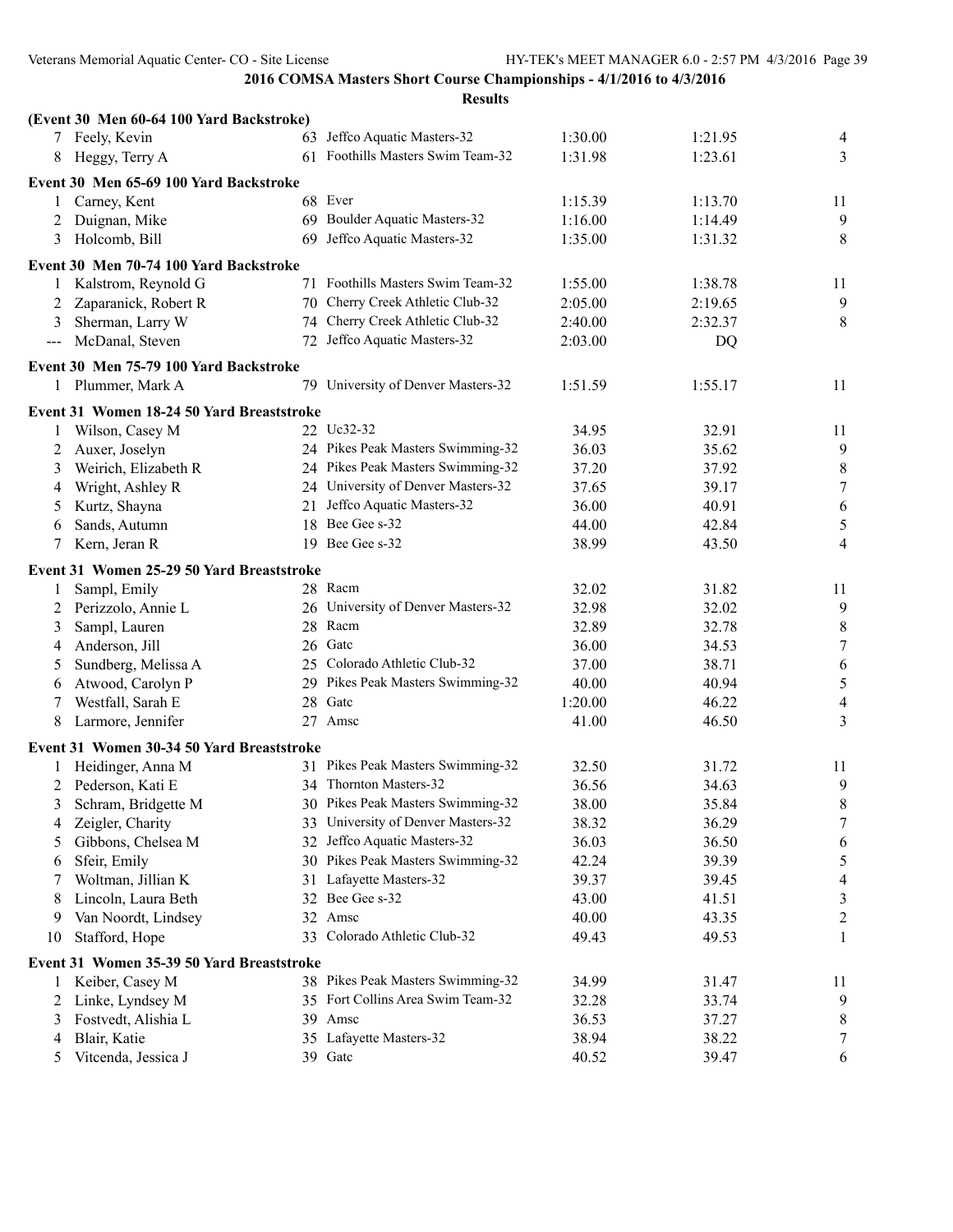## 2016 COMSA Masters Short Course Championships - 4/1/2016 to 4/3/2016

### Results

**(Event 30 Men 60-64 100 Yard Backstroke)**

| Place | Name | Age | Team | Seed Time | Finals Time | Points |
|---|---|---|---|---|---|---|
| 7 | Feely, Kevin | 63 | Jeffco Aquatic Masters-32 | 1:30.00 | 1:21.95 | 4 |
| 8 | Heggy, Terry A | 61 | Foothills Masters Swim Team-32 | 1:31.98 | 1:23.61 | 3 |

**Event 30 Men 65-69 100 Yard Backstroke**

| Place | Name | Age | Team | Seed Time | Finals Time | Points |
|---|---|---|---|---|---|---|
| 1 | Carney, Kent | 68 | Ever | 1:15.39 | 1:13.70 | 11 |
| 2 | Duignan, Mike | 69 | Boulder Aquatic Masters-32 | 1:16.00 | 1:14.49 | 9 |
| 3 | Holcomb, Bill | 69 | Jeffco Aquatic Masters-32 | 1:35.00 | 1:31.32 | 8 |

**Event 30 Men 70-74 100 Yard Backstroke**

| Place | Name | Age | Team | Seed Time | Finals Time | Points |
|---|---|---|---|---|---|---|
| 1 | Kalstrom, Reynold G | 71 | Foothills Masters Swim Team-32 | 1:55.00 | 1:38.78 | 11 |
| 2 | Zaparanick, Robert R | 70 | Cherry Creek Athletic Club-32 | 2:05.00 | 2:19.65 | 9 |
| 3 | Sherman, Larry W | 74 | Cherry Creek Athletic Club-32 | 2:40.00 | 2:32.37 | 8 |
| --- | McDanal, Steven | 72 | Jeffco Aquatic Masters-32 | 2:03.00 | DQ | |

**Event 30 Men 75-79 100 Yard Backstroke**

| Place | Name | Age | Team | Seed Time | Finals Time | Points |
|---|---|---|---|---|---|---|
| 1 | Plummer, Mark A | 79 | University of Denver Masters-32 | 1:51.59 | 1:55.17 | 11 |

**Event 31 Women 18-24 50 Yard Breaststroke**

| Place | Name | Age | Team | Seed Time | Finals Time | Points |
|---|---|---|---|---|---|---|
| 1 | Wilson, Casey M | 22 | Uc32-32 | 34.95 | 32.91 | 11 |
| 2 | Auxer, Joselyn | 24 | Pikes Peak Masters Swimming-32 | 36.03 | 35.62 | 9 |
| 3 | Weirich, Elizabeth R | 24 | Pikes Peak Masters Swimming-32 | 37.20 | 37.92 | 8 |
| 4 | Wright, Ashley R | 24 | University of Denver Masters-32 | 37.65 | 39.17 | 7 |
| 5 | Kurtz, Shayna | 21 | Jeffco Aquatic Masters-32 | 36.00 | 40.91 | 6 |
| 6 | Sands, Autumn | 18 | Bee Gee s-32 | 44.00 | 42.84 | 5 |
| 7 | Kern, Jeran R | 19 | Bee Gee s-32 | 38.99 | 43.50 | 4 |

**Event 31 Women 25-29 50 Yard Breaststroke**

| Place | Name | Age | Team | Seed Time | Finals Time | Points |
|---|---|---|---|---|---|---|
| 1 | Sampl, Emily | 28 | Racm | 32.02 | 31.82 | 11 |
| 2 | Perizzolo, Annie L | 26 | University of Denver Masters-32 | 32.98 | 32.02 | 9 |
| 3 | Sampl, Lauren | 28 | Racm | 32.89 | 32.78 | 8 |
| 4 | Anderson, Jill | 26 | Gatc | 36.00 | 34.53 | 7 |
| 5 | Sundberg, Melissa A | 25 | Colorado Athletic Club-32 | 37.00 | 38.71 | 6 |
| 6 | Atwood, Carolyn P | 29 | Pikes Peak Masters Swimming-32 | 40.00 | 40.94 | 5 |
| 7 | Westfall, Sarah E | 28 | Gatc | 1:20.00 | 46.22 | 4 |
| 8 | Larmore, Jennifer | 27 | Amsc | 41.00 | 46.50 | 3 |

**Event 31 Women 30-34 50 Yard Breaststroke**

| Place | Name | Age | Team | Seed Time | Finals Time | Points |
|---|---|---|---|---|---|---|
| 1 | Heidinger, Anna M | 31 | Pikes Peak Masters Swimming-32 | 32.50 | 31.72 | 11 |
| 2 | Pederson, Kati E | 34 | Thornton Masters-32 | 36.56 | 34.63 | 9 |
| 3 | Schram, Bridgette M | 30 | Pikes Peak Masters Swimming-32 | 38.00 | 35.84 | 8 |
| 4 | Zeigler, Charity | 33 | University of Denver Masters-32 | 38.32 | 36.29 | 7 |
| 5 | Gibbons, Chelsea M | 32 | Jeffco Aquatic Masters-32 | 36.03 | 36.50 | 6 |
| 6 | Sfeir, Emily | 30 | Pikes Peak Masters Swimming-32 | 42.24 | 39.39 | 5 |
| 7 | Woltman, Jillian K | 31 | Lafayette Masters-32 | 39.37 | 39.45 | 4 |
| 8 | Lincoln, Laura Beth | 32 | Bee Gee s-32 | 43.00 | 41.51 | 3 |
| 9 | Van Noordt, Lindsey | 32 | Amsc | 40.00 | 43.35 | 2 |
| 10 | Stafford, Hope | 33 | Colorado Athletic Club-32 | 49.43 | 49.53 | 1 |

**Event 31 Women 35-39 50 Yard Breaststroke**

| Place | Name | Age | Team | Seed Time | Finals Time | Points |
|---|---|---|---|---|---|---|
| 1 | Keiber, Casey M | 38 | Pikes Peak Masters Swimming-32 | 34.99 | 31.47 | 11 |
| 2 | Linke, Lyndsey M | 35 | Fort Collins Area Swim Team-32 | 32.28 | 33.74 | 9 |
| 3 | Fostvedt, Alishia L | 39 | Amsc | 36.53 | 37.27 | 8 |
| 4 | Blair, Katie | 35 | Lafayette Masters-32 | 38.94 | 38.22 | 7 |
| 5 | Vitcenda, Jessica J | 39 | Gatc | 40.52 | 39.47 | 6 |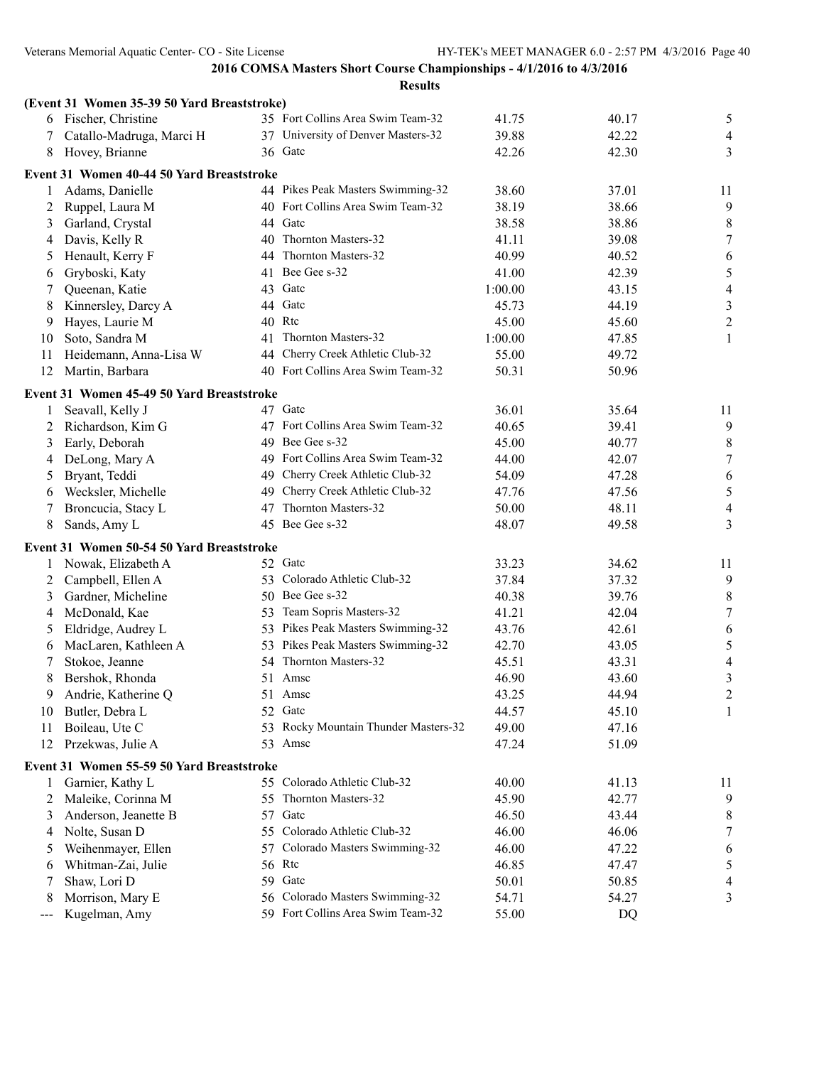**2016 COMSA Masters Short Course Championships - 4/1/2016 to 4/3/2016**

**Results**

**(Event 31 Women 35-39 50 Yard Breaststroke)**

| | Name | Age | Team | Seed Time | Finals Time | Points |
|---|---|---|---|---|---|---|
| 6 | Fischer, Christine | 35 | Fort Collins Area Swim Team-32 | 41.75 | 40.17 | 5 |
| 7 | Catallo-Madruga, Marci H | 37 | University of Denver Masters-32 | 39.88 | 42.22 | 4 |
| 8 | Hovey, Brianne | 36 | Gatc | 42.26 | 42.30 | 3 |

**Event 31 Women 40-44 50 Yard Breaststroke**

| | Name | Age | Team | Seed Time | Finals Time | Points |
|---|---|---|---|---|---|---|
| 1 | Adams, Danielle | 44 | Pikes Peak Masters Swimming-32 | 38.60 | 37.01 | 11 |
| 2 | Ruppel, Laura M | 40 | Fort Collins Area Swim Team-32 | 38.19 | 38.66 | 9 |
| 3 | Garland, Crystal | 44 | Gatc | 38.58 | 38.86 | 8 |
| 4 | Davis, Kelly R | 40 | Thornton Masters-32 | 41.11 | 39.08 | 7 |
| 5 | Henault, Kerry F | 44 | Thornton Masters-32 | 40.99 | 40.52 | 6 |
| 6 | Gryboski, Katy | 41 | Bee Gee s-32 | 41.00 | 42.39 | 5 |
| 7 | Queenan, Katie | 43 | Gatc | 1:00.00 | 43.15 | 4 |
| 8 | Kinnersley, Darcy A | 44 | Gatc | 45.73 | 44.19 | 3 |
| 9 | Hayes, Laurie M | 40 | Rtc | 45.00 | 45.60 | 2 |
| 10 | Soto, Sandra M | 41 | Thornton Masters-32 | 1:00.00 | 47.85 | 1 |
| 11 | Heidemann, Anna-Lisa W | 44 | Cherry Creek Athletic Club-32 | 55.00 | 49.72 | |
| 12 | Martin, Barbara | 40 | Fort Collins Area Swim Team-32 | 50.31 | 50.96 | |

**Event 31 Women 45-49 50 Yard Breaststroke**

| | Name | Age | Team | Seed Time | Finals Time | Points |
|---|---|---|---|---|---|---|
| 1 | Seavall, Kelly J | 47 | Gatc | 36.01 | 35.64 | 11 |
| 2 | Richardson, Kim G | 47 | Fort Collins Area Swim Team-32 | 40.65 | 39.41 | 9 |
| 3 | Early, Deborah | 49 | Bee Gee s-32 | 45.00 | 40.77 | 8 |
| 4 | DeLong, Mary A | 49 | Fort Collins Area Swim Team-32 | 44.00 | 42.07 | 7 |
| 5 | Bryant, Teddi | 49 | Cherry Creek Athletic Club-32 | 54.09 | 47.28 | 6 |
| 6 | Wecksler, Michelle | 49 | Cherry Creek Athletic Club-32 | 47.76 | 47.56 | 5 |
| 7 | Broncucia, Stacy L | 47 | Thornton Masters-32 | 50.00 | 48.11 | 4 |
| 8 | Sands, Amy L | 45 | Bee Gee s-32 | 48.07 | 49.58 | 3 |

**Event 31 Women 50-54 50 Yard Breaststroke**

| | Name | Age | Team | Seed Time | Finals Time | Points |
|---|---|---|---|---|---|---|
| 1 | Nowak, Elizabeth A | 52 | Gatc | 33.23 | 34.62 | 11 |
| 2 | Campbell, Ellen A | 53 | Colorado Athletic Club-32 | 37.84 | 37.32 | 9 |
| 3 | Gardner, Micheline | 50 | Bee Gee s-32 | 40.38 | 39.76 | 8 |
| 4 | McDonald, Kae | 53 | Team Sopris Masters-32 | 41.21 | 42.04 | 7 |
| 5 | Eldridge, Audrey L | 53 | Pikes Peak Masters Swimming-32 | 43.76 | 42.61 | 6 |
| 6 | MacLaren, Kathleen A | 53 | Pikes Peak Masters Swimming-32 | 42.70 | 43.05 | 5 |
| 7 | Stokoe, Jeanne | 54 | Thornton Masters-32 | 45.51 | 43.31 | 4 |
| 8 | Bershok, Rhonda | 51 | Amsc | 46.90 | 43.60 | 3 |
| 9 | Andrie, Katherine Q | 51 | Amsc | 43.25 | 44.94 | 2 |
| 10 | Butler, Debra L | 52 | Gatc | 44.57 | 45.10 | 1 |
| 11 | Boileau, Ute C | 53 | Rocky Mountain Thunder Masters-32 | 49.00 | 47.16 | |
| 12 | Przekwas, Julie A | 53 | Amsc | 47.24 | 51.09 | |

**Event 31 Women 55-59 50 Yard Breaststroke**

| | Name | Age | Team | Seed Time | Finals Time | Points |
|---|---|---|---|---|---|---|
| 1 | Garnier, Kathy L | 55 | Colorado Athletic Club-32 | 40.00 | 41.13 | 11 |
| 2 | Maleike, Corinna M | 55 | Thornton Masters-32 | 45.90 | 42.77 | 9 |
| 3 | Anderson, Jeanette B | 57 | Gatc | 46.50 | 43.44 | 8 |
| 4 | Nolte, Susan D | 55 | Colorado Athletic Club-32 | 46.00 | 46.06 | 7 |
| 5 | Weihenmayer, Ellen | 57 | Colorado Masters Swimming-32 | 46.00 | 47.22 | 6 |
| 6 | Whitman-Zai, Julie | 56 | Rtc | 46.85 | 47.47 | 5 |
| 7 | Shaw, Lori D | 59 | Gatc | 50.01 | 50.85 | 4 |
| 8 | Morrison, Mary E | 56 | Colorado Masters Swimming-32 | 54.71 | 54.27 | 3 |
| --- | Kugelman, Amy | 59 | Fort Collins Area Swim Team-32 | 55.00 | DQ | |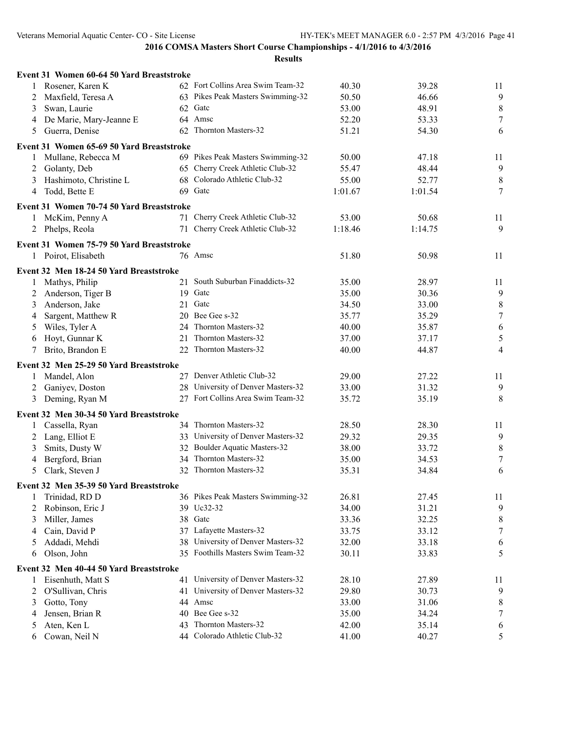## 2016 COMSA Masters Short Course Championships - 4/1/2016 to 4/3/2016

### Results

**Event 31 Women 60-64 50 Yard Breaststroke**

| | Name | Age | Team | Seed | Finals | Points |
|---|---|---|---|---|---|---|
| 1 | Rosener, Karen K | 62 | Fort Collins Area Swim Team-32 | 40.30 | 39.28 | 11 |
| 2 | Maxfield, Teresa A | 63 | Pikes Peak Masters Swimming-32 | 50.50 | 46.66 | 9 |
| 3 | Swan, Laurie | 62 | Gatc | 53.00 | 48.91 | 8 |
| 4 | De Marie, Mary-Jeanne E | 64 | Amsc | 52.20 | 53.33 | 7 |
| 5 | Guerra, Denise | 62 | Thornton Masters-32 | 51.21 | 54.30 | 6 |

**Event 31 Women 65-69 50 Yard Breaststroke**

| | Name | Age | Team | Seed | Finals | Points |
|---|---|---|---|---|---|---|
| 1 | Mullane, Rebecca M | 69 | Pikes Peak Masters Swimming-32 | 50.00 | 47.18 | 11 |
| 2 | Golanty, Deb | 65 | Cherry Creek Athletic Club-32 | 55.47 | 48.44 | 9 |
| 3 | Hashimoto, Christine L | 68 | Colorado Athletic Club-32 | 55.00 | 52.77 | 8 |
| 4 | Todd, Bette E | 69 | Gatc | 1:01.67 | 1:01.54 | 7 |

**Event 31 Women 70-74 50 Yard Breaststroke**

| | Name | Age | Team | Seed | Finals | Points |
|---|---|---|---|---|---|---|
| 1 | McKim, Penny A | 71 | Cherry Creek Athletic Club-32 | 53.00 | 50.68 | 11 |
| 2 | Phelps, Reola | 71 | Cherry Creek Athletic Club-32 | 1:18.46 | 1:14.75 | 9 |

**Event 31 Women 75-79 50 Yard Breaststroke**

| | Name | Age | Team | Seed | Finals | Points |
|---|---|---|---|---|---|---|
| 1 | Poirot, Elisabeth | 76 | Amsc | 51.80 | 50.98 | 11 |

**Event 32 Men 18-24 50 Yard Breaststroke**

| | Name | Age | Team | Seed | Finals | Points |
|---|---|---|---|---|---|---|
| 1 | Mathys, Philip | 21 | South Suburban Finaddicts-32 | 35.00 | 28.97 | 11 |
| 2 | Anderson, Tiger B | 19 | Gatc | 35.00 | 30.36 | 9 |
| 3 | Anderson, Jake | 21 | Gatc | 34.50 | 33.00 | 8 |
| 4 | Sargent, Matthew R | 20 | Bee Gee s-32 | 35.77 | 35.29 | 7 |
| 5 | Wiles, Tyler A | 24 | Thornton Masters-32 | 40.00 | 35.87 | 6 |
| 6 | Hoyt, Gunnar K | 21 | Thornton Masters-32 | 37.00 | 37.17 | 5 |
| 7 | Brito, Brandon E | 22 | Thornton Masters-32 | 40.00 | 44.87 | 4 |

**Event 32 Men 25-29 50 Yard Breaststroke**

| | Name | Age | Team | Seed | Finals | Points |
|---|---|---|---|---|---|---|
| 1 | Mandel, Alon | 27 | Denver Athletic Club-32 | 29.00 | 27.22 | 11 |
| 2 | Ganiyev, Doston | 28 | University of Denver Masters-32 | 33.00 | 31.32 | 9 |
| 3 | Deming, Ryan M | 27 | Fort Collins Area Swim Team-32 | 35.72 | 35.19 | 8 |

**Event 32 Men 30-34 50 Yard Breaststroke**

| | Name | Age | Team | Seed | Finals | Points |
|---|---|---|---|---|---|---|
| 1 | Cassella, Ryan | 34 | Thornton Masters-32 | 28.50 | 28.30 | 11 |
| 2 | Lang, Elliot E | 33 | University of Denver Masters-32 | 29.32 | 29.35 | 9 |
| 3 | Smits, Dusty W | 32 | Boulder Aquatic Masters-32 | 38.00 | 33.72 | 8 |
| 4 | Bergford, Brian | 34 | Thornton Masters-32 | 35.00 | 34.53 | 7 |
| 5 | Clark, Steven J | 32 | Thornton Masters-32 | 35.31 | 34.84 | 6 |

**Event 32 Men 35-39 50 Yard Breaststroke**

| | Name | Age | Team | Seed | Finals | Points |
|---|---|---|---|---|---|---|
| 1 | Trinidad, RD D | 36 | Pikes Peak Masters Swimming-32 | 26.81 | 27.45 | 11 |
| 2 | Robinson, Eric J | 39 | Uc32-32 | 34.00 | 31.21 | 9 |
| 3 | Miller, James | 38 | Gatc | 33.36 | 32.25 | 8 |
| 4 | Cain, David P | 37 | Lafayette Masters-32 | 33.75 | 33.12 | 7 |
| 5 | Addadi, Mehdi | 38 | University of Denver Masters-32 | 32.00 | 33.18 | 6 |
| 6 | Olson, John | 35 | Foothills Masters Swim Team-32 | 30.11 | 33.83 | 5 |

**Event 32 Men 40-44 50 Yard Breaststroke**

| | Name | Age | Team | Seed | Finals | Points |
|---|---|---|---|---|---|---|
| 1 | Eisenhuth, Matt S | 41 | University of Denver Masters-32 | 28.10 | 27.89 | 11 |
| 2 | O'Sullivan, Chris | 41 | University of Denver Masters-32 | 29.80 | 30.73 | 9 |
| 3 | Gotto, Tony | 44 | Amsc | 33.00 | 31.06 | 8 |
| 4 | Jensen, Brian R | 40 | Bee Gee s-32 | 35.00 | 34.24 | 7 |
| 5 | Aten, Ken L | 43 | Thornton Masters-32 | 42.00 | 35.14 | 6 |
| 6 | Cowan, Neil N | 44 | Colorado Athletic Club-32 | 41.00 | 40.27 | 5 |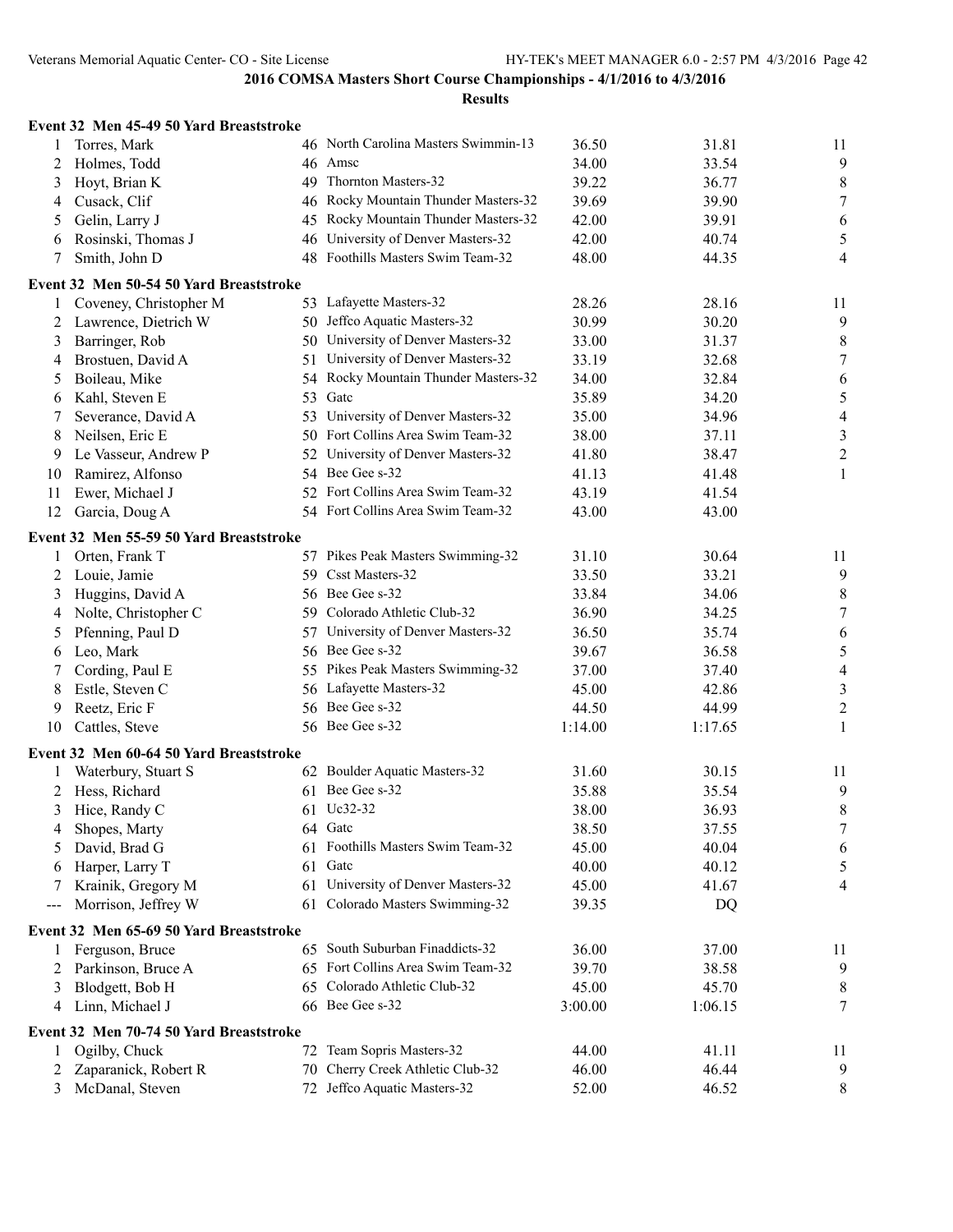## 2016 COMSA Masters Short Course Championships - 4/1/2016 to 4/3/2016

### Results

**Event 32 Men 45-49 50 Yard Breaststroke**

| Place | Name | Age | Team | Seed Time | Finals Time | Points |
|---|---|---|---|---|---|---|
| 1 | Torres, Mark | 46 | North Carolina Masters Swimmin-13 | 36.50 | 31.81 | 11 |
| 2 | Holmes, Todd | 46 | Amsc | 34.00 | 33.54 | 9 |
| 3 | Hoyt, Brian K | 49 | Thornton Masters-32 | 39.22 | 36.77 | 8 |
| 4 | Cusack, Clif | 46 | Rocky Mountain Thunder Masters-32 | 39.69 | 39.90 | 7 |
| 5 | Gelin, Larry J | 45 | Rocky Mountain Thunder Masters-32 | 42.00 | 39.91 | 6 |
| 6 | Rosinski, Thomas J | 46 | University of Denver Masters-32 | 42.00 | 40.74 | 5 |
| 7 | Smith, John D | 48 | Foothills Masters Swim Team-32 | 48.00 | 44.35 | 4 |

**Event 32 Men 50-54 50 Yard Breaststroke**

| Place | Name | Age | Team | Seed Time | Finals Time | Points |
|---|---|---|---|---|---|---|
| 1 | Coveney, Christopher M | 53 | Lafayette Masters-32 | 28.26 | 28.16 | 11 |
| 2 | Lawrence, Dietrich W | 50 | Jeffco Aquatic Masters-32 | 30.99 | 30.20 | 9 |
| 3 | Barringer, Rob | 50 | University of Denver Masters-32 | 33.00 | 31.37 | 8 |
| 4 | Brostuen, David A | 51 | University of Denver Masters-32 | 33.19 | 32.68 | 7 |
| 5 | Boileau, Mike | 54 | Rocky Mountain Thunder Masters-32 | 34.00 | 32.84 | 6 |
| 6 | Kahl, Steven E | 53 | Gatc | 35.89 | 34.20 | 5 |
| 7 | Severance, David A | 53 | University of Denver Masters-32 | 35.00 | 34.96 | 4 |
| 8 | Neilsen, Eric E | 50 | Fort Collins Area Swim Team-32 | 38.00 | 37.11 | 3 |
| 9 | Le Vasseur, Andrew P | 52 | University of Denver Masters-32 | 41.80 | 38.47 | 2 |
| 10 | Ramirez, Alfonso | 54 | Bee Gee s-32 | 41.13 | 41.48 | 1 |
| 11 | Ewer, Michael J | 52 | Fort Collins Area Swim Team-32 | 43.19 | 41.54 | |
| 12 | Garcia, Doug A | 54 | Fort Collins Area Swim Team-32 | 43.00 | 43.00 | |

**Event 32 Men 55-59 50 Yard Breaststroke**

| Place | Name | Age | Team | Seed Time | Finals Time | Points |
|---|---|---|---|---|---|---|
| 1 | Orten, Frank T | 57 | Pikes Peak Masters Swimming-32 | 31.10 | 30.64 | 11 |
| 2 | Louie, Jamie | 59 | Csst Masters-32 | 33.50 | 33.21 | 9 |
| 3 | Huggins, David A | 56 | Bee Gee s-32 | 33.84 | 34.06 | 8 |
| 4 | Nolte, Christopher C | 59 | Colorado Athletic Club-32 | 36.90 | 34.25 | 7 |
| 5 | Pfenning, Paul D | 57 | University of Denver Masters-32 | 36.50 | 35.74 | 6 |
| 6 | Leo, Mark | 56 | Bee Gee s-32 | 39.67 | 36.58 | 5 |
| 7 | Cording, Paul E | 55 | Pikes Peak Masters Swimming-32 | 37.00 | 37.40 | 4 |
| 8 | Estle, Steven C | 56 | Lafayette Masters-32 | 45.00 | 42.86 | 3 |
| 9 | Reetz, Eric F | 56 | Bee Gee s-32 | 44.50 | 44.99 | 2 |
| 10 | Cattles, Steve | 56 | Bee Gee s-32 | 1:14.00 | 1:17.65 | 1 |

**Event 32 Men 60-64 50 Yard Breaststroke**

| Place | Name | Age | Team | Seed Time | Finals Time | Points |
|---|---|---|---|---|---|---|
| 1 | Waterbury, Stuart S | 62 | Boulder Aquatic Masters-32 | 31.60 | 30.15 | 11 |
| 2 | Hess, Richard | 61 | Bee Gee s-32 | 35.88 | 35.54 | 9 |
| 3 | Hice, Randy C | 61 | Uc32-32 | 38.00 | 36.93 | 8 |
| 4 | Shopes, Marty | 64 | Gatc | 38.50 | 37.55 | 7 |
| 5 | David, Brad G | 61 | Foothills Masters Swim Team-32 | 45.00 | 40.04 | 6 |
| 6 | Harper, Larry T | 61 | Gatc | 40.00 | 40.12 | 5 |
| 7 | Krainik, Gregory M | 61 | University of Denver Masters-32 | 45.00 | 41.67 | 4 |
| --- | Morrison, Jeffrey W | 61 | Colorado Masters Swimming-32 | 39.35 | DQ | |

**Event 32 Men 65-69 50 Yard Breaststroke**

| Place | Name | Age | Team | Seed Time | Finals Time | Points |
|---|---|---|---|---|---|---|
| 1 | Ferguson, Bruce | 65 | South Suburban Finaddicts-32 | 36.00 | 37.00 | 11 |
| 2 | Parkinson, Bruce A | 65 | Fort Collins Area Swim Team-32 | 39.70 | 38.58 | 9 |
| 3 | Blodgett, Bob H | 65 | Colorado Athletic Club-32 | 45.00 | 45.70 | 8 |
| 4 | Linn, Michael J | 66 | Bee Gee s-32 | 3:00.00 | 1:06.15 | 7 |

**Event 32 Men 70-74 50 Yard Breaststroke**

| Place | Name | Age | Team | Seed Time | Finals Time | Points |
|---|---|---|---|---|---|---|
| 1 | Ogilby, Chuck | 72 | Team Sopris Masters-32 | 44.00 | 41.11 | 11 |
| 2 | Zaparanick, Robert R | 70 | Cherry Creek Athletic Club-32 | 46.00 | 46.44 | 9 |
| 3 | McDanal, Steven | 72 | Jeffco Aquatic Masters-32 | 52.00 | 46.52 | 8 |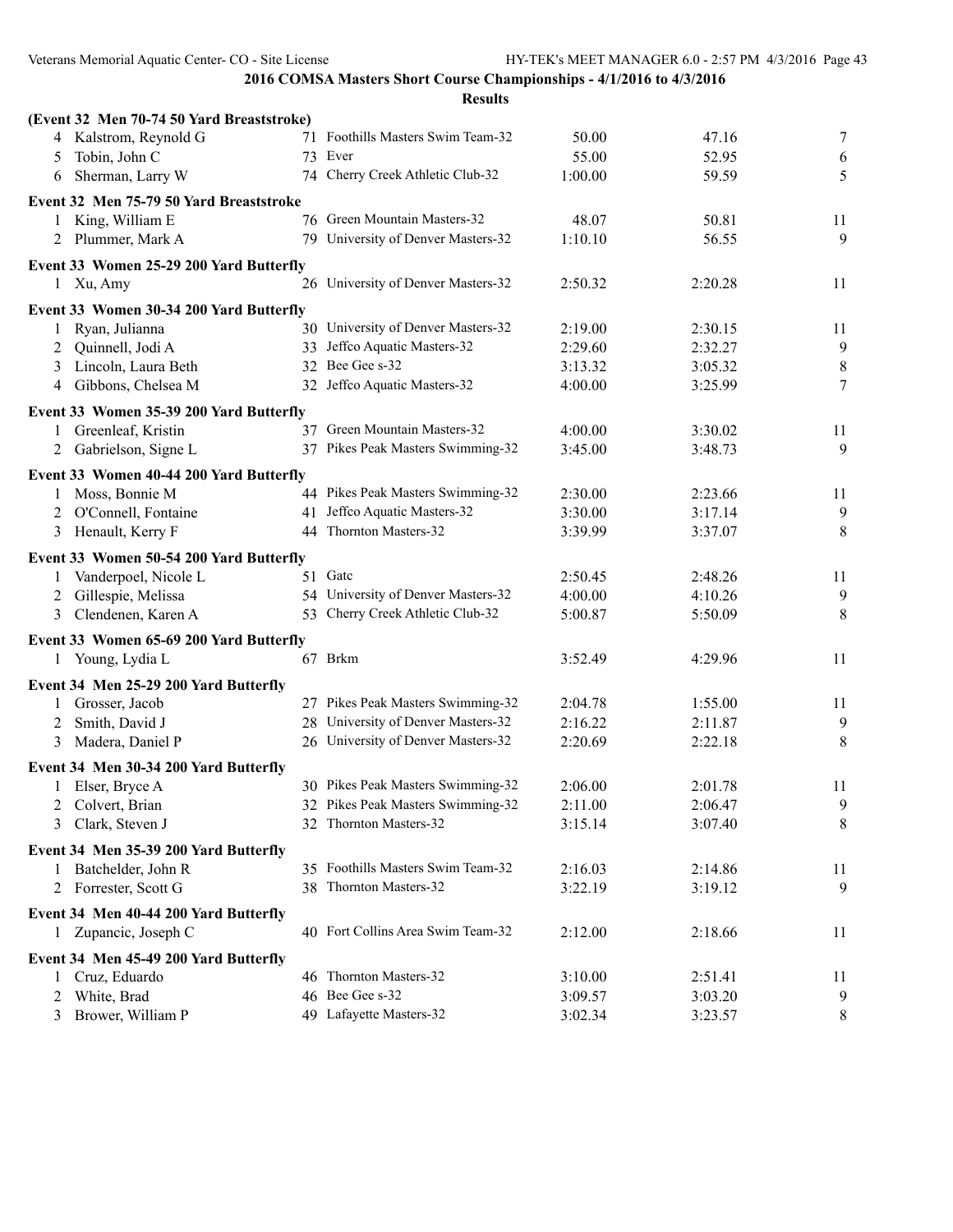## 2016 COMSA Masters Short Course Championships - 4/1/2016 to 4/3/2016

### Results

**(Event 32 Men 70-74 50 Yard Breaststroke)**

| Place | Name | Age | Team | Seed Time | Finals Time | Points |
|---|---|---|---|---|---|---|
| 4 | Kalstrom, Reynold G | 71 | Foothills Masters Swim Team-32 | 50.00 | 47.16 | 7 |
| 5 | Tobin, John C | 73 | Ever | 55.00 | 52.95 | 6 |
| 6 | Sherman, Larry W | 74 | Cherry Creek Athletic Club-32 | 1:00.00 | 59.59 | 5 |

**Event 32 Men 75-79 50 Yard Breaststroke**

| Place | Name | Age | Team | Seed Time | Finals Time | Points |
|---|---|---|---|---|---|---|
| 1 | King, William E | 76 | Green Mountain Masters-32 | 48.07 | 50.81 | 11 |
| 2 | Plummer, Mark A | 79 | University of Denver Masters-32 | 1:10.10 | 56.55 | 9 |

**Event 33 Women 25-29 200 Yard Butterfly**

| Place | Name | Age | Team | Seed Time | Finals Time | Points |
|---|---|---|---|---|---|---|
| 1 | Xu, Amy | 26 | University of Denver Masters-32 | 2:50.32 | 2:20.28 | 11 |

**Event 33 Women 30-34 200 Yard Butterfly**

| Place | Name | Age | Team | Seed Time | Finals Time | Points |
|---|---|---|---|---|---|---|
| 1 | Ryan, Julianna | 30 | University of Denver Masters-32 | 2:19.00 | 2:30.15 | 11 |
| 2 | Quinnell, Jodi A | 33 | Jeffco Aquatic Masters-32 | 2:29.60 | 2:32.27 | 9 |
| 3 | Lincoln, Laura Beth | 32 | Bee Gee s-32 | 3:13.32 | 3:05.32 | 8 |
| 4 | Gibbons, Chelsea M | 32 | Jeffco Aquatic Masters-32 | 4:00.00 | 3:25.99 | 7 |

**Event 33 Women 35-39 200 Yard Butterfly**

| Place | Name | Age | Team | Seed Time | Finals Time | Points |
|---|---|---|---|---|---|---|
| 1 | Greenleaf, Kristin | 37 | Green Mountain Masters-32 | 4:00.00 | 3:30.02 | 11 |
| 2 | Gabrielson, Signe L | 37 | Pikes Peak Masters Swimming-32 | 3:45.00 | 3:48.73 | 9 |

**Event 33 Women 40-44 200 Yard Butterfly**

| Place | Name | Age | Team | Seed Time | Finals Time | Points |
|---|---|---|---|---|---|---|
| 1 | Moss, Bonnie M | 44 | Pikes Peak Masters Swimming-32 | 2:30.00 | 2:23.66 | 11 |
| 2 | O'Connell, Fontaine | 41 | Jeffco Aquatic Masters-32 | 3:30.00 | 3:17.14 | 9 |
| 3 | Henault, Kerry F | 44 | Thornton Masters-32 | 3:39.99 | 3:37.07 | 8 |

**Event 33 Women 50-54 200 Yard Butterfly**

| Place | Name | Age | Team | Seed Time | Finals Time | Points |
|---|---|---|---|---|---|---|
| 1 | Vanderpoel, Nicole L | 51 | Gatc | 2:50.45 | 2:48.26 | 11 |
| 2 | Gillespie, Melissa | 54 | University of Denver Masters-32 | 4:00.00 | 4:10.26 | 9 |
| 3 | Clendenen, Karen A | 53 | Cherry Creek Athletic Club-32 | 5:00.87 | 5:50.09 | 8 |

**Event 33 Women 65-69 200 Yard Butterfly**

| Place | Name | Age | Team | Seed Time | Finals Time | Points |
|---|---|---|---|---|---|---|
| 1 | Young, Lydia L | 67 | Brkm | 3:52.49 | 4:29.96 | 11 |

**Event 34 Men 25-29 200 Yard Butterfly**

| Place | Name | Age | Team | Seed Time | Finals Time | Points |
|---|---|---|---|---|---|---|
| 1 | Grosser, Jacob | 27 | Pikes Peak Masters Swimming-32 | 2:04.78 | 1:55.00 | 11 |
| 2 | Smith, David J | 28 | University of Denver Masters-32 | 2:16.22 | 2:11.87 | 9 |
| 3 | Madera, Daniel P | 26 | University of Denver Masters-32 | 2:20.69 | 2:22.18 | 8 |

**Event 34 Men 30-34 200 Yard Butterfly**

| Place | Name | Age | Team | Seed Time | Finals Time | Points |
|---|---|---|---|---|---|---|
| 1 | Elser, Bryce A | 30 | Pikes Peak Masters Swimming-32 | 2:06.00 | 2:01.78 | 11 |
| 2 | Colvert, Brian | 32 | Pikes Peak Masters Swimming-32 | 2:11.00 | 2:06.47 | 9 |
| 3 | Clark, Steven J | 32 | Thornton Masters-32 | 3:15.14 | 3:07.40 | 8 |

**Event 34 Men 35-39 200 Yard Butterfly**

| Place | Name | Age | Team | Seed Time | Finals Time | Points |
|---|---|---|---|---|---|---|
| 1 | Batchelder, John R | 35 | Foothills Masters Swim Team-32 | 2:16.03 | 2:14.86 | 11 |
| 2 | Forrester, Scott G | 38 | Thornton Masters-32 | 3:22.19 | 3:19.12 | 9 |

**Event 34 Men 40-44 200 Yard Butterfly**

| Place | Name | Age | Team | Seed Time | Finals Time | Points |
|---|---|---|---|---|---|---|
| 1 | Zupancic, Joseph C | 40 | Fort Collins Area Swim Team-32 | 2:12.00 | 2:18.66 | 11 |

**Event 34 Men 45-49 200 Yard Butterfly**

| Place | Name | Age | Team | Seed Time | Finals Time | Points |
|---|---|---|---|---|---|---|
| 1 | Cruz, Eduardo | 46 | Thornton Masters-32 | 3:10.00 | 2:51.41 | 11 |
| 2 | White, Brad | 46 | Bee Gee s-32 | 3:09.57 | 3:03.20 | 9 |
| 3 | Brower, William P | 49 | Lafayette Masters-32 | 3:02.34 | 3:23.57 | 8 |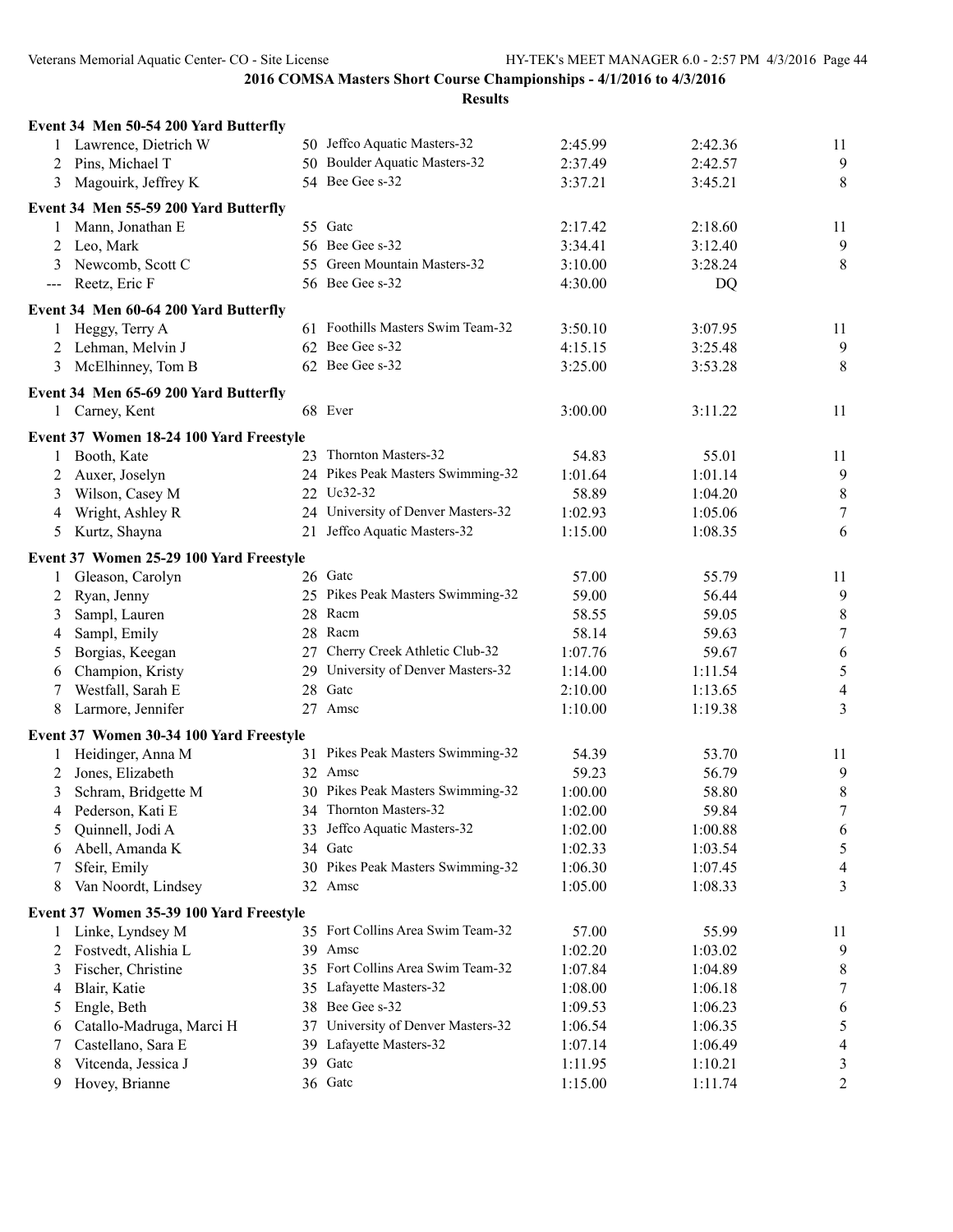**2016 COMSA Masters Short Course Championships - 4/1/2016 to 4/3/2016**

**Results**

**Event 34 Men 50-54 200 Yard Butterfly**

| | Name | Age | Team | Seed Time | Finals Time | Points |
|---|---|---|---|---|---|---|
| 1 | Lawrence, Dietrich W | 50 | Jeffco Aquatic Masters-32 | 2:45.99 | 2:42.36 | 11 |
| 2 | Pins, Michael T | 50 | Boulder Aquatic Masters-32 | 2:37.49 | 2:42.57 | 9 |
| 3 | Magouirk, Jeffrey K | 54 | Bee Gee s-32 | 3:37.21 | 3:45.21 | 8 |

**Event 34 Men 55-59 200 Yard Butterfly**

| | Name | Age | Team | Seed Time | Finals Time | Points |
|---|---|---|---|---|---|---|
| 1 | Mann, Jonathan E | 55 | Gatc | 2:17.42 | 2:18.60 | 11 |
| 2 | Leo, Mark | 56 | Bee Gee s-32 | 3:34.41 | 3:12.40 | 9 |
| 3 | Newcomb, Scott C | 55 | Green Mountain Masters-32 | 3:10.00 | 3:28.24 | 8 |
| --- | Reetz, Eric F | 56 | Bee Gee s-32 | 4:30.00 | DQ | |

**Event 34 Men 60-64 200 Yard Butterfly**

| | Name | Age | Team | Seed Time | Finals Time | Points |
|---|---|---|---|---|---|---|
| 1 | Heggy, Terry A | 61 | Foothills Masters Swim Team-32 | 3:50.10 | 3:07.95 | 11 |
| 2 | Lehman, Melvin J | 62 | Bee Gee s-32 | 4:15.15 | 3:25.48 | 9 |
| 3 | McElhinney, Tom B | 62 | Bee Gee s-32 | 3:25.00 | 3:53.28 | 8 |

**Event 34 Men 65-69 200 Yard Butterfly**

| | Name | Age | Team | Seed Time | Finals Time | Points |
|---|---|---|---|---|---|---|
| 1 | Carney, Kent | 68 | Ever | 3:00.00 | 3:11.22 | 11 |

**Event 37 Women 18-24 100 Yard Freestyle**

| | Name | Age | Team | Seed Time | Finals Time | Points |
|---|---|---|---|---|---|---|
| 1 | Booth, Kate | 23 | Thornton Masters-32 | 54.83 | 55.01 | 11 |
| 2 | Auxer, Joselyn | 24 | Pikes Peak Masters Swimming-32 | 1:01.64 | 1:01.14 | 9 |
| 3 | Wilson, Casey M | 22 | Uc32-32 | 58.89 | 1:04.20 | 8 |
| 4 | Wright, Ashley R | 24 | University of Denver Masters-32 | 1:02.93 | 1:05.06 | 7 |
| 5 | Kurtz, Shayna | 21 | Jeffco Aquatic Masters-32 | 1:15.00 | 1:08.35 | 6 |

**Event 37 Women 25-29 100 Yard Freestyle**

| | Name | Age | Team | Seed Time | Finals Time | Points |
|---|---|---|---|---|---|---|
| 1 | Gleason, Carolyn | 26 | Gatc | 57.00 | 55.79 | 11 |
| 2 | Ryan, Jenny | 25 | Pikes Peak Masters Swimming-32 | 59.00 | 56.44 | 9 |
| 3 | Sampl, Lauren | 28 | Racm | 58.55 | 59.05 | 8 |
| 4 | Sampl, Emily | 28 | Racm | 58.14 | 59.63 | 7 |
| 5 | Borgias, Keegan | 27 | Cherry Creek Athletic Club-32 | 1:07.76 | 59.67 | 6 |
| 6 | Champion, Kristy | 29 | University of Denver Masters-32 | 1:14.00 | 1:11.54 | 5 |
| 7 | Westfall, Sarah E | 28 | Gatc | 2:10.00 | 1:13.65 | 4 |
| 8 | Larmore, Jennifer | 27 | Amsc | 1:10.00 | 1:19.38 | 3 |

**Event 37 Women 30-34 100 Yard Freestyle**

| | Name | Age | Team | Seed Time | Finals Time | Points |
|---|---|---|---|---|---|---|
| 1 | Heidinger, Anna M | 31 | Pikes Peak Masters Swimming-32 | 54.39 | 53.70 | 11 |
| 2 | Jones, Elizabeth | 32 | Amsc | 59.23 | 56.79 | 9 |
| 3 | Schram, Bridgette M | 30 | Pikes Peak Masters Swimming-32 | 1:00.00 | 58.80 | 8 |
| 4 | Pederson, Kati E | 34 | Thornton Masters-32 | 1:02.00 | 59.84 | 7 |
| 5 | Quinnell, Jodi A | 33 | Jeffco Aquatic Masters-32 | 1:02.00 | 1:00.88 | 6 |
| 6 | Abell, Amanda K | 34 | Gatc | 1:02.33 | 1:03.54 | 5 |
| 7 | Sfeir, Emily | 30 | Pikes Peak Masters Swimming-32 | 1:06.30 | 1:07.45 | 4 |
| 8 | Van Noordt, Lindsey | 32 | Amsc | 1:05.00 | 1:08.33 | 3 |

**Event 37 Women 35-39 100 Yard Freestyle**

| | Name | Age | Team | Seed Time | Finals Time | Points |
|---|---|---|---|---|---|---|
| 1 | Linke, Lyndsey M | 35 | Fort Collins Area Swim Team-32 | 57.00 | 55.99 | 11 |
| 2 | Fostvedt, Alishia L | 39 | Amsc | 1:02.20 | 1:03.02 | 9 |
| 3 | Fischer, Christine | 35 | Fort Collins Area Swim Team-32 | 1:07.84 | 1:04.89 | 8 |
| 4 | Blair, Katie | 35 | Lafayette Masters-32 | 1:08.00 | 1:06.18 | 7 |
| 5 | Engle, Beth | 38 | Bee Gee s-32 | 1:09.53 | 1:06.23 | 6 |
| 6 | Catallo-Madruga, Marci H | 37 | University of Denver Masters-32 | 1:06.54 | 1:06.35 | 5 |
| 7 | Castellano, Sara E | 39 | Lafayette Masters-32 | 1:07.14 | 1:06.49 | 4 |
| 8 | Vitcenda, Jessica J | 39 | Gatc | 1:11.95 | 1:10.21 | 3 |
| 9 | Hovey, Brianne | 36 | Gatc | 1:15.00 | 1:11.74 | 2 |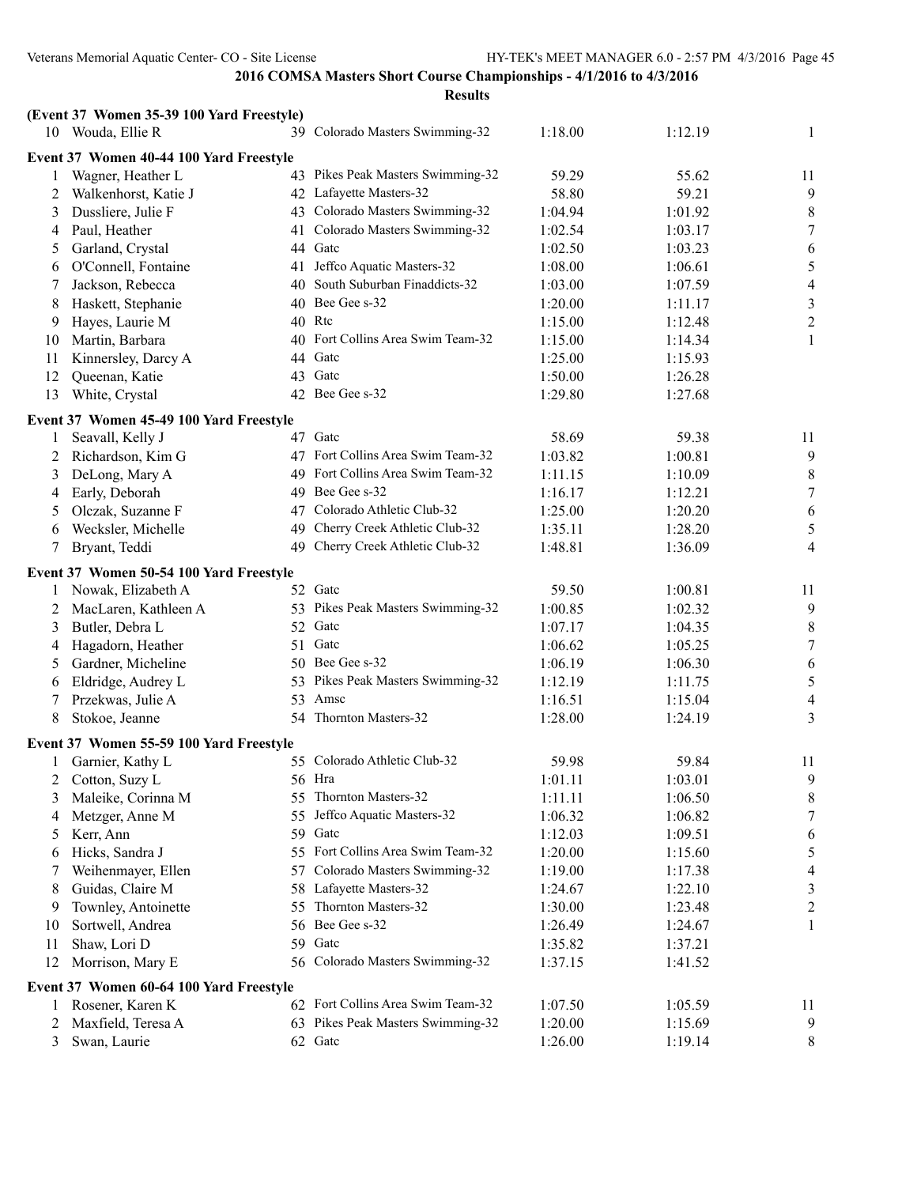## 2016 COMSA Masters Short Course Championships - 4/1/2016 to 4/3/2016

### Results

**(Event 37 Women 35-39 100 Yard Freestyle)**

| | Name | Age | Team | Seed Time | Finals Time | Points |
|---|---|---|---|---|---|---|
| 10 | Wouda, Ellie R | 39 | Colorado Masters Swimming-32 | 1:18.00 | 1:12.19 | 1 |

**Event 37 Women 40-44 100 Yard Freestyle**

| | Name | Age | Team | Seed Time | Finals Time | Points |
|---|---|---|---|---|---|---|
| 1 | Wagner, Heather L | 43 | Pikes Peak Masters Swimming-32 | 59.29 | 55.62 | 11 |
| 2 | Walkenhorst, Katie J | 42 | Lafayette Masters-32 | 58.80 | 59.21 | 9 |
| 3 | Dussliere, Julie F | 43 | Colorado Masters Swimming-32 | 1:04.94 | 1:01.92 | 8 |
| 4 | Paul, Heather | 41 | Colorado Masters Swimming-32 | 1:02.54 | 1:03.17 | 7 |
| 5 | Garland, Crystal | 44 | Gatc | 1:02.50 | 1:03.23 | 6 |
| 6 | O'Connell, Fontaine | 41 | Jeffco Aquatic Masters-32 | 1:08.00 | 1:06.61 | 5 |
| 7 | Jackson, Rebecca | 40 | South Suburban Finaddicts-32 | 1:03.00 | 1:07.59 | 4 |
| 8 | Haskett, Stephanie | 40 | Bee Gee s-32 | 1:20.00 | 1:11.17 | 3 |
| 9 | Hayes, Laurie M | 40 | Rtc | 1:15.00 | 1:12.48 | 2 |
| 10 | Martin, Barbara | 40 | Fort Collins Area Swim Team-32 | 1:15.00 | 1:14.34 | 1 |
| 11 | Kinnersley, Darcy A | 44 | Gatc | 1:25.00 | 1:15.93 | |
| 12 | Queenan, Katie | 43 | Gatc | 1:50.00 | 1:26.28 | |
| 13 | White, Crystal | 42 | Bee Gee s-32 | 1:29.80 | 1:27.68 | |

**Event 37 Women 45-49 100 Yard Freestyle**

| | Name | Age | Team | Seed Time | Finals Time | Points |
|---|---|---|---|---|---|---|
| 1 | Seavall, Kelly J | 47 | Gatc | 58.69 | 59.38 | 11 |
| 2 | Richardson, Kim G | 47 | Fort Collins Area Swim Team-32 | 1:03.82 | 1:00.81 | 9 |
| 3 | DeLong, Mary A | 49 | Fort Collins Area Swim Team-32 | 1:11.15 | 1:10.09 | 8 |
| 4 | Early, Deborah | 49 | Bee Gee s-32 | 1:16.17 | 1:12.21 | 7 |
| 5 | Olczak, Suzanne F | 47 | Colorado Athletic Club-32 | 1:25.00 | 1:20.20 | 6 |
| 6 | Wecksler, Michelle | 49 | Cherry Creek Athletic Club-32 | 1:35.11 | 1:28.20 | 5 |
| 7 | Bryant, Teddi | 49 | Cherry Creek Athletic Club-32 | 1:48.81 | 1:36.09 | 4 |

**Event 37 Women 50-54 100 Yard Freestyle**

| | Name | Age | Team | Seed Time | Finals Time | Points |
|---|---|---|---|---|---|---|
| 1 | Nowak, Elizabeth A | 52 | Gatc | 59.50 | 1:00.81 | 11 |
| 2 | MacLaren, Kathleen A | 53 | Pikes Peak Masters Swimming-32 | 1:00.85 | 1:02.32 | 9 |
| 3 | Butler, Debra L | 52 | Gatc | 1:07.17 | 1:04.35 | 8 |
| 4 | Hagadorn, Heather | 51 | Gatc | 1:06.62 | 1:05.25 | 7 |
| 5 | Gardner, Micheline | 50 | Bee Gee s-32 | 1:06.19 | 1:06.30 | 6 |
| 6 | Eldridge, Audrey L | 53 | Pikes Peak Masters Swimming-32 | 1:12.19 | 1:11.75 | 5 |
| 7 | Przekwas, Julie A | 53 | Amsc | 1:16.51 | 1:15.04 | 4 |
| 8 | Stokoe, Jeanne | 54 | Thornton Masters-32 | 1:28.00 | 1:24.19 | 3 |

**Event 37 Women 55-59 100 Yard Freestyle**

| | Name | Age | Team | Seed Time | Finals Time | Points |
|---|---|---|---|---|---|---|
| 1 | Garnier, Kathy L | 55 | Colorado Athletic Club-32 | 59.98 | 59.84 | 11 |
| 2 | Cotton, Suzy L | 56 | Hra | 1:01.11 | 1:03.01 | 9 |
| 3 | Maleike, Corinna M | 55 | Thornton Masters-32 | 1:11.11 | 1:06.50 | 8 |
| 4 | Metzger, Anne M | 55 | Jeffco Aquatic Masters-32 | 1:06.32 | 1:06.82 | 7 |
| 5 | Kerr, Ann | 59 | Gatc | 1:12.03 | 1:09.51 | 6 |
| 6 | Hicks, Sandra J | 55 | Fort Collins Area Swim Team-32 | 1:20.00 | 1:15.60 | 5 |
| 7 | Weihenmayer, Ellen | 57 | Colorado Masters Swimming-32 | 1:19.00 | 1:17.38 | 4 |
| 8 | Guidas, Claire M | 58 | Lafayette Masters-32 | 1:24.67 | 1:22.10 | 3 |
| 9 | Townley, Antoinette | 55 | Thornton Masters-32 | 1:30.00 | 1:23.48 | 2 |
| 10 | Sortwell, Andrea | 56 | Bee Gee s-32 | 1:26.49 | 1:24.67 | 1 |
| 11 | Shaw, Lori D | 59 | Gatc | 1:35.82 | 1:37.21 | |
| 12 | Morrison, Mary E | 56 | Colorado Masters Swimming-32 | 1:37.15 | 1:41.52 | |

**Event 37 Women 60-64 100 Yard Freestyle**

| | Name | Age | Team | Seed Time | Finals Time | Points |
|---|---|---|---|---|---|---|
| 1 | Rosener, Karen K | 62 | Fort Collins Area Swim Team-32 | 1:07.50 | 1:05.59 | 11 |
| 2 | Maxfield, Teresa A | 63 | Pikes Peak Masters Swimming-32 | 1:20.00 | 1:15.69 | 9 |
| 3 | Swan, Laurie | 62 | Gatc | 1:26.00 | 1:19.14 | 8 |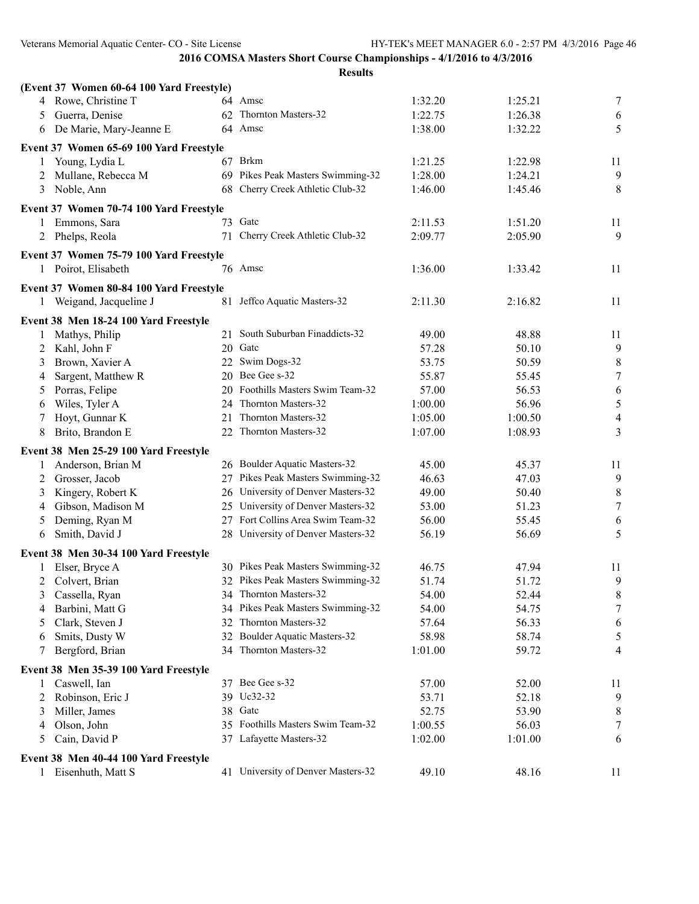## 2016 COMSA Masters Short Course Championships - 4/1/2016 to 4/3/2016

### Results

**(Event 37 Women 60-64 100 Yard Freestyle)**

| | Name | Age | Team | Seed | Finals | Points |
|---|---|---|---|---|---|---|
| 4 | Rowe, Christine T | 64 | Amsc | 1:32.20 | 1:25.21 | 7 |
| 5 | Guerra, Denise | 62 | Thornton Masters-32 | 1:22.75 | 1:26.38 | 6 |
| 6 | De Marie, Mary-Jeanne E | 64 | Amsc | 1:38.00 | 1:32.22 | 5 |

**Event 37 Women 65-69 100 Yard Freestyle**

| | Name | Age | Team | Seed | Finals | Points |
|---|---|---|---|---|---|---|
| 1 | Young, Lydia L | 67 | Brkm | 1:21.25 | 1:22.98 | 11 |
| 2 | Mullane, Rebecca M | 69 | Pikes Peak Masters Swimming-32 | 1:28.00 | 1:24.21 | 9 |
| 3 | Noble, Ann | 68 | Cherry Creek Athletic Club-32 | 1:46.00 | 1:45.46 | 8 |

**Event 37 Women 70-74 100 Yard Freestyle**

| | Name | Age | Team | Seed | Finals | Points |
|---|---|---|---|---|---|---|
| 1 | Emmons, Sara | 73 | Gatc | 2:11.53 | 1:51.20 | 11 |
| 2 | Phelps, Reola | 71 | Cherry Creek Athletic Club-32 | 2:09.77 | 2:05.90 | 9 |

**Event 37 Women 75-79 100 Yard Freestyle**

| | Name | Age | Team | Seed | Finals | Points |
|---|---|---|---|---|---|---|
| 1 | Poirot, Elisabeth | 76 | Amsc | 1:36.00 | 1:33.42 | 11 |

**Event 37 Women 80-84 100 Yard Freestyle**

| | Name | Age | Team | Seed | Finals | Points |
|---|---|---|---|---|---|---|
| 1 | Weigand, Jacqueline J | 81 | Jeffco Aquatic Masters-32 | 2:11.30 | 2:16.82 | 11 |

**Event 38 Men 18-24 100 Yard Freestyle**

| | Name | Age | Team | Seed | Finals | Points |
|---|---|---|---|---|---|---|
| 1 | Mathys, Philip | 21 | South Suburban Finaddicts-32 | 49.00 | 48.88 | 11 |
| 2 | Kahl, John F | 20 | Gatc | 57.28 | 50.10 | 9 |
| 3 | Brown, Xavier A | 22 | Swim Dogs-32 | 53.75 | 50.59 | 8 |
| 4 | Sargent, Matthew R | 20 | Bee Gee s-32 | 55.87 | 55.45 | 7 |
| 5 | Porras, Felipe | 20 | Foothills Masters Swim Team-32 | 57.00 | 56.53 | 6 |
| 6 | Wiles, Tyler A | 24 | Thornton Masters-32 | 1:00.00 | 56.96 | 5 |
| 7 | Hoyt, Gunnar K | 21 | Thornton Masters-32 | 1:05.00 | 1:00.50 | 4 |
| 8 | Brito, Brandon E | 22 | Thornton Masters-32 | 1:07.00 | 1:08.93 | 3 |

**Event 38 Men 25-29 100 Yard Freestyle**

| | Name | Age | Team | Seed | Finals | Points |
|---|---|---|---|---|---|---|
| 1 | Anderson, Brian M | 26 | Boulder Aquatic Masters-32 | 45.00 | 45.37 | 11 |
| 2 | Grosser, Jacob | 27 | Pikes Peak Masters Swimming-32 | 46.63 | 47.03 | 9 |
| 3 | Kingery, Robert K | 26 | University of Denver Masters-32 | 49.00 | 50.40 | 8 |
| 4 | Gibson, Madison M | 25 | University of Denver Masters-32 | 53.00 | 51.23 | 7 |
| 5 | Deming, Ryan M | 27 | Fort Collins Area Swim Team-32 | 56.00 | 55.45 | 6 |
| 6 | Smith, David J | 28 | University of Denver Masters-32 | 56.19 | 56.69 | 5 |

**Event 38 Men 30-34 100 Yard Freestyle**

| | Name | Age | Team | Seed | Finals | Points |
|---|---|---|---|---|---|---|
| 1 | Elser, Bryce A | 30 | Pikes Peak Masters Swimming-32 | 46.75 | 47.94 | 11 |
| 2 | Colvert, Brian | 32 | Pikes Peak Masters Swimming-32 | 51.74 | 51.72 | 9 |
| 3 | Cassella, Ryan | 34 | Thornton Masters-32 | 54.00 | 52.44 | 8 |
| 4 | Barbini, Matt G | 34 | Pikes Peak Masters Swimming-32 | 54.00 | 54.75 | 7 |
| 5 | Clark, Steven J | 32 | Thornton Masters-32 | 57.64 | 56.33 | 6 |
| 6 | Smits, Dusty W | 32 | Boulder Aquatic Masters-32 | 58.98 | 58.74 | 5 |
| 7 | Bergford, Brian | 34 | Thornton Masters-32 | 1:01.00 | 59.72 | 4 |

**Event 38 Men 35-39 100 Yard Freestyle**

| | Name | Age | Team | Seed | Finals | Points |
|---|---|---|---|---|---|---|
| 1 | Caswell, Ian | 37 | Bee Gee s-32 | 57.00 | 52.00 | 11 |
| 2 | Robinson, Eric J | 39 | Uc32-32 | 53.71 | 52.18 | 9 |
| 3 | Miller, James | 38 | Gatc | 52.75 | 53.90 | 8 |
| 4 | Olson, John | 35 | Foothills Masters Swim Team-32 | 1:00.55 | 56.03 | 7 |
| 5 | Cain, David P | 37 | Lafayette Masters-32 | 1:02.00 | 1:01.00 | 6 |

**Event 38 Men 40-44 100 Yard Freestyle**

| | Name | Age | Team | Seed | Finals | Points |
|---|---|---|---|---|---|---|
| 1 | Eisenhuth, Matt S | 41 | University of Denver Masters-32 | 49.10 | 48.16 | 11 |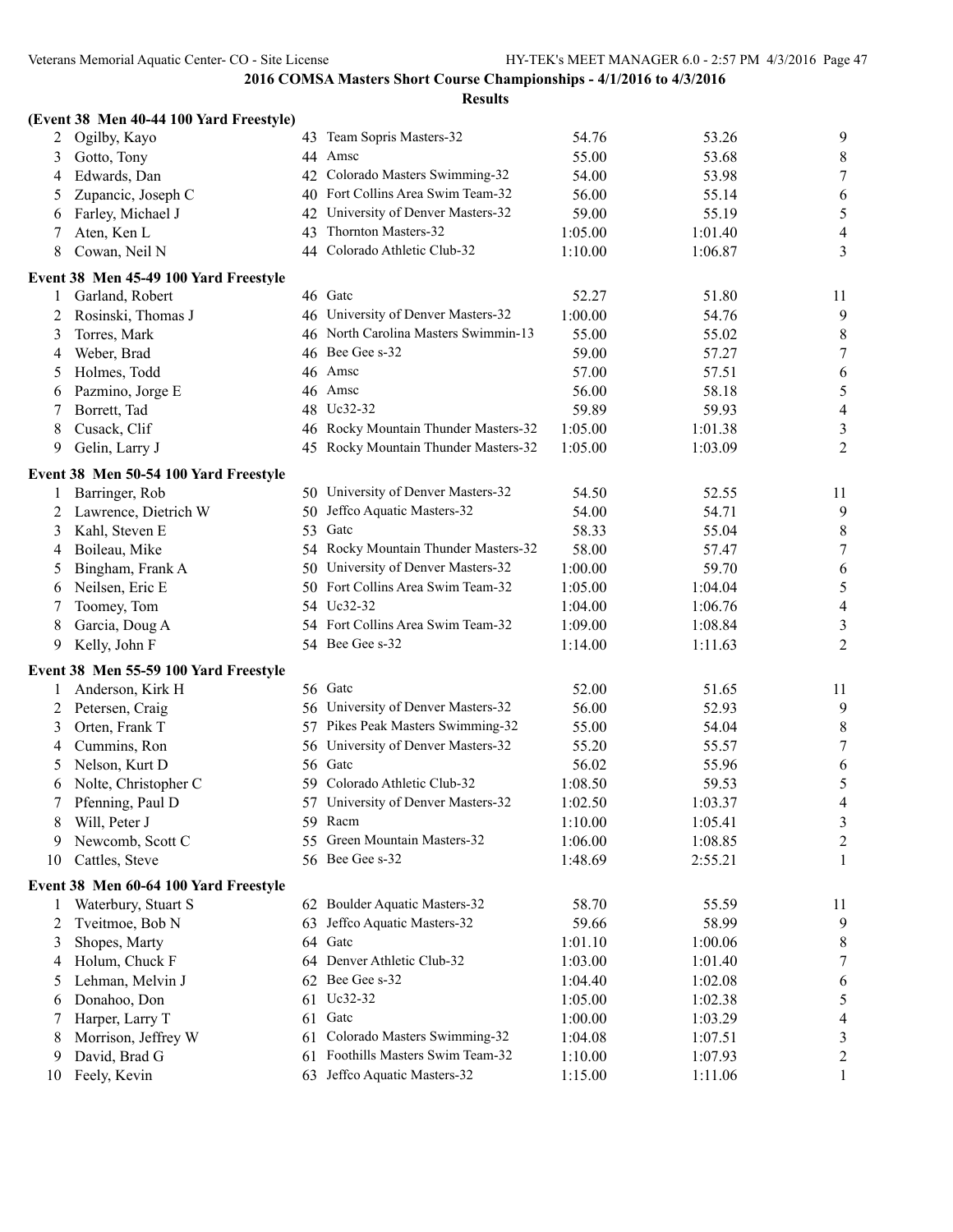**2016 COMSA Masters Short Course Championships - 4/1/2016 to 4/3/2016**

**Results**

**(Event 38 Men 40-44 100 Yard Freestyle)**

| Place | Name | Age | Team | Seed Time | Finals Time | Points |
|---|---|---|---|---|---|---|
| 2 | Ogilby, Kayo | 43 | Team Sopris Masters-32 | 54.76 | 53.26 | 9 |
| 3 | Gotto, Tony | 44 | Amsc | 55.00 | 53.68 | 8 |
| 4 | Edwards, Dan | 42 | Colorado Masters Swimming-32 | 54.00 | 53.98 | 7 |
| 5 | Zupancic, Joseph C | 40 | Fort Collins Area Swim Team-32 | 56.00 | 55.14 | 6 |
| 6 | Farley, Michael J | 42 | University of Denver Masters-32 | 59.00 | 55.19 | 5 |
| 7 | Aten, Ken L | 43 | Thornton Masters-32 | 1:05.00 | 1:01.40 | 4 |
| 8 | Cowan, Neil N | 44 | Colorado Athletic Club-32 | 1:10.00 | 1:06.87 | 3 |

**Event 38 Men 45-49 100 Yard Freestyle**

| Place | Name | Age | Team | Seed Time | Finals Time | Points |
|---|---|---|---|---|---|---|
| 1 | Garland, Robert | 46 | Gatc | 52.27 | 51.80 | 11 |
| 2 | Rosinski, Thomas J | 46 | University of Denver Masters-32 | 1:00.00 | 54.76 | 9 |
| 3 | Torres, Mark | 46 | North Carolina Masters Swimmin-13 | 55.00 | 55.02 | 8 |
| 4 | Weber, Brad | 46 | Bee Gee s-32 | 59.00 | 57.27 | 7 |
| 5 | Holmes, Todd | 46 | Amsc | 57.00 | 57.51 | 6 |
| 6 | Pazmino, Jorge E | 46 | Amsc | 56.00 | 58.18 | 5 |
| 7 | Borrett, Tad | 48 | Uc32-32 | 59.89 | 59.93 | 4 |
| 8 | Cusack, Clif | 46 | Rocky Mountain Thunder Masters-32 | 1:05.00 | 1:01.38 | 3 |
| 9 | Gelin, Larry J | 45 | Rocky Mountain Thunder Masters-32 | 1:05.00 | 1:03.09 | 2 |

**Event 38 Men 50-54 100 Yard Freestyle**

| Place | Name | Age | Team | Seed Time | Finals Time | Points |
|---|---|---|---|---|---|---|
| 1 | Barringer, Rob | 50 | University of Denver Masters-32 | 54.50 | 52.55 | 11 |
| 2 | Lawrence, Dietrich W | 50 | Jeffco Aquatic Masters-32 | 54.00 | 54.71 | 9 |
| 3 | Kahl, Steven E | 53 | Gatc | 58.33 | 55.04 | 8 |
| 4 | Boileau, Mike | 54 | Rocky Mountain Thunder Masters-32 | 58.00 | 57.47 | 7 |
| 5 | Bingham, Frank A | 50 | University of Denver Masters-32 | 1:00.00 | 59.70 | 6 |
| 6 | Neilsen, Eric E | 50 | Fort Collins Area Swim Team-32 | 1:05.00 | 1:04.04 | 5 |
| 7 | Toomey, Tom | 54 | Uc32-32 | 1:04.00 | 1:06.76 | 4 |
| 8 | Garcia, Doug A | 54 | Fort Collins Area Swim Team-32 | 1:09.00 | 1:08.84 | 3 |
| 9 | Kelly, John F | 54 | Bee Gee s-32 | 1:14.00 | 1:11.63 | 2 |

**Event 38 Men 55-59 100 Yard Freestyle**

| Place | Name | Age | Team | Seed Time | Finals Time | Points |
|---|---|---|---|---|---|---|
| 1 | Anderson, Kirk H | 56 | Gatc | 52.00 | 51.65 | 11 |
| 2 | Petersen, Craig | 56 | University of Denver Masters-32 | 56.00 | 52.93 | 9 |
| 3 | Orten, Frank T | 57 | Pikes Peak Masters Swimming-32 | 55.00 | 54.04 | 8 |
| 4 | Cummins, Ron | 56 | University of Denver Masters-32 | 55.20 | 55.57 | 7 |
| 5 | Nelson, Kurt D | 56 | Gatc | 56.02 | 55.96 | 6 |
| 6 | Nolte, Christopher C | 59 | Colorado Athletic Club-32 | 1:08.50 | 59.53 | 5 |
| 7 | Pfenning, Paul D | 57 | University of Denver Masters-32 | 1:02.50 | 1:03.37 | 4 |
| 8 | Will, Peter J | 59 | Racm | 1:10.00 | 1:05.41 | 3 |
| 9 | Newcomb, Scott C | 55 | Green Mountain Masters-32 | 1:06.00 | 1:08.85 | 2 |
| 10 | Cattles, Steve | 56 | Bee Gee s-32 | 1:48.69 | 2:55.21 | 1 |

**Event 38 Men 60-64 100 Yard Freestyle**

| Place | Name | Age | Team | Seed Time | Finals Time | Points |
|---|---|---|---|---|---|---|
| 1 | Waterbury, Stuart S | 62 | Boulder Aquatic Masters-32 | 58.70 | 55.59 | 11 |
| 2 | Tveitmoe, Bob N | 63 | Jeffco Aquatic Masters-32 | 59.66 | 58.99 | 9 |
| 3 | Shopes, Marty | 64 | Gatc | 1:01.10 | 1:00.06 | 8 |
| 4 | Holum, Chuck F | 64 | Denver Athletic Club-32 | 1:03.00 | 1:01.40 | 7 |
| 5 | Lehman, Melvin J | 62 | Bee Gee s-32 | 1:04.40 | 1:02.08 | 6 |
| 6 | Donahoo, Don | 61 | Uc32-32 | 1:05.00 | 1:02.38 | 5 |
| 7 | Harper, Larry T | 61 | Gatc | 1:00.00 | 1:03.29 | 4 |
| 8 | Morrison, Jeffrey W | 61 | Colorado Masters Swimming-32 | 1:04.08 | 1:07.51 | 3 |
| 9 | David, Brad G | 61 | Foothills Masters Swim Team-32 | 1:10.00 | 1:07.93 | 2 |
| 10 | Feely, Kevin | 63 | Jeffco Aquatic Masters-32 | 1:15.00 | 1:11.06 | 1 |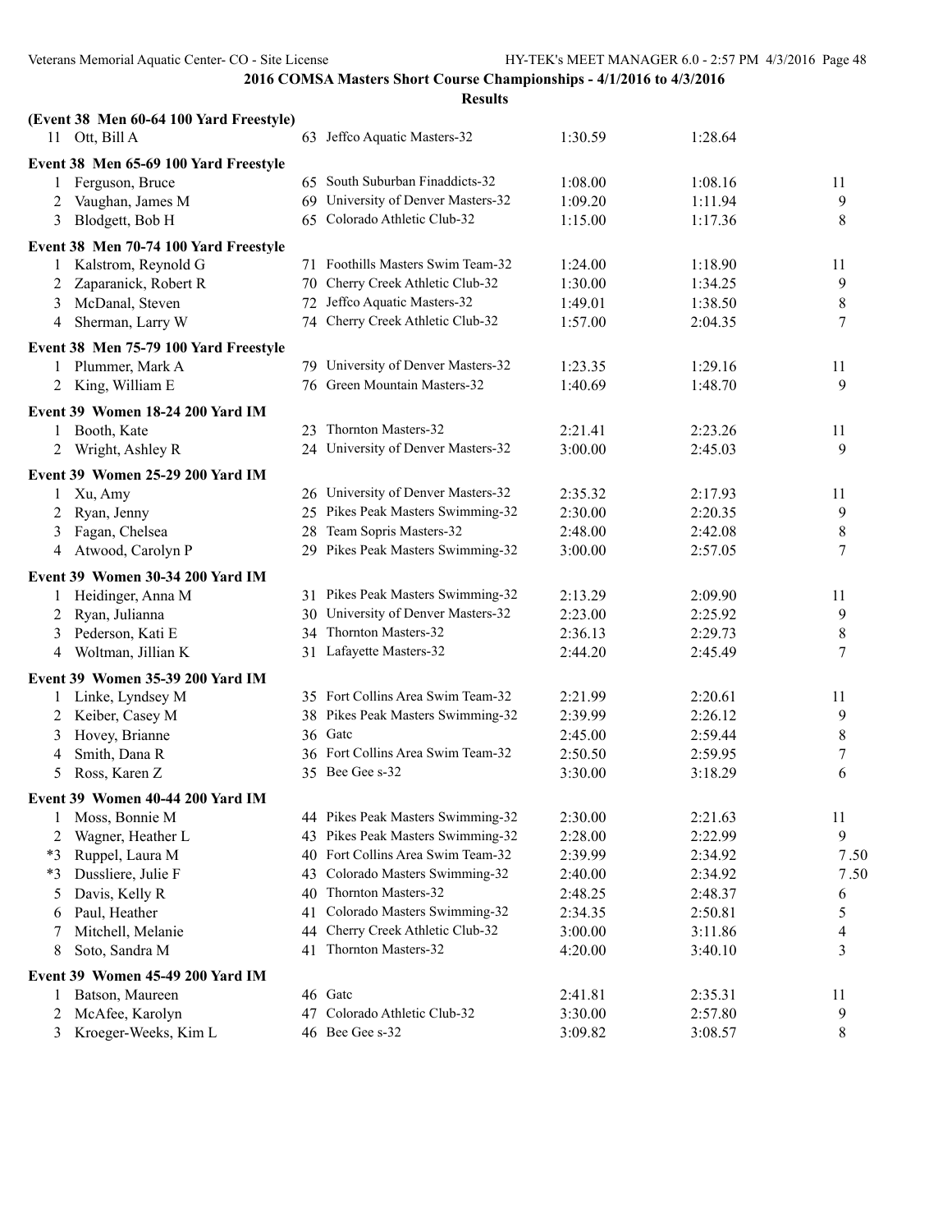## 2016 COMSA Masters Short Course Championships - 4/1/2016 to 4/3/2016

### Results

**(Event 38 Men 60-64 100 Yard Freestyle)**

| | Name | Age | Team | Seed Time | Finals Time | Points |
|---|---|---|---|---|---|---|
| 11 | Ott, Bill A | 63 | Jeffco Aquatic Masters-32 | 1:30.59 | 1:28.64 | |

**Event 38 Men 65-69 100 Yard Freestyle**

| | Name | Age | Team | Seed Time | Finals Time | Points |
|---|---|---|---|---|---|---|
| 1 | Ferguson, Bruce | 65 | South Suburban Finaddicts-32 | 1:08.00 | 1:08.16 | 11 |
| 2 | Vaughan, James M | 69 | University of Denver Masters-32 | 1:09.20 | 1:11.94 | 9 |
| 3 | Blodgett, Bob H | 65 | Colorado Athletic Club-32 | 1:15.00 | 1:17.36 | 8 |

**Event 38 Men 70-74 100 Yard Freestyle**

| | Name | Age | Team | Seed Time | Finals Time | Points |
|---|---|---|---|---|---|---|
| 1 | Kalstrom, Reynold G | 71 | Foothills Masters Swim Team-32 | 1:24.00 | 1:18.90 | 11 |
| 2 | Zaparanick, Robert R | 70 | Cherry Creek Athletic Club-32 | 1:30.00 | 1:34.25 | 9 |
| 3 | McDanal, Steven | 72 | Jeffco Aquatic Masters-32 | 1:49.01 | 1:38.50 | 8 |
| 4 | Sherman, Larry W | 74 | Cherry Creek Athletic Club-32 | 1:57.00 | 2:04.35 | 7 |

**Event 38 Men 75-79 100 Yard Freestyle**

| | Name | Age | Team | Seed Time | Finals Time | Points |
|---|---|---|---|---|---|---|
| 1 | Plummer, Mark A | 79 | University of Denver Masters-32 | 1:23.35 | 1:29.16 | 11 |
| 2 | King, William E | 76 | Green Mountain Masters-32 | 1:40.69 | 1:48.70 | 9 |

**Event 39 Women 18-24 200 Yard IM**

| | Name | Age | Team | Seed Time | Finals Time | Points |
|---|---|---|---|---|---|---|
| 1 | Booth, Kate | 23 | Thornton Masters-32 | 2:21.41 | 2:23.26 | 11 |
| 2 | Wright, Ashley R | 24 | University of Denver Masters-32 | 3:00.00 | 2:45.03 | 9 |

**Event 39 Women 25-29 200 Yard IM**

| | Name | Age | Team | Seed Time | Finals Time | Points |
|---|---|---|---|---|---|---|
| 1 | Xu, Amy | 26 | University of Denver Masters-32 | 2:35.32 | 2:17.93 | 11 |
| 2 | Ryan, Jenny | 25 | Pikes Peak Masters Swimming-32 | 2:30.00 | 2:20.35 | 9 |
| 3 | Fagan, Chelsea | 28 | Team Sopris Masters-32 | 2:48.00 | 2:42.08 | 8 |
| 4 | Atwood, Carolyn P | 29 | Pikes Peak Masters Swimming-32 | 3:00.00 | 2:57.05 | 7 |

**Event 39 Women 30-34 200 Yard IM**

| | Name | Age | Team | Seed Time | Finals Time | Points |
|---|---|---|---|---|---|---|
| 1 | Heidinger, Anna M | 31 | Pikes Peak Masters Swimming-32 | 2:13.29 | 2:09.90 | 11 |
| 2 | Ryan, Julianna | 30 | University of Denver Masters-32 | 2:23.00 | 2:25.92 | 9 |
| 3 | Pederson, Kati E | 34 | Thornton Masters-32 | 2:36.13 | 2:29.73 | 8 |
| 4 | Woltman, Jillian K | 31 | Lafayette Masters-32 | 2:44.20 | 2:45.49 | 7 |

**Event 39 Women 35-39 200 Yard IM**

| | Name | Age | Team | Seed Time | Finals Time | Points |
|---|---|---|---|---|---|---|
| 1 | Linke, Lyndsey M | 35 | Fort Collins Area Swim Team-32 | 2:21.99 | 2:20.61 | 11 |
| 2 | Keiber, Casey M | 38 | Pikes Peak Masters Swimming-32 | 2:39.99 | 2:26.12 | 9 |
| 3 | Hovey, Brianne | 36 | Gatc | 2:45.00 | 2:59.44 | 8 |
| 4 | Smith, Dana R | 36 | Fort Collins Area Swim Team-32 | 2:50.50 | 2:59.95 | 7 |
| 5 | Ross, Karen Z | 35 | Bee Gee s-32 | 3:30.00 | 3:18.29 | 6 |

**Event 39 Women 40-44 200 Yard IM**

| | Name | Age | Team | Seed Time | Finals Time | Points |
|---|---|---|---|---|---|---|
| 1 | Moss, Bonnie M | 44 | Pikes Peak Masters Swimming-32 | 2:30.00 | 2:21.63 | 11 |
| 2 | Wagner, Heather L | 43 | Pikes Peak Masters Swimming-32 | 2:28.00 | 2:22.99 | 9 |
| *3 | Ruppel, Laura M | 40 | Fort Collins Area Swim Team-32 | 2:39.99 | 2:34.92 | 7.50 |
| *3 | Dussliere, Julie F | 43 | Colorado Masters Swimming-32 | 2:40.00 | 2:34.92 | 7.50 |
| 5 | Davis, Kelly R | 40 | Thornton Masters-32 | 2:48.25 | 2:48.37 | 6 |
| 6 | Paul, Heather | 41 | Colorado Masters Swimming-32 | 2:34.35 | 2:50.81 | 5 |
| 7 | Mitchell, Melanie | 44 | Cherry Creek Athletic Club-32 | 3:00.00 | 3:11.86 | 4 |
| 8 | Soto, Sandra M | 41 | Thornton Masters-32 | 4:20.00 | 3:40.10 | 3 |

**Event 39 Women 45-49 200 Yard IM**

| | Name | Age | Team | Seed Time | Finals Time | Points |
|---|---|---|---|---|---|---|
| 1 | Batson, Maureen | 46 | Gatc | 2:41.81 | 2:35.31 | 11 |
| 2 | McAfee, Karolyn | 47 | Colorado Athletic Club-32 | 3:30.00 | 2:57.80 | 9 |
| 3 | Kroeger-Weeks, Kim L | 46 | Bee Gee s-32 | 3:09.82 | 3:08.57 | 8 |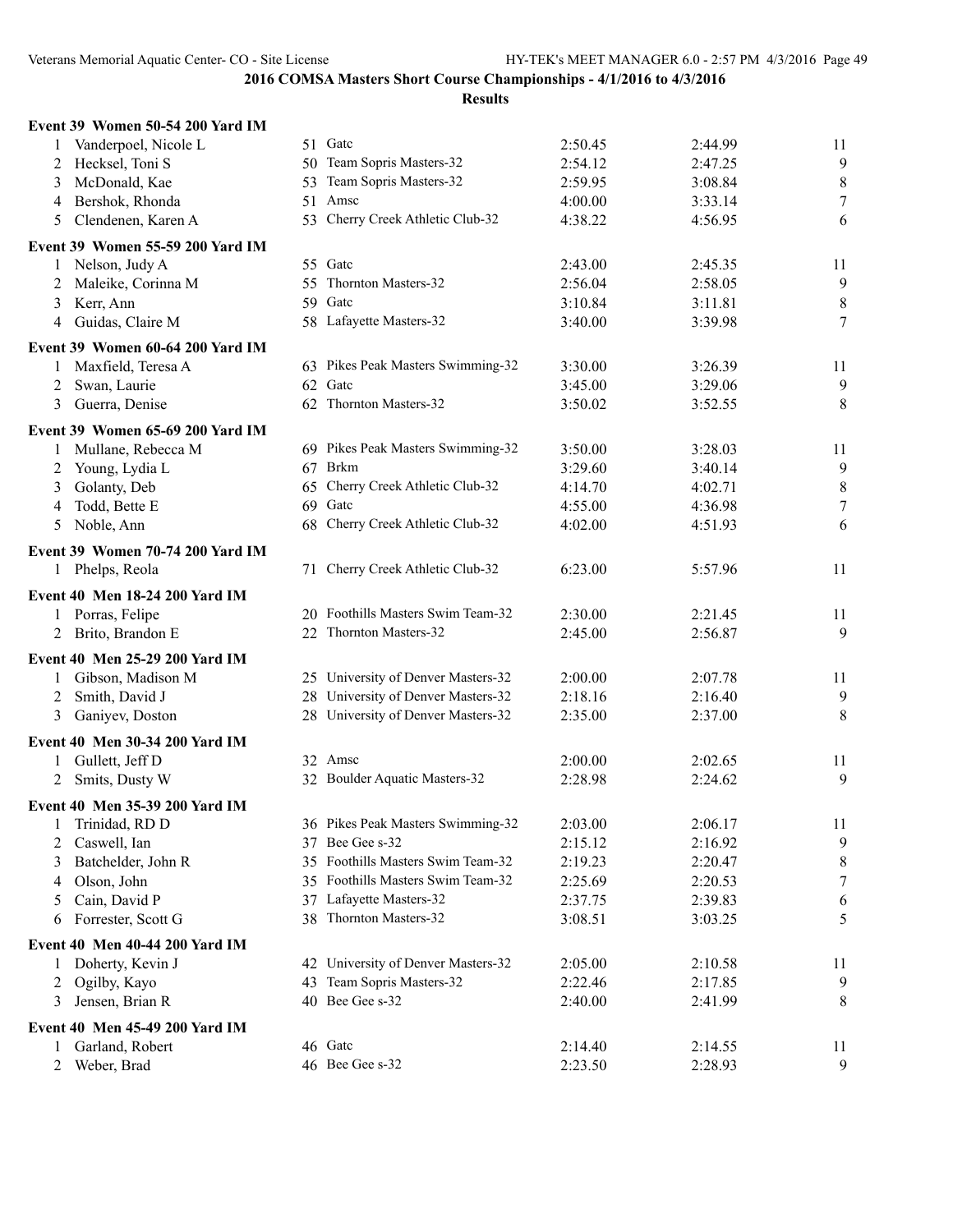**2016 COMSA Masters Short Course Championships - 4/1/2016 to 4/3/2016**

**Results**

**Event 39 Women 50-54 200 Yard IM**

| | Name | Age | Team | Seed Time | Finals Time | Points |
|---|---|---|---|---|---|---|
| 1 | Vanderpoel, Nicole L | 51 | Gatc | 2:50.45 | 2:44.99 | 11 |
| 2 | Hecksel, Toni S | 50 | Team Sopris Masters-32 | 2:54.12 | 2:47.25 | 9 |
| 3 | McDonald, Kae | 53 | Team Sopris Masters-32 | 2:59.95 | 3:08.84 | 8 |
| 4 | Bershok, Rhonda | 51 | Amsc | 4:00.00 | 3:33.14 | 7 |
| 5 | Clendenen, Karen A | 53 | Cherry Creek Athletic Club-32 | 4:38.22 | 4:56.95 | 6 |

**Event 39 Women 55-59 200 Yard IM**

| | Name | Age | Team | Seed Time | Finals Time | Points |
|---|---|---|---|---|---|---|
| 1 | Nelson, Judy A | 55 | Gatc | 2:43.00 | 2:45.35 | 11 |
| 2 | Maleike, Corinna M | 55 | Thornton Masters-32 | 2:56.04 | 2:58.05 | 9 |
| 3 | Kerr, Ann | 59 | Gatc | 3:10.84 | 3:11.81 | 8 |
| 4 | Guidas, Claire M | 58 | Lafayette Masters-32 | 3:40.00 | 3:39.98 | 7 |

**Event 39 Women 60-64 200 Yard IM**

| | Name | Age | Team | Seed Time | Finals Time | Points |
|---|---|---|---|---|---|---|
| 1 | Maxfield, Teresa A | 63 | Pikes Peak Masters Swimming-32 | 3:30.00 | 3:26.39 | 11 |
| 2 | Swan, Laurie | 62 | Gatc | 3:45.00 | 3:29.06 | 9 |
| 3 | Guerra, Denise | 62 | Thornton Masters-32 | 3:50.02 | 3:52.55 | 8 |

**Event 39 Women 65-69 200 Yard IM**

| | Name | Age | Team | Seed Time | Finals Time | Points |
|---|---|---|---|---|---|---|
| 1 | Mullane, Rebecca M | 69 | Pikes Peak Masters Swimming-32 | 3:50.00 | 3:28.03 | 11 |
| 2 | Young, Lydia L | 67 | Brkm | 3:29.60 | 3:40.14 | 9 |
| 3 | Golanty, Deb | 65 | Cherry Creek Athletic Club-32 | 4:14.70 | 4:02.71 | 8 |
| 4 | Todd, Bette E | 69 | Gatc | 4:55.00 | 4:36.98 | 7 |
| 5 | Noble, Ann | 68 | Cherry Creek Athletic Club-32 | 4:02.00 | 4:51.93 | 6 |

**Event 39 Women 70-74 200 Yard IM**

| | Name | Age | Team | Seed Time | Finals Time | Points |
|---|---|---|---|---|---|---|
| 1 | Phelps, Reola | 71 | Cherry Creek Athletic Club-32 | 6:23.00 | 5:57.96 | 11 |

**Event 40 Men 18-24 200 Yard IM**

| | Name | Age | Team | Seed Time | Finals Time | Points |
|---|---|---|---|---|---|---|
| 1 | Porras, Felipe | 20 | Foothills Masters Swim Team-32 | 2:30.00 | 2:21.45 | 11 |
| 2 | Brito, Brandon E | 22 | Thornton Masters-32 | 2:45.00 | 2:56.87 | 9 |

**Event 40 Men 25-29 200 Yard IM**

| | Name | Age | Team | Seed Time | Finals Time | Points |
|---|---|---|---|---|---|---|
| 1 | Gibson, Madison M | 25 | University of Denver Masters-32 | 2:00.00 | 2:07.78 | 11 |
| 2 | Smith, David J | 28 | University of Denver Masters-32 | 2:18.16 | 2:16.40 | 9 |
| 3 | Ganiyev, Doston | 28 | University of Denver Masters-32 | 2:35.00 | 2:37.00 | 8 |

**Event 40 Men 30-34 200 Yard IM**

| | Name | Age | Team | Seed Time | Finals Time | Points |
|---|---|---|---|---|---|---|
| 1 | Gullett, Jeff D | 32 | Amsc | 2:00.00 | 2:02.65 | 11 |
| 2 | Smits, Dusty W | 32 | Boulder Aquatic Masters-32 | 2:28.98 | 2:24.62 | 9 |

**Event 40 Men 35-39 200 Yard IM**

| | Name | Age | Team | Seed Time | Finals Time | Points |
|---|---|---|---|---|---|---|
| 1 | Trinidad, RD D | 36 | Pikes Peak Masters Swimming-32 | 2:03.00 | 2:06.17 | 11 |
| 2 | Caswell, Ian | 37 | Bee Gee s-32 | 2:15.12 | 2:16.92 | 9 |
| 3 | Batchelder, John R | 35 | Foothills Masters Swim Team-32 | 2:19.23 | 2:20.47 | 8 |
| 4 | Olson, John | 35 | Foothills Masters Swim Team-32 | 2:25.69 | 2:20.53 | 7 |
| 5 | Cain, David P | 37 | Lafayette Masters-32 | 2:37.75 | 2:39.83 | 6 |
| 6 | Forrester, Scott G | 38 | Thornton Masters-32 | 3:08.51 | 3:03.25 | 5 |

**Event 40 Men 40-44 200 Yard IM**

| | Name | Age | Team | Seed Time | Finals Time | Points |
|---|---|---|---|---|---|---|
| 1 | Doherty, Kevin J | 42 | University of Denver Masters-32 | 2:05.00 | 2:10.58 | 11 |
| 2 | Ogilby, Kayo | 43 | Team Sopris Masters-32 | 2:22.46 | 2:17.85 | 9 |
| 3 | Jensen, Brian R | 40 | Bee Gee s-32 | 2:40.00 | 2:41.99 | 8 |

**Event 40 Men 45-49 200 Yard IM**

| | Name | Age | Team | Seed Time | Finals Time | Points |
|---|---|---|---|---|---|---|
| 1 | Garland, Robert | 46 | Gatc | 2:14.40 | 2:14.55 | 11 |
| 2 | Weber, Brad | 46 | Bee Gee s-32 | 2:23.50 | 2:28.93 | 9 |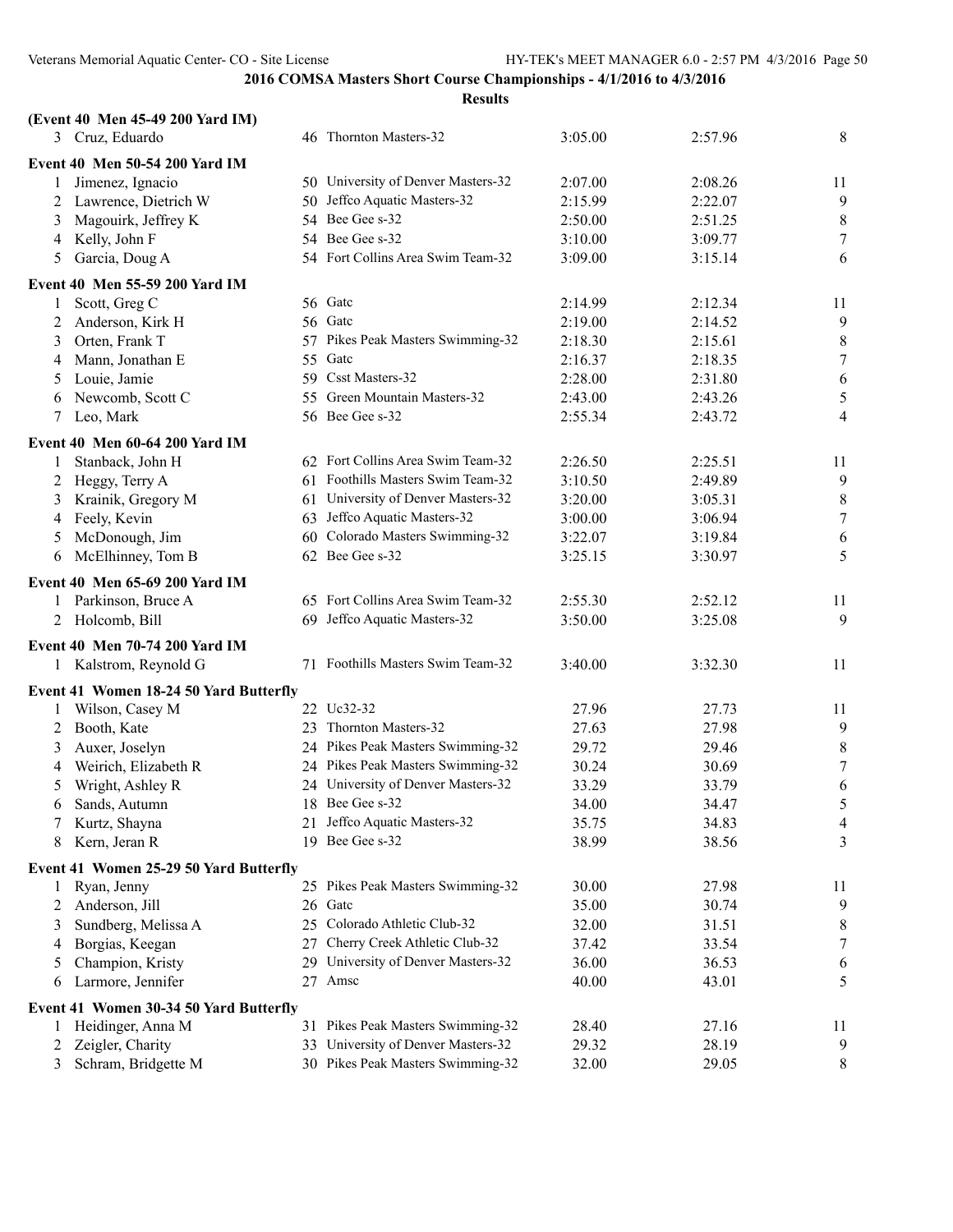**2016 COMSA Masters Short Course Championships - 4/1/2016 to 4/3/2016**

**Results**

**(Event 40 Men 45-49 200 Yard IM)**

| | Name | Age | Team | Seed Time | Finals Time | Points |
|---|---|---|---|---|---|---|
| 3 | Cruz, Eduardo | 46 | Thornton Masters-32 | 3:05.00 | 2:57.96 | 8 |

**Event 40 Men 50-54 200 Yard IM**

| | Name | Age | Team | Seed Time | Finals Time | Points |
|---|---|---|---|---|---|---|
| 1 | Jimenez, Ignacio | 50 | University of Denver Masters-32 | 2:07.00 | 2:08.26 | 11 |
| 2 | Lawrence, Dietrich W | 50 | Jeffco Aquatic Masters-32 | 2:15.99 | 2:22.07 | 9 |
| 3 | Magouirk, Jeffrey K | 54 | Bee Gee s-32 | 2:50.00 | 2:51.25 | 8 |
| 4 | Kelly, John F | 54 | Bee Gee s-32 | 3:10.00 | 3:09.77 | 7 |
| 5 | Garcia, Doug A | 54 | Fort Collins Area Swim Team-32 | 3:09.00 | 3:15.14 | 6 |

**Event 40 Men 55-59 200 Yard IM**

| | Name | Age | Team | Seed Time | Finals Time | Points |
|---|---|---|---|---|---|---|
| 1 | Scott, Greg C | 56 | Gatc | 2:14.99 | 2:12.34 | 11 |
| 2 | Anderson, Kirk H | 56 | Gatc | 2:19.00 | 2:14.52 | 9 |
| 3 | Orten, Frank T | 57 | Pikes Peak Masters Swimming-32 | 2:18.30 | 2:15.61 | 8 |
| 4 | Mann, Jonathan E | 55 | Gatc | 2:16.37 | 2:18.35 | 7 |
| 5 | Louie, Jamie | 59 | Csst Masters-32 | 2:28.00 | 2:31.80 | 6 |
| 6 | Newcomb, Scott C | 55 | Green Mountain Masters-32 | 2:43.00 | 2:43.26 | 5 |
| 7 | Leo, Mark | 56 | Bee Gee s-32 | 2:55.34 | 2:43.72 | 4 |

**Event 40 Men 60-64 200 Yard IM**

| | Name | Age | Team | Seed Time | Finals Time | Points |
|---|---|---|---|---|---|---|
| 1 | Stanback, John H | 62 | Fort Collins Area Swim Team-32 | 2:26.50 | 2:25.51 | 11 |
| 2 | Heggy, Terry A | 61 | Foothills Masters Swim Team-32 | 3:10.50 | 2:49.89 | 9 |
| 3 | Krainik, Gregory M | 61 | University of Denver Masters-32 | 3:20.00 | 3:05.31 | 8 |
| 4 | Feely, Kevin | 63 | Jeffco Aquatic Masters-32 | 3:00.00 | 3:06.94 | 7 |
| 5 | McDonough, Jim | 60 | Colorado Masters Swimming-32 | 3:22.07 | 3:19.84 | 6 |
| 6 | McElhinney, Tom B | 62 | Bee Gee s-32 | 3:25.15 | 3:30.97 | 5 |

**Event 40 Men 65-69 200 Yard IM**

| | Name | Age | Team | Seed Time | Finals Time | Points |
|---|---|---|---|---|---|---|
| 1 | Parkinson, Bruce A | 65 | Fort Collins Area Swim Team-32 | 2:55.30 | 2:52.12 | 11 |
| 2 | Holcomb, Bill | 69 | Jeffco Aquatic Masters-32 | 3:50.00 | 3:25.08 | 9 |

**Event 40 Men 70-74 200 Yard IM**

| | Name | Age | Team | Seed Time | Finals Time | Points |
|---|---|---|---|---|---|---|
| 1 | Kalstrom, Reynold G | 71 | Foothills Masters Swim Team-32 | 3:40.00 | 3:32.30 | 11 |

**Event 41 Women 18-24 50 Yard Butterfly**

| | Name | Age | Team | Seed Time | Finals Time | Points |
|---|---|---|---|---|---|---|
| 1 | Wilson, Casey M | 22 | Uc32-32 | 27.96 | 27.73 | 11 |
| 2 | Booth, Kate | 23 | Thornton Masters-32 | 27.63 | 27.98 | 9 |
| 3 | Auxer, Joselyn | 24 | Pikes Peak Masters Swimming-32 | 29.72 | 29.46 | 8 |
| 4 | Weirich, Elizabeth R | 24 | Pikes Peak Masters Swimming-32 | 30.24 | 30.69 | 7 |
| 5 | Wright, Ashley R | 24 | University of Denver Masters-32 | 33.29 | 33.79 | 6 |
| 6 | Sands, Autumn | 18 | Bee Gee s-32 | 34.00 | 34.47 | 5 |
| 7 | Kurtz, Shayna | 21 | Jeffco Aquatic Masters-32 | 35.75 | 34.83 | 4 |
| 8 | Kern, Jeran R | 19 | Bee Gee s-32 | 38.99 | 38.56 | 3 |

**Event 41 Women 25-29 50 Yard Butterfly**

| | Name | Age | Team | Seed Time | Finals Time | Points |
|---|---|---|---|---|---|---|
| 1 | Ryan, Jenny | 25 | Pikes Peak Masters Swimming-32 | 30.00 | 27.98 | 11 |
| 2 | Anderson, Jill | 26 | Gatc | 35.00 | 30.74 | 9 |
| 3 | Sundberg, Melissa A | 25 | Colorado Athletic Club-32 | 32.00 | 31.51 | 8 |
| 4 | Borgias, Keegan | 27 | Cherry Creek Athletic Club-32 | 37.42 | 33.54 | 7 |
| 5 | Champion, Kristy | 29 | University of Denver Masters-32 | 36.00 | 36.53 | 6 |
| 6 | Larmore, Jennifer | 27 | Amsc | 40.00 | 43.01 | 5 |

**Event 41 Women 30-34 50 Yard Butterfly**

| | Name | Age | Team | Seed Time | Finals Time | Points |
|---|---|---|---|---|---|---|
| 1 | Heidinger, Anna M | 31 | Pikes Peak Masters Swimming-32 | 28.40 | 27.16 | 11 |
| 2 | Zeigler, Charity | 33 | University of Denver Masters-32 | 29.32 | 28.19 | 9 |
| 3 | Schram, Bridgette M | 30 | Pikes Peak Masters Swimming-32 | 32.00 | 29.05 | 8 |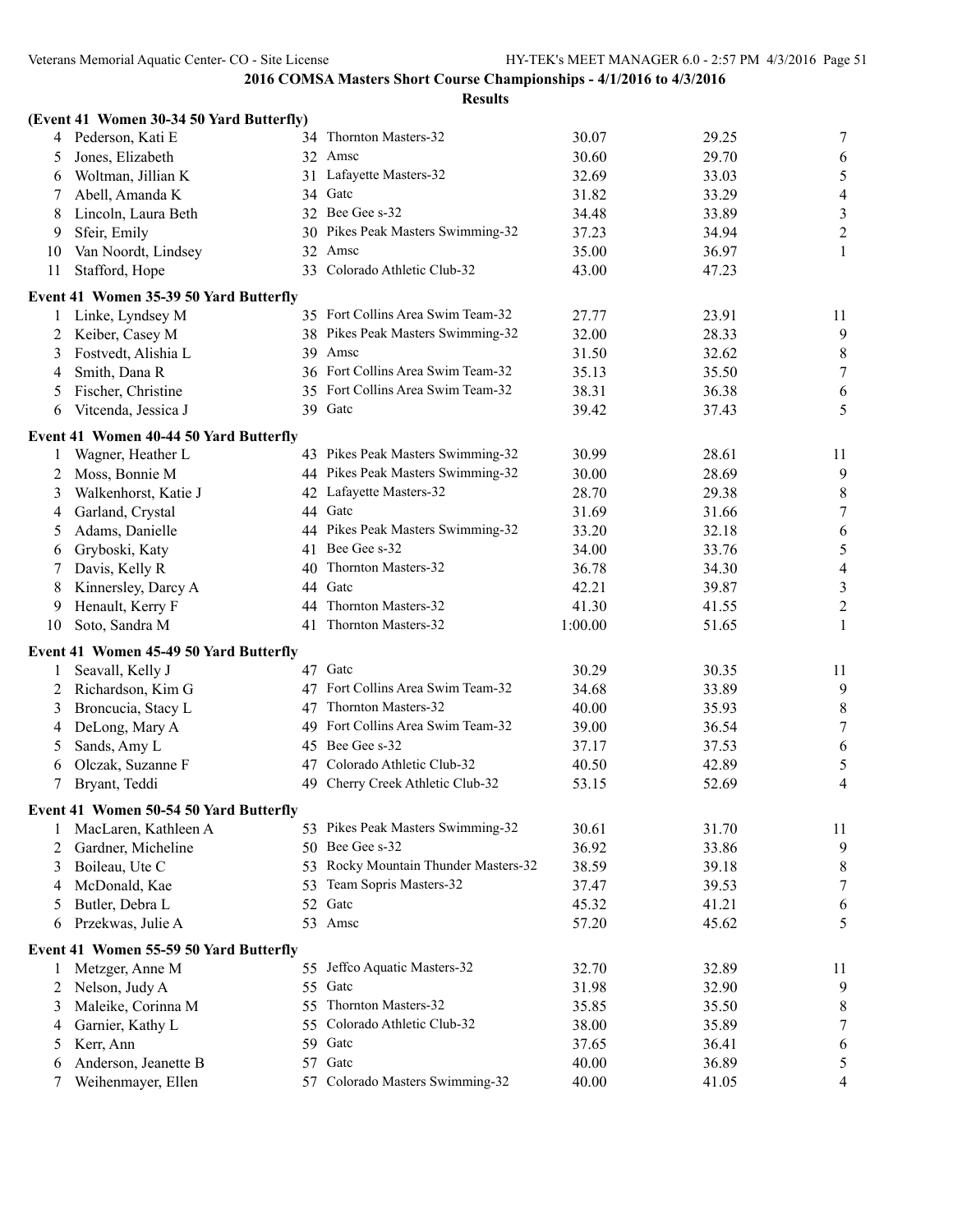## 2016 COMSA Masters Short Course Championships - 4/1/2016 to 4/3/2016

### Results

**(Event 41 Women 30-34 50 Yard Butterfly)**

| | Name | Age | Team | Seed Time | Finals Time | Points |
|---|---|---|---|---|---|---|
| 4 | Pederson, Kati E | 34 | Thornton Masters-32 | 30.07 | 29.25 | 7 |
| 5 | Jones, Elizabeth | 32 | Amsc | 30.60 | 29.70 | 6 |
| 6 | Woltman, Jillian K | 31 | Lafayette Masters-32 | 32.69 | 33.03 | 5 |
| 7 | Abell, Amanda K | 34 | Gatc | 31.82 | 33.29 | 4 |
| 8 | Lincoln, Laura Beth | 32 | Bee Gee s-32 | 34.48 | 33.89 | 3 |
| 9 | Sfeir, Emily | 30 | Pikes Peak Masters Swimming-32 | 37.23 | 34.94 | 2 |
| 10 | Van Noordt, Lindsey | 32 | Amsc | 35.00 | 36.97 | 1 |
| 11 | Stafford, Hope | 33 | Colorado Athletic Club-32 | 43.00 | 47.23 | |

**Event 41 Women 35-39 50 Yard Butterfly**

| | Name | Age | Team | Seed Time | Finals Time | Points |
|---|---|---|---|---|---|---|
| 1 | Linke, Lyndsey M | 35 | Fort Collins Area Swim Team-32 | 27.77 | 23.91 | 11 |
| 2 | Keiber, Casey M | 38 | Pikes Peak Masters Swimming-32 | 32.00 | 28.33 | 9 |
| 3 | Fostvedt, Alishia L | 39 | Amsc | 31.50 | 32.62 | 8 |
| 4 | Smith, Dana R | 36 | Fort Collins Area Swim Team-32 | 35.13 | 35.50 | 7 |
| 5 | Fischer, Christine | 35 | Fort Collins Area Swim Team-32 | 38.31 | 36.38 | 6 |
| 6 | Vitcenda, Jessica J | 39 | Gatc | 39.42 | 37.43 | 5 |

**Event 41 Women 40-44 50 Yard Butterfly**

| | Name | Age | Team | Seed Time | Finals Time | Points |
|---|---|---|---|---|---|---|
| 1 | Wagner, Heather L | 43 | Pikes Peak Masters Swimming-32 | 30.99 | 28.61 | 11 |
| 2 | Moss, Bonnie M | 44 | Pikes Peak Masters Swimming-32 | 30.00 | 28.69 | 9 |
| 3 | Walkenhorst, Katie J | 42 | Lafayette Masters-32 | 28.70 | 29.38 | 8 |
| 4 | Garland, Crystal | 44 | Gatc | 31.69 | 31.66 | 7 |
| 5 | Adams, Danielle | 44 | Pikes Peak Masters Swimming-32 | 33.20 | 32.18 | 6 |
| 6 | Gryboski, Katy | 41 | Bee Gee s-32 | 34.00 | 33.76 | 5 |
| 7 | Davis, Kelly R | 40 | Thornton Masters-32 | 36.78 | 34.30 | 4 |
| 8 | Kinnersley, Darcy A | 44 | Gatc | 42.21 | 39.87 | 3 |
| 9 | Henault, Kerry F | 44 | Thornton Masters-32 | 41.30 | 41.55 | 2 |
| 10 | Soto, Sandra M | 41 | Thornton Masters-32 | 1:00.00 | 51.65 | 1 |

**Event 41 Women 45-49 50 Yard Butterfly**

| | Name | Age | Team | Seed Time | Finals Time | Points |
|---|---|---|---|---|---|---|
| 1 | Seavall, Kelly J | 47 | Gatc | 30.29 | 30.35 | 11 |
| 2 | Richardson, Kim G | 47 | Fort Collins Area Swim Team-32 | 34.68 | 33.89 | 9 |
| 3 | Broncucia, Stacy L | 47 | Thornton Masters-32 | 40.00 | 35.93 | 8 |
| 4 | DeLong, Mary A | 49 | Fort Collins Area Swim Team-32 | 39.00 | 36.54 | 7 |
| 5 | Sands, Amy L | 45 | Bee Gee s-32 | 37.17 | 37.53 | 6 |
| 6 | Olczak, Suzanne F | 47 | Colorado Athletic Club-32 | 40.50 | 42.89 | 5 |
| 7 | Bryant, Teddi | 49 | Cherry Creek Athletic Club-32 | 53.15 | 52.69 | 4 |

**Event 41 Women 50-54 50 Yard Butterfly**

| | Name | Age | Team | Seed Time | Finals Time | Points |
|---|---|---|---|---|---|---|
| 1 | MacLaren, Kathleen A | 53 | Pikes Peak Masters Swimming-32 | 30.61 | 31.70 | 11 |
| 2 | Gardner, Micheline | 50 | Bee Gee s-32 | 36.92 | 33.86 | 9 |
| 3 | Boileau, Ute C | 53 | Rocky Mountain Thunder Masters-32 | 38.59 | 39.18 | 8 |
| 4 | McDonald, Kae | 53 | Team Sopris Masters-32 | 37.47 | 39.53 | 7 |
| 5 | Butler, Debra L | 52 | Gatc | 45.32 | 41.21 | 6 |
| 6 | Przekwas, Julie A | 53 | Amsc | 57.20 | 45.62 | 5 |

**Event 41 Women 55-59 50 Yard Butterfly**

| | Name | Age | Team | Seed Time | Finals Time | Points |
|---|---|---|---|---|---|---|
| 1 | Metzger, Anne M | 55 | Jeffco Aquatic Masters-32 | 32.70 | 32.89 | 11 |
| 2 | Nelson, Judy A | 55 | Gatc | 31.98 | 32.90 | 9 |
| 3 | Maleike, Corinna M | 55 | Thornton Masters-32 | 35.85 | 35.50 | 8 |
| 4 | Garnier, Kathy L | 55 | Colorado Athletic Club-32 | 38.00 | 35.89 | 7 |
| 5 | Kerr, Ann | 59 | Gatc | 37.65 | 36.41 | 6 |
| 6 | Anderson, Jeanette B | 57 | Gatc | 40.00 | 36.89 | 5 |
| 7 | Weihenmayer, Ellen | 57 | Colorado Masters Swimming-32 | 40.00 | 41.05 | 4 |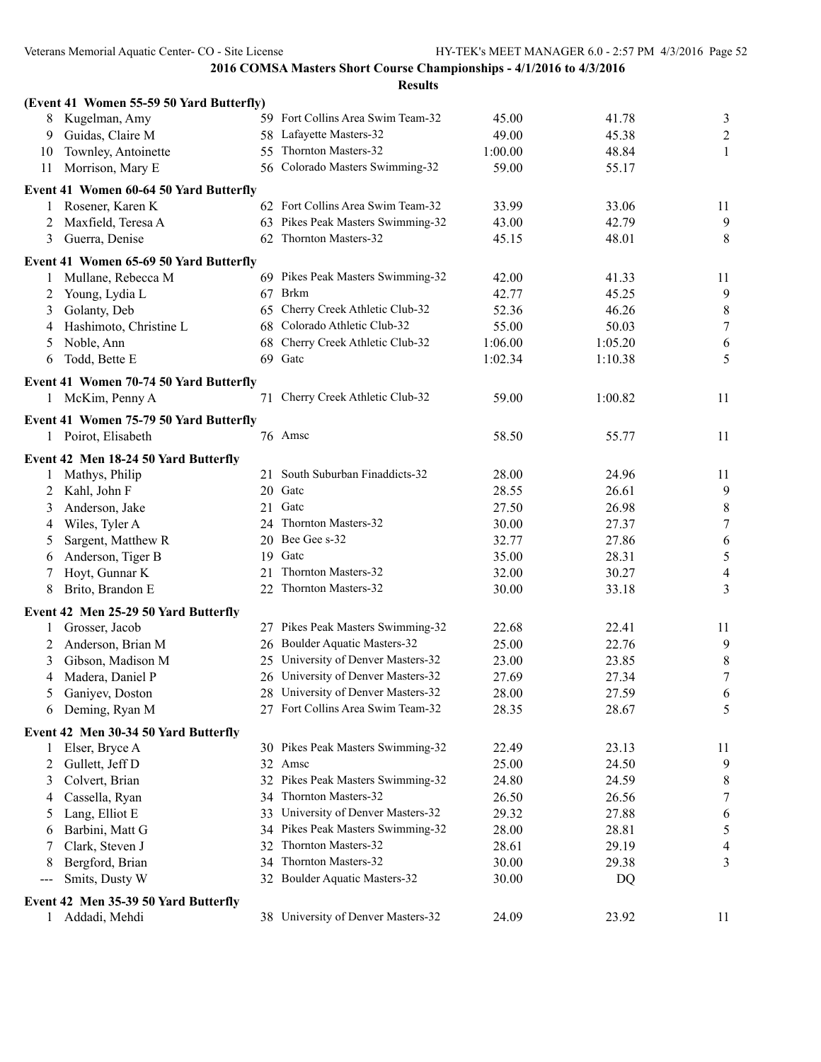## 2016 COMSA Masters Short Course Championships - 4/1/2016 to 4/3/2016

### Results

**(Event 41 Women 55-59 50 Yard Butterfly)**

| | Name | Age | Team | Seed | Finals | Points |
|---|---|---|---|---|---|---|
| 8 | Kugelman, Amy | 59 | Fort Collins Area Swim Team-32 | 45.00 | 41.78 | 3 |
| 9 | Guidas, Claire M | 58 | Lafayette Masters-32 | 49.00 | 45.38 | 2 |
| 10 | Townley, Antoinette | 55 | Thornton Masters-32 | 1:00.00 | 48.84 | 1 |
| 11 | Morrison, Mary E | 56 | Colorado Masters Swimming-32 | 59.00 | 55.17 | |

**Event 41 Women 60-64 50 Yard Butterfly**

| | Name | Age | Team | Seed | Finals | Points |
|---|---|---|---|---|---|---|
| 1 | Rosener, Karen K | 62 | Fort Collins Area Swim Team-32 | 33.99 | 33.06 | 11 |
| 2 | Maxfield, Teresa A | 63 | Pikes Peak Masters Swimming-32 | 43.00 | 42.79 | 9 |
| 3 | Guerra, Denise | 62 | Thornton Masters-32 | 45.15 | 48.01 | 8 |

**Event 41 Women 65-69 50 Yard Butterfly**

| | Name | Age | Team | Seed | Finals | Points |
|---|---|---|---|---|---|---|
| 1 | Mullane, Rebecca M | 69 | Pikes Peak Masters Swimming-32 | 42.00 | 41.33 | 11 |
| 2 | Young, Lydia L | 67 | Brkm | 42.77 | 45.25 | 9 |
| 3 | Golanty, Deb | 65 | Cherry Creek Athletic Club-32 | 52.36 | 46.26 | 8 |
| 4 | Hashimoto, Christine L | 68 | Colorado Athletic Club-32 | 55.00 | 50.03 | 7 |
| 5 | Noble, Ann | 68 | Cherry Creek Athletic Club-32 | 1:06.00 | 1:05.20 | 6 |
| 6 | Todd, Bette E | 69 | Gatc | 1:02.34 | 1:10.38 | 5 |

**Event 41 Women 70-74 50 Yard Butterfly**

| | Name | Age | Team | Seed | Finals | Points |
|---|---|---|---|---|---|---|
| 1 | McKim, Penny A | 71 | Cherry Creek Athletic Club-32 | 59.00 | 1:00.82 | 11 |

**Event 41 Women 75-79 50 Yard Butterfly**

| | Name | Age | Team | Seed | Finals | Points |
|---|---|---|---|---|---|---|
| 1 | Poirot, Elisabeth | 76 | Amsc | 58.50 | 55.77 | 11 |

**Event 42 Men 18-24 50 Yard Butterfly**

| | Name | Age | Team | Seed | Finals | Points |
|---|---|---|---|---|---|---|
| 1 | Mathys, Philip | 21 | South Suburban Finaddicts-32 | 28.00 | 24.96 | 11 |
| 2 | Kahl, John F | 20 | Gatc | 28.55 | 26.61 | 9 |
| 3 | Anderson, Jake | 21 | Gatc | 27.50 | 26.98 | 8 |
| 4 | Wiles, Tyler A | 24 | Thornton Masters-32 | 30.00 | 27.37 | 7 |
| 5 | Sargent, Matthew R | 20 | Bee Gee s-32 | 32.77 | 27.86 | 6 |
| 6 | Anderson, Tiger B | 19 | Gatc | 35.00 | 28.31 | 5 |
| 7 | Hoyt, Gunnar K | 21 | Thornton Masters-32 | 32.00 | 30.27 | 4 |
| 8 | Brito, Brandon E | 22 | Thornton Masters-32 | 30.00 | 33.18 | 3 |

**Event 42 Men 25-29 50 Yard Butterfly**

| | Name | Age | Team | Seed | Finals | Points |
|---|---|---|---|---|---|---|
| 1 | Grosser, Jacob | 27 | Pikes Peak Masters Swimming-32 | 22.68 | 22.41 | 11 |
| 2 | Anderson, Brian M | 26 | Boulder Aquatic Masters-32 | 25.00 | 22.76 | 9 |
| 3 | Gibson, Madison M | 25 | University of Denver Masters-32 | 23.00 | 23.85 | 8 |
| 4 | Madera, Daniel P | 26 | University of Denver Masters-32 | 27.69 | 27.34 | 7 |
| 5 | Ganiyev, Doston | 28 | University of Denver Masters-32 | 28.00 | 27.59 | 6 |
| 6 | Deming, Ryan M | 27 | Fort Collins Area Swim Team-32 | 28.35 | 28.67 | 5 |

**Event 42 Men 30-34 50 Yard Butterfly**

| | Name | Age | Team | Seed | Finals | Points |
|---|---|---|---|---|---|---|
| 1 | Elser, Bryce A | 30 | Pikes Peak Masters Swimming-32 | 22.49 | 23.13 | 11 |
| 2 | Gullett, Jeff D | 32 | Amsc | 25.00 | 24.50 | 9 |
| 3 | Colvert, Brian | 32 | Pikes Peak Masters Swimming-32 | 24.80 | 24.59 | 8 |
| 4 | Cassella, Ryan | 34 | Thornton Masters-32 | 26.50 | 26.56 | 7 |
| 5 | Lang, Elliot E | 33 | University of Denver Masters-32 | 29.32 | 27.88 | 6 |
| 6 | Barbini, Matt G | 34 | Pikes Peak Masters Swimming-32 | 28.00 | 28.81 | 5 |
| 7 | Clark, Steven J | 32 | Thornton Masters-32 | 28.61 | 29.19 | 4 |
| 8 | Bergford, Brian | 34 | Thornton Masters-32 | 30.00 | 29.38 | 3 |
| --- | Smits, Dusty W | 32 | Boulder Aquatic Masters-32 | 30.00 | DQ | |

**Event 42 Men 35-39 50 Yard Butterfly**

| | Name | Age | Team | Seed | Finals | Points |
|---|---|---|---|---|---|---|
| 1 | Addadi, Mehdi | 38 | University of Denver Masters-32 | 24.09 | 23.92 | 11 |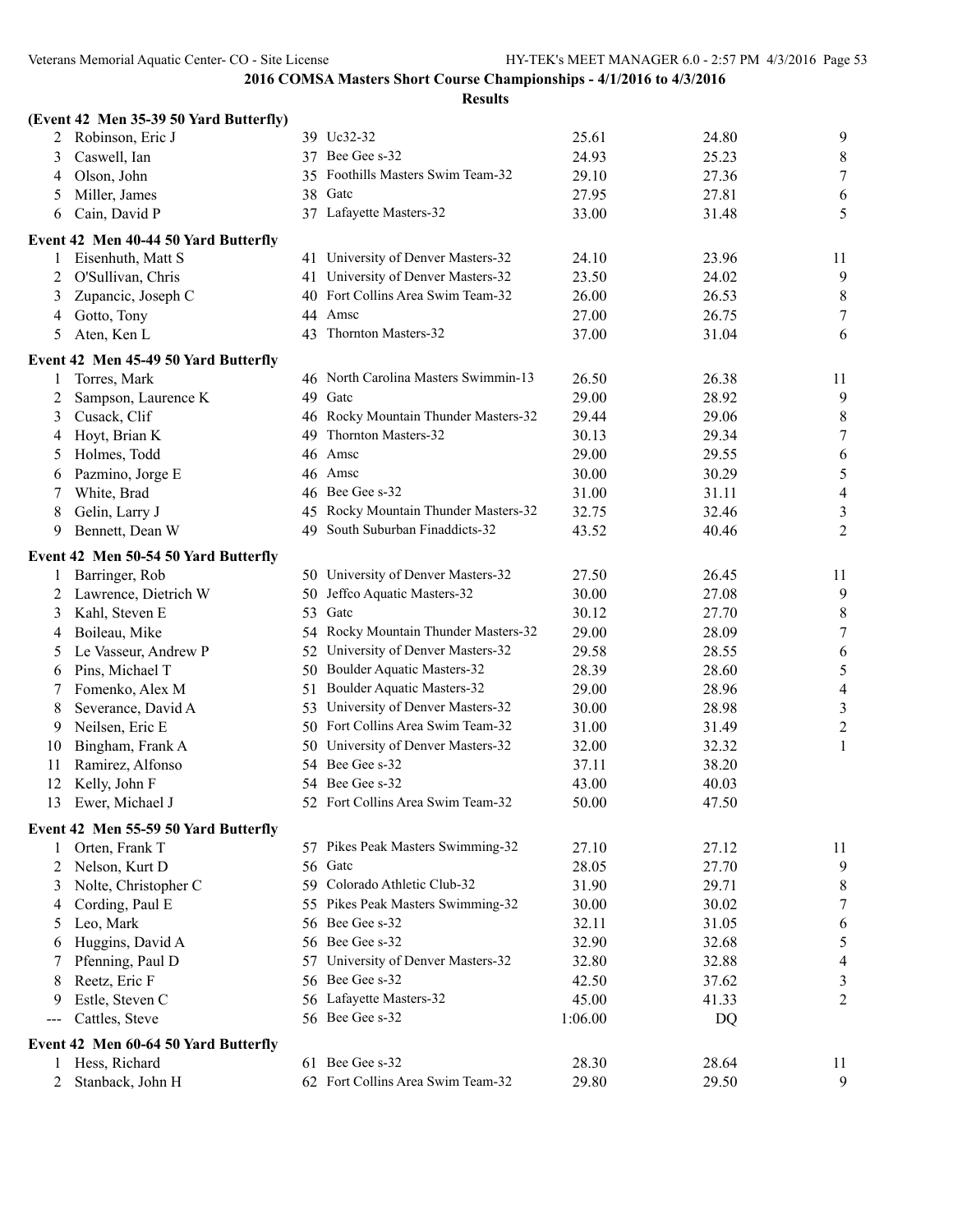## 2016 COMSA Masters Short Course Championships - 4/1/2016 to 4/3/2016

### Results

**(Event 42 Men 35-39 50 Yard Butterfly)**

| | Name | Age | Team | Seed Time | Finals Time | Points |
|---|---|---|---|---|---|---|
| 2 | Robinson, Eric J | 39 | Uc32-32 | 25.61 | 24.80 | 9 |
| 3 | Caswell, Ian | 37 | Bee Gee s-32 | 24.93 | 25.23 | 8 |
| 4 | Olson, John | 35 | Foothills Masters Swim Team-32 | 29.10 | 27.36 | 7 |
| 5 | Miller, James | 38 | Gatc | 27.95 | 27.81 | 6 |
| 6 | Cain, David P | 37 | Lafayette Masters-32 | 33.00 | 31.48 | 5 |

**Event 42 Men 40-44 50 Yard Butterfly**

| | Name | Age | Team | Seed Time | Finals Time | Points |
|---|---|---|---|---|---|---|
| 1 | Eisenhuth, Matt S | 41 | University of Denver Masters-32 | 24.10 | 23.96 | 11 |
| 2 | O'Sullivan, Chris | 41 | University of Denver Masters-32 | 23.50 | 24.02 | 9 |
| 3 | Zupancic, Joseph C | 40 | Fort Collins Area Swim Team-32 | 26.00 | 26.53 | 8 |
| 4 | Gotto, Tony | 44 | Amsc | 27.00 | 26.75 | 7 |
| 5 | Aten, Ken L | 43 | Thornton Masters-32 | 37.00 | 31.04 | 6 |

**Event 42 Men 45-49 50 Yard Butterfly**

| | Name | Age | Team | Seed Time | Finals Time | Points |
|---|---|---|---|---|---|---|
| 1 | Torres, Mark | 46 | North Carolina Masters Swimmin-13 | 26.50 | 26.38 | 11 |
| 2 | Sampson, Laurence K | 49 | Gatc | 29.00 | 28.92 | 9 |
| 3 | Cusack, Clif | 46 | Rocky Mountain Thunder Masters-32 | 29.44 | 29.06 | 8 |
| 4 | Hoyt, Brian K | 49 | Thornton Masters-32 | 30.13 | 29.34 | 7 |
| 5 | Holmes, Todd | 46 | Amsc | 29.00 | 29.55 | 6 |
| 6 | Pazmino, Jorge E | 46 | Amsc | 30.00 | 30.29 | 5 |
| 7 | White, Brad | 46 | Bee Gee s-32 | 31.00 | 31.11 | 4 |
| 8 | Gelin, Larry J | 45 | Rocky Mountain Thunder Masters-32 | 32.75 | 32.46 | 3 |
| 9 | Bennett, Dean W | 49 | South Suburban Finaddicts-32 | 43.52 | 40.46 | 2 |

**Event 42 Men 50-54 50 Yard Butterfly**

| | Name | Age | Team | Seed Time | Finals Time | Points |
|---|---|---|---|---|---|---|
| 1 | Barringer, Rob | 50 | University of Denver Masters-32 | 27.50 | 26.45 | 11 |
| 2 | Lawrence, Dietrich W | 50 | Jeffco Aquatic Masters-32 | 30.00 | 27.08 | 9 |
| 3 | Kahl, Steven E | 53 | Gatc | 30.12 | 27.70 | 8 |
| 4 | Boileau, Mike | 54 | Rocky Mountain Thunder Masters-32 | 29.00 | 28.09 | 7 |
| 5 | Le Vasseur, Andrew P | 52 | University of Denver Masters-32 | 29.58 | 28.55 | 6 |
| 6 | Pins, Michael T | 50 | Boulder Aquatic Masters-32 | 28.39 | 28.60 | 5 |
| 7 | Fomenko, Alex M | 51 | Boulder Aquatic Masters-32 | 29.00 | 28.96 | 4 |
| 8 | Severance, David A | 53 | University of Denver Masters-32 | 30.00 | 28.98 | 3 |
| 9 | Neilsen, Eric E | 50 | Fort Collins Area Swim Team-32 | 31.00 | 31.49 | 2 |
| 10 | Bingham, Frank A | 50 | University of Denver Masters-32 | 32.00 | 32.32 | 1 |
| 11 | Ramirez, Alfonso | 54 | Bee Gee s-32 | 37.11 | 38.20 | |
| 12 | Kelly, John F | 54 | Bee Gee s-32 | 43.00 | 40.03 | |
| 13 | Ewer, Michael J | 52 | Fort Collins Area Swim Team-32 | 50.00 | 47.50 | |

**Event 42 Men 55-59 50 Yard Butterfly**

| | Name | Age | Team | Seed Time | Finals Time | Points |
|---|---|---|---|---|---|---|
| 1 | Orten, Frank T | 57 | Pikes Peak Masters Swimming-32 | 27.10 | 27.12 | 11 |
| 2 | Nelson, Kurt D | 56 | Gatc | 28.05 | 27.70 | 9 |
| 3 | Nolte, Christopher C | 59 | Colorado Athletic Club-32 | 31.90 | 29.71 | 8 |
| 4 | Cording, Paul E | 55 | Pikes Peak Masters Swimming-32 | 30.00 | 30.02 | 7 |
| 5 | Leo, Mark | 56 | Bee Gee s-32 | 32.11 | 31.05 | 6 |
| 6 | Huggins, David A | 56 | Bee Gee s-32 | 32.90 | 32.68 | 5 |
| 7 | Pfenning, Paul D | 57 | University of Denver Masters-32 | 32.80 | 32.88 | 4 |
| 8 | Reetz, Eric F | 56 | Bee Gee s-32 | 42.50 | 37.62 | 3 |
| 9 | Estle, Steven C | 56 | Lafayette Masters-32 | 45.00 | 41.33 | 2 |
| --- | Cattles, Steve | 56 | Bee Gee s-32 | 1:06.00 | DQ | |

**Event 42 Men 60-64 50 Yard Butterfly**

| | Name | Age | Team | Seed Time | Finals Time | Points |
|---|---|---|---|---|---|---|
| 1 | Hess, Richard | 61 | Bee Gee s-32 | 28.30 | 28.64 | 11 |
| 2 | Stanback, John H | 62 | Fort Collins Area Swim Team-32 | 29.80 | 29.50 | 9 |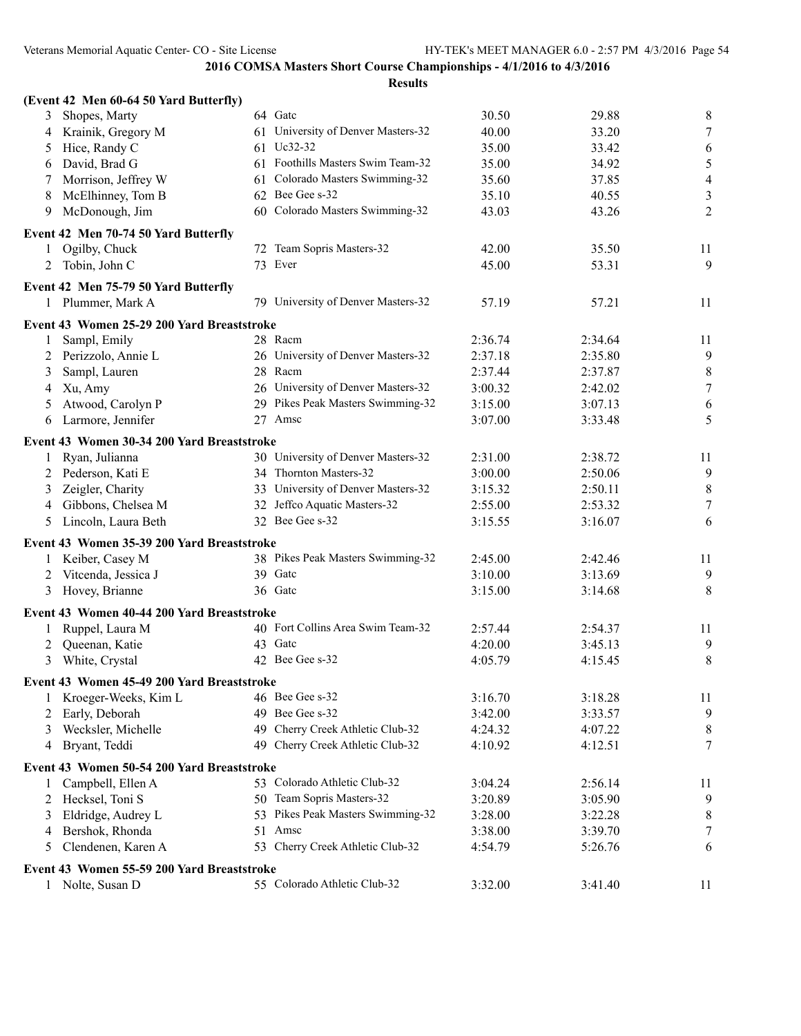## 2016 COMSA Masters Short Course Championships - 4/1/2016 to 4/3/2016

### Results

**(Event 42 Men 60-64 50 Yard Butterfly)**

| Place | Name | Age | Team | Seed Time | Finals Time | Points |
|---|---|---|---|---|---|---|
| 3 | Shopes, Marty | 64 | Gatc | 30.50 | 29.88 | 8 |
| 4 | Krainik, Gregory M | 61 | University of Denver Masters-32 | 40.00 | 33.20 | 7 |
| 5 | Hice, Randy C | 61 | Uc32-32 | 35.00 | 33.42 | 6 |
| 6 | David, Brad G | 61 | Foothills Masters Swim Team-32 | 35.00 | 34.92 | 5 |
| 7 | Morrison, Jeffrey W | 61 | Colorado Masters Swimming-32 | 35.60 | 37.85 | 4 |
| 8 | McElhinney, Tom B | 62 | Bee Gee s-32 | 35.10 | 40.55 | 3 |
| 9 | McDonough, Jim | 60 | Colorado Masters Swimming-32 | 43.03 | 43.26 | 2 |

**Event 42 Men 70-74 50 Yard Butterfly**

| Place | Name | Age | Team | Seed Time | Finals Time | Points |
|---|---|---|---|---|---|---|
| 1 | Ogilby, Chuck | 72 | Team Sopris Masters-32 | 42.00 | 35.50 | 11 |
| 2 | Tobin, John C | 73 | Ever | 45.00 | 53.31 | 9 |

**Event 42 Men 75-79 50 Yard Butterfly**

| Place | Name | Age | Team | Seed Time | Finals Time | Points |
|---|---|---|---|---|---|---|
| 1 | Plummer, Mark A | 79 | University of Denver Masters-32 | 57.19 | 57.21 | 11 |

**Event 43 Women 25-29 200 Yard Breaststroke**

| Place | Name | Age | Team | Seed Time | Finals Time | Points |
|---|---|---|---|---|---|---|
| 1 | Sampl, Emily | 28 | Racm | 2:36.74 | 2:34.64 | 11 |
| 2 | Perizzolo, Annie L | 26 | University of Denver Masters-32 | 2:37.18 | 2:35.80 | 9 |
| 3 | Sampl, Lauren | 28 | Racm | 2:37.44 | 2:37.87 | 8 |
| 4 | Xu, Amy | 26 | University of Denver Masters-32 | 3:00.32 | 2:42.02 | 7 |
| 5 | Atwood, Carolyn P | 29 | Pikes Peak Masters Swimming-32 | 3:15.00 | 3:07.13 | 6 |
| 6 | Larmore, Jennifer | 27 | Amsc | 3:07.00 | 3:33.48 | 5 |

**Event 43 Women 30-34 200 Yard Breaststroke**

| Place | Name | Age | Team | Seed Time | Finals Time | Points |
|---|---|---|---|---|---|---|
| 1 | Ryan, Julianna | 30 | University of Denver Masters-32 | 2:31.00 | 2:38.72 | 11 |
| 2 | Pederson, Kati E | 34 | Thornton Masters-32 | 3:00.00 | 2:50.06 | 9 |
| 3 | Zeigler, Charity | 33 | University of Denver Masters-32 | 3:15.32 | 2:50.11 | 8 |
| 4 | Gibbons, Chelsea M | 32 | Jeffco Aquatic Masters-32 | 2:55.00 | 2:53.32 | 7 |
| 5 | Lincoln, Laura Beth | 32 | Bee Gee s-32 | 3:15.55 | 3:16.07 | 6 |

**Event 43 Women 35-39 200 Yard Breaststroke**

| Place | Name | Age | Team | Seed Time | Finals Time | Points |
|---|---|---|---|---|---|---|
| 1 | Keiber, Casey M | 38 | Pikes Peak Masters Swimming-32 | 2:45.00 | 2:42.46 | 11 |
| 2 | Vitcenda, Jessica J | 39 | Gatc | 3:10.00 | 3:13.69 | 9 |
| 3 | Hovey, Brianne | 36 | Gatc | 3:15.00 | 3:14.68 | 8 |

**Event 43 Women 40-44 200 Yard Breaststroke**

| Place | Name | Age | Team | Seed Time | Finals Time | Points |
|---|---|---|---|---|---|---|
| 1 | Ruppel, Laura M | 40 | Fort Collins Area Swim Team-32 | 2:57.44 | 2:54.37 | 11 |
| 2 | Queenan, Katie | 43 | Gatc | 4:20.00 | 3:45.13 | 9 |
| 3 | White, Crystal | 42 | Bee Gee s-32 | 4:05.79 | 4:15.45 | 8 |

**Event 43 Women 45-49 200 Yard Breaststroke**

| Place | Name | Age | Team | Seed Time | Finals Time | Points |
|---|---|---|---|---|---|---|
| 1 | Kroeger-Weeks, Kim L | 46 | Bee Gee s-32 | 3:16.70 | 3:18.28 | 11 |
| 2 | Early, Deborah | 49 | Bee Gee s-32 | 3:42.00 | 3:33.57 | 9 |
| 3 | Wecksler, Michelle | 49 | Cherry Creek Athletic Club-32 | 4:24.32 | 4:07.22 | 8 |
| 4 | Bryant, Teddi | 49 | Cherry Creek Athletic Club-32 | 4:10.92 | 4:12.51 | 7 |

**Event 43 Women 50-54 200 Yard Breaststroke**

| Place | Name | Age | Team | Seed Time | Finals Time | Points |
|---|---|---|---|---|---|---|
| 1 | Campbell, Ellen A | 53 | Colorado Athletic Club-32 | 3:04.24 | 2:56.14 | 11 |
| 2 | Hecksel, Toni S | 50 | Team Sopris Masters-32 | 3:20.89 | 3:05.90 | 9 |
| 3 | Eldridge, Audrey L | 53 | Pikes Peak Masters Swimming-32 | 3:28.00 | 3:22.28 | 8 |
| 4 | Bershok, Rhonda | 51 | Amsc | 3:38.00 | 3:39.70 | 7 |
| 5 | Clendenen, Karen A | 53 | Cherry Creek Athletic Club-32 | 4:54.79 | 5:26.76 | 6 |

**Event 43 Women 55-59 200 Yard Breaststroke**

| Place | Name | Age | Team | Seed Time | Finals Time | Points |
|---|---|---|---|---|---|---|
| 1 | Nolte, Susan D | 55 | Colorado Athletic Club-32 | 3:32.00 | 3:41.40 | 11 |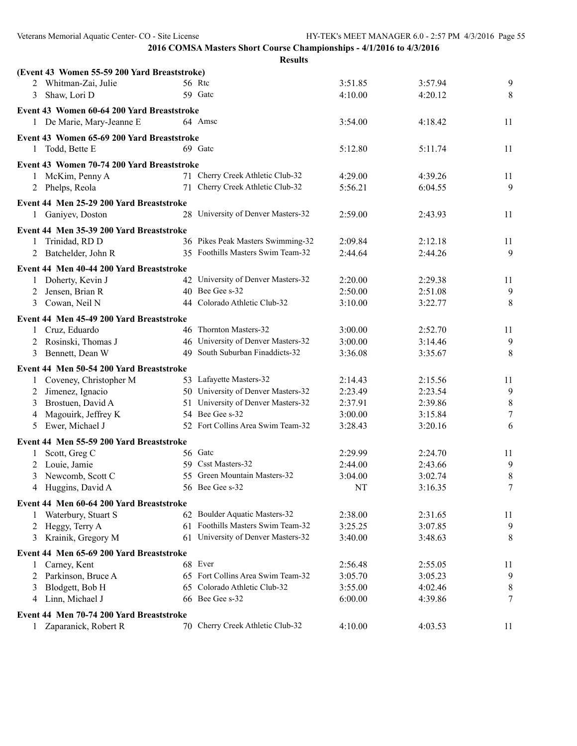## 2016 COMSA Masters Short Course Championships - 4/1/2016 to 4/3/2016

### Results

**(Event 43 Women 55-59 200 Yard Breaststroke)**

| | Name | Age | Team | Seed | Finals | Points |
|---|---|---|---|---|---|---|
| 2 | Whitman-Zai, Julie | 56 | Rtc | 3:51.85 | 3:57.94 | 9 |
| 3 | Shaw, Lori D | 59 | Gatc | 4:10.00 | 4:20.12 | 8 |

**Event 43 Women 60-64 200 Yard Breaststroke**

| | Name | Age | Team | Seed | Finals | Points |
|---|---|---|---|---|---|---|
| 1 | De Marie, Mary-Jeanne E | 64 | Amsc | 3:54.00 | 4:18.42 | 11 |

**Event 43 Women 65-69 200 Yard Breaststroke**

| | Name | Age | Team | Seed | Finals | Points |
|---|---|---|---|---|---|---|
| 1 | Todd, Bette E | 69 | Gatc | 5:12.80 | 5:11.74 | 11 |

**Event 43 Women 70-74 200 Yard Breaststroke**

| | Name | Age | Team | Seed | Finals | Points |
|---|---|---|---|---|---|---|
| 1 | McKim, Penny A | 71 | Cherry Creek Athletic Club-32 | 4:29.00 | 4:39.26 | 11 |
| 2 | Phelps, Reola | 71 | Cherry Creek Athletic Club-32 | 5:56.21 | 6:04.55 | 9 |

**Event 44 Men 25-29 200 Yard Breaststroke**

| | Name | Age | Team | Seed | Finals | Points |
|---|---|---|---|---|---|---|
| 1 | Ganiyev, Doston | 28 | University of Denver Masters-32 | 2:59.00 | 2:43.93 | 11 |

**Event 44 Men 35-39 200 Yard Breaststroke**

| | Name | Age | Team | Seed | Finals | Points |
|---|---|---|---|---|---|---|
| 1 | Trinidad, RD D | 36 | Pikes Peak Masters Swimming-32 | 2:09.84 | 2:12.18 | 11 |
| 2 | Batchelder, John R | 35 | Foothills Masters Swim Team-32 | 2:44.64 | 2:44.26 | 9 |

**Event 44 Men 40-44 200 Yard Breaststroke**

| | Name | Age | Team | Seed | Finals | Points |
|---|---|---|---|---|---|---|
| 1 | Doherty, Kevin J | 42 | University of Denver Masters-32 | 2:20.00 | 2:29.38 | 11 |
| 2 | Jensen, Brian R | 40 | Bee Gee s-32 | 2:50.00 | 2:51.08 | 9 |
| 3 | Cowan, Neil N | 44 | Colorado Athletic Club-32 | 3:10.00 | 3:22.77 | 8 |

**Event 44 Men 45-49 200 Yard Breaststroke**

| | Name | Age | Team | Seed | Finals | Points |
|---|---|---|---|---|---|---|
| 1 | Cruz, Eduardo | 46 | Thornton Masters-32 | 3:00.00 | 2:52.70 | 11 |
| 2 | Rosinski, Thomas J | 46 | University of Denver Masters-32 | 3:00.00 | 3:14.46 | 9 |
| 3 | Bennett, Dean W | 49 | South Suburban Finaddicts-32 | 3:36.08 | 3:35.67 | 8 |

**Event 44 Men 50-54 200 Yard Breaststroke**

| | Name | Age | Team | Seed | Finals | Points |
|---|---|---|---|---|---|---|
| 1 | Coveney, Christopher M | 53 | Lafayette Masters-32 | 2:14.43 | 2:15.56 | 11 |
| 2 | Jimenez, Ignacio | 50 | University of Denver Masters-32 | 2:23.49 | 2:23.54 | 9 |
| 3 | Brostuen, David A | 51 | University of Denver Masters-32 | 2:37.91 | 2:39.86 | 8 |
| 4 | Magouirk, Jeffrey K | 54 | Bee Gee s-32 | 3:00.00 | 3:15.84 | 7 |
| 5 | Ewer, Michael J | 52 | Fort Collins Area Swim Team-32 | 3:28.43 | 3:20.16 | 6 |

**Event 44 Men 55-59 200 Yard Breaststroke**

| | Name | Age | Team | Seed | Finals | Points |
|---|---|---|---|---|---|---|
| 1 | Scott, Greg C | 56 | Gatc | 2:29.99 | 2:24.70 | 11 |
| 2 | Louie, Jamie | 59 | Csst Masters-32 | 2:44.00 | 2:43.66 | 9 |
| 3 | Newcomb, Scott C | 55 | Green Mountain Masters-32 | 3:04.00 | 3:02.74 | 8 |
| 4 | Huggins, David A | 56 | Bee Gee s-32 | NT | 3:16.35 | 7 |

**Event 44 Men 60-64 200 Yard Breaststroke**

| | Name | Age | Team | Seed | Finals | Points |
|---|---|---|---|---|---|---|
| 1 | Waterbury, Stuart S | 62 | Boulder Aquatic Masters-32 | 2:38.00 | 2:31.65 | 11 |
| 2 | Heggy, Terry A | 61 | Foothills Masters Swim Team-32 | 3:25.25 | 3:07.85 | 9 |
| 3 | Krainik, Gregory M | 61 | University of Denver Masters-32 | 3:40.00 | 3:48.63 | 8 |

**Event 44 Men 65-69 200 Yard Breaststroke**

| | Name | Age | Team | Seed | Finals | Points |
|---|---|---|---|---|---|---|
| 1 | Carney, Kent | 68 | Ever | 2:56.48 | 2:55.05 | 11 |
| 2 | Parkinson, Bruce A | 65 | Fort Collins Area Swim Team-32 | 3:05.70 | 3:05.23 | 9 |
| 3 | Blodgett, Bob H | 65 | Colorado Athletic Club-32 | 3:55.00 | 4:02.46 | 8 |
| 4 | Linn, Michael J | 66 | Bee Gee s-32 | 6:00.00 | 4:39.86 | 7 |

**Event 44 Men 70-74 200 Yard Breaststroke**

| | Name | Age | Team | Seed | Finals | Points |
|---|---|---|---|---|---|---|
| 1 | Zaparanick, Robert R | 70 | Cherry Creek Athletic Club-32 | 4:10.00 | 4:03.53 | 11 |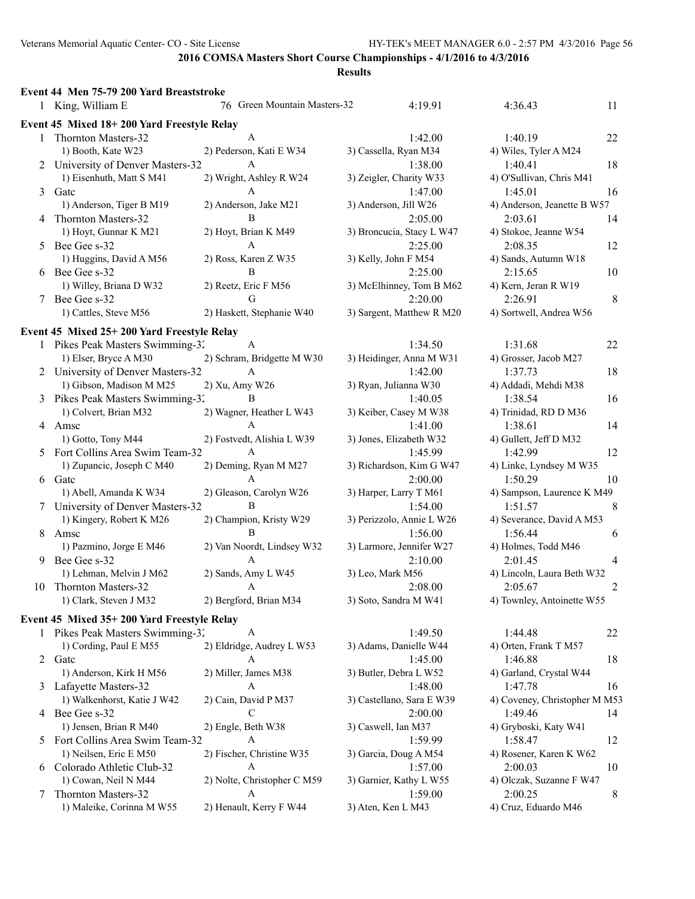**2016 COMSA Masters Short Course Championships - 4/1/2016 to 4/3/2016**

**Results**

### Event 44 Men 75-79 200 Yard Breaststroke

| | Name | Age | Team | Seed | Finals | Points |
|---|---|---|---|---|---|---|
| 1 | King, William E | 76 | Green Mountain Masters-32 | 4:19.91 | 4:36.43 | 11 |

### Event 45 Mixed 18+ 200 Yard Freestyle Relay

| | Team | Relay | Seed | Finals | Points |
|---|---|---|---|---|---|
| 1 | Thornton Masters-32 | A | 1:42.00 | 1:40.19 | 22 |
| | 1) Booth, Kate W23 | 2) Pederson, Kati E W34 | 3) Cassella, Ryan M34 | 4) Wiles, Tyler A M24 | |
| 2 | University of Denver Masters-32 | A | 1:38.00 | 1:40.41 | 18 |
| | 1) Eisenhuth, Matt S M41 | 2) Wright, Ashley R W24 | 3) Zeigler, Charity W33 | 4) O'Sullivan, Chris M41 | |
| 3 | Gatc | A | 1:47.00 | 1:45.01 | 16 |
| | 1) Anderson, Tiger B M19 | 2) Anderson, Jake M21 | 3) Anderson, Jill W26 | 4) Anderson, Jeanette B W57 | |
| 4 | Thornton Masters-32 | B | 2:05.00 | 2:03.61 | 14 |
| | 1) Hoyt, Gunnar K M21 | 2) Hoyt, Brian K M49 | 3) Broncucia, Stacy L W47 | 4) Stokoe, Jeanne W54 | |
| 5 | Bee Gee s-32 | A | 2:25.00 | 2:08.35 | 12 |
| | 1) Huggins, David A M56 | 2) Ross, Karen Z W35 | 3) Kelly, John F M54 | 4) Sands, Autumn W18 | |
| 6 | Bee Gee s-32 | B | 2:25.00 | 2:15.65 | 10 |
| | 1) Willey, Briana D W32 | 2) Reetz, Eric F M56 | 3) McElhinney, Tom B M62 | 4) Kern, Jeran R W19 | |
| 7 | Bee Gee s-32 | G | 2:20.00 | 2:26.91 | 8 |
| | 1) Cattles, Steve M56 | 2) Haskett, Stephanie W40 | 3) Sargent, Matthew R M20 | 4) Sortwell, Andrea W56 | |

### Event 45 Mixed 25+ 200 Yard Freestyle Relay

| | Team | Relay | Seed | Finals | Points |
|---|---|---|---|---|---|
| 1 | Pikes Peak Masters Swimming-32 | A | 1:34.50 | 1:31.68 | 22 |
| | 1) Elser, Bryce A M30 | 2) Schram, Bridgette M W30 | 3) Heidinger, Anna M W31 | 4) Grosser, Jacob M27 | |
| 2 | University of Denver Masters-32 | A | 1:42.00 | 1:37.73 | 18 |
| | 1) Gibson, Madison M M25 | 2) Xu, Amy W26 | 3) Ryan, Julianna W30 | 4) Addadi, Mehdi M38 | |
| 3 | Pikes Peak Masters Swimming-32 | B | 1:40.05 | 1:38.54 | 16 |
| | 1) Colvert, Brian M32 | 2) Wagner, Heather L W43 | 3) Keiber, Casey M W38 | 4) Trinidad, RD D M36 | |
| 4 | Amsc | A | 1:41.00 | 1:38.61 | 14 |
| | 1) Gotto, Tony M44 | 2) Fostvedt, Alishia L W39 | 3) Jones, Elizabeth W32 | 4) Gullett, Jeff D M32 | |
| 5 | Fort Collins Area Swim Team-32 | A | 1:45.99 | 1:42.99 | 12 |
| | 1) Zupancic, Joseph C M40 | 2) Deming, Ryan M M27 | 3) Richardson, Kim G W47 | 4) Linke, Lyndsey M W35 | |
| 6 | Gatc | A | 2:00.00 | 1:50.29 | 10 |
| | 1) Abell, Amanda K W34 | 2) Gleason, Carolyn W26 | 3) Harper, Larry T M61 | 4) Sampson, Laurence K M49 | |
| 7 | University of Denver Masters-32 | B | 1:54.00 | 1:51.57 | 8 |
| | 1) Kingery, Robert K M26 | 2) Champion, Kristy W29 | 3) Perizzolo, Annie L W26 | 4) Severance, David A M53 | |
| 8 | Amsc | B | 1:56.00 | 1:56.44 | 6 |
| | 1) Pazmino, Jorge E M46 | 2) Van Noordt, Lindsey W32 | 3) Larmore, Jennifer W27 | 4) Holmes, Todd M46 | |
| 9 | Bee Gee s-32 | A | 2:10.00 | 2:01.45 | 4 |
| | 1) Lehman, Melvin J M62 | 2) Sands, Amy L W45 | 3) Leo, Mark M56 | 4) Lincoln, Laura Beth W32 | |
| 10 | Thornton Masters-32 | A | 2:08.00 | 2:05.67 | 2 |
| | 1) Clark, Steven J M32 | 2) Bergford, Brian M34 | 3) Soto, Sandra M W41 | 4) Townley, Antoinette W55 | |

### Event 45 Mixed 35+ 200 Yard Freestyle Relay

| | Team | Relay | Seed | Finals | Points |
|---|---|---|---|---|---|
| 1 | Pikes Peak Masters Swimming-32 | A | 1:49.50 | 1:44.48 | 22 |
| | 1) Cording, Paul E M55 | 2) Eldridge, Audrey L W53 | 3) Adams, Danielle W44 | 4) Orten, Frank T M57 | |
| 2 | Gatc | A | 1:45.00 | 1:46.88 | 18 |
| | 1) Anderson, Kirk H M56 | 2) Miller, James M38 | 3) Butler, Debra L W52 | 4) Garland, Crystal W44 | |
| 3 | Lafayette Masters-32 | A | 1:48.00 | 1:47.78 | 16 |
| | 1) Walkenhorst, Katie J W42 | 2) Cain, David P M37 | 3) Castellano, Sara E W39 | 4) Coveney, Christopher M M53 | |
| 4 | Bee Gee s-32 | C | 2:00.00 | 1:49.46 | 14 |
| | 1) Jensen, Brian R M40 | 2) Engle, Beth W38 | 3) Caswell, Ian M37 | 4) Gryboski, Katy W41 | |
| 5 | Fort Collins Area Swim Team-32 | A | 1:59.99 | 1:58.47 | 12 |
| | 1) Neilsen, Eric E M50 | 2) Fischer, Christine W35 | 3) Garcia, Doug A M54 | 4) Rosener, Karen K W62 | |
| 6 | Colorado Athletic Club-32 | A | 1:57.00 | 2:00.03 | 10 |
| | 1) Cowan, Neil N M44 | 2) Nolte, Christopher C M59 | 3) Garnier, Kathy L W55 | 4) Olczak, Suzanne F W47 | |
| 7 | Thornton Masters-32 | A | 1:59.00 | 2:00.25 | 8 |
| | 1) Maleike, Corinna M W55 | 2) Henault, Kerry F W44 | 3) Aten, Ken L M43 | 4) Cruz, Eduardo M46 | |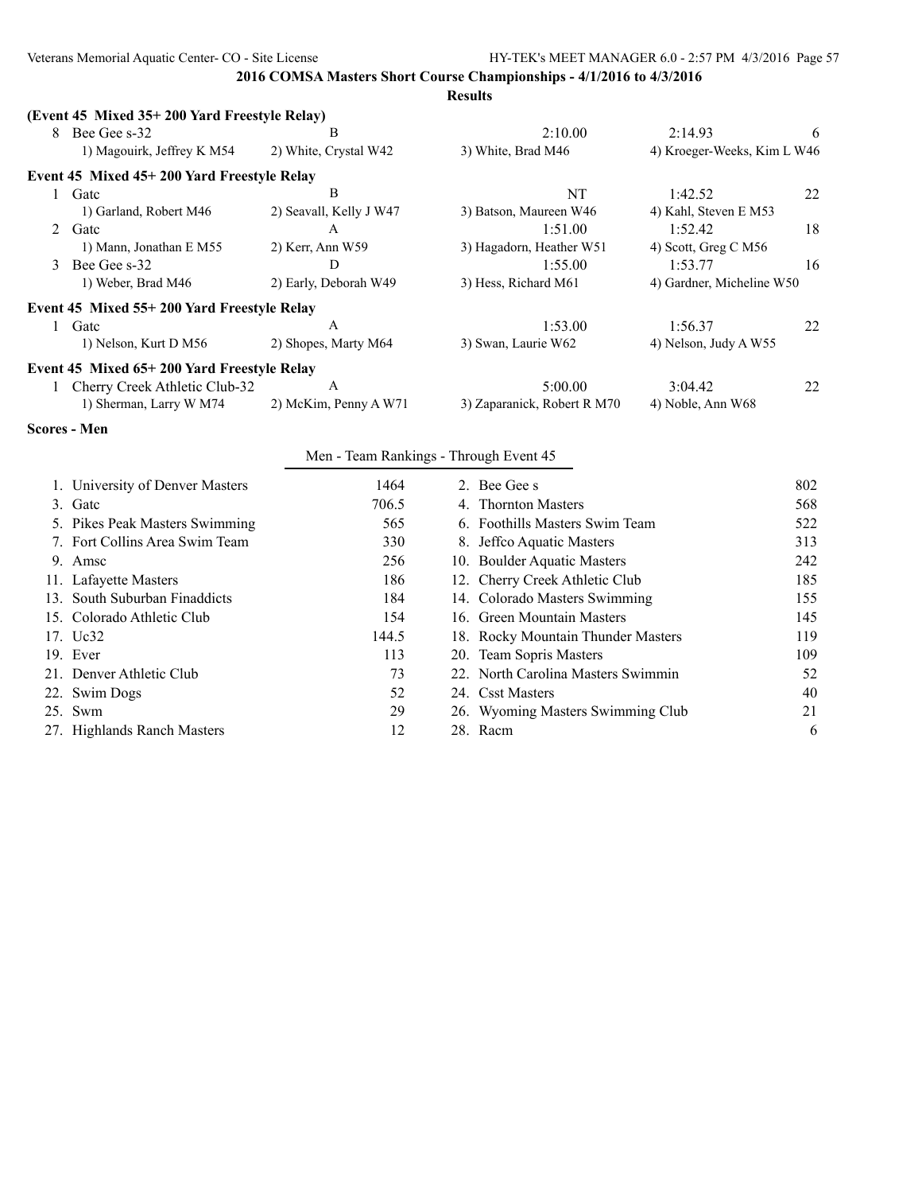## 2016 COMSA Masters Short Course Championships - 4/1/2016 to 4/3/2016

### Results

**(Event 45 Mixed 35+ 200 Yard Freestyle Relay)**

| | | | | | |
|---|---|---|---|---|---|
| 8 | Bee Gee s-32 | B | 2:10.00 | 2:14.93 | 6 |
| | 1) Magouirk, Jeffrey K M54 | 2) White, Crystal W42 | 3) White, Brad M46 | 4) Kroeger-Weeks, Kim L W46 | |

**Event 45 Mixed 45+ 200 Yard Freestyle Relay**

| | | | | | |
|---|---|---|---|---|---|
| 1 | Gatc | B | NT | 1:42.52 | 22 |
| | 1) Garland, Robert M46 | 2) Seavall, Kelly J W47 | 3) Batson, Maureen W46 | 4) Kahl, Steven E M53 | |
| 2 | Gatc | A | 1:51.00 | 1:52.42 | 18 |
| | 1) Mann, Jonathan E M55 | 2) Kerr, Ann W59 | 3) Hagadorn, Heather W51 | 4) Scott, Greg C M56 | |
| 3 | Bee Gee s-32 | D | 1:55.00 | 1:53.77 | 16 |
| | 1) Weber, Brad M46 | 2) Early, Deborah W49 | 3) Hess, Richard M61 | 4) Gardner, Micheline W50 | |

**Event 45 Mixed 55+ 200 Yard Freestyle Relay**

| | | | | | |
|---|---|---|---|---|---|
| 1 | Gatc | A | 1:53.00 | 1:56.37 | 22 |
| | 1) Nelson, Kurt D M56 | 2) Shopes, Marty M64 | 3) Swan, Laurie W62 | 4) Nelson, Judy A W55 | |

**Event 45 Mixed 65+ 200 Yard Freestyle Relay**

| | | | | | |
|---|---|---|---|---|---|
| 1 | Cherry Creek Athletic Club-32 | A | 5:00.00 | 3:04.42 | 22 |
| | 1) Sherman, Larry W M74 | 2) McKim, Penny A W71 | 3) Zaparanick, Robert R M70 | 4) Noble, Ann W68 | |

**Scores - Men**

Men - Team Rankings - Through Event 45

| | | | |
|---|---|---|---|
| 1. University of Denver Masters | 1464 | 2. Bee Gee s | 802 |
| 3. Gatc | 706.5 | 4. Thornton Masters | 568 |
| 5. Pikes Peak Masters Swimming | 565 | 6. Foothills Masters Swim Team | 522 |
| 7. Fort Collins Area Swim Team | 330 | 8. Jeffco Aquatic Masters | 313 |
| 9. Amsc | 256 | 10. Boulder Aquatic Masters | 242 |
| 11. Lafayette Masters | 186 | 12. Cherry Creek Athletic Club | 185 |
| 13. South Suburban Finaddicts | 184 | 14. Colorado Masters Swimming | 155 |
| 15. Colorado Athletic Club | 154 | 16. Green Mountain Masters | 145 |
| 17. Uc32 | 144.5 | 18. Rocky Mountain Thunder Masters | 119 |
| 19. Ever | 113 | 20. Team Sopris Masters | 109 |
| 21. Denver Athletic Club | 73 | 22. North Carolina Masters Swimmin | 52 |
| 22. Swim Dogs | 52 | 24. Csst Masters | 40 |
| 25. Swm | 29 | 26. Wyoming Masters Swimming Club | 21 |
| 27. Highlands Ranch Masters | 12 | 28. Racm | 6 |